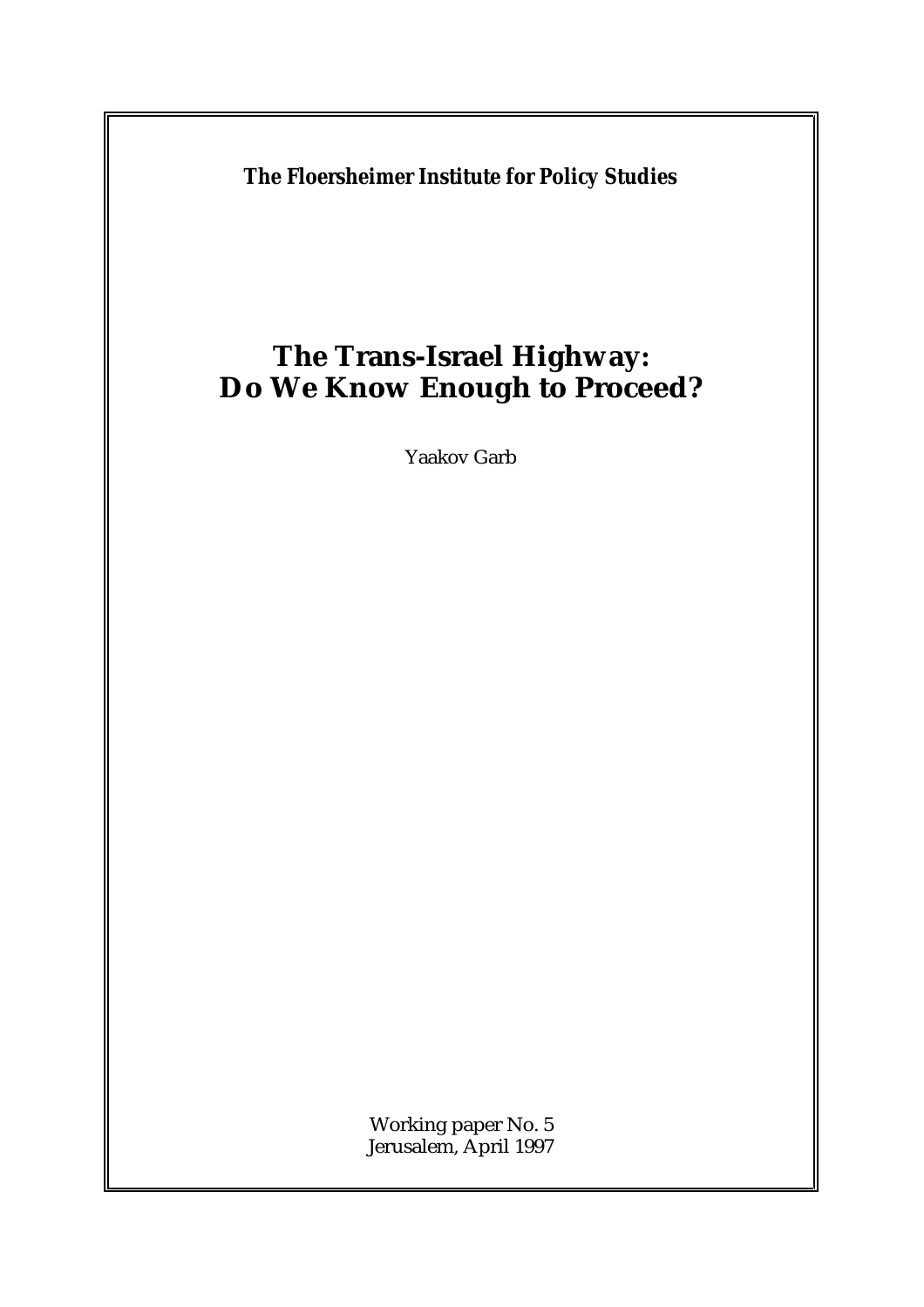**The Floersheimer Institute for Policy Studies**

# The Trans-Israel Highway: Do We Know Enough to Proceed?

Yaakov Garb

Working paper No. 5
Jerusalem, April 1997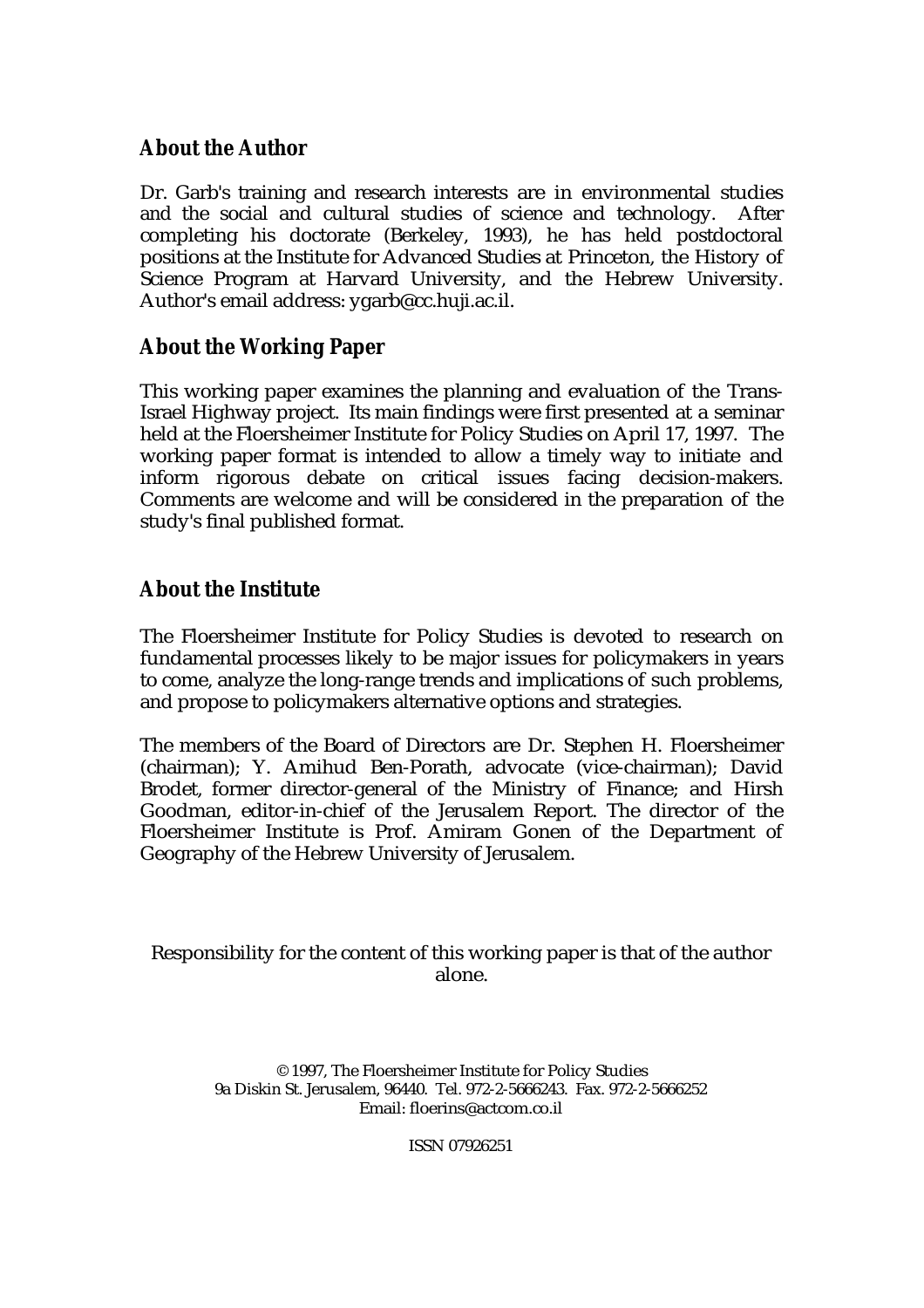## About the Author

Dr. Garb's training and research interests are in environmental studies and the social and cultural studies of science and technology. After completing his doctorate (Berkeley, 1993), he has held postdoctoral positions at the Institute for Advanced Studies at Princeton, the History of Science Program at Harvard University, and the Hebrew University. Author's email address: ygarb@cc.huji.ac.il.

## About the Working Paper

This working paper examines the planning and evaluation of the Trans-Israel Highway project. Its main findings were first presented at a seminar held at the Floersheimer Institute for Policy Studies on April 17, 1997. The working paper format is intended to allow a timely way to initiate and inform rigorous debate on critical issues facing decision-makers. Comments are welcome and will be considered in the preparation of the study's final published format.

## About the Institute

The Floersheimer Institute for Policy Studies is devoted to research on fundamental processes likely to be major issues for policymakers in years to come, analyze the long-range trends and implications of such problems, and propose to policymakers alternative options and strategies.

The members of the Board of Directors are Dr. Stephen H. Floersheimer (chairman); Y. Amihud Ben-Porath, advocate (vice-chairman); David Brodet, former director-general of the Ministry of Finance; and Hirsh Goodman, editor-in-chief of the Jerusalem Report. The director of the Floersheimer Institute is Prof. Amiram Gonen of the Department of Geography of the Hebrew University of Jerusalem.

Responsibility for the content of this working paper is that of the author alone.

© 1997, The Floersheimer Institute for Policy Studies
9a Diskin St. Jerusalem, 96440. Tel. 972-2-5666243. Fax. 972-2-5666252
Email: floerins@actcom.co.il

ISSN 07926251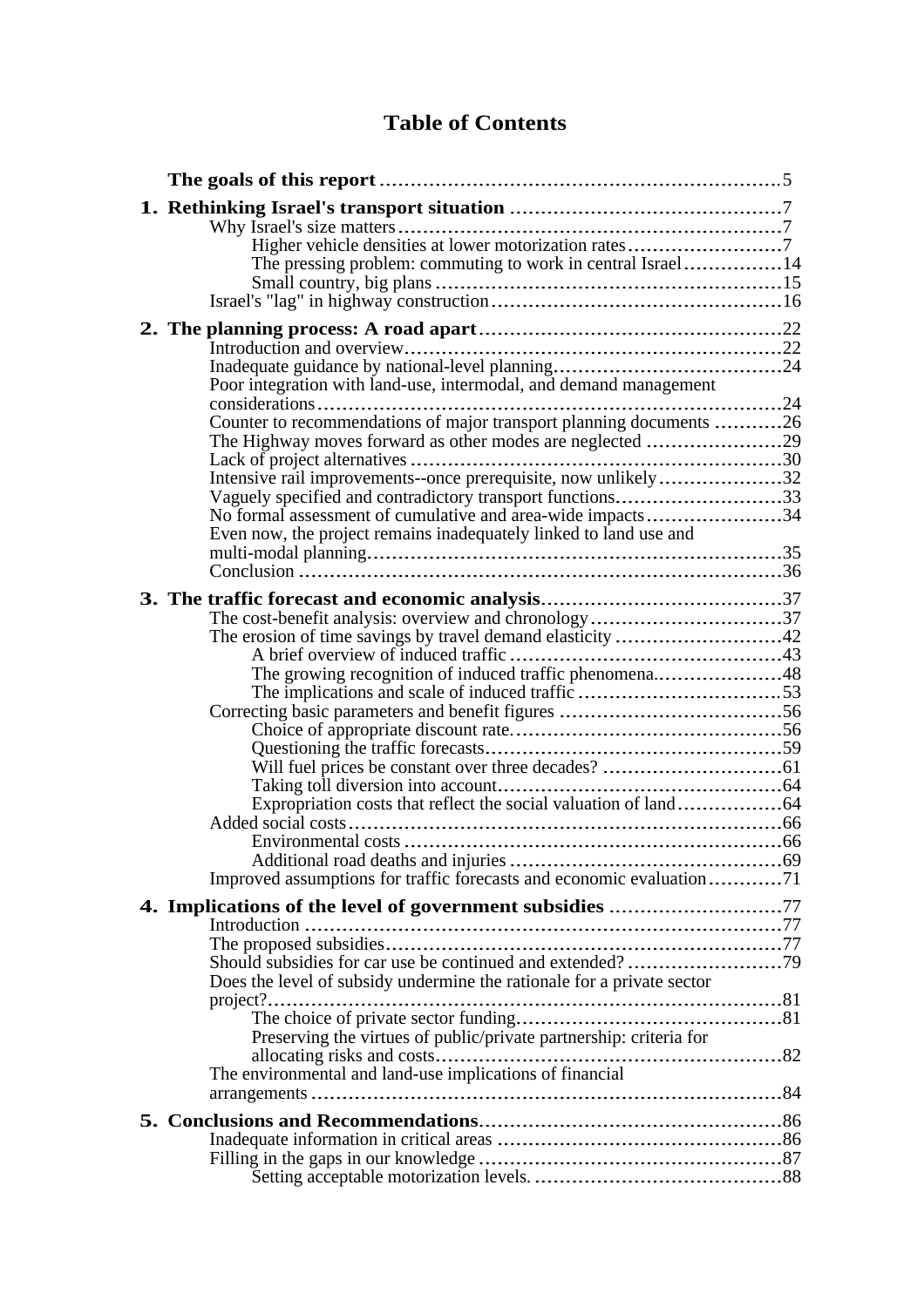# Table of Contents

**The goals of this report** ........................................................ 5

**1. Rethinking Israel's transport situation** ........................................ 7
- Why Israel's size matters ........................................................ 7
  - Higher vehicle densities at lower motorization rates ........................ 7
  - The pressing problem: commuting to work in central Israel ................ 14
  - Small country, big plans ...................................................... 15
- Israel's "lag" in highway construction ........................................ 16

**2. The planning process: A road apart** ............................................ 22
- Introduction and overview ........................................................ 22
- Inadequate guidance by national-level planning ................................ 24
- Poor integration with land-use, intermodal, and demand management considerations ........................................................ 24
- Counter to recommendations of major transport planning documents ........... 26
- The Highway moves forward as other modes are neglected ...................... 29
- Lack of project alternatives ..................................................... 30
- Intensive rail improvements--once prerequisite, now unlikely ................. 32
- Vaguely specified and contradictory transport functions ....................... 33
- No formal assessment of cumulative and area-wide impacts ..................... 34
- Even now, the project remains inadequately linked to land use and multi-modal planning ........................................................ 35
- Conclusion ........................................................ 36

**3. The traffic forecast and economic analysis** .................................... 37
- The cost-benefit analysis: overview and chronology ............................ 37
- The erosion of time savings by travel demand elasticity ........................ 42
  - A brief overview of induced traffic ........................................... 43
  - The growing recognition of induced traffic phenomena ........................ 48
  - The implications and scale of induced traffic ................................. 53
- Correcting basic parameters and benefit figures ................................. 56
  - Choice of appropriate discount rate ............................................ 56
  - Questioning the traffic forecasts ............................................... 59
  - Will fuel prices be constant over three decades? ............................. 61
  - Taking toll diversion into account .............................................. 64
  - Expropriation costs that reflect the social valuation of land ............... 64
- Added social costs ........................................................ 66
  - Environmental costs ........................................................ 66
  - Additional road deaths and injuries ........................................... 69
- Improved assumptions for traffic forecasts and economic evaluation ........... 71

**4. Implications of the level of government subsidies** ............................ 77
- Introduction ........................................................ 77
- The proposed subsidies ........................................................ 77
- Should subsidies for car use be continued and extended? ....................... 79
- Does the level of subsidy undermine the rationale for a private sector project? ........................................................ 81
  - The choice of private sector funding ............................................ 81
  - Preserving the virtues of public/private partnership: criteria for allocating risks and costs ........................................................ 82
- The environmental and land-use implications of financial arrangements ........................................................ 84

**5. Conclusions and Recommendations** ................................................ 86
- Inadequate information in critical areas ......................................... 86
- Filling in the gaps in our knowledge ............................................. 87
  - Setting acceptable motorization levels. ......................................... 88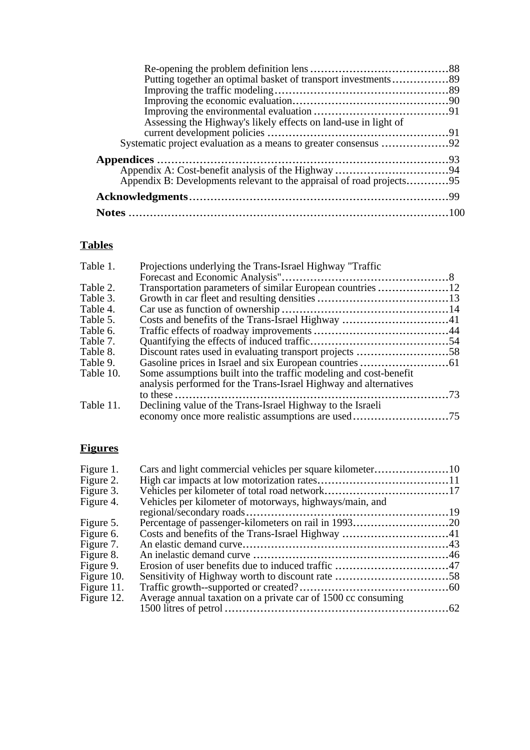Re-opening the problem definition lens .......................................88
Putting together an optimal basket of transport investments................89
Improving the traffic modeling.................................................89
Improving the economic evaluation............................................90
Improving the environmental evaluation ......................................91
Assessing the Highway's likely effects on land-use in light of current development policies ...................................................91
Systematic project evaluation as a means to greater consensus ...................92

**Appendices** .................................................................................93
Appendix A: Cost-benefit analysis of the Highway ................................94
Appendix B: Developments relevant to the appraisal of road projects............95

**Acknowledgments**........................................................................99

**Notes** .........................................................................................100

## Tables

| | | |
|---|---|---|
| Table 1. | Projections underlying the Trans-Israel Highway "Traffic Forecast and Economic Analysis" | 8 |
| Table 2. | Transportation parameters of similar European countries | 12 |
| Table 3. | Growth in car fleet and resulting densities | 13 |
| Table 4. | Car use as function of ownership | 14 |
| Table 5. | Costs and benefits of the Trans-Israel Highway | 41 |
| Table 6. | Traffic effects of roadway improvements | 44 |
| Table 7. | Quantifying the effects of induced traffic | 54 |
| Table 8. | Discount rates used in evaluating transport projects | 58 |
| Table 9. | Gasoline prices in Israel and six European countries | 61 |
| Table 10. | Some assumptions built into the traffic modeling and cost-benefit analysis performed for the Trans-Israel Highway and alternatives to these | 73 |
| Table 11. | Declining value of the Trans-Israel Highway to the Israeli economy once more realistic assumptions are used | 75 |

## Figures

| | | |
|---|---|---|
| Figure 1. | Cars and light commercial vehicles per square kilometer | 10 |
| Figure 2. | High car impacts at low motorization rates | 11 |
| Figure 3. | Vehicles per kilometer of total road network | 17 |
| Figure 4. | Vehicles per kilometer of motorways, highways/main, and regional/secondary roads | 19 |
| Figure 5. | Percentage of passenger-kilometers on rail in 1993 | 20 |
| Figure 6. | Costs and benefits of the Trans-Israel Highway | 41 |
| Figure 7. | An elastic demand curve | 43 |
| Figure 8. | An inelastic demand curve | 46 |
| Figure 9. | Erosion of user benefits due to induced traffic | 47 |
| Figure 10. | Sensitivity of Highway worth to discount rate | 58 |
| Figure 11. | Traffic growth--supported or created? | 60 |
| Figure 12. | Average annual taxation on a private car of 1500 cc consuming 1500 litres of petrol | 62 |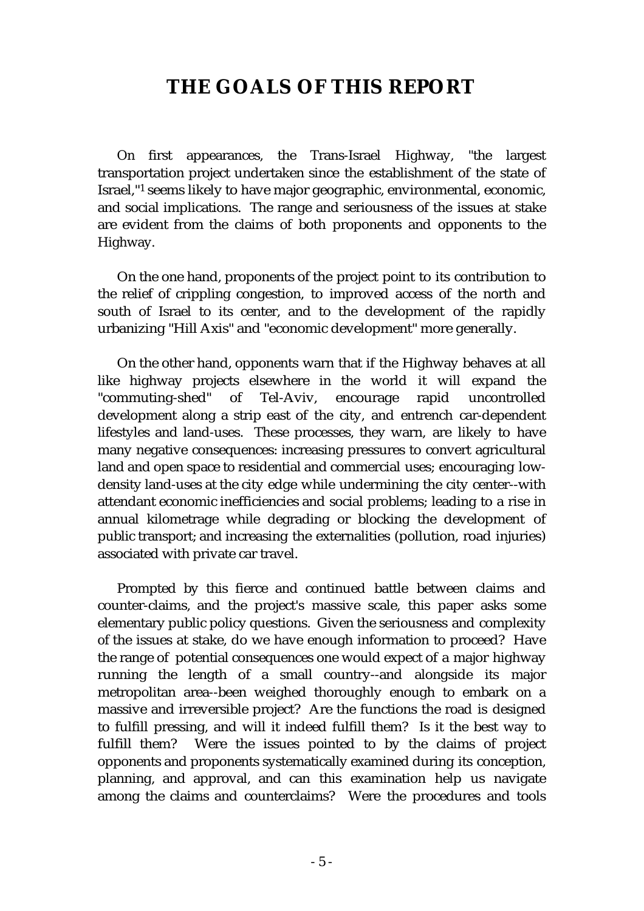# THE GOALS OF THIS REPORT

On first appearances, the Trans-Israel Highway, "the largest transportation project undertaken since the establishment of the state of Israel,"[1] seems likely to have major geographic, environmental, economic, and social implications. The range and seriousness of the issues at stake are evident from the claims of both proponents and opponents to the Highway.

On the one hand, proponents of the project point to its contribution to the relief of crippling congestion, to improved access of the north and south of Israel to its center, and to the development of the rapidly urbanizing "Hill Axis" and "economic development" more generally.

On the other hand, opponents warn that if the Highway behaves at all like highway projects elsewhere in the world it will expand the "commuting-shed" of Tel-Aviv, encourage rapid uncontrolled development along a strip east of the city, and entrench car-dependent lifestyles and land-uses. These processes, they warn, are likely to have many negative consequences: increasing pressures to convert agricultural land and open space to residential and commercial uses; encouraging low-density land-uses at the city edge while undermining the city center--with attendant economic inefficiencies and social problems; leading to a rise in annual kilometrage while degrading or blocking the development of public transport; and increasing the externalities (pollution, road injuries) associated with private car travel.

Prompted by this fierce and continued battle between claims and counter-claims, and the project's massive scale, this paper asks some elementary public policy questions. Given the seriousness and complexity of the issues at stake, do we have enough information to proceed? Have the range of potential consequences one would expect of a major highway running the length of a small country--and alongside its major metropolitan area--been weighed thoroughly enough to embark on a massive and irreversible project? Are the functions the road is designed to fulfill pressing, and will it indeed fulfill them? Is it the best way to fulfill them? Were the issues pointed to by the claims of project opponents and proponents systematically examined during its conception, planning, and approval, and can this examination help us navigate among the claims and counterclaims? Were the procedures and tools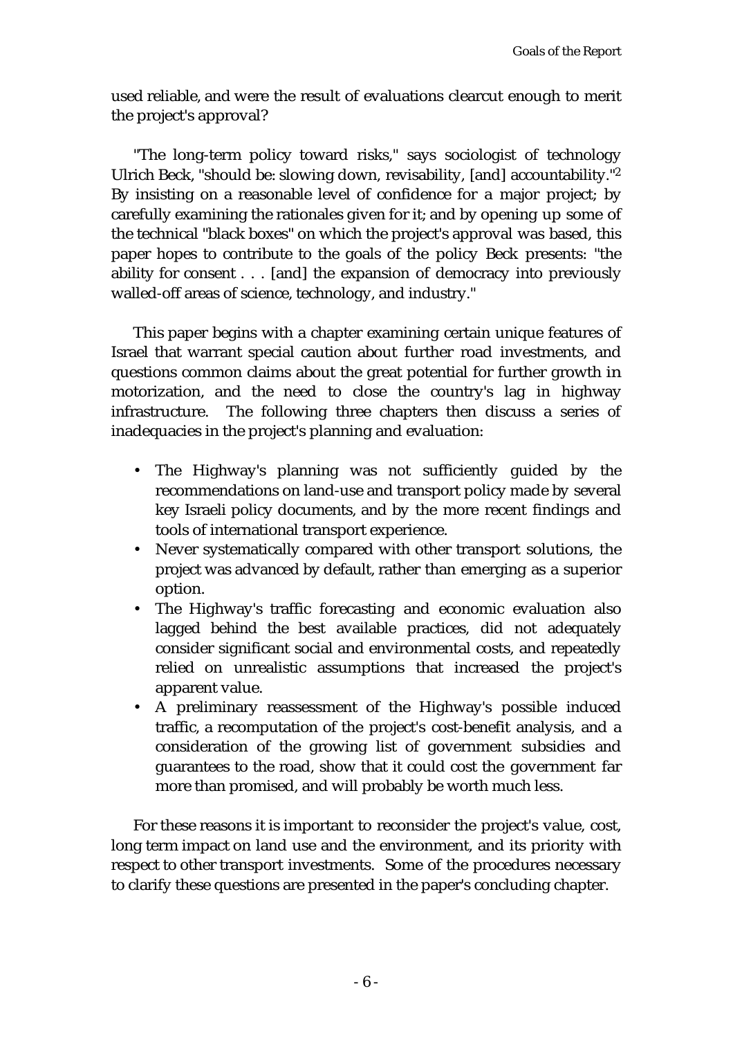used reliable, and were the result of evaluations clearcut enough to merit the project's approval?

"The long-term policy toward risks," says sociologist of technology Ulrich Beck, "should be: slowing down, revisability, [and] accountability."[2] By insisting on a reasonable level of confidence for a major project; by carefully examining the rationales given for it; and by opening up some of the technical "black boxes" on which the project's approval was based, this paper hopes to contribute to the goals of the policy Beck presents: "the ability for consent . . . [and] the expansion of democracy into previously walled-off areas of science, technology, and industry."

This paper begins with a chapter examining certain unique features of Israel that warrant special caution about further road investments, and questions common claims about the great potential for further growth in motorization, and the need to close the country's lag in highway infrastructure. The following three chapters then discuss a series of inadequacies in the project's planning and evaluation:

- The Highway's planning was not sufficiently guided by the recommendations on land-use and transport policy made by several key Israeli policy documents, and by the more recent findings and tools of international transport experience.
- Never systematically compared with other transport solutions, the project was advanced by default, rather than emerging as a superior option.
- The Highway's traffic forecasting and economic evaluation also lagged behind the best available practices, did not adequately consider significant social and environmental costs, and repeatedly relied on unrealistic assumptions that increased the project's apparent value.
- A preliminary reassessment of the Highway's possible induced traffic, a recomputation of the project's cost-benefit analysis, and a consideration of the growing list of government subsidies and guarantees to the road, show that it could cost the government far more than promised, and will probably be worth much less.

For these reasons it is important to reconsider the project's value, cost, long term impact on land use and the environment, and its priority with respect to other transport investments. Some of the procedures necessary to clarify these questions are presented in the paper's concluding chapter.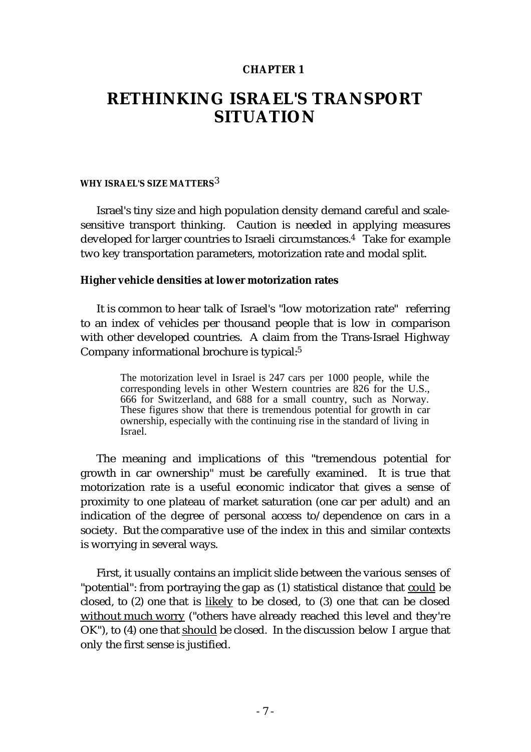CHAPTER 1

# RETHINKING ISRAEL'S TRANSPORT SITUATION

## WHY ISRAEL'S SIZE MATTERS[3]

Israel's tiny size and high population density demand careful and scale-sensitive transport thinking. Caution is needed in applying measures developed for larger countries to Israeli circumstances.[4] Take for example two key transportation parameters, motorization rate and modal split.

### Higher vehicle densities at lower motorization rates

It is common to hear talk of Israel's "low motorization rate" referring to an index of vehicles per thousand people that is low in comparison with other developed countries. A claim from the Trans-Israel Highway Company informational brochure is typical:[5]

> The motorization level in Israel is 247 cars per 1000 people, while the corresponding levels in other Western countries are 826 for the U.S., 666 for Switzerland, and 688 for a small country, such as Norway. These figures show that there is tremendous potential for growth in car ownership, especially with the continuing rise in the standard of living in Israel.

The meaning and implications of this "tremendous potential for growth in car ownership" must be carefully examined. It is true that motorization rate is a useful economic indicator that gives a sense of proximity to one plateau of market saturation (one car per adult) and an indication of the degree of personal access to/dependence on cars in a society. But the comparative use of the index in this and similar contexts is worrying in several ways.

First, it usually contains an implicit slide between the various senses of "potential": from portraying the gap as (1) statistical distance that could be closed, to (2) one that is likely to be closed, to (3) one that can be closed without much worry ("others have already reached this level and they're OK"), to (4) one that should be closed. In the discussion below I argue that only the first sense is justified.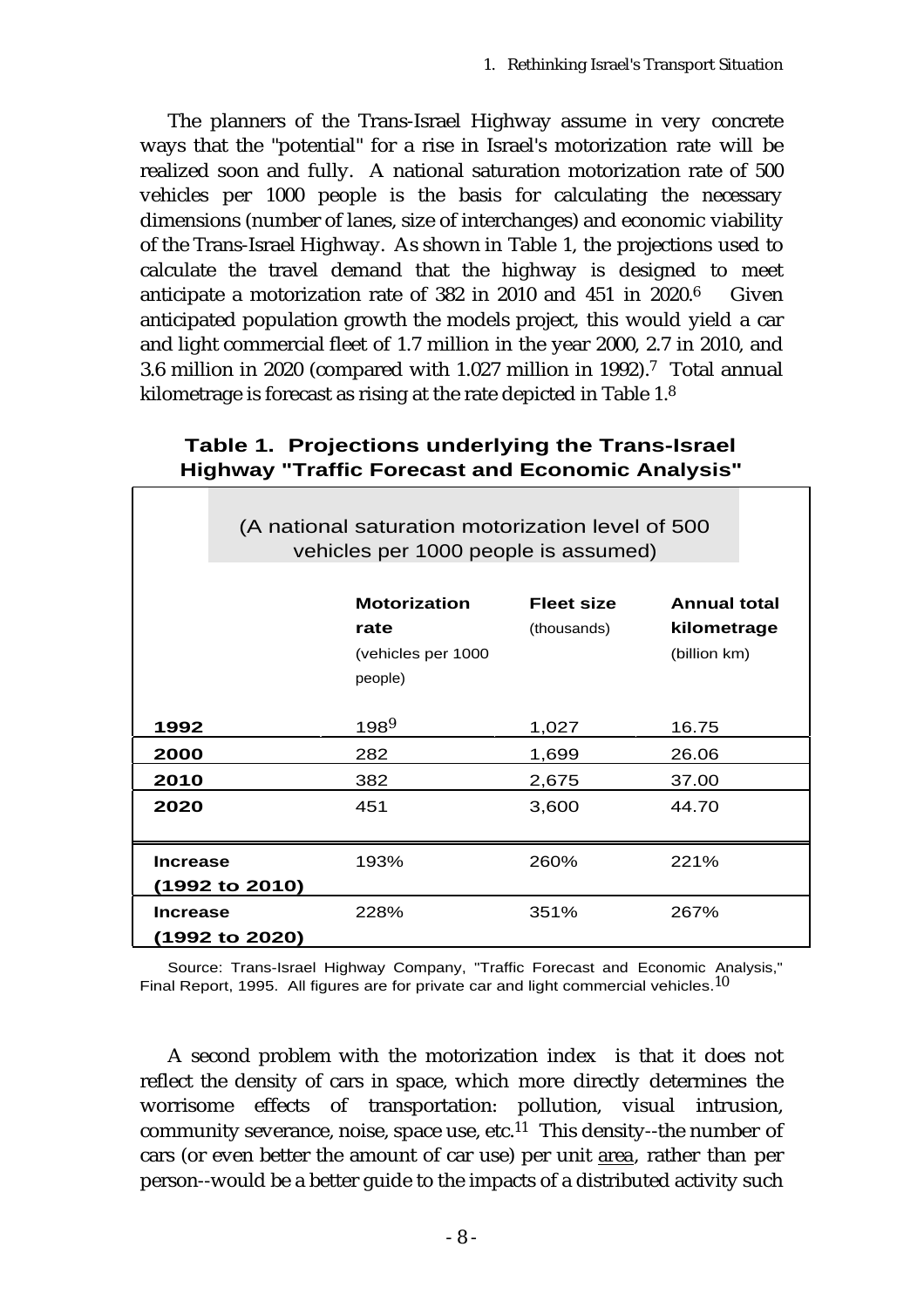The planners of the Trans-Israel Highway assume in very concrete ways that the "potential" for a rise in Israel's motorization rate will be realized soon and fully. A national saturation motorization rate of 500 vehicles per 1000 people is the basis for calculating the necessary dimensions (number of lanes, size of interchanges) and economic viability of the Trans-Israel Highway. As shown in Table 1, the projections used to calculate the travel demand that the highway is designed to meet anticipate a motorization rate of 382 in 2010 and 451 in 2020.[6] Given anticipated population growth the models project, this would yield a car and light commercial fleet of 1.7 million in the year 2000, 2.7 in 2010, and 3.6 million in 2020 (compared with 1.027 million in 1992).[7] Total annual kilometrage is forecast as rising at the rate depicted in Table 1.[8]

**Table 1. Projections underlying the Trans-Israel Highway "Traffic Forecast and Economic Analysis"**

(A national saturation motorization level of 500 vehicles per 1000 people is assumed)

| | **Motorization rate** (vehicles per 1000 people) | **Fleet size** (thousands) | **Annual total kilometrage** (billion km) |
|---|---|---|---|
| **1992** | 198[9] | 1,027 | 16.75 |
| **2000** | 282 | 1,699 | 26.06 |
| **2010** | 382 | 2,675 | 37.00 |
| **2020** | 451 | 3,600 | 44.70 |
| **Increase (1992 to 2010)** | 193% | 260% | 221% |
| **Increase (1992 to 2020)** | 228% | 351% | 267% |

Source: Trans-Israel Highway Company, "Traffic Forecast and Economic Analysis," Final Report, 1995. All figures are for private car and light commercial vehicles.[10]

A second problem with the motorization index is that it does not reflect the density of cars in space, which more directly determines the worrisome effects of transportation: pollution, visual intrusion, community severance, noise, space use, etc.[11] This density--the number of cars (or even better the amount of car use) per unit area, rather than per person--would be a better guide to the impacts of a distributed activity such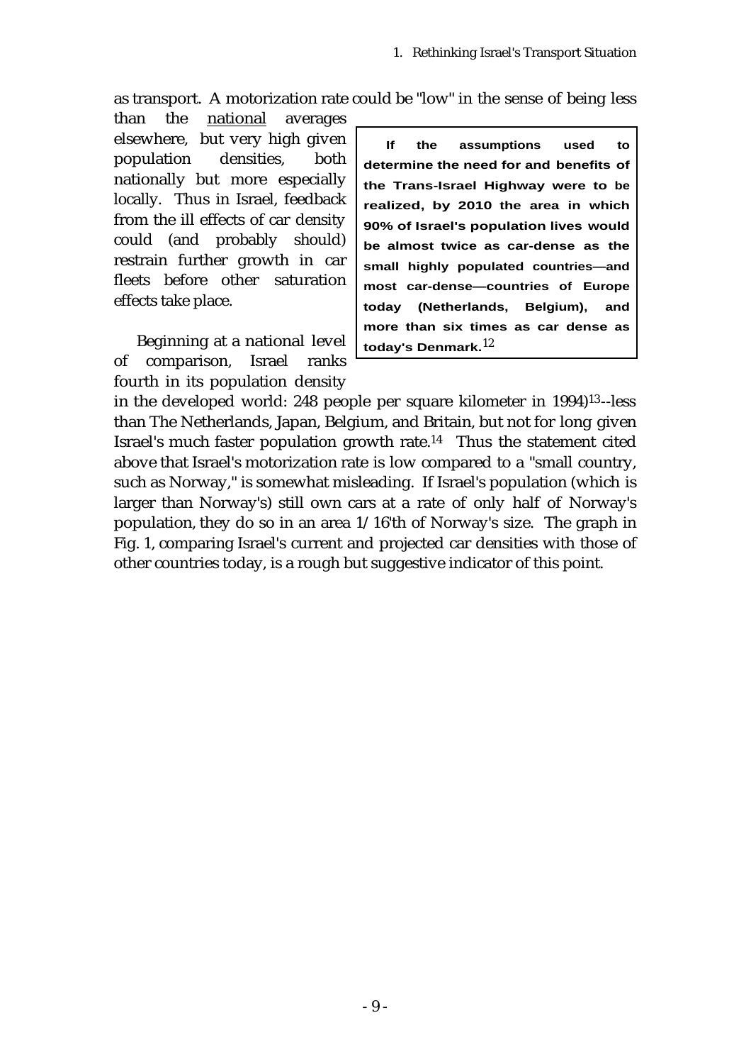as transport. A motorization rate could be "low" in the sense of being less than the national averages elsewhere, but very high given population densities, both nationally but more especially locally. Thus in Israel, feedback from the ill effects of car density could (and probably should) restrain further growth in car fleets before other saturation effects take place.

> **If the assumptions used to determine the need for and benefits of the Trans-Israel Highway were to be realized, by 2010 the area in which 90% of Israel's population lives would be almost twice as car-dense as the small highly populated countries—and most car-dense—countries of Europe today (Netherlands, Belgium), and more than six times as car dense as today's Denmark.**[12]

Beginning at a national level of comparison, Israel ranks fourth in its population density in the developed world: 248 people per square kilometer in 1994)[13]--less than The Netherlands, Japan, Belgium, and Britain, but not for long given Israel's much faster population growth rate.[14] Thus the statement cited above that Israel's motorization rate is low compared to a "small country, such as Norway," is somewhat misleading. If Israel's population (which is larger than Norway's) still own cars at a rate of only half of Norway's population, they do so in an area 1/16'th of Norway's size. The graph in Fig. 1, comparing Israel's current and projected car densities with those of other countries today, is a rough but suggestive indicator of this point.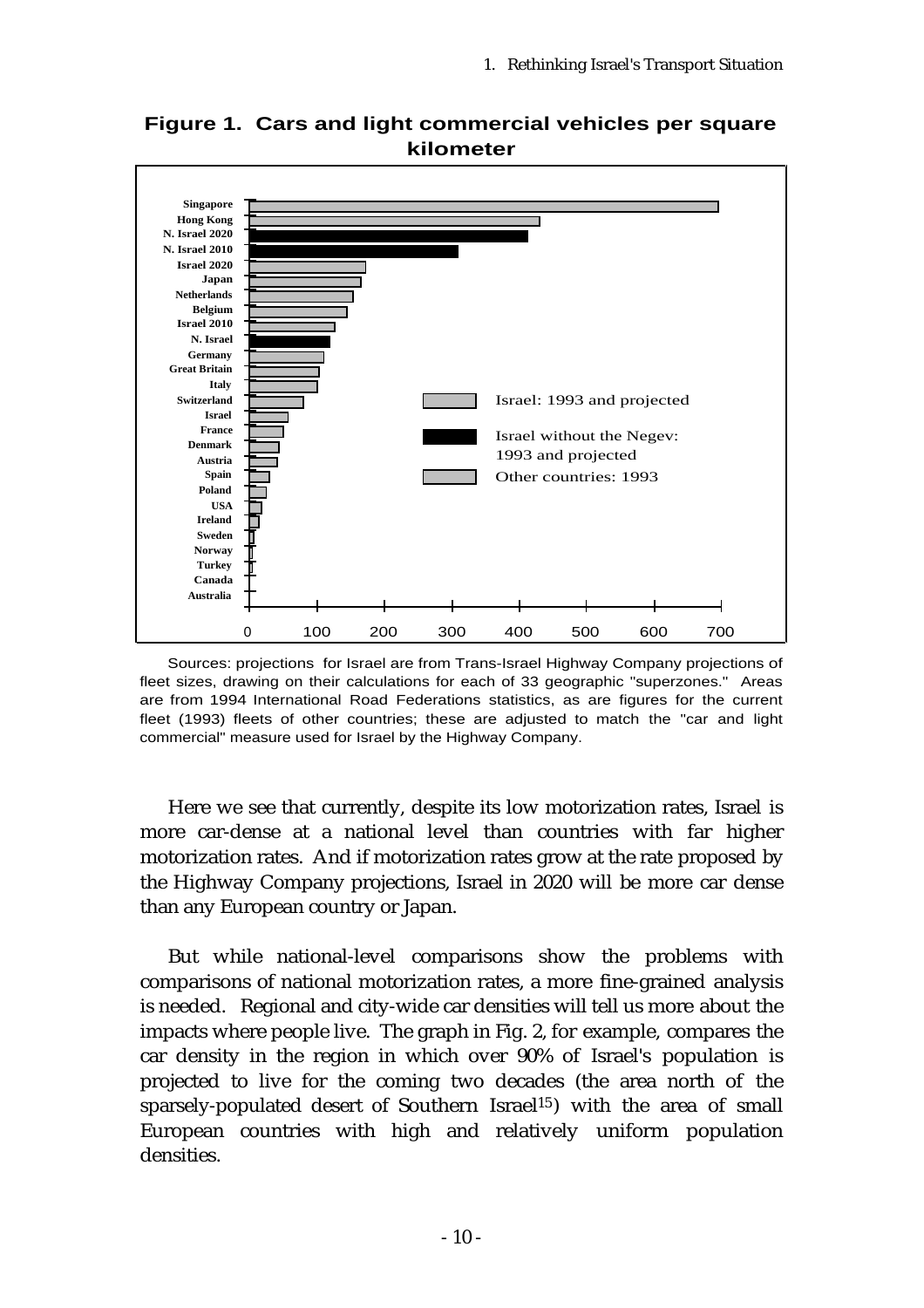**Figure 1. Cars and light commercial vehicles per square kilometer**

Sources: projections for Israel are from Trans-Israel Highway Company projections of fleet sizes, drawing on their calculations for each of 33 geographic "superzones." Areas are from 1994 International Road Federations statistics, as are figures for the current fleet (1993) fleets of other countries; these are adjusted to match the "car and light commercial" measure used for Israel by the Highway Company.

Here we see that currently, despite its low motorization rates, Israel is more car-dense at a national level than countries with far higher motorization rates. And if motorization rates grow at the rate proposed by the Highway Company projections, Israel in 2020 will be more car dense than any European country or Japan.

But while national-level comparisons show the problems with comparisons of national motorization rates, a more fine-grained analysis is needed. Regional and city-wide car densities will tell us more about the impacts where people live. The graph in Fig. 2, for example, compares the car density in the region in which over 90% of Israel's population is projected to live for the coming two decades (the area north of the sparsely-populated desert of Southern Israel[15]) with the area of small European countries with high and relatively uniform population densities.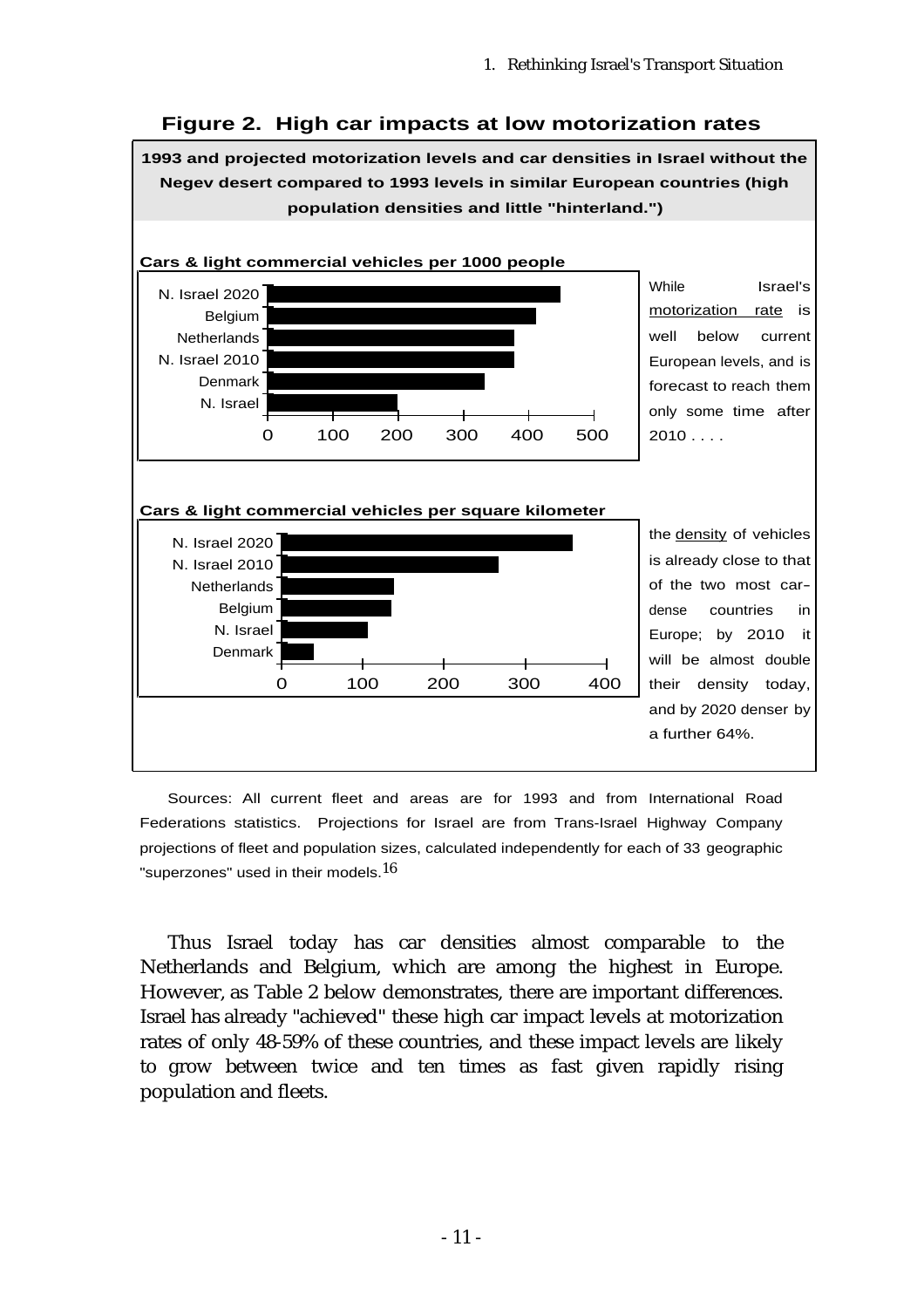## Figure 2. High car impacts at low motorization rates

**1993 and projected motorization levels and car densities in Israel without the Negev desert compared to 1993 levels in similar European countries (high population densities and little "hinterland.")**

**Cars & light commercial vehicles per 1000 people**

| Country | Value (approx.) |
|---|---|
| N. Israel 2020 | ~450 |
| Belgium | ~412 |
| Netherlands | ~380 |
| N. Israel 2010 | ~380 |
| Denmark | ~335 |
| N. Israel | ~200 |

While Israel's motorization rate is well below current European levels, and is forecast to reach them only some time after 2010 . . . .

**Cars & light commercial vehicles per square kilometer**

| Country | Value (approx.) |
|---|---|
| N. Israel 2020 | ~360 |
| N. Israel 2010 | ~268 |
| Netherlands | ~140 |
| Belgium | ~137 |
| N. Israel | ~108 |
| Denmark | ~40 |

the density of vehicles is already close to that of the two most car-dense countries in Europe; by 2010 it will be almost double their density today, and by 2020 denser by a further 64%.

Sources: All current fleet and areas are for 1993 and from International Road Federations statistics. Projections for Israel are from Trans-Israel Highway Company projections of fleet and population sizes, calculated independently for each of 33 geographic "superzones" used in their models.[16]

Thus Israel today has car densities almost comparable to the Netherlands and Belgium, which are among the highest in Europe. However, as Table 2 below demonstrates, there are important differences. Israel has already "achieved" these high car impact levels at motorization rates of only 48-59% of these countries, and these impact levels are likely to grow between twice and ten times as fast given rapidly rising population and fleets.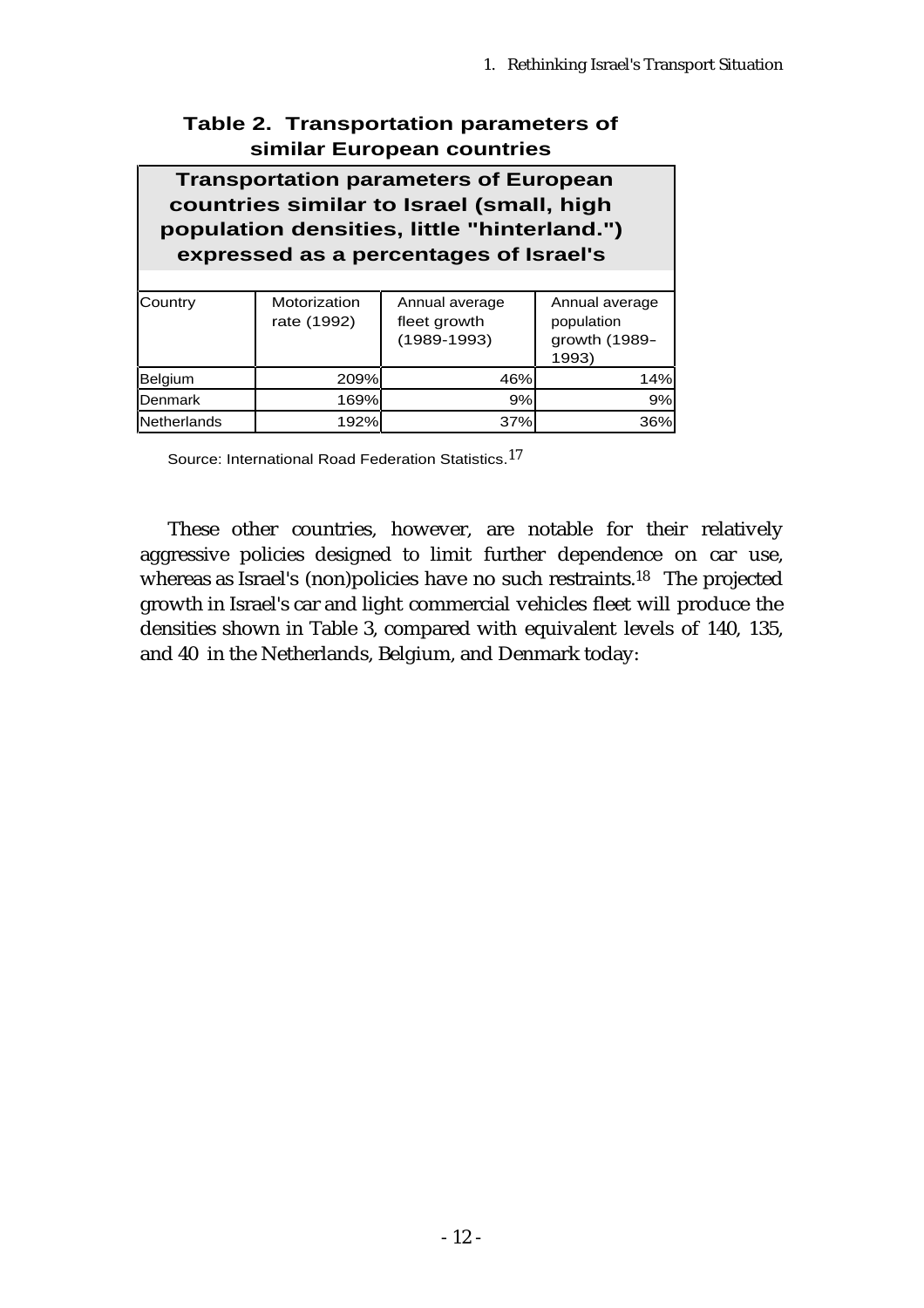**Table 2. Transportation parameters of similar European countries**

| Transportation parameters of European countries similar to Israel (small, high population densities, little "hinterland.") expressed as a percentages of Israel's | | | |
|---|---|---|---|
| Country | Motorization rate (1992) | Annual average fleet growth (1989-1993) | Annual average population growth (1989-1993) |
| Belgium | 209% | 46% | 14% |
| Denmark | 169% | 9% | 9% |
| Netherlands | 192% | 37% | 36% |

Source: International Road Federation Statistics.[17]

These other countries, however, are notable for their relatively aggressive policies designed to limit further dependence on car use, whereas as Israel's (non)policies have no such restraints.[18] The projected growth in Israel's car and light commercial vehicles fleet will produce the densities shown in Table 3, compared with equivalent levels of 140, 135, and 40 in the Netherlands, Belgium, and Denmark today: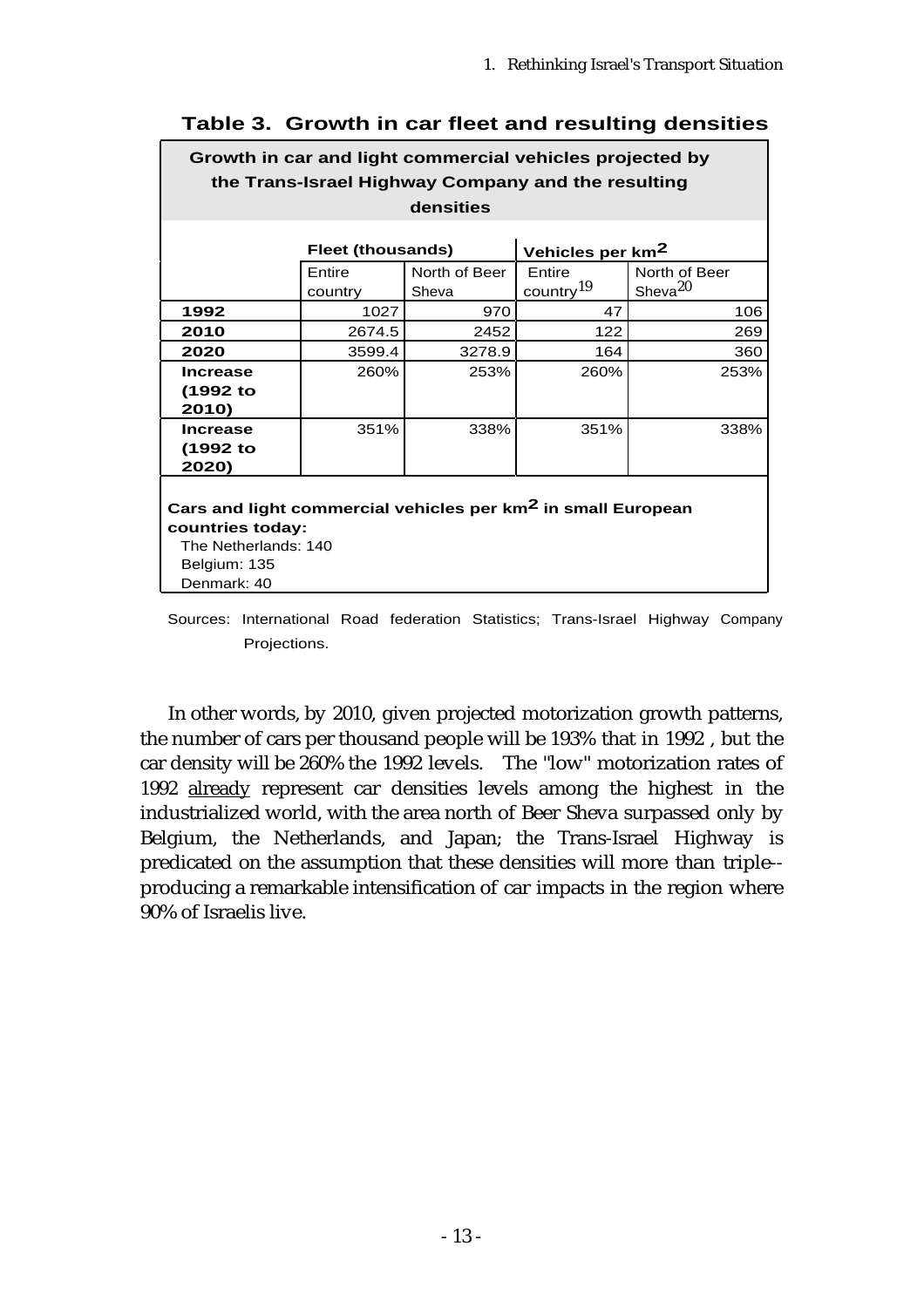**Table 3. Growth in car fleet and resulting densities**

**Growth in car and light commercial vehicles projected by the Trans-Israel Highway Company and the resulting densities**

| | Fleet (thousands) | | Vehicles per km² | |
|---|---|---|---|---|
| | Entire country | North of Beer Sheva | Entire country[19] | North of Beer Sheva[20] |
| **1992** | 1027 | 970 | 47 | 106 |
| **2010** | 2674.5 | 2452 | 122 | 269 |
| **2020** | 3599.4 | 3278.9 | 164 | 360 |
| **Increase (1992 to 2010)** | 260% | 253% | 260% | 253% |
| **Increase (1992 to 2020)** | 351% | 338% | 351% | 338% |

**Cars and light commercial vehicles per km² in small European countries today:**
The Netherlands: 140
Belgium: 135
Denmark: 40

Sources: International Road federation Statistics; Trans-Israel Highway Company Projections.

In other words, by 2010, given projected motorization growth patterns, the number of cars per thousand people will be 193% that in 1992 , but the car density will be 260% the 1992 levels. The "low" motorization rates of 1992 already represent car densities levels among the highest in the industrialized world, with the area north of Beer Sheva surpassed only by Belgium, the Netherlands, and Japan; the Trans-Israel Highway is predicated on the assumption that these densities will more than triple--producing a remarkable intensification of car impacts in the region where 90% of Israelis live.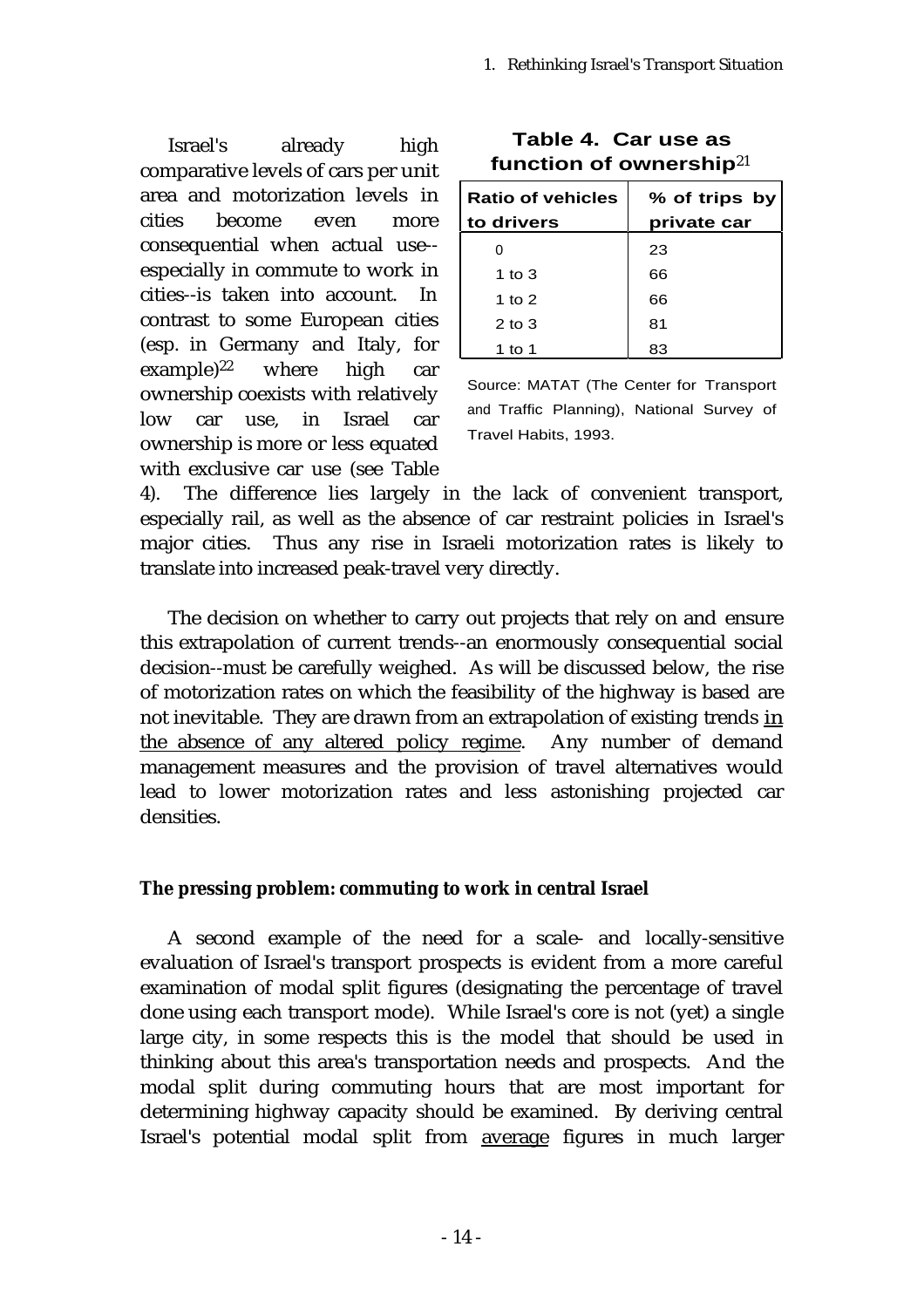Israel's already high comparative levels of cars per unit area and motorization levels in cities become even more consequential when actual use--especially in commute to work in cities--is taken into account. In contrast to some European cities (esp. in Germany and Italy, for example)[22] where high car ownership coexists with relatively low car use, in Israel car ownership is more or less equated with exclusive car use (see Table 4). The difference lies largely in the lack of convenient transport, especially rail, as well as the absence of car restraint policies in Israel's major cities. Thus any rise in Israeli motorization rates is likely to translate into increased peak-travel very directly.

**Table 4. Car use as function of ownership**[21]

| Ratio of vehicles to drivers | % of trips by private car |
|---|---|
| 0 | 23 |
| 1 to 3 | 66 |
| 1 to 2 | 66 |
| 2 to 3 | 81 |
| 1 to 1 | 83 |

Source: MATAT (The Center for Transport and Traffic Planning), National Survey of Travel Habits, 1993.

The decision on whether to carry out projects that rely on and ensure this extrapolation of current trends--an enormously consequential social decision--must be carefully weighed. As will be discussed below, the rise of motorization rates on which the feasibility of the highway is based are not inevitable. They are drawn from an extrapolation of existing trends <u>in the absence of any altered policy regime</u>. Any number of demand management measures and the provision of travel alternatives would lead to lower motorization rates and less astonishing projected car densities.

**The pressing problem: commuting to work in central Israel**

A second example of the need for a scale- and locally-sensitive evaluation of Israel's transport prospects is evident from a more careful examination of modal split figures (designating the percentage of travel done using each transport mode). While Israel's core is not (yet) a single large city, in some respects this is the model that should be used in thinking about this area's transportation needs and prospects. And the modal split during commuting hours that are most important for determining highway capacity should be examined. By deriving central Israel's potential modal split from <u>average</u> figures in much larger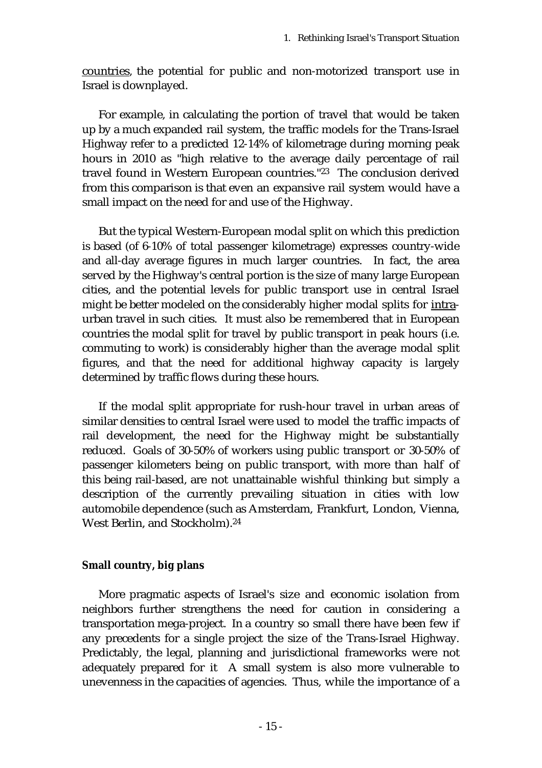countries, the potential for public and non-motorized transport use in Israel is downplayed.

For example, in calculating the portion of travel that would be taken up by a much expanded rail system, the traffic models for the Trans-Israel Highway refer to a predicted 12-14% of kilometrage during morning peak hours in 2010 as "high relative to the average daily percentage of rail travel found in Western European countries."[23] The conclusion derived from this comparison is that even an expansive rail system would have a small impact on the need for and use of the Highway.

But the typical Western-European modal split on which this prediction is based (of 6-10% of total passenger kilometrage) expresses country-wide and all-day average figures in much larger countries. In fact, the area served by the Highway's central portion is the size of many large European cities, and the potential levels for public transport use in central Israel might be better modeled on the considerably higher modal splits for intra-urban travel in such cities. It must also be remembered that in European countries the modal split for travel by public transport in peak hours (i.e. commuting to work) is considerably higher than the average modal split figures, and that the need for additional highway capacity is largely determined by traffic flows during these hours.

If the modal split appropriate for rush-hour travel in urban areas of similar densities to central Israel were used to model the traffic impacts of rail development, the need for the Highway might be substantially reduced. Goals of 30-50% of workers using public transport or 30-50% of passenger kilometers being on public transport, with more than half of this being rail-based, are not unattainable wishful thinking but simply a description of the currently prevailing situation in cities with low automobile dependence (such as Amsterdam, Frankfurt, London, Vienna, West Berlin, and Stockholm).[24]

**Small country, big plans**

More pragmatic aspects of Israel's size and economic isolation from neighbors further strengthens the need for caution in considering a transportation mega-project. In a country so small there have been few if any precedents for a single project the size of the Trans-Israel Highway. Predictably, the legal, planning and jurisdictional frameworks were not adequately prepared for it A small system is also more vulnerable to unevenness in the capacities of agencies. Thus, while the importance of a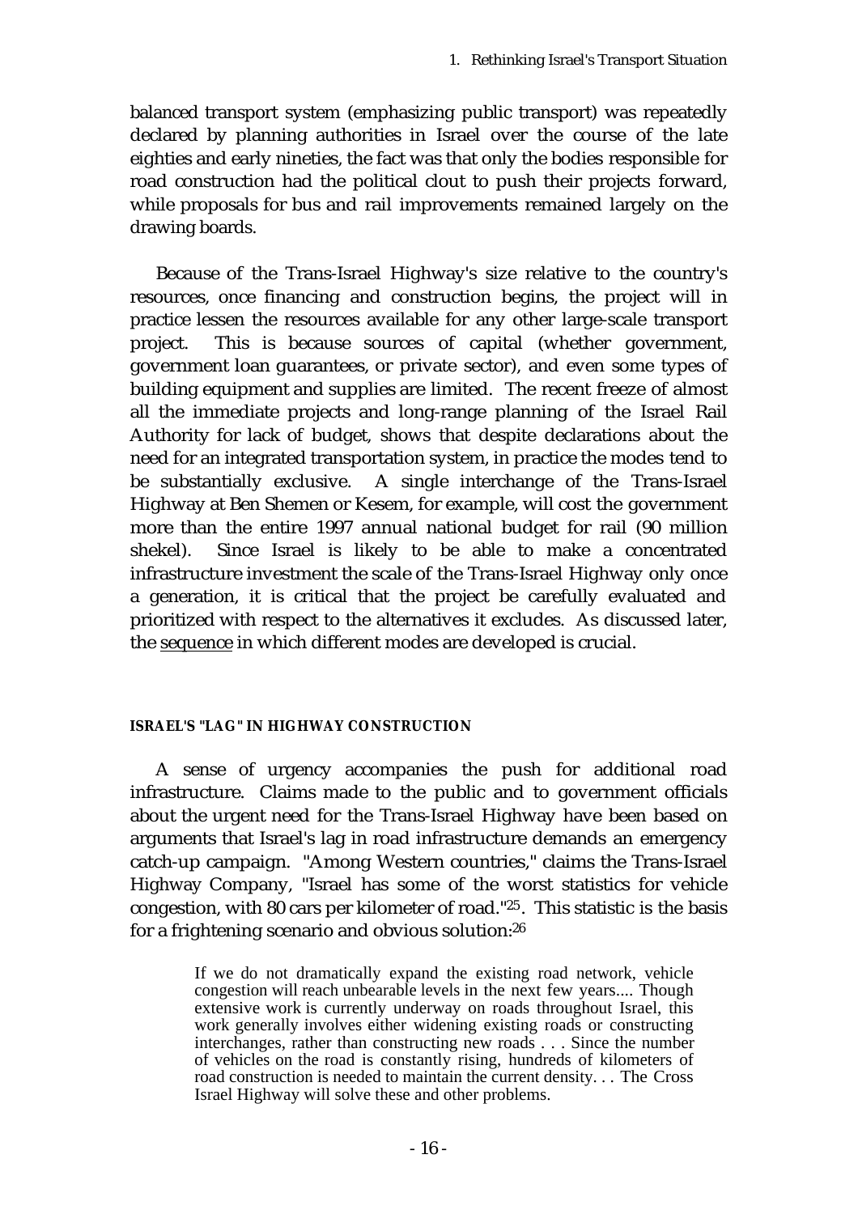balanced transport system (emphasizing public transport) was repeatedly declared by planning authorities in Israel over the course of the late eighties and early nineties, the fact was that only the bodies responsible for road construction had the political clout to push their projects forward, while proposals for bus and rail improvements remained largely on the drawing boards.

Because of the Trans-Israel Highway's size relative to the country's resources, once financing and construction begins, the project will in practice lessen the resources available for any other large-scale transport project. This is because sources of capital (whether government, government loan guarantees, or private sector), and even some types of building equipment and supplies are limited. The recent freeze of almost all the immediate projects and long-range planning of the Israel Rail Authority for lack of budget, shows that despite declarations about the need for an integrated transportation system, in practice the modes tend to be substantially exclusive. A single interchange of the Trans-Israel Highway at Ben Shemen or Kesem, for example, will cost the government more than the entire 1997 annual national budget for rail (90 million shekel). Since Israel is likely to be able to make a concentrated infrastructure investment the scale of the Trans-Israel Highway only once a generation, it is critical that the project be carefully evaluated and prioritized with respect to the alternatives it excludes. As discussed later, the <u>sequence</u> in which different modes are developed is crucial.

#### ISRAEL'S "LAG" IN HIGHWAY CONSTRUCTION

A sense of urgency accompanies the push for additional road infrastructure. Claims made to the public and to government officials about the urgent need for the Trans-Israel Highway have been based on arguments that Israel's lag in road infrastructure demands an emergency catch-up campaign. "Among Western countries," claims the Trans-Israel Highway Company, "Israel has some of the worst statistics for vehicle congestion, with 80 cars per kilometer of road."[25]. This statistic is the basis for a frightening scenario and obvious solution:[26]

> If we do not dramatically expand the existing road network, vehicle congestion will reach unbearable levels in the next few years.... Though extensive work is currently underway on roads throughout Israel, this work generally involves either widening existing roads or constructing interchanges, rather than constructing new roads . . . Since the number of vehicles on the road is constantly rising, hundreds of kilometers of road construction is needed to maintain the current density. . . The Cross Israel Highway will solve these and other problems.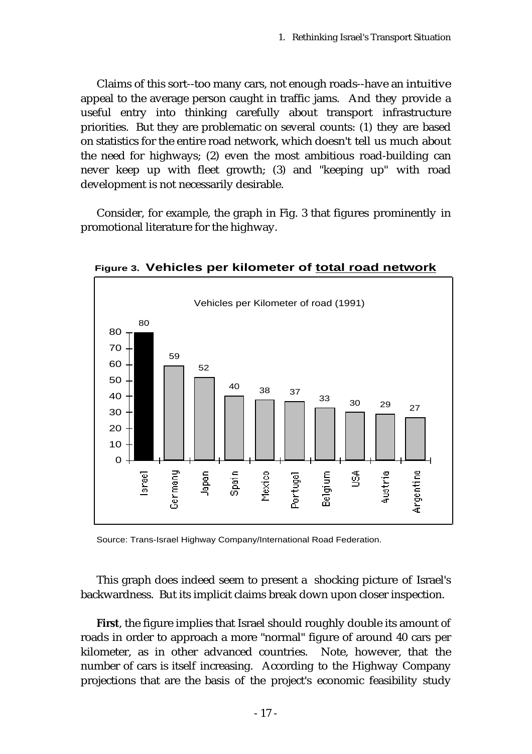Claims of this sort--too many cars, not enough roads--have an intuitive appeal to the average person caught in traffic jams. And they provide a useful entry into thinking carefully about transport infrastructure priorities. But they are problematic on several counts: (1) they are based on statistics for the entire road network, which doesn't tell us much about the need for highways; (2) even the most ambitious road-building can never keep up with fleet growth; (3) and "keeping up" with road development is not necessarily desirable.

Consider, for example, the graph in Fig. 3 that figures prominently in promotional literature for the highway.

**Figure 3. Vehicles per kilometer of total road network**

Vehicles per Kilometer of road (1991)

| Country | Vehicles per km |
|---|---|
| Israel | 80 |
| Germany | 59 |
| Japan | 52 |
| Spain | 40 |
| Mexico | 38 |
| Portugal | 37 |
| Belgium | 33 |
| USA | 30 |
| Austria | 29 |
| Argentina | 27 |

Source: Trans-Israel Highway Company/International Road Federation.

This graph does indeed seem to present a shocking picture of Israel's backwardness. But its implicit claims break down upon closer inspection.

**First**, the figure implies that Israel should roughly double its amount of roads in order to approach a more "normal" figure of around 40 cars per kilometer, as in other advanced countries. Note, however, that the number of cars is itself increasing. According to the Highway Company projections that are the basis of the project's economic feasibility study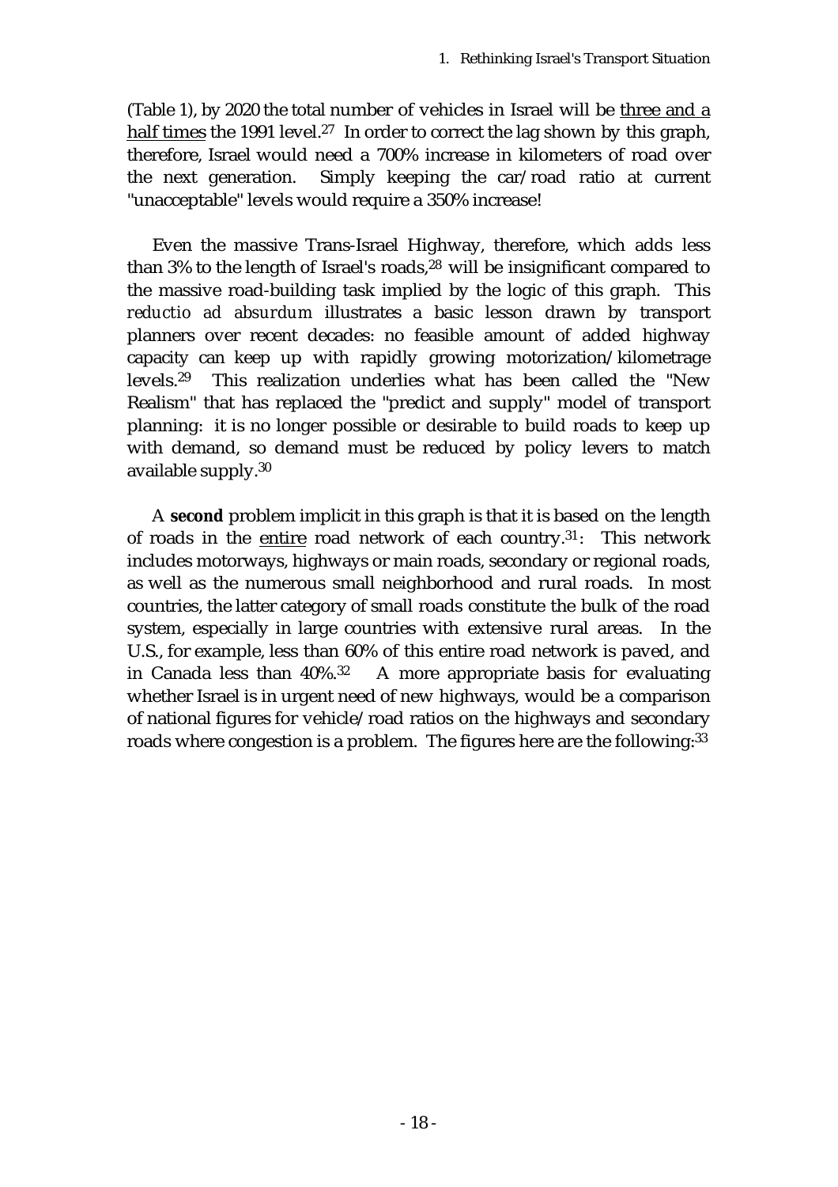(Table 1), by 2020 the total number of vehicles in Israel will be <u>three and a half times</u> the 1991 level.[27] In order to correct the lag shown by this graph, therefore, Israel would need a 700% increase in kilometers of road over the next generation. Simply keeping the car/road ratio at current "unacceptable" levels would require a 350% increase!

Even the massive Trans-Israel Highway, therefore, which adds less than 3% to the length of Israel's roads,[28] will be insignificant compared to the massive road-building task implied by the logic of this graph. This *reductio ad absurdum* illustrates a basic lesson drawn by transport planners over recent decades: no feasible amount of added highway capacity can keep up with rapidly growing motorization/kilometrage levels.[29] This realization underlies what has been called the "New Realism" that has replaced the "predict and supply" model of transport planning: it is no longer possible or desirable to build roads to keep up with demand, so demand must be reduced by policy levers to match available supply.[30]

A **second** problem implicit in this graph is that it is based on the length of roads in the <u>entire</u> road network of each country.[31]: This network includes motorways, highways or main roads, secondary or regional roads, as well as the numerous small neighborhood and rural roads. In most countries, the latter category of small roads constitute the bulk of the road system, especially in large countries with extensive rural areas. In the U.S., for example, less than 60% of this entire road network is paved, and in Canada less than 40%.[32] A more appropriate basis for evaluating whether Israel is in urgent need of new highways, would be a comparison of national figures for vehicle/road ratios on the highways and secondary roads where congestion is a problem. The figures here are the following:[33]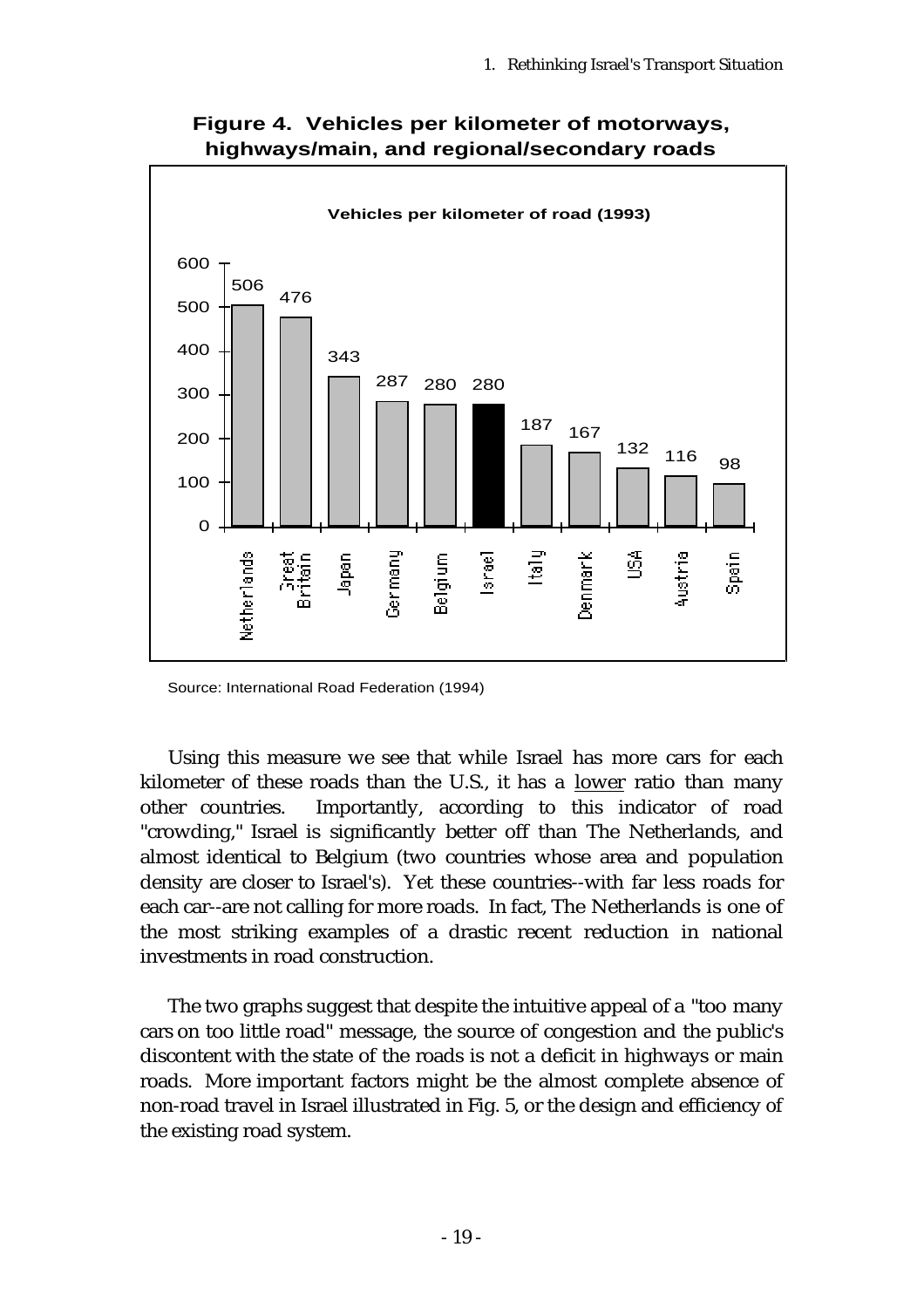**Figure 4. Vehicles per kilometer of motorways, highways/main, and regional/secondary roads**

**Vehicles per kilometer of road (1993)**

| Country | Vehicles per kilometer of road |
| --- | --- |
| Netherlands | 506 |
| Great Britain | 476 |
| Japan | 343 |
| Germany | 287 |
| Belgium | 280 |
| Israel | 280 |
| Italy | 187 |
| Denmark | 167 |
| USA | 132 |
| Austria | 116 |
| Spain | 98 |

Source: International Road Federation (1994)

Using this measure we see that while Israel has more cars for each kilometer of these roads than the U.S., it has a lower ratio than many other countries. Importantly, according to this indicator of road "crowding," Israel is significantly better off than The Netherlands, and almost identical to Belgium (two countries whose area and population density are closer to Israel's). Yet these countries--with far less roads for each car--are not calling for more roads. In fact, The Netherlands is one of the most striking examples of a drastic recent reduction in national investments in road construction.

The two graphs suggest that despite the intuitive appeal of a "too many cars on too little road" message, the source of congestion and the public's discontent with the state of the roads is not a deficit in highways or main roads. More important factors might be the almost complete absence of non-road travel in Israel illustrated in Fig. 5, or the design and efficiency of the existing road system.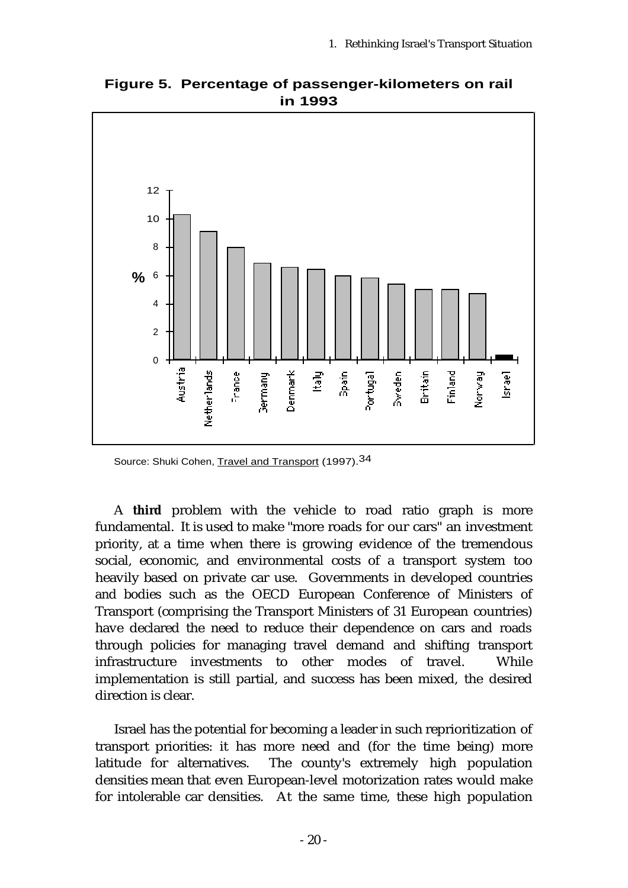**Figure 5. Percentage of passenger-kilometers on rail in 1993**

| Country | % |
|---|---|
| Austria | 10.3 |
| Netherlands | 9.1 |
| France | 8.0 |
| Germany | 6.9 |
| Denmark | 6.6 |
| Italy | 6.4 |
| Spain | 6.0 |
| Portugal | 5.8 |
| Sweden | 5.4 |
| Britain | 5.0 |
| Finland | 5.0 |
| Norway | 4.7 |
| Israel | 0.3 |

Source: Shuki Cohen, Travel and Transport (1997).[34]

A **third** problem with the vehicle to road ratio graph is more fundamental. It is used to make "more roads for our cars" an investment priority, at a time when there is growing evidence of the tremendous social, economic, and environmental costs of a transport system too heavily based on private car use. Governments in developed countries and bodies such as the OECD European Conference of Ministers of Transport (comprising the Transport Ministers of 31 European countries) have declared the need to reduce their dependence on cars and roads through policies for managing travel demand and shifting transport infrastructure investments to other modes of travel. While implementation is still partial, and success has been mixed, the desired direction is clear.

Israel has the potential for becoming a leader in such reprioritization of transport priorities: it has more need and (for the time being) more latitude for alternatives. The county's extremely high population densities mean that even European-level motorization rates would make for intolerable car densities. At the same time, these high population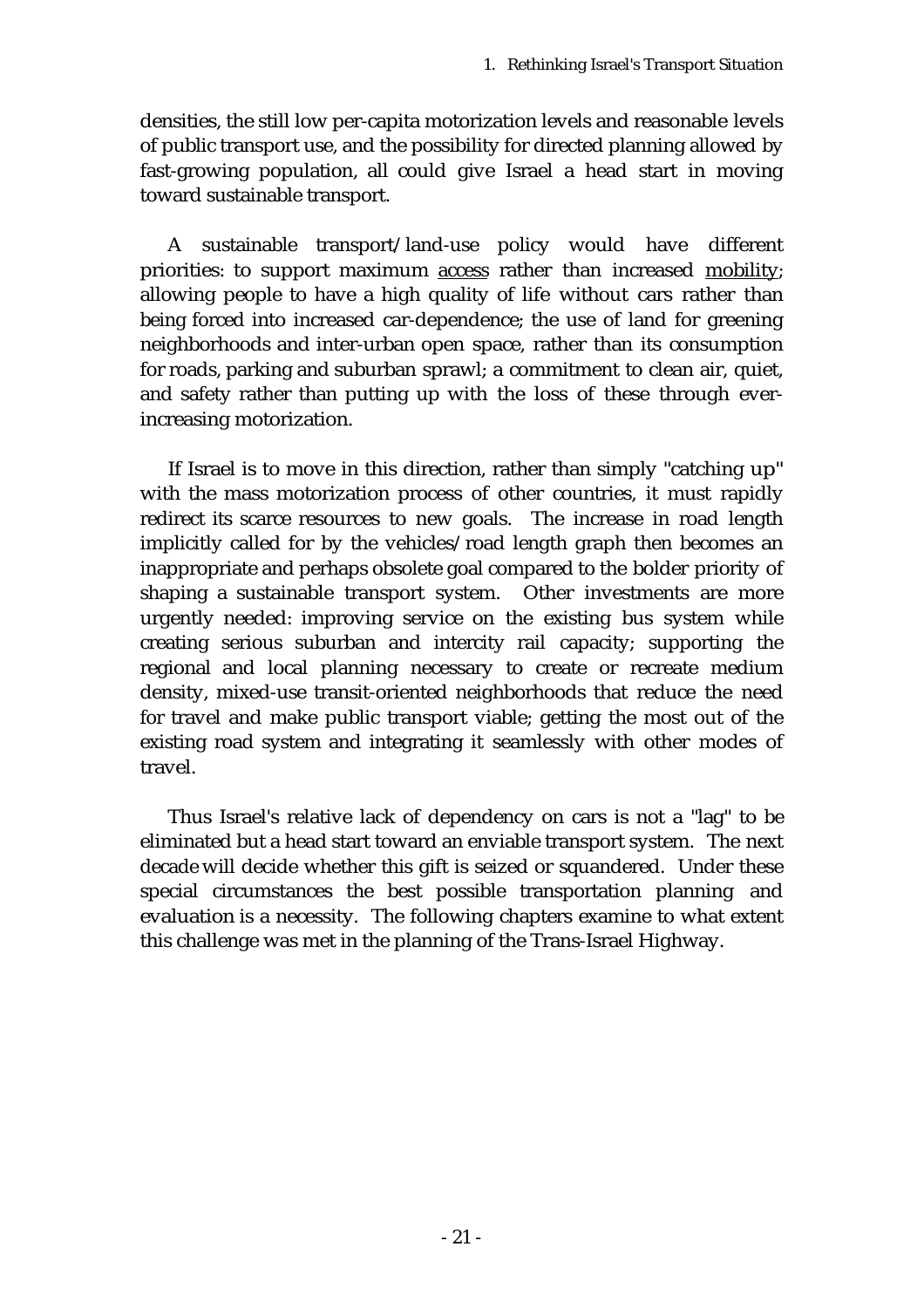densities, the still low per-capita motorization levels and reasonable levels of public transport use, and the possibility for directed planning allowed by fast-growing population, all could give Israel a head start in moving toward sustainable transport.

A sustainable transport/land-use policy would have different priorities: to support maximum <u>access</u> rather than increased <u>mobility</u>; allowing people to have a high quality of life without cars rather than being forced into increased car-dependence; the use of land for greening neighborhoods and inter-urban open space, rather than its consumption for roads, parking and suburban sprawl; a commitment to clean air, quiet, and safety rather than putting up with the loss of these through ever-increasing motorization.

If Israel is to move in this direction, rather than simply "catching up" with the mass motorization process of other countries, it must rapidly redirect its scarce resources to new goals. The increase in road length implicitly called for by the vehicles/road length graph then becomes an inappropriate and perhaps obsolete goal compared to the bolder priority of shaping a sustainable transport system. Other investments are more urgently needed: improving service on the existing bus system while creating serious suburban and intercity rail capacity; supporting the regional and local planning necessary to create or recreate medium density, mixed-use transit-oriented neighborhoods that reduce the need for travel and make public transport viable; getting the most out of the existing road system and integrating it seamlessly with other modes of travel.

Thus Israel's relative lack of dependency on cars is not a "lag" to be eliminated but a head start toward an enviable transport system. The next decade will decide whether this gift is seized or squandered. Under these special circumstances the best possible transportation planning and evaluation is a necessity. The following chapters examine to what extent this challenge was met in the planning of the Trans-Israel Highway.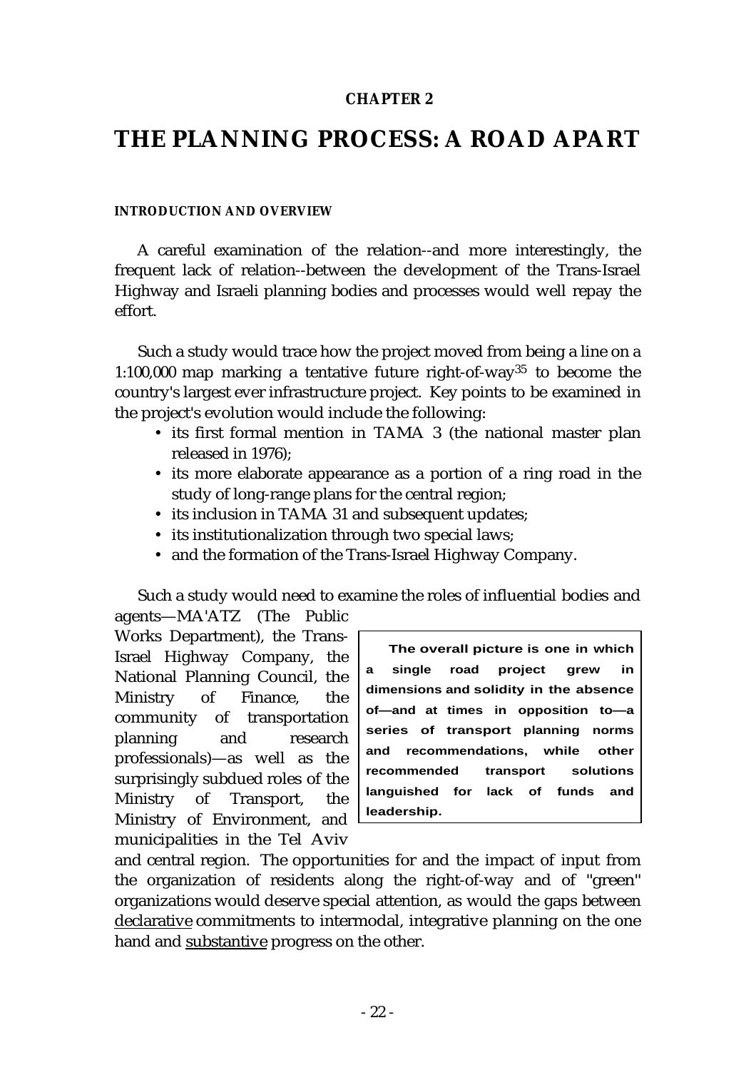**CHAPTER 2**

# THE PLANNING PROCESS: A ROAD APART

### INTRODUCTION AND OVERVIEW

A careful examination of the relation--and more interestingly, the frequent lack of relation--between the development of the Trans-Israel Highway and Israeli planning bodies and processes would well repay the effort.

Such a study would trace how the project moved from being a line on a 1:100,000 map marking a tentative future right-of-way[35] to become the country's largest ever infrastructure project. Key points to be examined in the project's evolution would include the following:

- its first formal mention in TAMA 3 (the national master plan released in 1976);
- its more elaborate appearance as a portion of a ring road in the study of long-range plans for the central region;
- its inclusion in TAMA 31 and subsequent updates;
- its institutionalization through two special laws;
- and the formation of the Trans-Israel Highway Company.

Such a study would need to examine the roles of influential bodies and agents—MA'ATZ (The Public Works Department), the Trans-Israel Highway Company, the National Planning Council, the Ministry of Finance, the community of transportation planning and research professionals)—as well as the surprisingly subdued roles of the Ministry of Transport, the Ministry of Environment, and municipalities in the Tel Aviv and central region. The opportunities for and the impact of input from the organization of residents along the right-of-way and of "green" organizations would deserve special attention, as would the gaps between declarative commitments to intermodal, integrative planning on the one hand and substantive progress on the other.

> **The overall picture is one in which a single road project grew in dimensions and solidity in the absence of—and at times in opposition to—a series of transport planning norms and recommendations, while other recommended transport solutions languished for lack of funds and leadership.**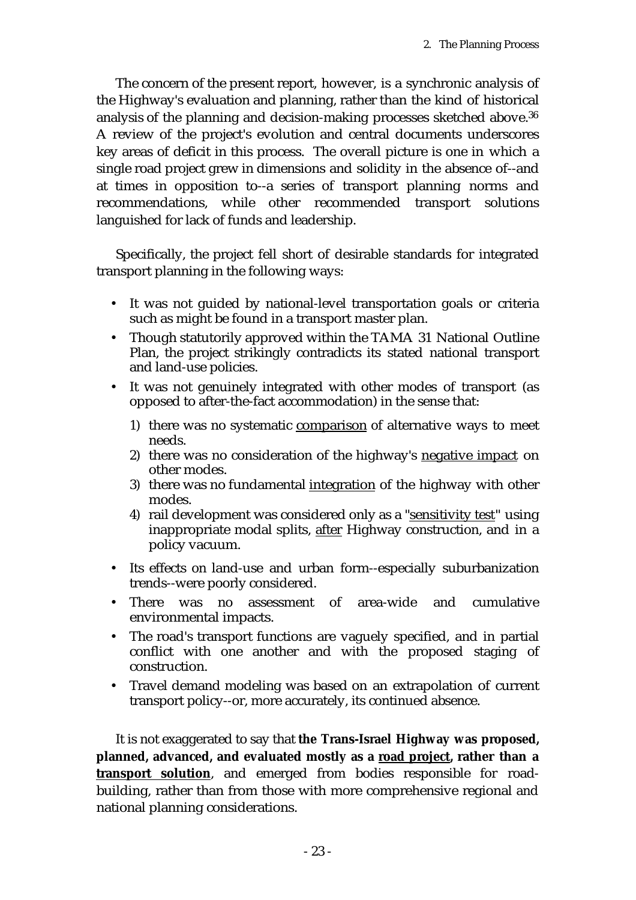The concern of the present report, however, is a synchronic analysis of the Highway's evaluation and planning, rather than the kind of historical analysis of the planning and decision-making processes sketched above.[36] A review of the project's evolution and central documents underscores key areas of deficit in this process. The overall picture is one in which a single road project grew in dimensions and solidity in the absence of--and at times in opposition to--a series of transport planning norms and recommendations, while other recommended transport solutions languished for lack of funds and leadership.

Specifically, the project fell short of desirable standards for integrated transport planning in the following ways:

- It was not guided by national-level transportation goals or criteria such as might be found in a transport master plan.
- Though statutorily approved within the TAMA 31 National Outline Plan, the project strikingly contradicts its stated national transport and land-use policies.
- It was not genuinely integrated with other modes of transport (as opposed to after-the-fact accommodation) in the sense that:
  1) there was no systematic <u>comparison</u> of alternative ways to meet needs.
  2) there was no consideration of the highway's <u>negative impact</u> on other modes.
  3) there was no fundamental <u>integration</u> of the highway with other modes.
  4) rail development was considered only as a "<u>sensitivity test</u>" using inappropriate modal splits, <u>after</u> Highway construction, and in a policy vacuum.
- Its effects on land-use and urban form--especially suburbanization trends--were poorly considered.
- There was no assessment of area-wide and cumulative environmental impacts.
- The road's transport functions are vaguely specified, and in partial conflict with one another and with the proposed staging of construction.
- Travel demand modeling was based on an extrapolation of current transport policy--or, more accurately, its continued absence.

It is not exaggerated to say that **the Trans-Israel Highway was proposed, planned, advanced, and evaluated mostly as a <u>road project</u>, rather than a <u>transport solution</u>**, and emerged from bodies responsible for road-building, rather than from those with more comprehensive regional and national planning considerations.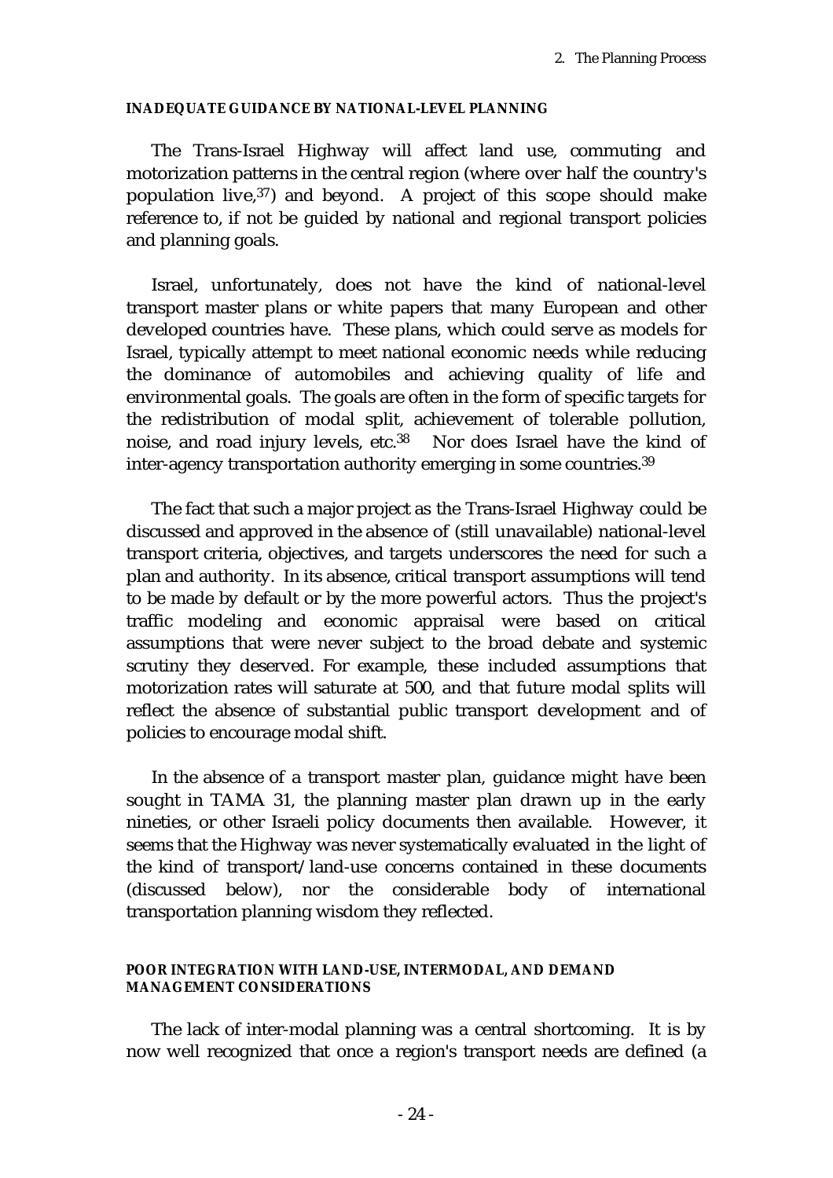### INADEQUATE GUIDANCE BY NATIONAL-LEVEL PLANNING

The Trans-Israel Highway will affect land use, commuting and motorization patterns in the central region (where over half the country's population live,[37]) and beyond. A project of this scope should make reference to, if not be guided by national and regional transport policies and planning goals.

Israel, unfortunately, does not have the kind of national-level transport master plans or white papers that many European and other developed countries have. These plans, which could serve as models for Israel, typically attempt to meet national economic needs while reducing the dominance of automobiles and achieving quality of life and environmental goals. The goals are often in the form of specific targets for the redistribution of modal split, achievement of tolerable pollution, noise, and road injury levels, etc.[38] Nor does Israel have the kind of inter-agency transportation authority emerging in some countries.[39]

The fact that such a major project as the Trans-Israel Highway could be discussed and approved in the absence of (still unavailable) national-level transport criteria, objectives, and targets underscores the need for such a plan and authority. In its absence, critical transport assumptions will tend to be made by default or by the more powerful actors. Thus the project's traffic modeling and economic appraisal were based on critical assumptions that were never subject to the broad debate and systemic scrutiny they deserved. For example, these included assumptions that motorization rates will saturate at 500, and that future modal splits will reflect the absence of substantial public transport development and of policies to encourage modal shift.

In the absence of a transport master plan, guidance might have been sought in TAMA 31, the planning master plan drawn up in the early nineties, or other Israeli policy documents then available. However, it seems that the Highway was never systematically evaluated in the light of the kind of transport/land-use concerns contained in these documents (discussed below), nor the considerable body of international transportation planning wisdom they reflected.

### POOR INTEGRATION WITH LAND-USE, INTERMODAL, AND DEMAND MANAGEMENT CONSIDERATIONS

The lack of inter-modal planning was a central shortcoming. It is by now well recognized that once a region's transport needs are defined (a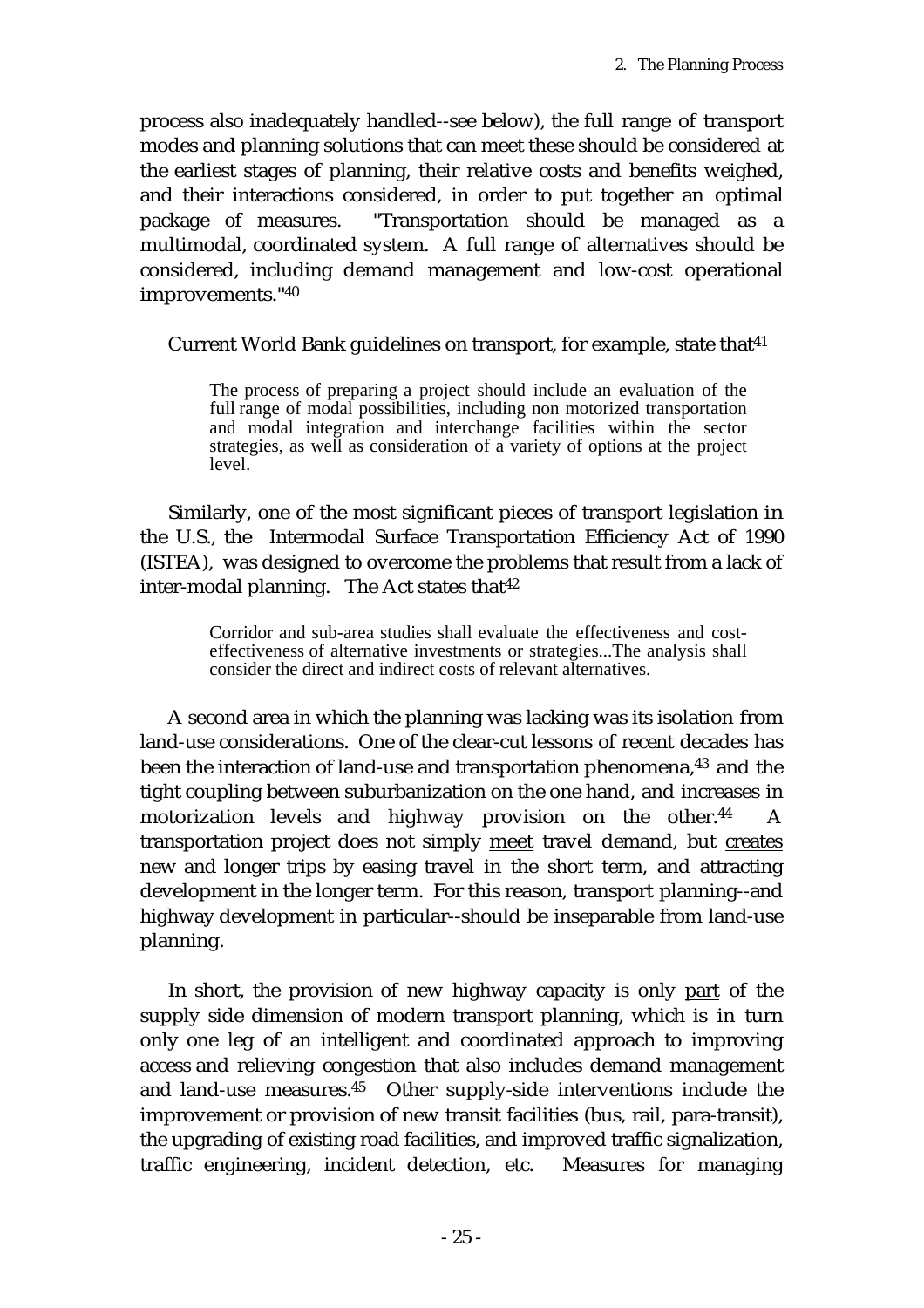process also inadequately handled--see below), the full range of transport modes and planning solutions that can meet these should be considered at the earliest stages of planning, their relative costs and benefits weighed, and their interactions considered, in order to put together an optimal package of measures. "Transportation should be managed as a multimodal, coordinated system. A full range of alternatives should be considered, including demand management and low-cost operational improvements."[40]

Current World Bank guidelines on transport, for example, state that[41]

> The process of preparing a project should include an evaluation of the full range of modal possibilities, including non motorized transportation and modal integration and interchange facilities within the sector strategies, as well as consideration of a variety of options at the project level.

Similarly, one of the most significant pieces of transport legislation in the U.S., the Intermodal Surface Transportation Efficiency Act of 1990 (ISTEA), was designed to overcome the problems that result from a lack of inter-modal planning. The Act states that[42]

> Corridor and sub-area studies shall evaluate the effectiveness and cost-effectiveness of alternative investments or strategies...The analysis shall consider the direct and indirect costs of relevant alternatives.

A second area in which the planning was lacking was its isolation from land-use considerations. One of the clear-cut lessons of recent decades has been the interaction of land-use and transportation phenomena,[43] and the tight coupling between suburbanization on the one hand, and increases in motorization levels and highway provision on the other.[44] A transportation project does not simply meet travel demand, but creates new and longer trips by easing travel in the short term, and attracting development in the longer term. For this reason, transport planning--and highway development in particular--should be inseparable from land-use planning.

In short, the provision of new highway capacity is only part of the supply side dimension of modern transport planning, which is in turn only one leg of an intelligent and coordinated approach to improving access and relieving congestion that also includes demand management and land-use measures.[45] Other supply-side interventions include the improvement or provision of new transit facilities (bus, rail, para-transit), the upgrading of existing road facilities, and improved traffic signalization, traffic engineering, incident detection, etc. Measures for managing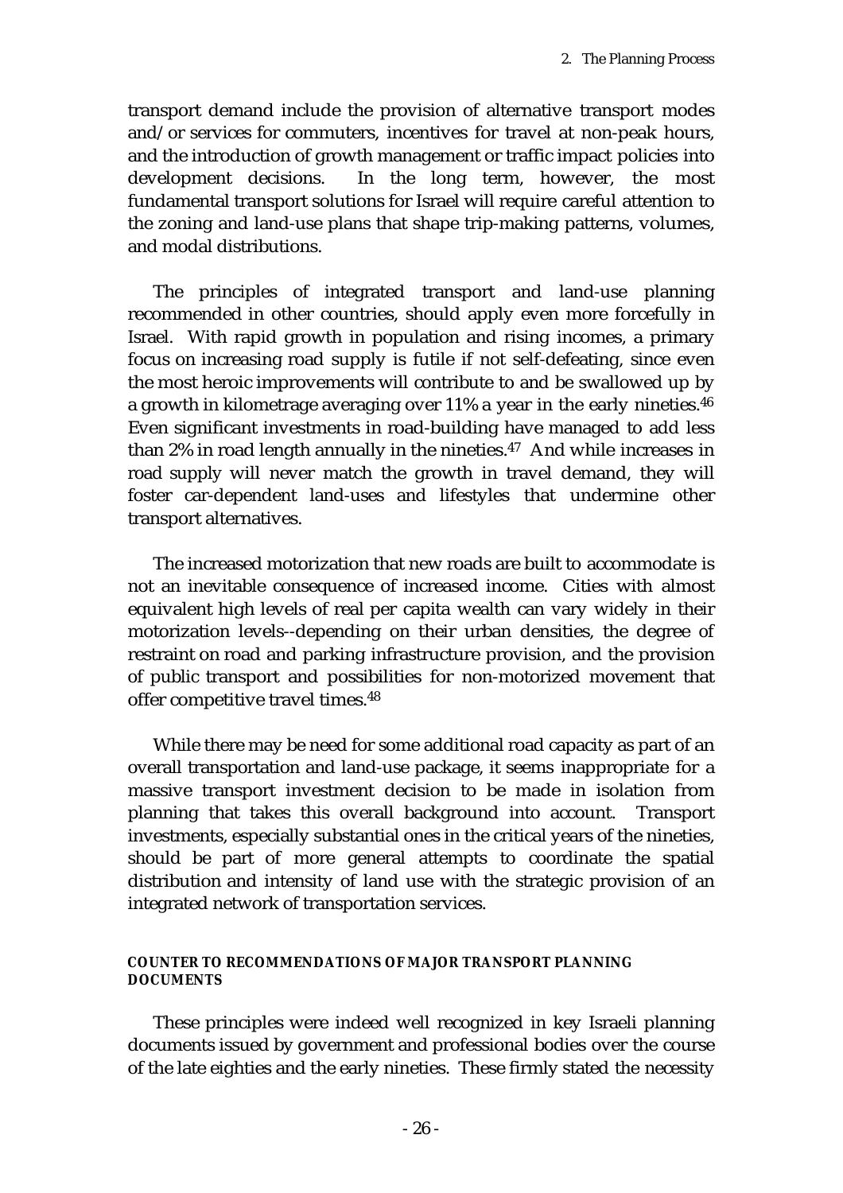transport demand include the provision of alternative transport modes and/or services for commuters, incentives for travel at non-peak hours, and the introduction of growth management or traffic impact policies into development decisions. In the long term, however, the most fundamental transport solutions for Israel will require careful attention to the zoning and land-use plans that shape trip-making patterns, volumes, and modal distributions.

The principles of integrated transport and land-use planning recommended in other countries, should apply even more forcefully in Israel. With rapid growth in population and rising incomes, a primary focus on increasing road supply is futile if not self-defeating, since even the most heroic improvements will contribute to and be swallowed up by a growth in kilometrage averaging over 11% a year in the early nineties.[46] Even significant investments in road-building have managed to add less than 2% in road length annually in the nineties.[47] And while increases in road supply will never match the growth in travel demand, they will foster car-dependent land-uses and lifestyles that undermine other transport alternatives.

The increased motorization that new roads are built to accommodate is not an inevitable consequence of increased income. Cities with almost equivalent high levels of real per capita wealth can vary widely in their motorization levels--depending on their urban densities, the degree of restraint on road and parking infrastructure provision, and the provision of public transport and possibilities for non-motorized movement that offer competitive travel times.[48]

While there may be need for some additional road capacity as part of an overall transportation and land-use package, it seems inappropriate for a massive transport investment decision to be made in isolation from planning that takes this overall background into account. Transport investments, especially substantial ones in the critical years of the nineties, should be part of more general attempts to coordinate the spatial distribution and intensity of land use with the strategic provision of an integrated network of transportation services.

#### COUNTER TO RECOMMENDATIONS OF MAJOR TRANSPORT PLANNING DOCUMENTS

These principles were indeed well recognized in key Israeli planning documents issued by government and professional bodies over the course of the late eighties and the early nineties. These firmly stated the necessity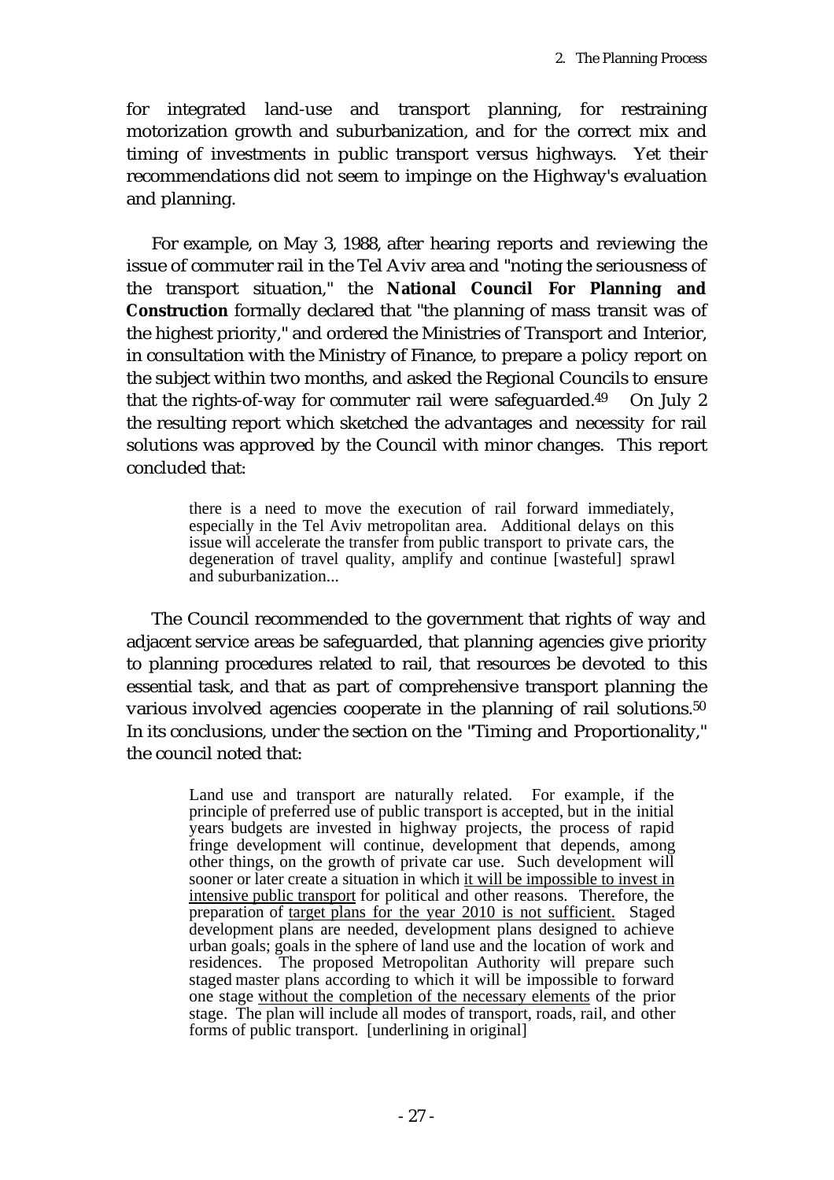for integrated land-use and transport planning, for restraining motorization growth and suburbanization, and for the correct mix and timing of investments in public transport versus highways. Yet their recommendations did not seem to impinge on the Highway's evaluation and planning.

For example, on May 3, 1988, after hearing reports and reviewing the issue of commuter rail in the Tel Aviv area and "noting the seriousness of the transport situation," the **National Council For Planning and Construction** formally declared that "the planning of mass transit was of the highest priority," and ordered the Ministries of Transport and Interior, in consultation with the Ministry of Finance, to prepare a policy report on the subject within two months, and asked the Regional Councils to ensure that the rights-of-way for commuter rail were safeguarded.[49] On July 2 the resulting report which sketched the advantages and necessity for rail solutions was approved by the Council with minor changes. This report concluded that:

> there is a need to move the execution of rail forward immediately, especially in the Tel Aviv metropolitan area. Additional delays on this issue will accelerate the transfer from public transport to private cars, the degeneration of travel quality, amplify and continue [wasteful] sprawl and suburbanization...

The Council recommended to the government that rights of way and adjacent service areas be safeguarded, that planning agencies give priority to planning procedures related to rail, that resources be devoted to this essential task, and that as part of comprehensive transport planning the various involved agencies cooperate in the planning of rail solutions.[50] In its conclusions, under the section on the "Timing and Proportionality," the council noted that:

> Land use and transport are naturally related. For example, if the principle of preferred use of public transport is accepted, but in the initial years budgets are invested in highway projects, the process of rapid fringe development will continue, development that depends, among other things, on the growth of private car use. Such development will sooner or later create a situation in which <u>it will be impossible to invest in intensive public transport</u> for political and other reasons. Therefore, the preparation of <u>target plans for the year 2010 is not sufficient.</u> Staged development plans are needed, development plans designed to achieve urban goals; goals in the sphere of land use and the location of work and residences. The proposed Metropolitan Authority will prepare such staged master plans according to which it will be impossible to forward one stage <u>without the completion of the necessary elements</u> of the prior stage. The plan will include all modes of transport, roads, rail, and other forms of public transport. [underlining in original]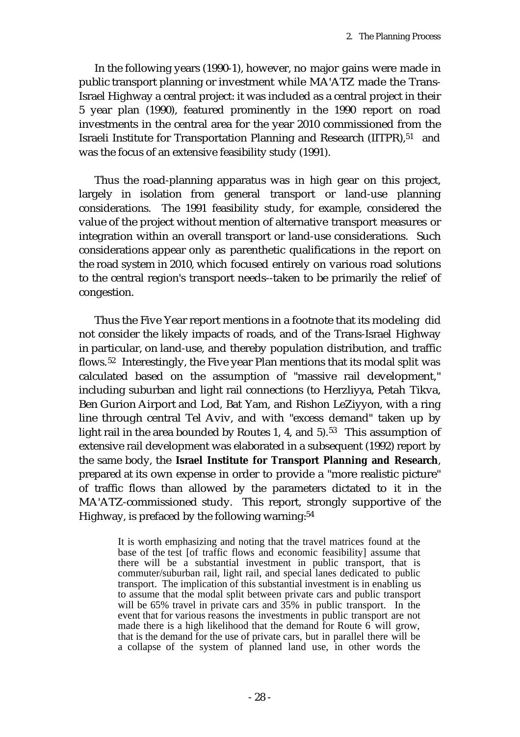In the following years (1990-1), however, no major gains were made in public transport planning or investment while MA'ATZ made the Trans-Israel Highway a central project: it was included as a central project in their 5 year plan (1990), featured prominently in the 1990 report on road investments in the central area for the year 2010 commissioned from the Israeli Institute for Transportation Planning and Research (IITPR),[51] and was the focus of an extensive feasibility study (1991).

Thus the road-planning apparatus was in high gear on this project, largely in isolation from general transport or land-use planning considerations. The 1991 feasibility study, for example, considered the value of the project without mention of alternative transport measures or integration within an overall transport or land-use considerations. Such considerations appear only as parenthetic qualifications in the report on the road system in 2010, which focused entirely on various road solutions to the central region's transport needs--taken to be primarily the relief of congestion.

Thus the Five Year report mentions in a footnote that its modeling did not consider the likely impacts of roads, and of the Trans-Israel Highway in particular, on land-use, and thereby population distribution, and traffic flows.[52] Interestingly, the Five year Plan mentions that its modal split was calculated based on the assumption of "massive rail development," including suburban and light rail connections (to Herzliyya, Petah Tikva, Ben Gurion Airport and Lod, Bat Yam, and Rishon LeZiyyon, with a ring line through central Tel Aviv, and with "excess demand" taken up by light rail in the area bounded by Routes 1, 4, and 5).[53] This assumption of extensive rail development was elaborated in a subsequent (1992) report by the same body, the **Israel Institute for Transport Planning and Research**, prepared at its own expense in order to provide a "more realistic picture" of traffic flows than allowed by the parameters dictated to it in the MA'ATZ-commissioned study. This report, strongly supportive of the Highway, is prefaced by the following warning:[54]

> It is worth emphasizing and noting that the travel matrices found at the base of the test [of traffic flows and economic feasibility] assume that there will be a substantial investment in public transport, that is commuter/suburban rail, light rail, and special lanes dedicated to public transport. The implication of this substantial investment is in enabling us to assume that the modal split between private cars and public transport will be 65% travel in private cars and 35% in public transport. In the event that for various reasons the investments in public transport are not made there is a high likelihood that the demand for Route 6 will grow, that is the demand for the use of private cars, but in parallel there will be a collapse of the system of planned land use, in other words the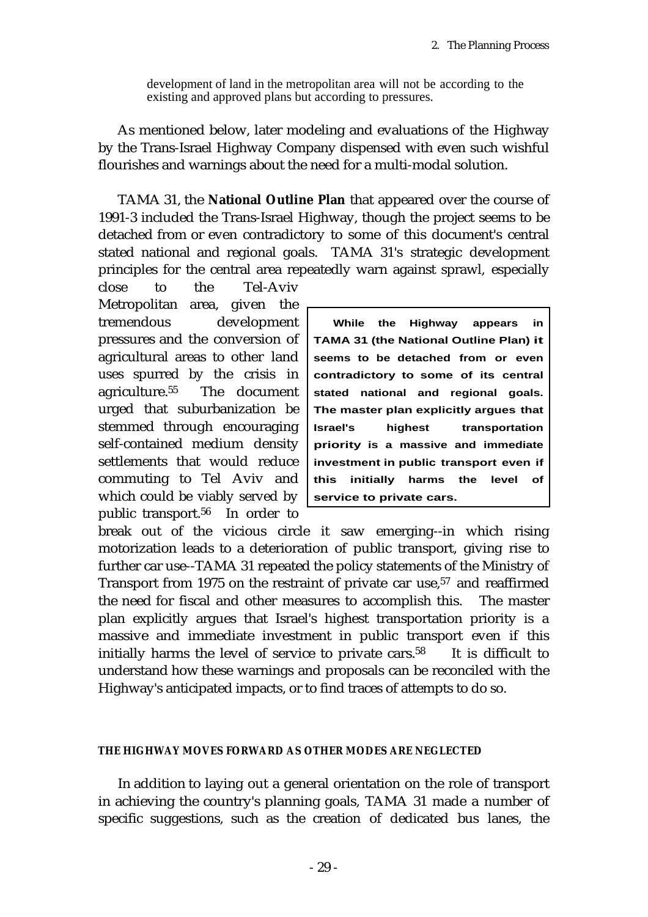development of land in the metropolitan area will not be according to the existing and approved plans but according to pressures.

As mentioned below, later modeling and evaluations of the Highway by the Trans-Israel Highway Company dispensed with even such wishful flourishes and warnings about the need for a multi-modal solution.

TAMA 31, the **National Outline Plan** that appeared over the course of 1991-3 included the Trans-Israel Highway, though the project seems to be detached from or even contradictory to some of this document's central stated national and regional goals. TAMA 31's strategic development principles for the central area repeatedly warn against sprawl, especially close to the Tel-Aviv Metropolitan area, given the tremendous development pressures and the conversion of agricultural areas to other land uses spurred by the crisis in agriculture.[55] The document urged that suburbanization be stemmed through encouraging self-contained medium density settlements that would reduce commuting to Tel Aviv and which could be viably served by public transport.[56] In order to break out of the vicious circle it saw emerging--in which rising motorization leads to a deterioration of public transport, giving rise to further car use--TAMA 31 repeated the policy statements of the Ministry of Transport from 1975 on the restraint of private car use,[57] and reaffirmed the need for fiscal and other measures to accomplish this. The master plan explicitly argues that Israel's highest transportation priority is a massive and immediate investment in public transport even if this initially harms the level of service to private cars.[58] It is difficult to understand how these warnings and proposals can be reconciled with the Highway's anticipated impacts, or to find traces of attempts to do so.

> **While the Highway appears in TAMA 31 (the National Outline Plan) it seems to be detached from or even contradictory to some of its central stated national and regional goals. The master plan explicitly argues that Israel's highest transportation priority is a massive and immediate investment in public transport even if this initially harms the level of service to private cars.**

#### THE HIGHWAY MOVES FORWARD AS OTHER MODES ARE NEGLECTED

In addition to laying out a general orientation on the role of transport in achieving the country's planning goals, TAMA 31 made a number of specific suggestions, such as the creation of dedicated bus lanes, the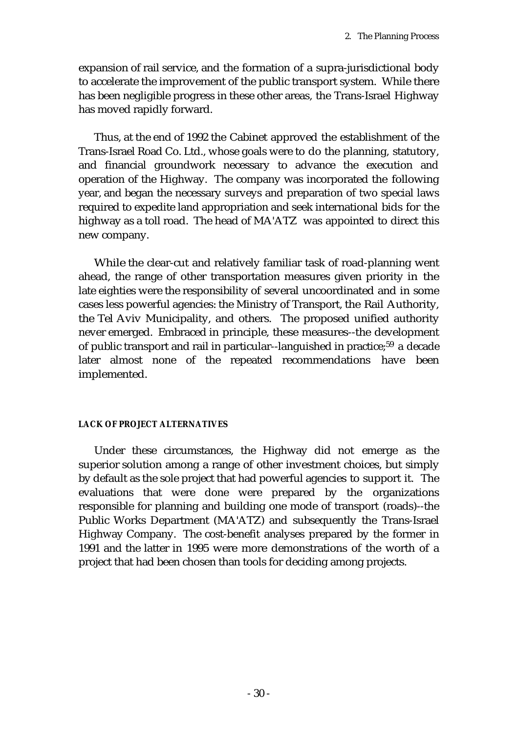expansion of rail service, and the formation of a supra-jurisdictional body to accelerate the improvement of the public transport system. While there has been negligible progress in these other areas, the Trans-Israel Highway has moved rapidly forward.

Thus, at the end of 1992 the Cabinet approved the establishment of the Trans-Israel Road Co. Ltd., whose goals were to do the planning, statutory, and financial groundwork necessary to advance the execution and operation of the Highway. The company was incorporated the following year, and began the necessary surveys and preparation of two special laws required to expedite land appropriation and seek international bids for the highway as a toll road. The head of MA'ATZ was appointed to direct this new company.

While the clear-cut and relatively familiar task of road-planning went ahead, the range of other transportation measures given priority in the late eighties were the responsibility of several uncoordinated and in some cases less powerful agencies: the Ministry of Transport, the Rail Authority, the Tel Aviv Municipality, and others. The proposed unified authority never emerged. Embraced in principle, these measures--the development of public transport and rail in particular--languished in practice;[59] a decade later almost none of the repeated recommendations have been implemented.

#### LACK OF PROJECT ALTERNATIVES

Under these circumstances, the Highway did not emerge as the superior solution among a range of other investment choices, but simply by default as the sole project that had powerful agencies to support it. The evaluations that were done were prepared by the organizations responsible for planning and building one mode of transport (roads)--the Public Works Department (MA'ATZ) and subsequently the Trans-Israel Highway Company. The cost-benefit analyses prepared by the former in 1991 and the latter in 1995 were more demonstrations of the worth of a project that had been chosen than tools for deciding among projects.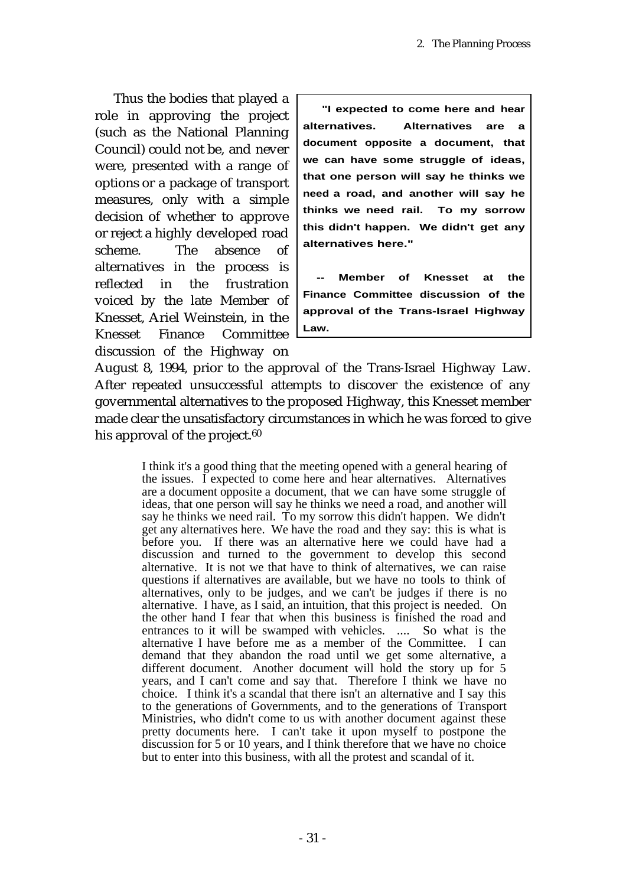Thus the bodies that played a role in approving the project (such as the National Planning Council) could not be, and never were, presented with a range of options or a package of transport measures, only with a simple decision of whether to approve or reject a highly developed road scheme. The absence of alternatives in the process is reflected in the frustration voiced by the late Member of Knesset, Ariel Weinstein, in the Knesset Finance Committee discussion of the Highway on August 8, 1994, prior to the approval of the Trans-Israel Highway Law. After repeated unsuccessful attempts to discover the existence of any governmental alternatives to the proposed Highway, this Knesset member made clear the unsatisfactory circumstances in which he was forced to give his approval of the project.[60]

> **"I expected to come here and hear alternatives. Alternatives are a document opposite a document, that we can have some struggle of ideas, that one person will say he thinks we need a road, and another will say he thinks we need rail. To my sorrow this didn't happen. We didn't get any alternatives here."**
>
> **-- Member of Knesset at the Finance Committee discussion of the approval of the Trans-Israel Highway Law.**

> I think it's a good thing that the meeting opened with a general hearing of the issues. I expected to come here and hear alternatives. Alternatives are a document opposite a document, that we can have some struggle of ideas, that one person will say he thinks we need a road, and another will say he thinks we need rail. To my sorrow this didn't happen. We didn't get any alternatives here. We have the road and they say: this is what is before you. If there was an alternative here we could have had a discussion and turned to the government to develop this second alternative. It is not we that have to think of alternatives, we can raise questions if alternatives are available, but we have no tools to think of alternatives, only to be judges, and we can't be judges if there is no alternative. I have, as I said, an intuition, that this project is needed. On the other hand I fear that when this business is finished the road and entrances to it will be swamped with vehicles. .... So what is the alternative I have before me as a member of the Committee. I can demand that they abandon the road until we get some alternative, a different document. Another document will hold the story up for 5 years, and I can't come and say that. Therefore I think we have no choice. I think it's a scandal that there isn't an alternative and I say this to the generations of Governments, and to the generations of Transport Ministries, who didn't come to us with another document against these pretty documents here. I can't take it upon myself to postpone the discussion for 5 or 10 years, and I think therefore that we have no choice but to enter into this business, with all the protest and scandal of it.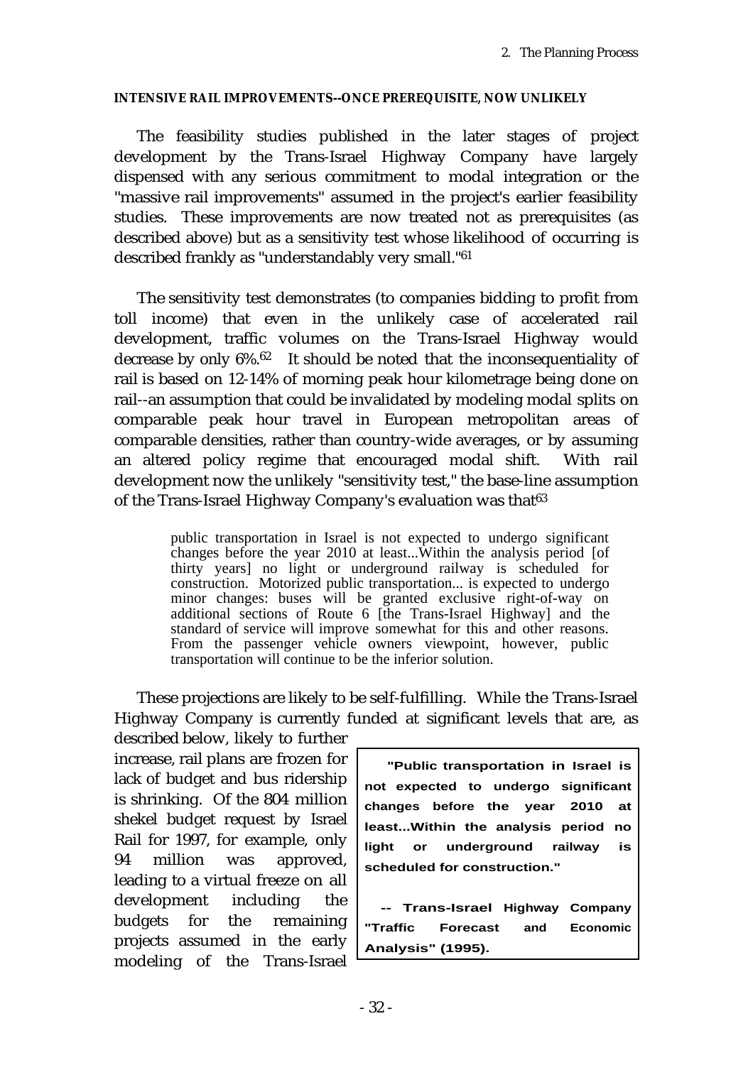#### INTENSIVE RAIL IMPROVEMENTS--ONCE PREREQUISITE, NOW UNLIKELY

The feasibility studies published in the later stages of project development by the Trans-Israel Highway Company have largely dispensed with any serious commitment to modal integration or the "massive rail improvements" assumed in the project's earlier feasibility studies. These improvements are now treated not as prerequisites (as described above) but as a sensitivity test whose likelihood of occurring is described frankly as "understandably very small."[61]

The sensitivity test demonstrates (to companies bidding to profit from toll income) that even in the unlikely case of accelerated rail development, traffic volumes on the Trans-Israel Highway would decrease by only 6%.[62] It should be noted that the inconsequentiality of rail is based on 12-14% of morning peak hour kilometrage being done on rail--an assumption that could be invalidated by modeling modal splits on comparable peak hour travel in European metropolitan areas of comparable densities, rather than country-wide averages, or by assuming an altered policy regime that encouraged modal shift. With rail development now the unlikely "sensitivity test," the base-line assumption of the Trans-Israel Highway Company's evaluation was that[63]

> public transportation in Israel is not expected to undergo significant changes before the year 2010 at least...Within the analysis period [of thirty years] no light or underground railway is scheduled for construction. Motorized public transportation... is expected to undergo minor changes: buses will be granted exclusive right-of-way on additional sections of Route 6 [the Trans-Israel Highway] and the standard of service will improve somewhat for this and other reasons. From the passenger vehicle owners viewpoint, however, public transportation will continue to be the inferior solution.

These projections are likely to be self-fulfilling. While the Trans-Israel Highway Company is currently funded at significant levels that are, as described below, likely to further increase, rail plans are frozen for lack of budget and bus ridership is shrinking. Of the 804 million shekel budget request by Israel Rail for 1997, for example, only 94 million was approved, leading to a virtual freeze on all development including the budgets for the remaining projects assumed in the early modeling of the Trans-Israel

> **"Public transportation in Israel is not expected to undergo significant changes before the year 2010 at least...Within the analysis period no light or underground railway is scheduled for construction."**
>
> **-- Trans-Israel Highway Company "Traffic Forecast and Economic Analysis" (1995).**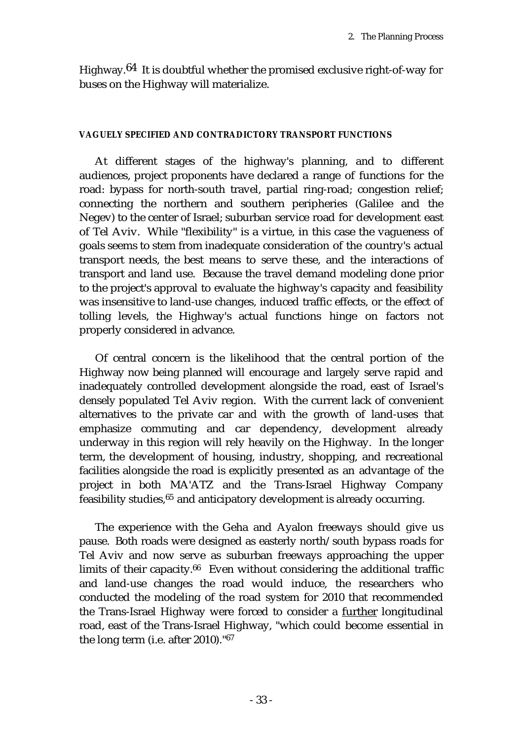Highway.[64] It is doubtful whether the promised exclusive right-of-way for buses on the Highway will materialize.

#### VAGUELY SPECIFIED AND CONTRADICTORY TRANSPORT FUNCTIONS

At different stages of the highway's planning, and to different audiences, project proponents have declared a range of functions for the road: bypass for north-south travel, partial ring-road; congestion relief; connecting the northern and southern peripheries (Galilee and the Negev) to the center of Israel; suburban service road for development east of Tel Aviv. While "flexibility" is a virtue, in this case the vagueness of goals seems to stem from inadequate consideration of the country's actual transport needs, the best means to serve these, and the interactions of transport and land use. Because the travel demand modeling done prior to the project's approval to evaluate the highway's capacity and feasibility was insensitive to land-use changes, induced traffic effects, or the effect of tolling levels, the Highway's actual functions hinge on factors not properly considered in advance.

Of central concern is the likelihood that the central portion of the Highway now being planned will encourage and largely serve rapid and inadequately controlled development alongside the road, east of Israel's densely populated Tel Aviv region. With the current lack of convenient alternatives to the private car and with the growth of land-uses that emphasize commuting and car dependency, development already underway in this region will rely heavily on the Highway. In the longer term, the development of housing, industry, shopping, and recreational facilities alongside the road is explicitly presented as an advantage of the project in both MA'ATZ and the Trans-Israel Highway Company feasibility studies,[65] and anticipatory development is already occurring.

The experience with the Geha and Ayalon freeways should give us pause. Both roads were designed as easterly north/south bypass roads for Tel Aviv and now serve as suburban freeways approaching the upper limits of their capacity.[66] Even without considering the additional traffic and land-use changes the road would induce, the researchers who conducted the modeling of the road system for 2010 that recommended the Trans-Israel Highway were forced to consider a <u>further</u> longitudinal road, east of the Trans-Israel Highway, "which could become essential in the long term (i.e. after 2010)."[67]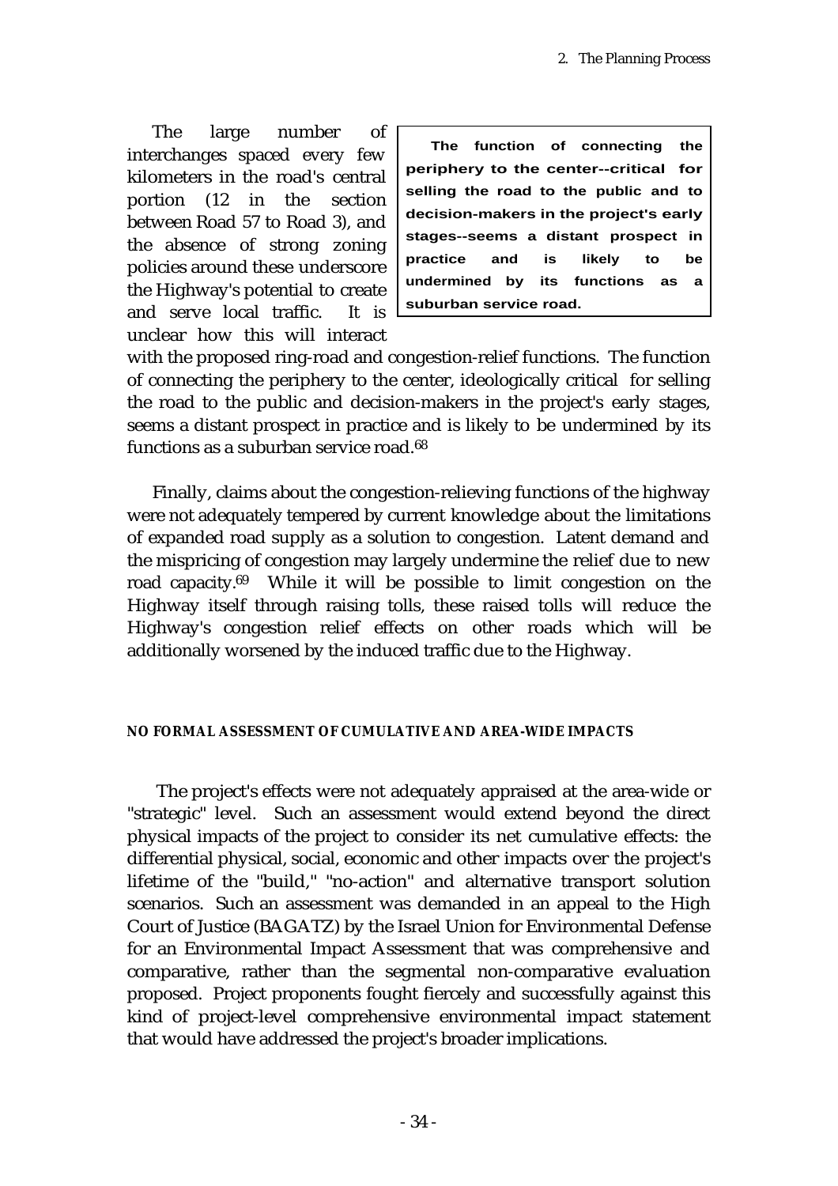The large number of interchanges spaced every few kilometers in the road's central portion (12 in the section between Road 57 to Road 3), and the absence of strong zoning policies around these underscore the Highway's potential to create and serve local traffic. It is unclear how this will interact with the proposed ring-road and congestion-relief functions. The function of connecting the periphery to the center, ideologically critical for selling the road to the public and decision-makers in the project's early stages, seems a distant prospect in practice and is likely to be undermined by its functions as a suburban service road.[68]

> **The function of connecting the periphery to the center--critical for selling the road to the public and to decision-makers in the project's early stages--seems a distant prospect in practice and is likely to be undermined by its functions as a suburban service road.**

Finally, claims about the congestion-relieving functions of the highway were not adequately tempered by current knowledge about the limitations of expanded road supply as a solution to congestion. Latent demand and the mispricing of congestion may largely undermine the relief due to new road capacity.[69] While it will be possible to limit congestion on the Highway itself through raising tolls, these raised tolls will reduce the Highway's congestion relief effects on other roads which will be additionally worsened by the induced traffic due to the Highway.

#### NO FORMAL ASSESSMENT OF CUMULATIVE AND AREA-WIDE IMPACTS

The project's effects were not adequately appraised at the area-wide or "strategic" level. Such an assessment would extend beyond the direct physical impacts of the project to consider its net cumulative effects: the differential physical, social, economic and other impacts over the project's lifetime of the "build," "no-action" and alternative transport solution scenarios. Such an assessment was demanded in an appeal to the High Court of Justice (BAGATZ) by the Israel Union for Environmental Defense for an Environmental Impact Assessment that was comprehensive and comparative, rather than the segmental non-comparative evaluation proposed. Project proponents fought fiercely and successfully against this kind of project-level comprehensive environmental impact statement that would have addressed the project's broader implications.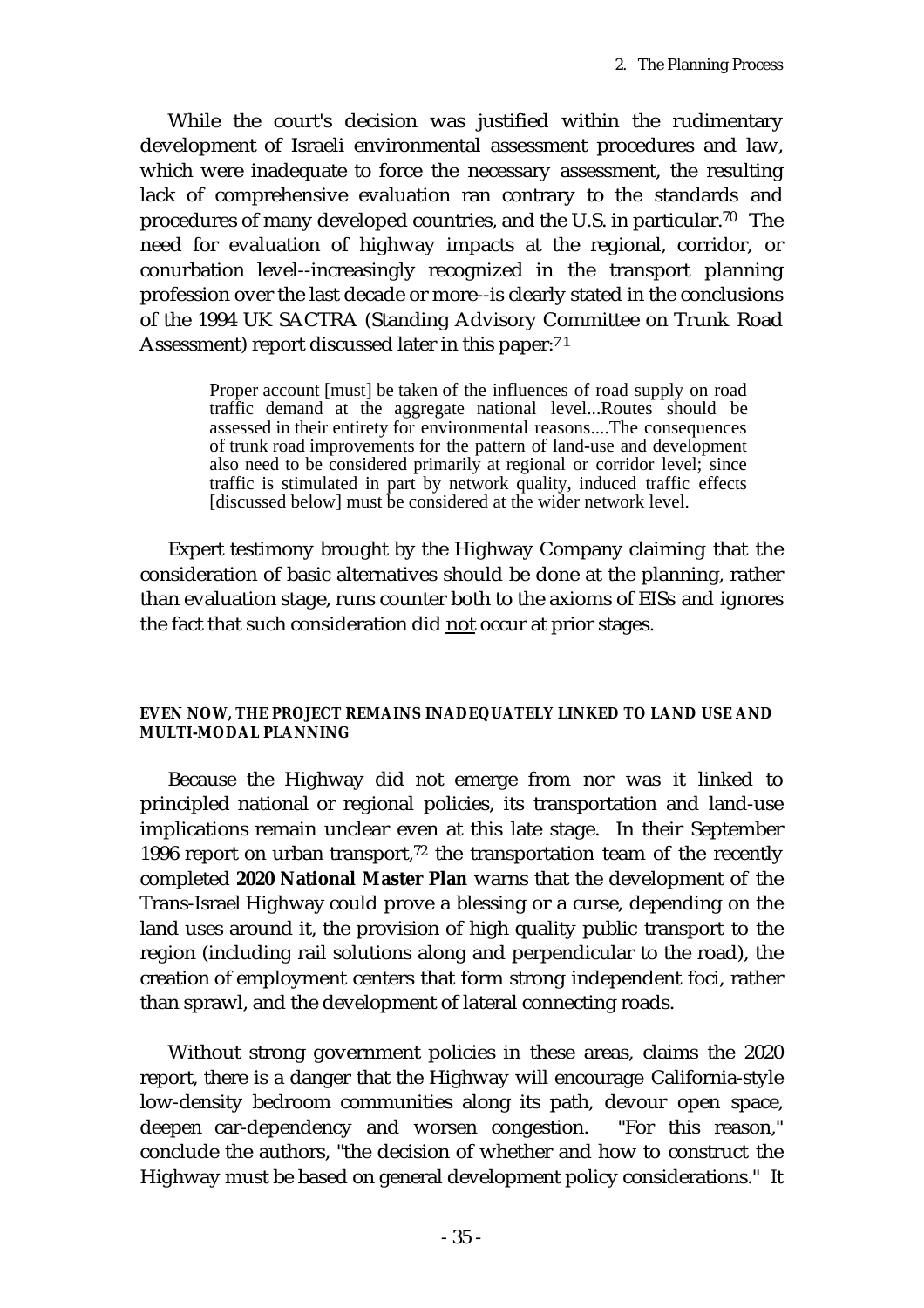While the court's decision was justified within the rudimentary development of Israeli environmental assessment procedures and law, which were inadequate to force the necessary assessment, the resulting lack of comprehensive evaluation ran contrary to the standards and procedures of many developed countries, and the U.S. in particular.[70] The need for evaluation of highway impacts at the regional, corridor, or conurbation level--increasingly recognized in the transport planning profession over the last decade or more--is clearly stated in the conclusions of the 1994 UK SACTRA (Standing Advisory Committee on Trunk Road Assessment) report discussed later in this paper:[71]

> Proper account [must] be taken of the influences of road supply on road traffic demand at the aggregate national level...Routes should be assessed in their entirety for environmental reasons....The consequences of trunk road improvements for the pattern of land-use and development also need to be considered primarily at regional or corridor level; since traffic is stimulated in part by network quality, induced traffic effects [discussed below] must be considered at the wider network level.

Expert testimony brought by the Highway Company claiming that the consideration of basic alternatives should be done at the planning, rather than evaluation stage, runs counter both to the axioms of EISs and ignores the fact that such consideration did <u>not</u> occur at prior stages.

#### EVEN NOW, THE PROJECT REMAINS INADEQUATELY LINKED TO LAND USE AND MULTI-MODAL PLANNING

Because the Highway did not emerge from nor was it linked to principled national or regional policies, its transportation and land-use implications remain unclear even at this late stage. In their September 1996 report on urban transport,[72] the transportation team of the recently completed **2020 National Master Plan** warns that the development of the Trans-Israel Highway could prove a blessing or a curse, depending on the land uses around it, the provision of high quality public transport to the region (including rail solutions along and perpendicular to the road), the creation of employment centers that form strong independent foci, rather than sprawl, and the development of lateral connecting roads.

Without strong government policies in these areas, claims the 2020 report, there is a danger that the Highway will encourage California-style low-density bedroom communities along its path, devour open space, deepen car-dependency and worsen congestion. "For this reason," conclude the authors, "the decision of whether and how to construct the Highway must be based on general development policy considerations." It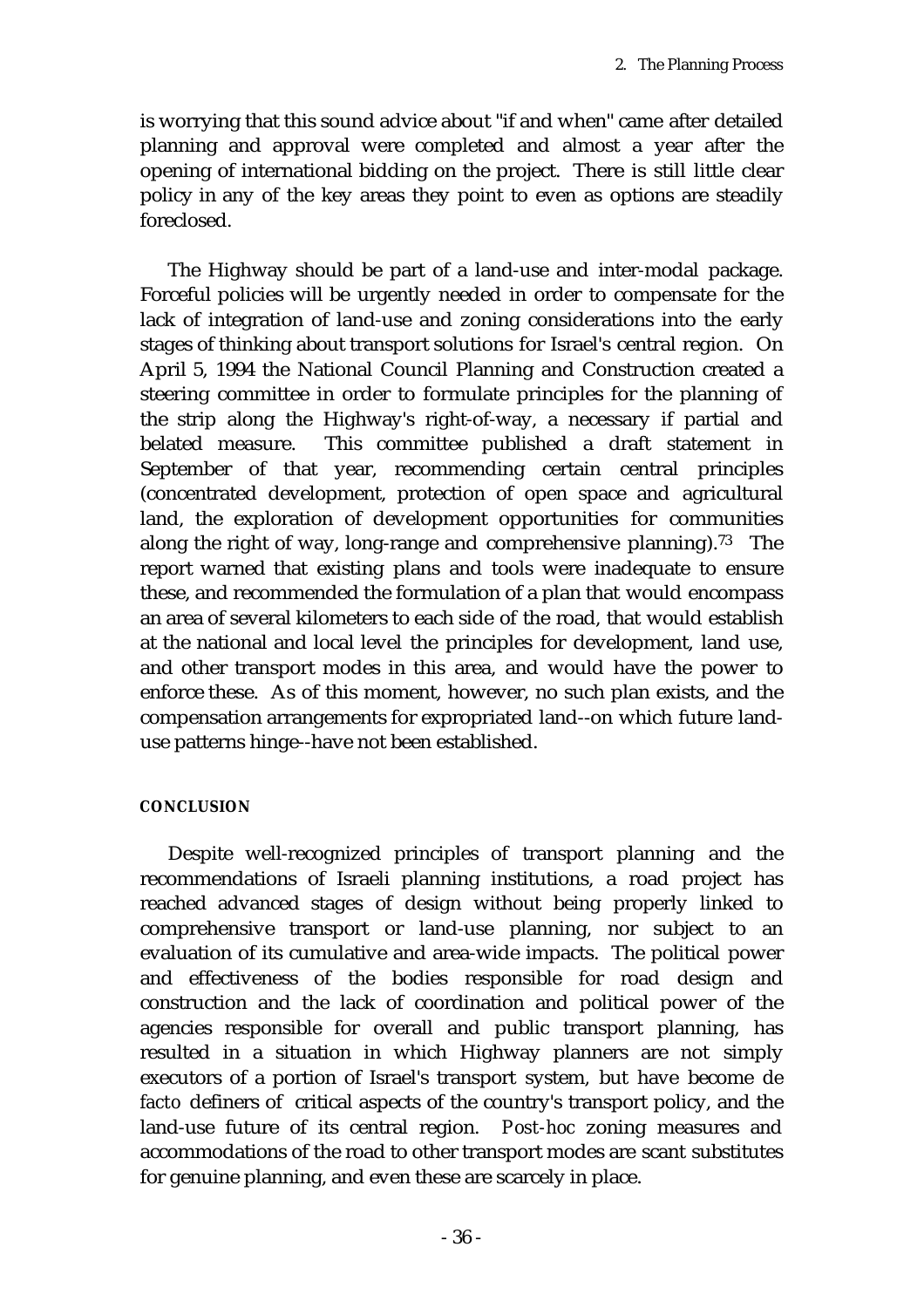is worrying that this sound advice about "if and when" came after detailed planning and approval were completed and almost a year after the opening of international bidding on the project. There is still little clear policy in any of the key areas they point to even as options are steadily foreclosed.

The Highway should be part of a land-use and inter-modal package. Forceful policies will be urgently needed in order to compensate for the lack of integration of land-use and zoning considerations into the early stages of thinking about transport solutions for Israel's central region. On April 5, 1994 the National Council Planning and Construction created a steering committee in order to formulate principles for the planning of the strip along the Highway's right-of-way, a necessary if partial and belated measure. This committee published a draft statement in September of that year, recommending certain central principles (concentrated development, protection of open space and agricultural land, the exploration of development opportunities for communities along the right of way, long-range and comprehensive planning).[73] The report warned that existing plans and tools were inadequate to ensure these, and recommended the formulation of a plan that would encompass an area of several kilometers to each side of the road, that would establish at the national and local level the principles for development, land use, and other transport modes in this area, and would have the power to enforce these. As of this moment, however, no such plan exists, and the compensation arrangements for expropriated land--on which future land-use patterns hinge--have not been established.

#### CONCLUSION

Despite well-recognized principles of transport planning and the recommendations of Israeli planning institutions, a road project has reached advanced stages of design without being properly linked to comprehensive transport or land-use planning, nor subject to an evaluation of its cumulative and area-wide impacts. The political power and effectiveness of the bodies responsible for road design and construction and the lack of coordination and political power of the agencies responsible for overall and public transport planning, has resulted in a situation in which Highway planners are not simply executors of a portion of Israel's transport system, but have become *de facto* definers of critical aspects of the country's transport policy, and the land-use future of its central region. *Post-hoc* zoning measures and accommodations of the road to other transport modes are scant substitutes for genuine planning, and even these are scarcely in place.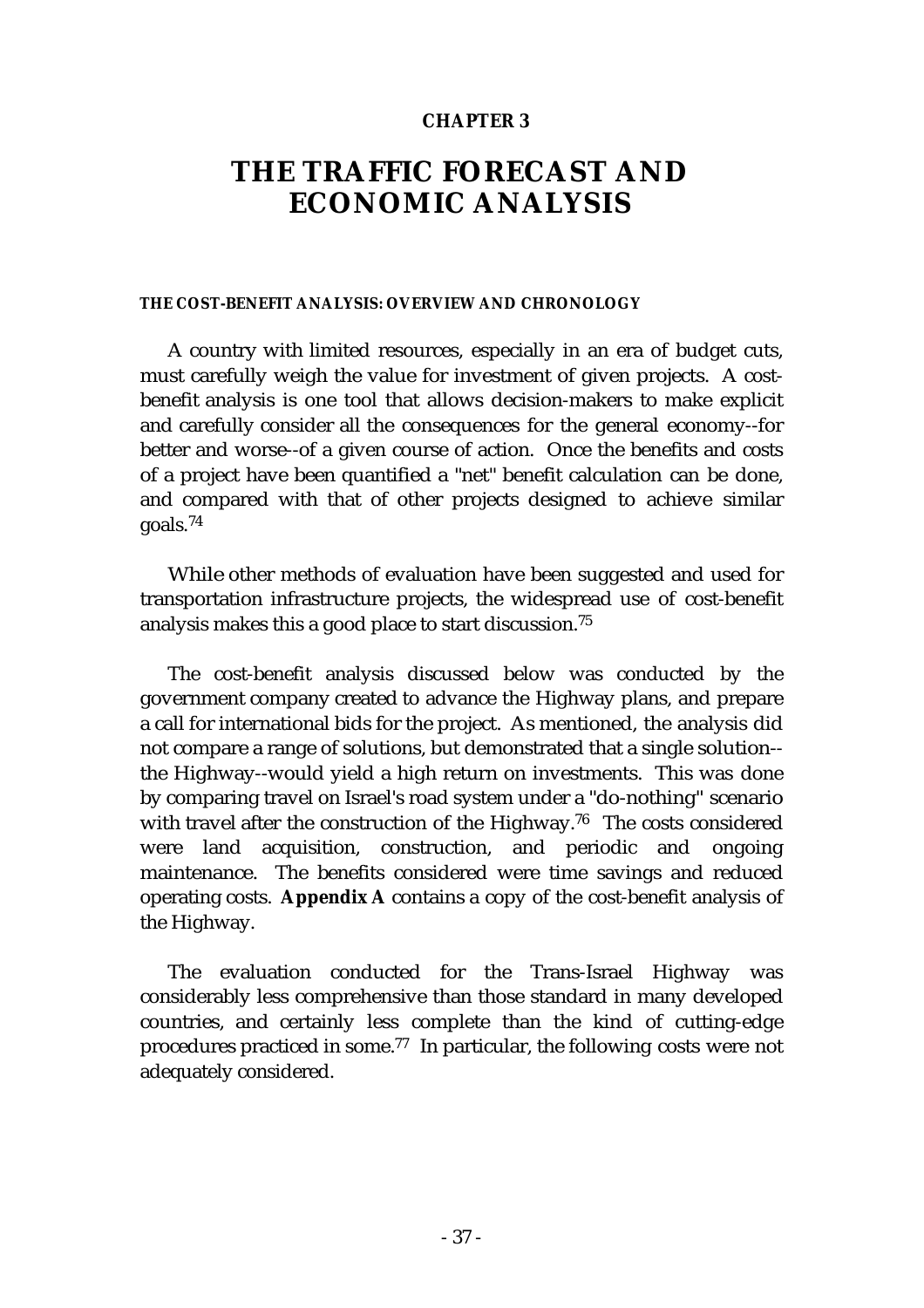**CHAPTER 3**

# THE TRAFFIC FORECAST AND ECONOMIC ANALYSIS

#### THE COST-BENEFIT ANALYSIS: OVERVIEW AND CHRONOLOGY

A country with limited resources, especially in an era of budget cuts, must carefully weigh the value for investment of given projects. A cost-benefit analysis is one tool that allows decision-makers to make explicit and carefully consider all the consequences for the general economy--for better and worse--of a given course of action. Once the benefits and costs of a project have been quantified a "net" benefit calculation can be done, and compared with that of other projects designed to achieve similar goals.[74]

While other methods of evaluation have been suggested and used for transportation infrastructure projects, the widespread use of cost-benefit analysis makes this a good place to start discussion.[75]

The cost-benefit analysis discussed below was conducted by the government company created to advance the Highway plans, and prepare a call for international bids for the project. As mentioned, the analysis did not compare a range of solutions, but demonstrated that a single solution--the Highway--would yield a high return on investments. This was done by comparing travel on Israel's road system under a "do-nothing" scenario with travel after the construction of the Highway.[76] The costs considered were land acquisition, construction, and periodic and ongoing maintenance. The benefits considered were time savings and reduced operating costs. **Appendix A** contains a copy of the cost-benefit analysis of the Highway.

The evaluation conducted for the Trans-Israel Highway was considerably less comprehensive than those standard in many developed countries, and certainly less complete than the kind of cutting-edge procedures practiced in some.[77] In particular, the following costs were not adequately considered.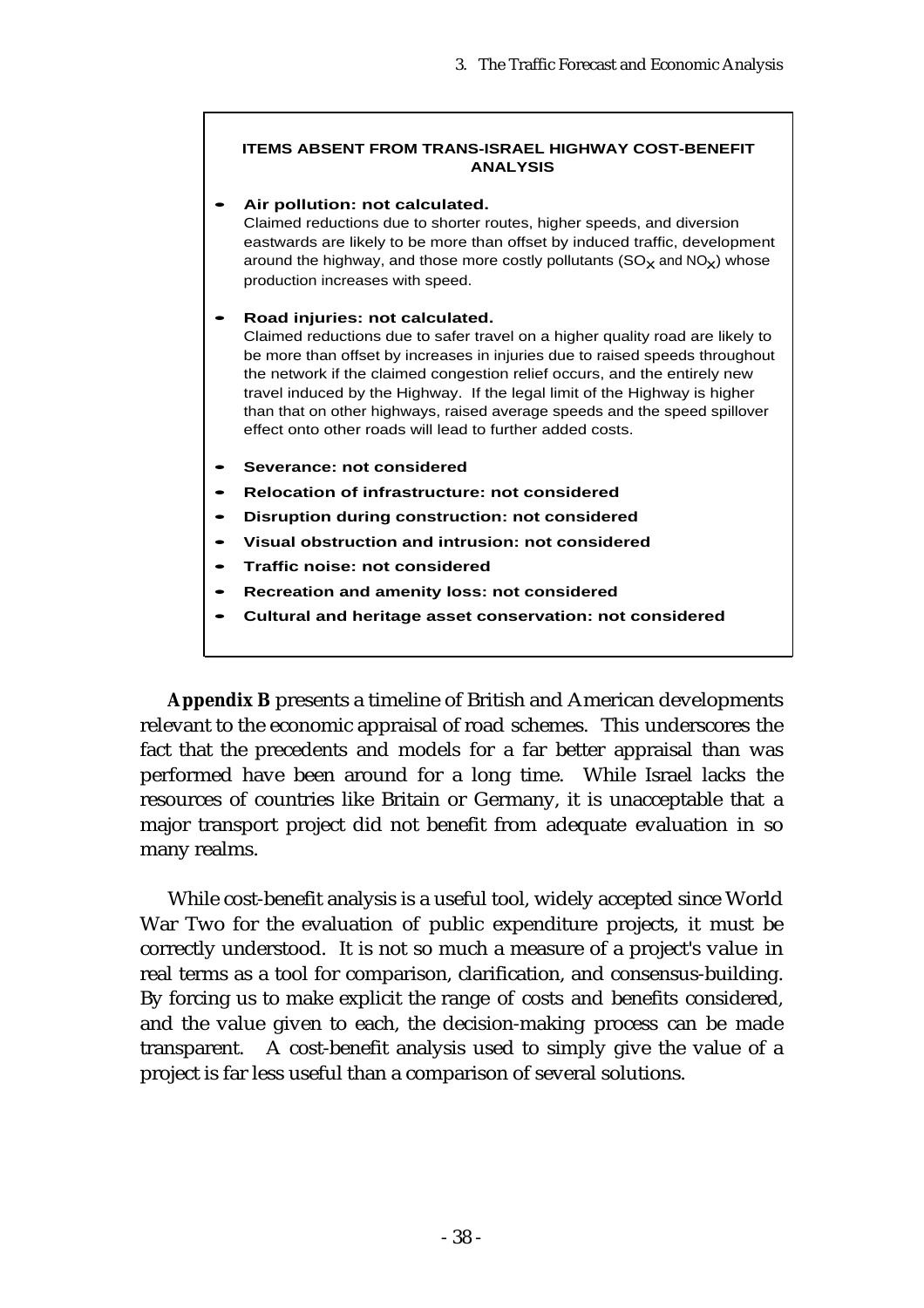**ITEMS ABSENT FROM TRANS-ISRAEL HIGHWAY COST-BENEFIT ANALYSIS**

- **Air pollution: not calculated.**
  Claimed reductions due to shorter routes, higher speeds, and diversion eastwards are likely to be more than offset by induced traffic, development around the highway, and those more costly pollutants ($SO_X$ and $NO_X$) whose production increases with speed.

- **Road injuries: not calculated.**
  Claimed reductions due to safer travel on a higher quality road are likely to be more than offset by increases in injuries due to raised speeds throughout the network if the claimed congestion relief occurs, and the entirely new travel induced by the Highway. If the legal limit of the Highway is higher than that on other highways, raised average speeds and the speed spillover effect onto other roads will lead to further added costs.

- **Severance: not considered**
- **Relocation of infrastructure: not considered**
- **Disruption during construction: not considered**
- **Visual obstruction and intrusion: not considered**
- **Traffic noise: not considered**
- **Recreation and amenity loss: not considered**
- **Cultural and heritage asset conservation: not considered**

**Appendix B** presents a timeline of British and American developments relevant to the economic appraisal of road schemes. This underscores the fact that the precedents and models for a far better appraisal than was performed have been around for a long time. While Israel lacks the resources of countries like Britain or Germany, it is unacceptable that a major transport project did not benefit from adequate evaluation in so many realms.

While cost-benefit analysis is a useful tool, widely accepted since World War Two for the evaluation of public expenditure projects, it must be correctly understood. It is not so much a measure of a project's value in real terms as a tool for comparison, clarification, and consensus-building. By forcing us to make explicit the range of costs and benefits considered, and the value given to each, the decision-making process can be made transparent. A cost-benefit analysis used to simply give the value of a project is far less useful than a comparison of several solutions.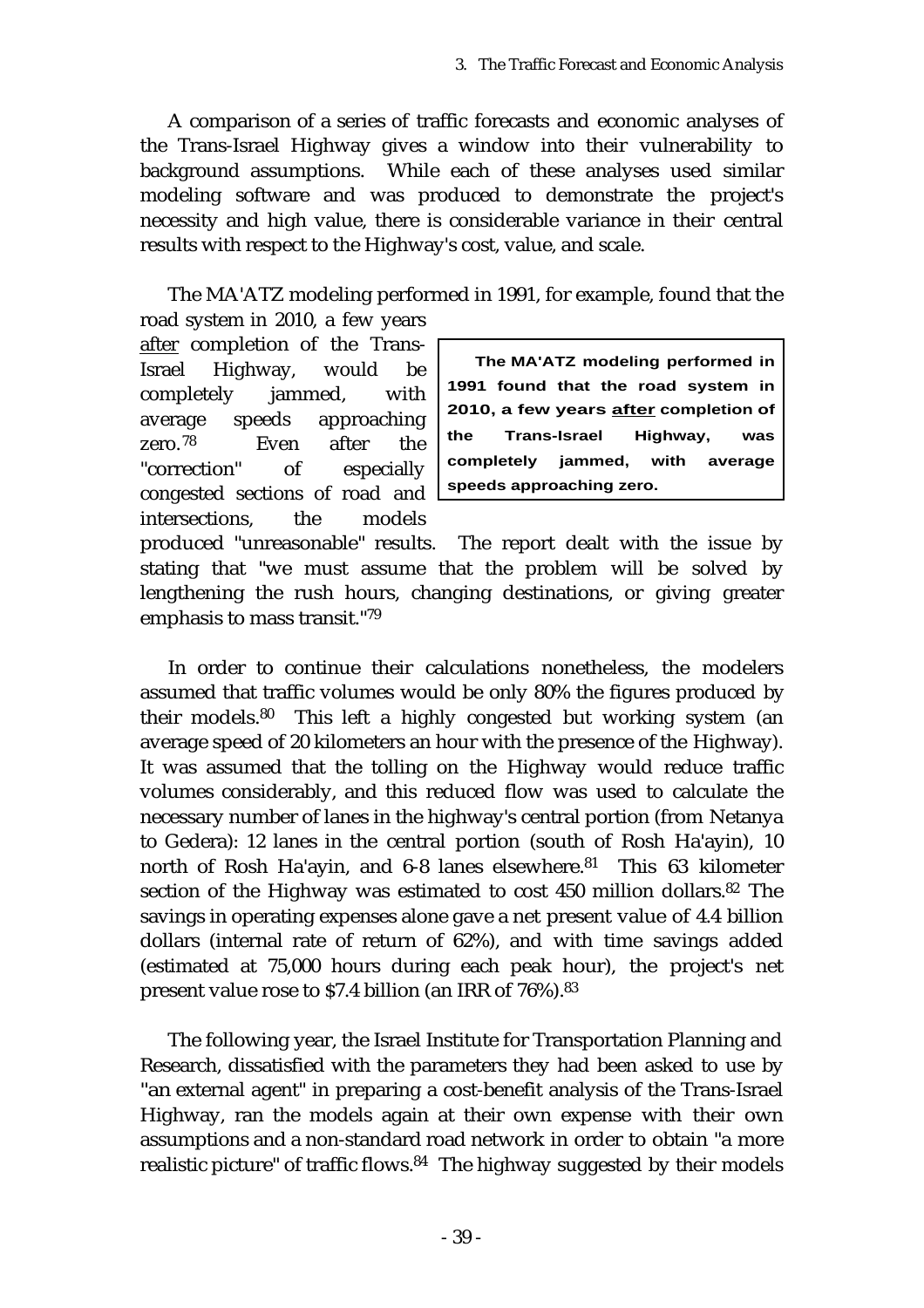A comparison of a series of traffic forecasts and economic analyses of the Trans-Israel Highway gives a window into their vulnerability to background assumptions. While each of these analyses used similar modeling software and was produced to demonstrate the project's necessity and high value, there is considerable variance in their central results with respect to the Highway's cost, value, and scale.

The MA'ATZ modeling performed in 1991, for example, found that the road system in 2010, a few years _after_ completion of the Trans-Israel Highway, would be completely jammed, with average speeds approaching zero.[78] Even after the "correction" of especially congested sections of road and intersections, the models produced "unreasonable" results. The report dealt with the issue by stating that "we must assume that the problem will be solved by lengthening the rush hours, changing destinations, or giving greater emphasis to mass transit."[79]

> **The MA'ATZ modeling performed in 1991 found that the road system in 2010, a few years _after_ completion of the Trans-Israel Highway, was completely jammed, with average speeds approaching zero.**

In order to continue their calculations nonetheless, the modelers assumed that traffic volumes would be only 80% the figures produced by their models.[80] This left a highly congested but working system (an average speed of 20 kilometers an hour with the presence of the Highway). It was assumed that the tolling on the Highway would reduce traffic volumes considerably, and this reduced flow was used to calculate the necessary number of lanes in the highway's central portion (from Netanya to Gedera): 12 lanes in the central portion (south of Rosh Ha'ayin), 10 north of Rosh Ha'ayin, and 6-8 lanes elsewhere.[81] This 63 kilometer section of the Highway was estimated to cost 450 million dollars.[82] The savings in operating expenses alone gave a net present value of 4.4 billion dollars (internal rate of return of 62%), and with time savings added (estimated at 75,000 hours during each peak hour), the project's net present value rose to $7.4 billion (an IRR of 76%).[83]

The following year, the Israel Institute for Transportation Planning and Research, dissatisfied with the parameters they had been asked to use by "an external agent" in preparing a cost-benefit analysis of the Trans-Israel Highway, ran the models again at their own expense with their own assumptions and a non-standard road network in order to obtain "a more realistic picture" of traffic flows.[84] The highway suggested by their models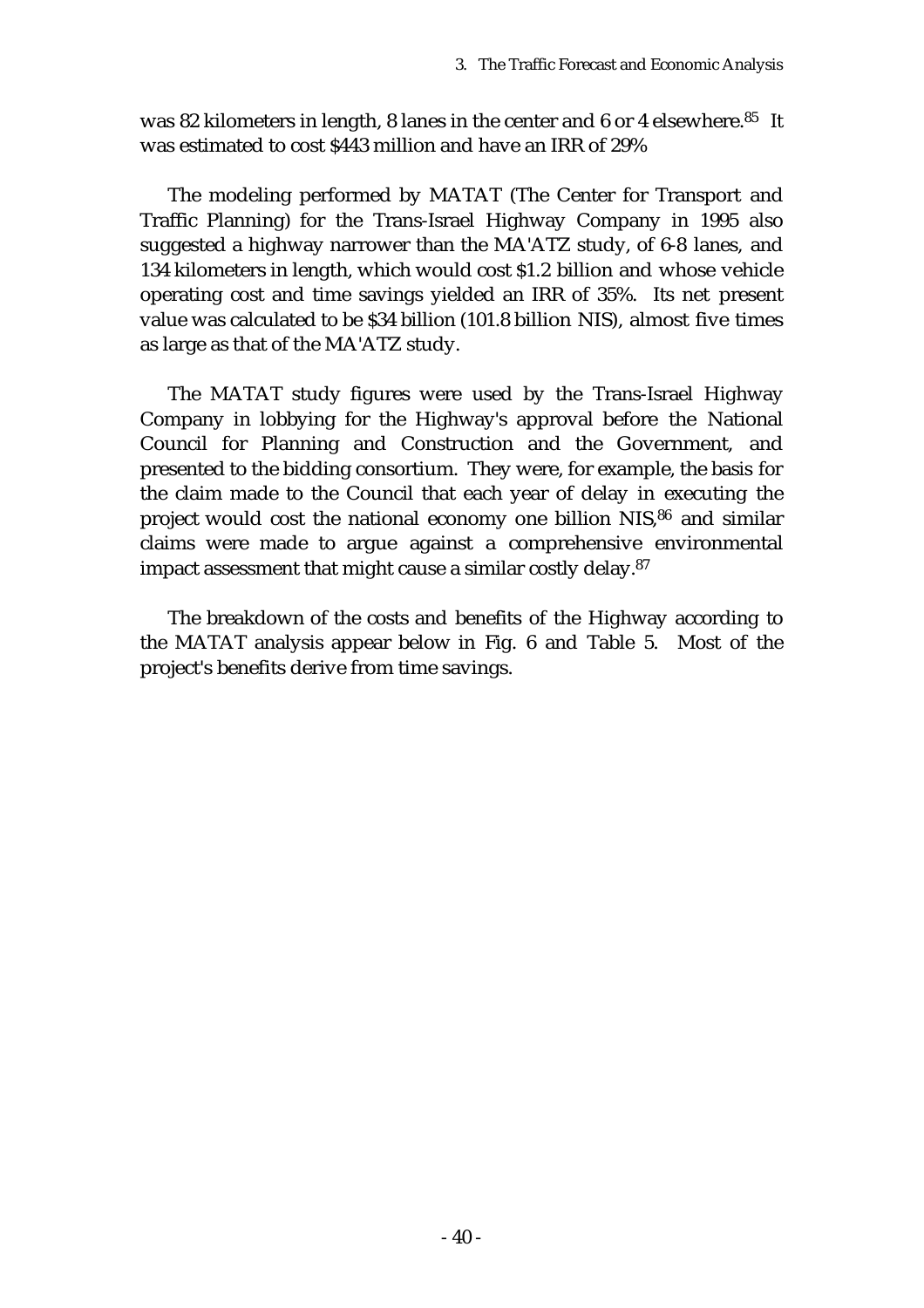was 82 kilometers in length, 8 lanes in the center and 6 or 4 elsewhere.[85] It was estimated to cost $443 million and have an IRR of 29%

The modeling performed by MATAT (The Center for Transport and Traffic Planning) for the Trans-Israel Highway Company in 1995 also suggested a highway narrower than the MA'ATZ study, of 6-8 lanes, and 134 kilometers in length, which would cost $1.2 billion and whose vehicle operating cost and time savings yielded an IRR of 35%. Its net present value was calculated to be $34 billion (101.8 billion NIS), almost five times as large as that of the MA'ATZ study.

The MATAT study figures were used by the Trans-Israel Highway Company in lobbying for the Highway's approval before the National Council for Planning and Construction and the Government, and presented to the bidding consortium. They were, for example, the basis for the claim made to the Council that each year of delay in executing the project would cost the national economy one billion NIS,[86] and similar claims were made to argue against a comprehensive environmental impact assessment that might cause a similar costly delay.[87]

The breakdown of the costs and benefits of the Highway according to the MATAT analysis appear below in Fig. 6 and Table 5. Most of the project's benefits derive from time savings.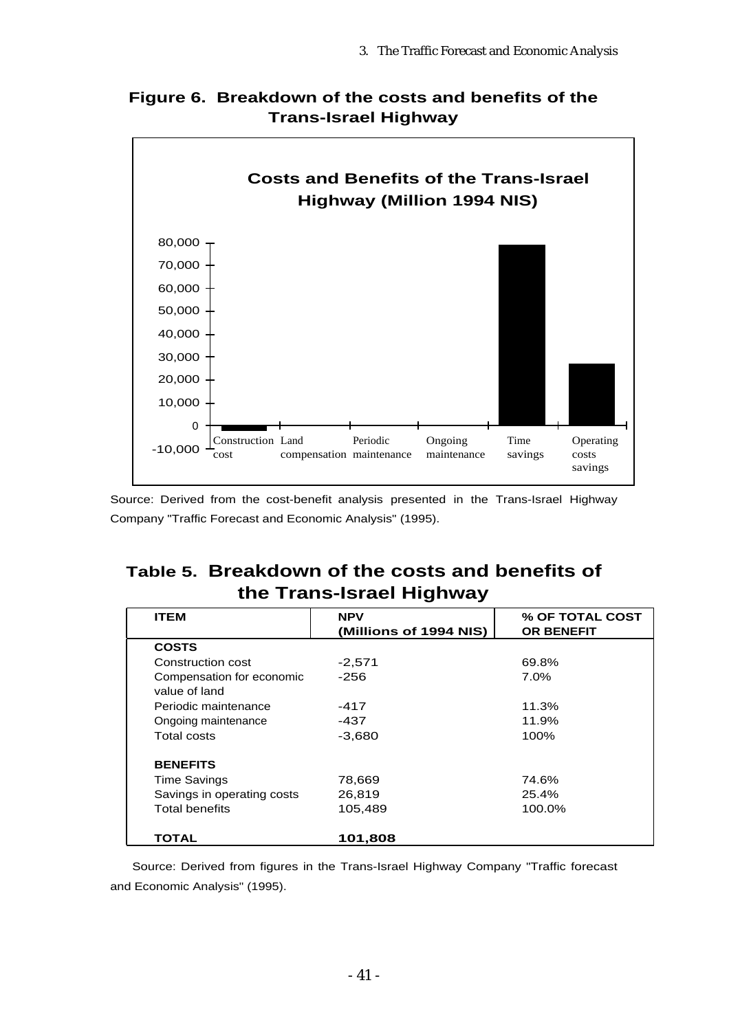## Figure 6. Breakdown of the costs and benefits of the Trans-Israel Highway

Source: Derived from the cost-benefit analysis presented in the Trans-Israel Highway Company "Traffic Forecast and Economic Analysis" (1995).

## Table 5. Breakdown of the costs and benefits of the Trans-Israel Highway

| ITEM | NPV (Millions of 1994 NIS) | % OF TOTAL COST OR BENEFIT |
|---|---|---|
| **COSTS** | | |
| Construction cost | -2,571 | 69.8% |
| Compensation for economic value of land | -256 | 7.0% |
| Periodic maintenance | -417 | 11.3% |
| Ongoing maintenance | -437 | 11.9% |
| Total costs | -3,680 | 100% |
| **BENEFITS** | | |
| Time Savings | 78,669 | 74.6% |
| Savings in operating costs | 26,819 | 25.4% |
| Total benefits | 105,489 | 100.0% |
| **TOTAL** | **101,808** | |

Source: Derived from figures in the Trans-Israel Highway Company "Traffic forecast and Economic Analysis" (1995).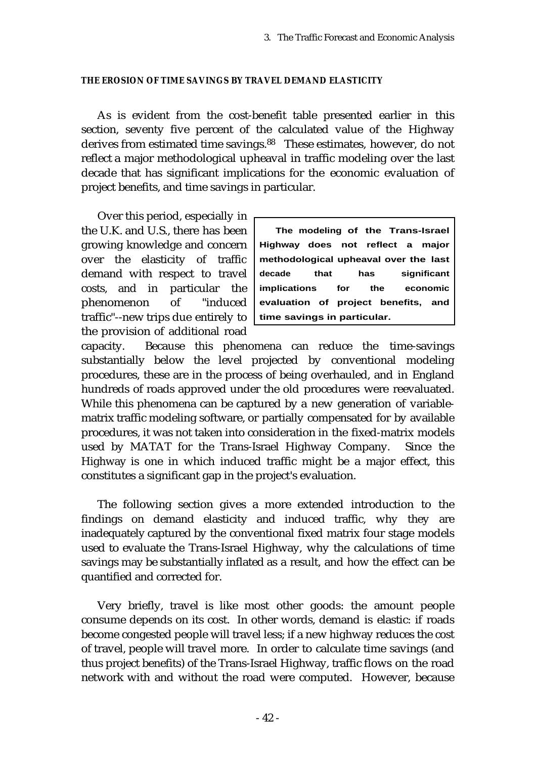#### THE EROSION OF TIME SAVINGS BY TRAVEL DEMAND ELASTICITY

As is evident from the cost-benefit table presented earlier in this section, seventy five percent of the calculated value of the Highway derives from estimated time savings.[88] These estimates, however, do not reflect a major methodological upheaval in traffic modeling over the last decade that has significant implications for the economic evaluation of project benefits, and time savings in particular.

> **The modeling of the Trans-Israel Highway does not reflect a major methodological upheaval over the last decade that has significant implications for the economic evaluation of project benefits, and time savings in particular.**

Over this period, especially in the U.K. and U.S., there has been growing knowledge and concern over the elasticity of traffic demand with respect to travel costs, and in particular the phenomenon of "induced traffic"--new trips due entirely to the provision of additional road capacity. Because this phenomena can reduce the time-savings substantially below the level projected by conventional modeling procedures, these are in the process of being overhauled, and in England hundreds of roads approved under the old procedures were reevaluated. While this phenomena can be captured by a new generation of variable-matrix traffic modeling software, or partially compensated for by available procedures, it was not taken into consideration in the fixed-matrix models used by MATAT for the Trans-Israel Highway Company. Since the Highway is one in which induced traffic might be a major effect, this constitutes a significant gap in the project's evaluation.

The following section gives a more extended introduction to the findings on demand elasticity and induced traffic, why they are inadequately captured by the conventional fixed matrix four stage models used to evaluate the Trans-Israel Highway, why the calculations of time savings may be substantially inflated as a result, and how the effect can be quantified and corrected for.

Very briefly, travel is like most other goods: the amount people consume depends on its cost. In other words, demand is elastic: if roads become congested people will travel less; if a new highway reduces the cost of travel, people will travel more. In order to calculate time savings (and thus project benefits) of the Trans-Israel Highway, traffic flows on the road network with and without the road were computed. However, because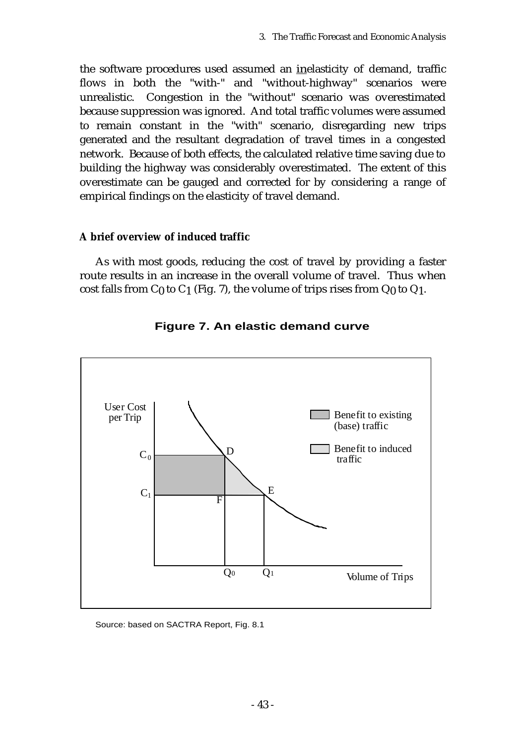the software procedures used assumed an inelasticity of demand, traffic flows in both the "with-" and "without-highway" scenarios were unrealistic. Congestion in the "without" scenario was overestimated because suppression was ignored. And total traffic volumes were assumed to remain constant in the "with" scenario, disregarding new trips generated and the resultant degradation of travel times in a congested network. Because of both effects, the calculated relative time saving due to building the highway was considerably overestimated. The extent of this overestimate can be gauged and corrected for by considering a range of empirical findings on the elasticity of travel demand.

**A brief overview of induced traffic**

As with most goods, reducing the cost of travel by providing a faster route results in an increase in the overall volume of travel. Thus when cost falls from $C_0$ to $C_1$ (Fig. 7), the volume of trips rises from $Q_0$ to $Q_1$.

**Figure 7. An elastic demand curve**

Source: based on SACTRA Report, Fig. 8.1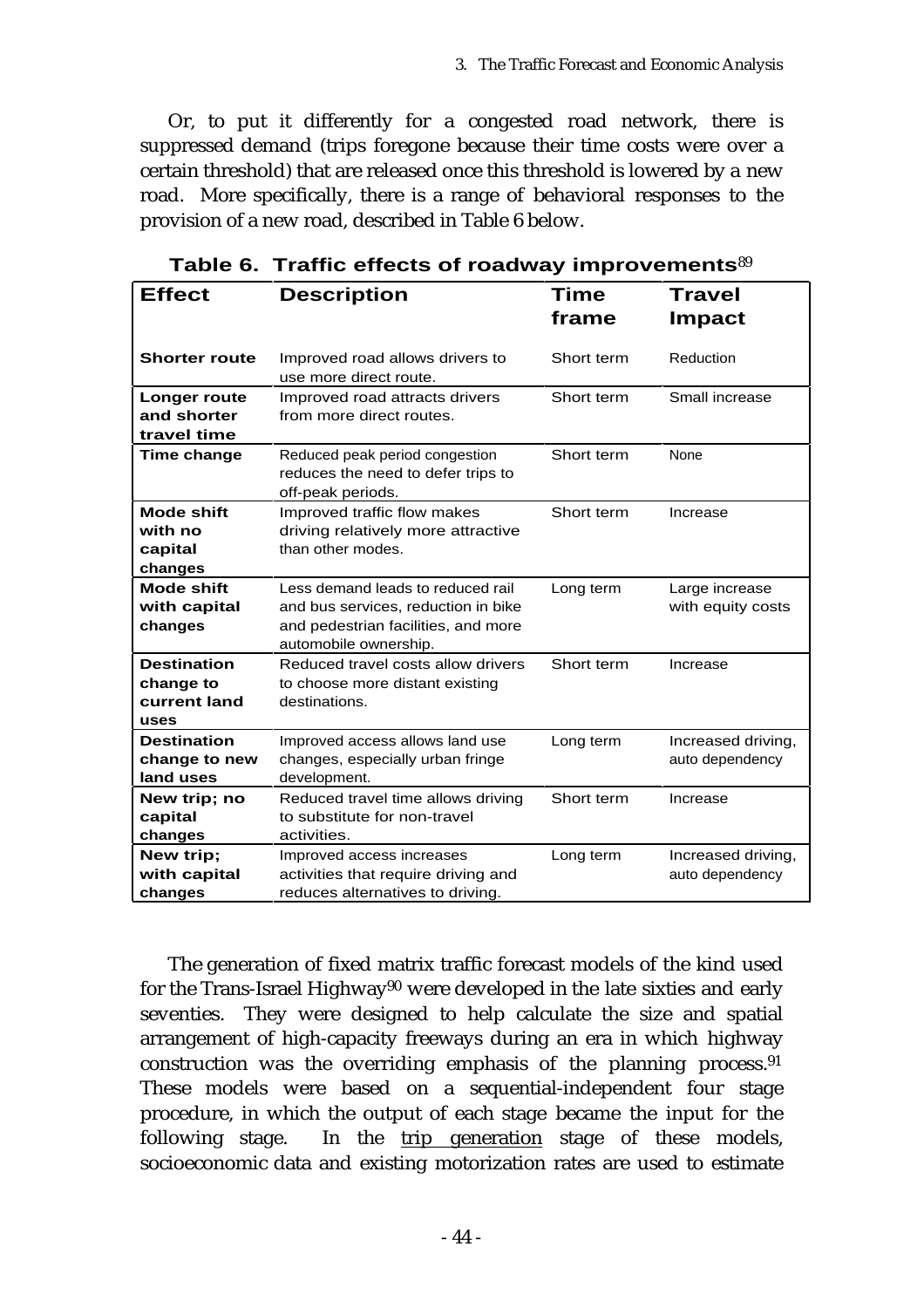Or, to put it differently for a congested road network, there is suppressed demand (trips foregone because their time costs were over a certain threshold) that are released once this threshold is lowered by a new road. More specifically, there is a range of behavioral responses to the provision of a new road, described in Table 6 below.

**Table 6. Traffic effects of roadway improvements**[89]

| Effect | Description | Time frame | Travel Impact |
|---|---|---|---|
| **Shorter route** | Improved road allows drivers to use more direct route. | Short term | Reduction |
| **Longer route and shorter travel time** | Improved road attracts drivers from more direct routes. | Short term | Small increase |
| **Time change** | Reduced peak period congestion reduces the need to defer trips to off-peak periods. | Short term | None |
| **Mode shift with no capital changes** | Improved traffic flow makes driving relatively more attractive than other modes. | Short term | Increase |
| **Mode shift with capital changes** | Less demand leads to reduced rail and bus services, reduction in bike and pedestrian facilities, and more automobile ownership. | Long term | Large increase with equity costs |
| **Destination change to current land uses** | Reduced travel costs allow drivers to choose more distant existing destinations. | Short term | Increase |
| **Destination change to new land uses** | Improved access allows land use changes, especially urban fringe development. | Long term | Increased driving, auto dependency |
| **New trip; no capital changes** | Reduced travel time allows driving to substitute for non-travel activities. | Short term | Increase |
| **New trip; with capital changes** | Improved access increases activities that require driving and reduces alternatives to driving. | Long term | Increased driving, auto dependency |

The generation of fixed matrix traffic forecast models of the kind used for the Trans-Israel Highway[90] were developed in the late sixties and early seventies. They were designed to help calculate the size and spatial arrangement of high-capacity freeways during an era in which highway construction was the overriding emphasis of the planning process.[91] These models were based on a sequential-independent four stage procedure, in which the output of each stage became the input for the following stage. In the <u>trip generation</u> stage of these models, socioeconomic data and existing motorization rates are used to estimate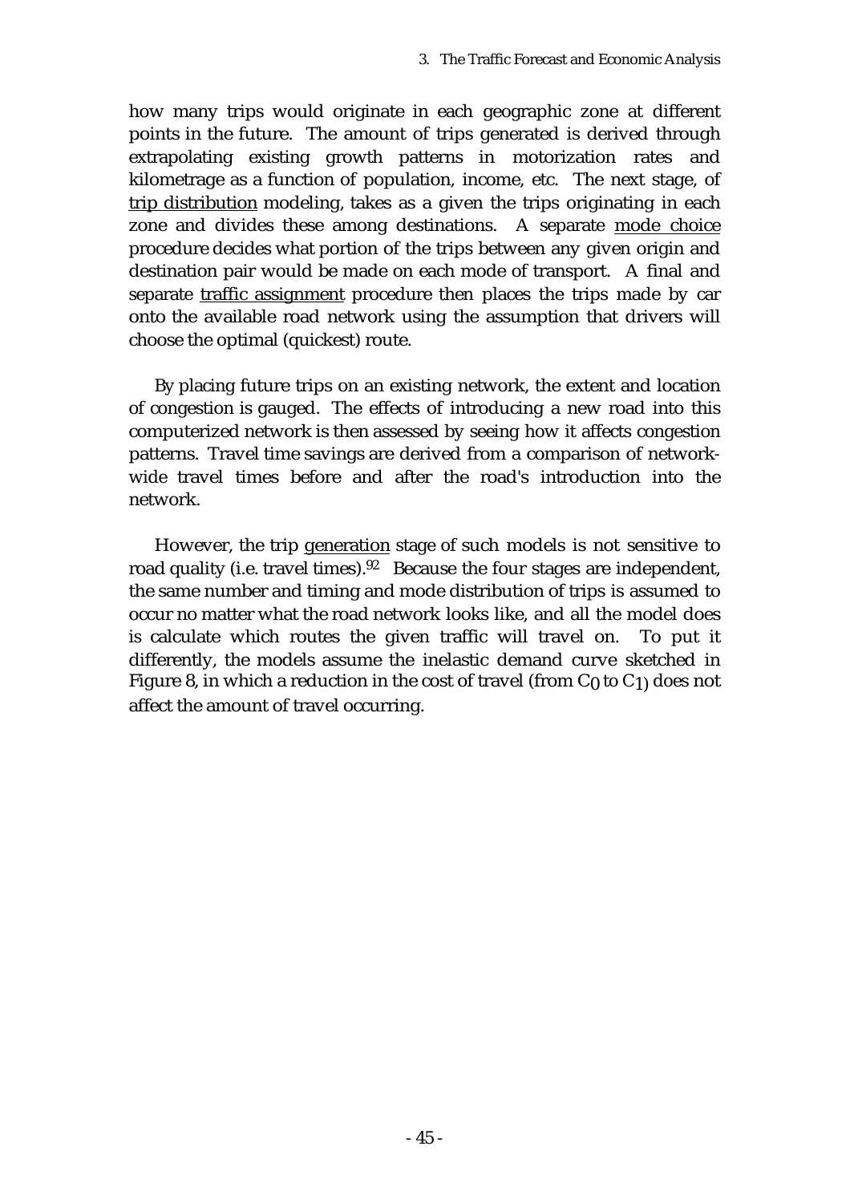how many trips would originate in each geographic zone at different points in the future. The amount of trips generated is derived through extrapolating existing growth patterns in motorization rates and kilometrage as a function of population, income, etc. The next stage, of trip distribution modeling, takes as a given the trips originating in each zone and divides these among destinations. A separate mode choice procedure decides what portion of the trips between any given origin and destination pair would be made on each mode of transport. A final and separate traffic assignment procedure then places the trips made by car onto the available road network using the assumption that drivers will choose the optimal (quickest) route.

By placing future trips on an existing network, the extent and location of congestion is gauged. The effects of introducing a new road into this computerized network is then assessed by seeing how it affects congestion patterns. Travel time savings are derived from a comparison of network-wide travel times before and after the road's introduction into the network.

However, the trip generation stage of such models is not sensitive to road quality (i.e. travel times).[92] Because the four stages are independent, the same number and timing and mode distribution of trips is assumed to occur no matter what the road network looks like, and all the model does is calculate which routes the given traffic will travel on. To put it differently, the models assume the inelastic demand curve sketched in Figure 8, in which a reduction in the cost of travel (from $C_0$ to $C_1$) does not affect the amount of travel occurring.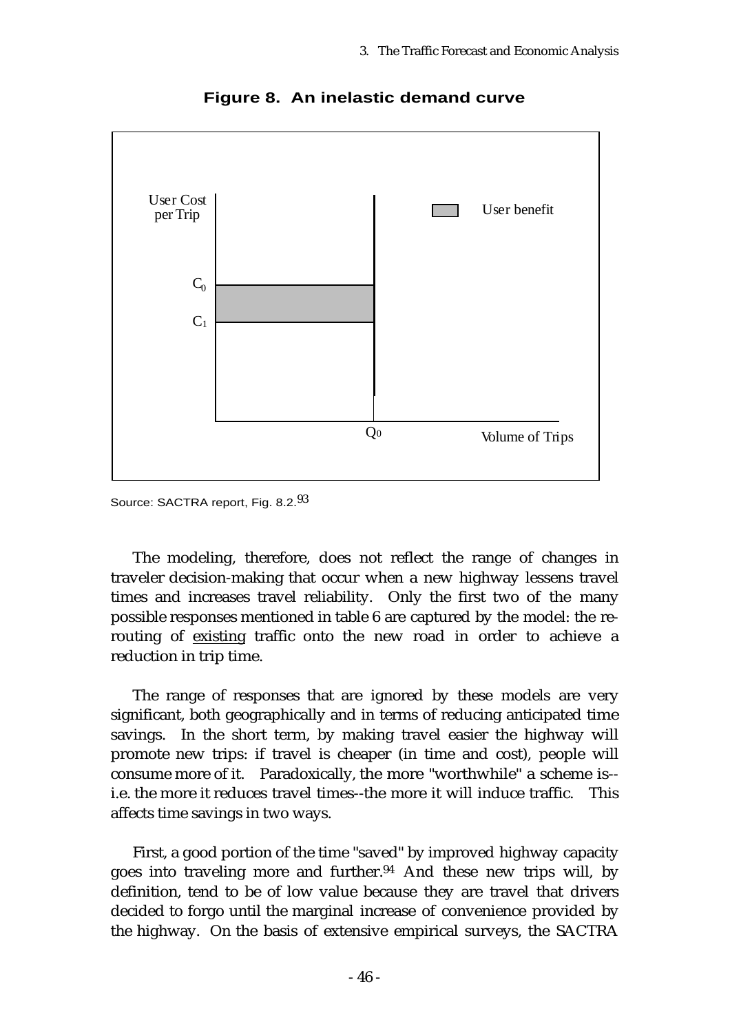**Figure 8. An inelastic demand curve**

User Cost per Trip

$C_0$

$C_1$

$Q_0$

Volume of Trips

User benefit

Source: SACTRA report, Fig. 8.2.[93]

The modeling, therefore, does not reflect the range of changes in traveler decision-making that occur when a new highway lessens travel times and increases travel reliability. Only the first two of the many possible responses mentioned in table 6 are captured by the model: the re-routing of existing traffic onto the new road in order to achieve a reduction in trip time.

The range of responses that are ignored by these models are very significant, both geographically and in terms of reducing anticipated time savings. In the short term, by making travel easier the highway will promote new trips: if travel is cheaper (in time and cost), people will consume more of it. Paradoxically, the more "worthwhile" a scheme is--i.e. the more it reduces travel times--the more it will induce traffic. This affects time savings in two ways.

First, a good portion of the time "saved" by improved highway capacity goes into traveling more and further.[94] And these new trips will, by definition, tend to be of low value because they are travel that drivers decided to forgo until the marginal increase of convenience provided by the highway. On the basis of extensive empirical surveys, the SACTRA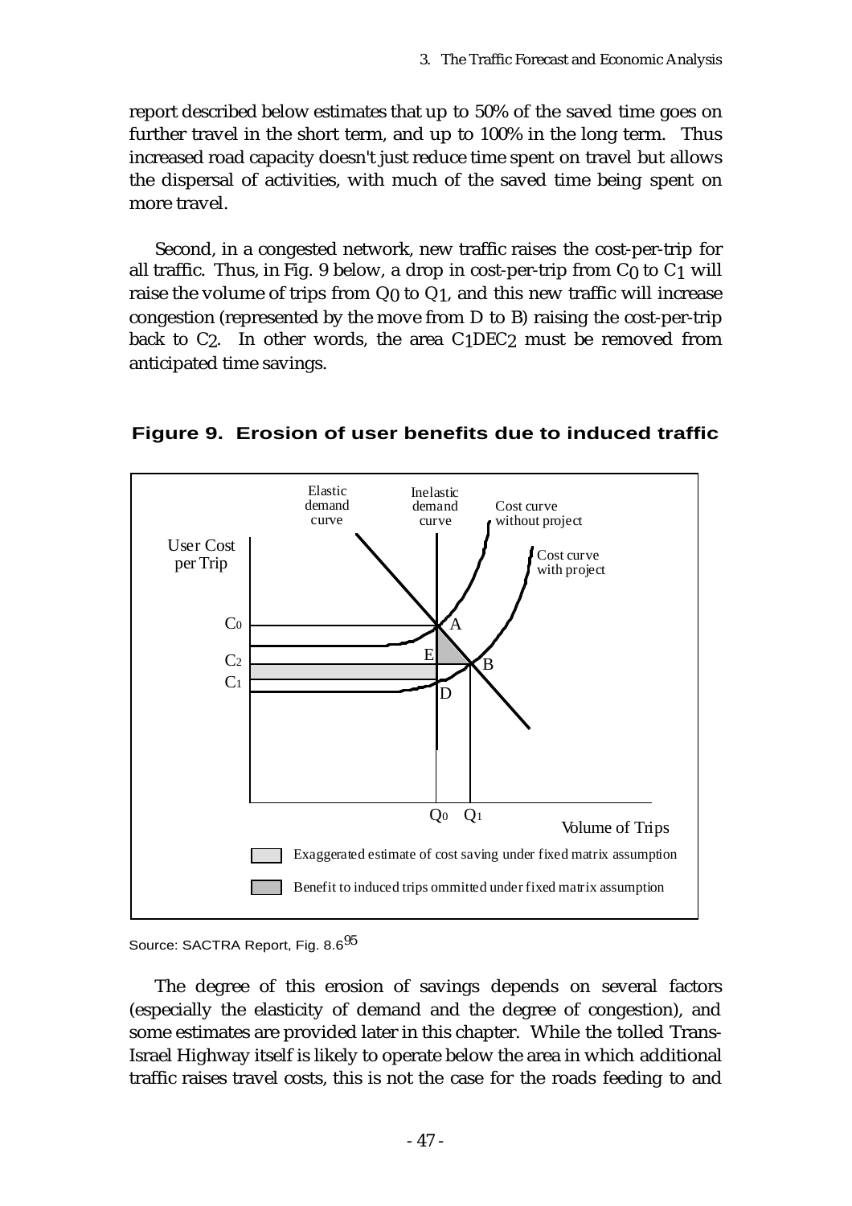report described below estimates that up to 50% of the saved time goes on further travel in the short term, and up to 100% in the long term. Thus increased road capacity doesn't just reduce time spent on travel but allows the dispersal of activities, with much of the saved time being spent on more travel.

Second, in a congested network, new traffic raises the cost-per-trip for all traffic. Thus, in Fig. 9 below, a drop in cost-per-trip from $C_0$ to $C_1$ will raise the volume of trips from $Q_0$ to $Q_1$, and this new traffic will increase congestion (represented by the move from D to B) raising the cost-per-trip back to $C_2$. In other words, the area $C_1DEC_2$ must be removed from anticipated time savings.

**Figure 9. Erosion of user benefits due to induced traffic**

Source: SACTRA Report, Fig. 8.6[95]

The degree of this erosion of savings depends on several factors (especially the elasticity of demand and the degree of congestion), and some estimates are provided later in this chapter. While the tolled Trans-Israel Highway itself is likely to operate below the area in which additional traffic raises travel costs, this is not the case for the roads feeding to and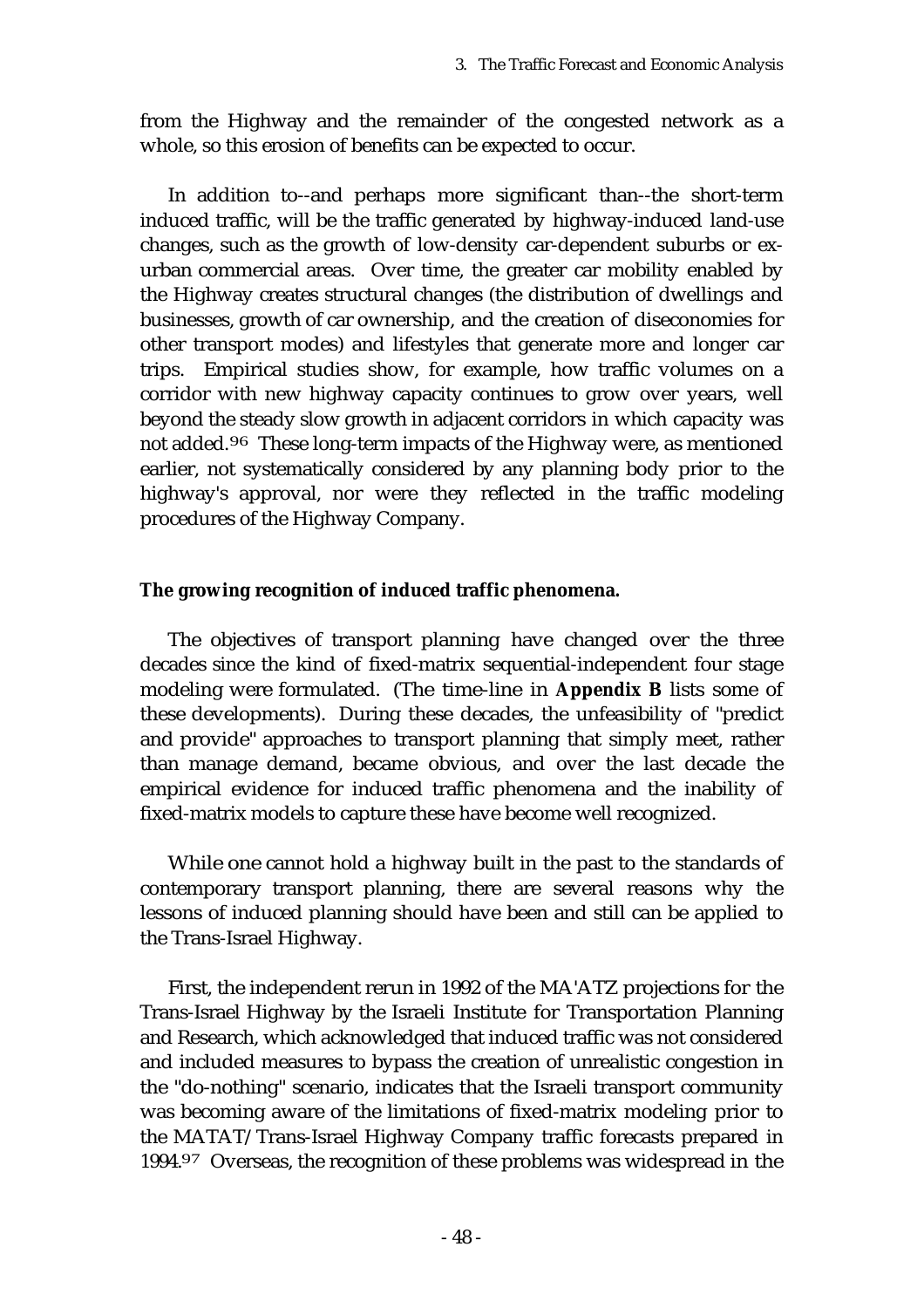from the Highway and the remainder of the congested network as a whole, so this erosion of benefits can be expected to occur.

In addition to--and perhaps more significant than--the short-term induced traffic, will be the traffic generated by highway-induced land-use changes, such as the growth of low-density car-dependent suburbs or ex-urban commercial areas. Over time, the greater car mobility enabled by the Highway creates structural changes (the distribution of dwellings and businesses, growth of car ownership, and the creation of diseconomies for other transport modes) and lifestyles that generate more and longer car trips. Empirical studies show, for example, how traffic volumes on a corridor with new highway capacity continues to grow over years, well beyond the steady slow growth in adjacent corridors in which capacity was not added.[96] These long-term impacts of the Highway were, as mentioned earlier, not systematically considered by any planning body prior to the highway's approval, nor were they reflected in the traffic modeling procedures of the Highway Company.

**The growing recognition of induced traffic phenomena.**

The objectives of transport planning have changed over the three decades since the kind of fixed-matrix sequential-independent four stage modeling were formulated. (The time-line in **Appendix B** lists some of these developments). During these decades, the unfeasibility of "predict and provide" approaches to transport planning that simply meet, rather than manage demand, became obvious, and over the last decade the empirical evidence for induced traffic phenomena and the inability of fixed-matrix models to capture these have become well recognized.

While one cannot hold a highway built in the past to the standards of contemporary transport planning, there are several reasons why the lessons of induced planning should have been and still can be applied to the Trans-Israel Highway.

First, the independent rerun in 1992 of the MA'ATZ projections for the Trans-Israel Highway by the Israeli Institute for Transportation Planning and Research, which acknowledged that induced traffic was not considered and included measures to bypass the creation of unrealistic congestion in the "do-nothing" scenario, indicates that the Israeli transport community was becoming aware of the limitations of fixed-matrix modeling prior to the MATAT/Trans-Israel Highway Company traffic forecasts prepared in 1994.[97] Overseas, the recognition of these problems was widespread in the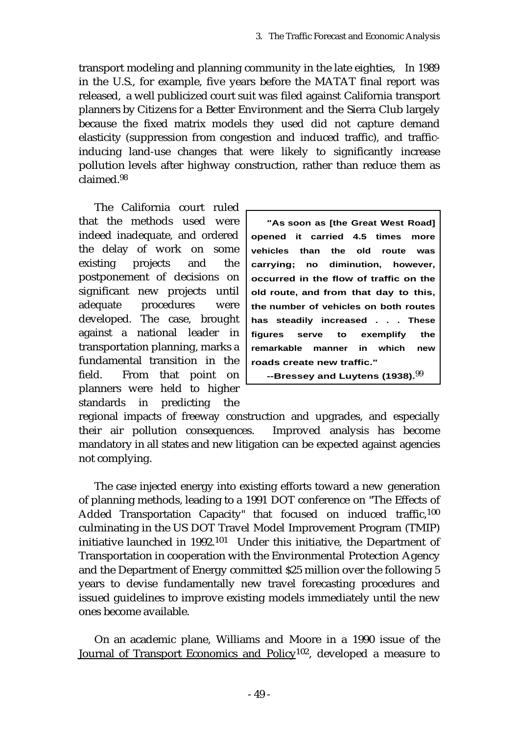transport modeling and planning community in the late eighties, In 1989 in the U.S., for example, five years before the MATAT final report was released, a well publicized court suit was filed against California transport planners by Citizens for a Better Environment and the Sierra Club largely because the fixed matrix models they used did not capture demand elasticity (suppression from congestion and induced traffic), and traffic-inducing land-use changes that were likely to significantly increase pollution levels after highway construction, rather than reduce them as claimed.[98]

> **"As soon as [the Great West Road] opened it carried 4.5 times more vehicles than the old route was carrying; no diminution, however, occurred in the flow of traffic on the old route, and from that day to this, the number of vehicles on both routes has steadily increased . . . These figures serve to exemplify the remarkable manner in which new roads create new traffic."**
>
> **--Bressey and Luytens (1938).**[99]

The California court ruled that the methods used were indeed inadequate, and ordered the delay of work on some existing projects and the postponement of decisions on significant new projects until adequate procedures were developed. The case, brought against a national leader in transportation planning, marks a fundamental transition in the field. From that point on planners were held to higher standards in predicting the regional impacts of freeway construction and upgrades, and especially their air pollution consequences. Improved analysis has become mandatory in all states and new litigation can be expected against agencies not complying.

The case injected energy into existing efforts toward a new generation of planning methods, leading to a 1991 DOT conference on "The Effects of Added Transportation Capacity" that focused on induced traffic,[100] culminating in the US DOT Travel Model Improvement Program (TMIP) initiative launched in 1992.[101] Under this initiative, the Department of Transportation in cooperation with the Environmental Protection Agency and the Department of Energy committed $25 million over the following 5 years to devise fundamentally new travel forecasting procedures and issued guidelines to improve existing models immediately until the new ones become available.

On an academic plane, Williams and Moore in a 1990 issue of the Journal of Transport Economics and Policy[102], developed a measure to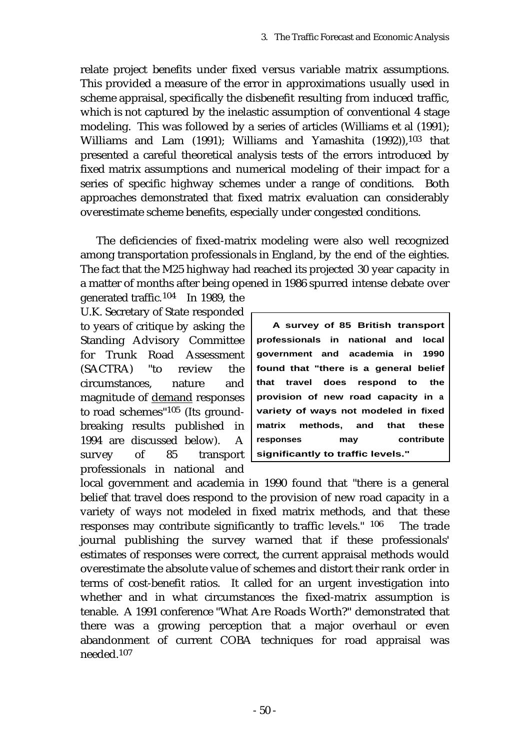relate project benefits under fixed versus variable matrix assumptions. This provided a measure of the error in approximations usually used in scheme appraisal, specifically the disbenefit resulting from induced traffic, which is not captured by the inelastic assumption of conventional 4 stage modeling. This was followed by a series of articles (Williams et al (1991); Williams and Lam (1991); Williams and Yamashita (1992)),[103] that presented a careful theoretical analysis tests of the errors introduced by fixed matrix assumptions and numerical modeling of their impact for a series of specific highway schemes under a range of conditions. Both approaches demonstrated that fixed matrix evaluation can considerably overestimate scheme benefits, especially under congested conditions.

The deficiencies of fixed-matrix modeling were also well recognized among transportation professionals in England, by the end of the eighties. The fact that the M25 highway had reached its projected 30 year capacity in a matter of months after being opened in 1986 spurred intense debate over generated traffic.[104] In 1989, the U.K. Secretary of State responded to years of critique by asking the Standing Advisory Committee for Trunk Road Assessment (SACTRA) "to review the circumstances, nature and magnitude of demand responses to road schemes"[105] (Its ground-breaking results published in 1994 are discussed below). A survey of 85 transport professionals in national and local government and academia in 1990 found that "there is a general belief that travel does respond to the provision of new road capacity in a variety of ways not modeled in fixed matrix methods, and that these responses may contribute significantly to traffic levels." [106] The trade journal publishing the survey warned that if these professionals' estimates of responses were correct, the current appraisal methods would overestimate the absolute value of schemes and distort their rank order in terms of cost-benefit ratios. It called for an urgent investigation into whether and in what circumstances the fixed-matrix assumption is tenable. A 1991 conference "What Are Roads Worth?" demonstrated that there was a growing perception that a major overhaul or even abandonment of current COBA techniques for road appraisal was needed.[107]

> **A survey of 85 British transport professionals in national and local government and academia in 1990 found that "there is a general belief that travel does respond to the provision of new road capacity in a variety of ways not modeled in fixed matrix methods, and that these responses may contribute significantly to traffic levels."**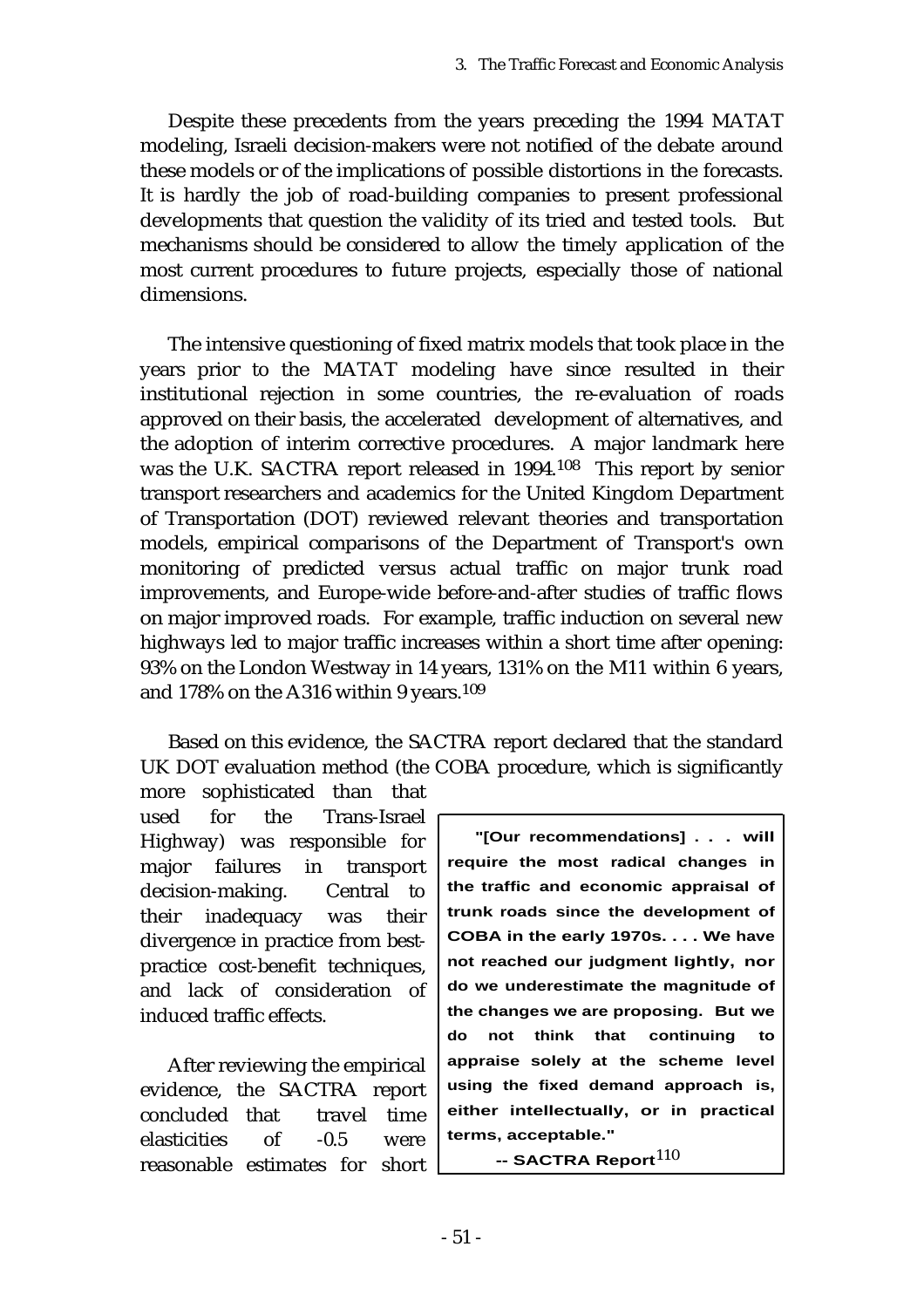Despite these precedents from the years preceding the 1994 MATAT modeling, Israeli decision-makers were not notified of the debate around these models or of the implications of possible distortions in the forecasts. It is hardly the job of road-building companies to present professional developments that question the validity of its tried and tested tools. But mechanisms should be considered to allow the timely application of the most current procedures to future projects, especially those of national dimensions.

The intensive questioning of fixed matrix models that took place in the years prior to the MATAT modeling have since resulted in their institutional rejection in some countries, the re-evaluation of roads approved on their basis, the accelerated development of alternatives, and the adoption of interim corrective procedures. A major landmark here was the U.K. SACTRA report released in 1994.[108] This report by senior transport researchers and academics for the United Kingdom Department of Transportation (DOT) reviewed relevant theories and transportation models, empirical comparisons of the Department of Transport's own monitoring of predicted versus actual traffic on major trunk road improvements, and Europe-wide before-and-after studies of traffic flows on major improved roads. For example, traffic induction on several new highways led to major traffic increases within a short time after opening: 93% on the London Westway in 14 years, 131% on the M11 within 6 years, and 178% on the A316 within 9 years.[109]

Based on this evidence, the SACTRA report declared that the standard UK DOT evaluation method (the COBA procedure, which is significantly more sophisticated than that used for the Trans-Israel Highway) was responsible for major failures in transport decision-making. Central to their inadequacy was their divergence in practice from best-practice cost-benefit techniques, and lack of consideration of induced traffic effects.

> **"[Our recommendations] . . . will require the most radical changes in the traffic and economic appraisal of trunk roads since the development of COBA in the early 1970s. . . . We have not reached our judgment lightly, nor do we underestimate the magnitude of the changes we are proposing. But we do not think that continuing to appraise solely at the scheme level using the fixed demand approach is, either intellectually, or in practical terms, acceptable."**
>
> **-- SACTRA Report**[110]

After reviewing the empirical evidence, the SACTRA report concluded that travel time elasticities of -0.5 were reasonable estimates for short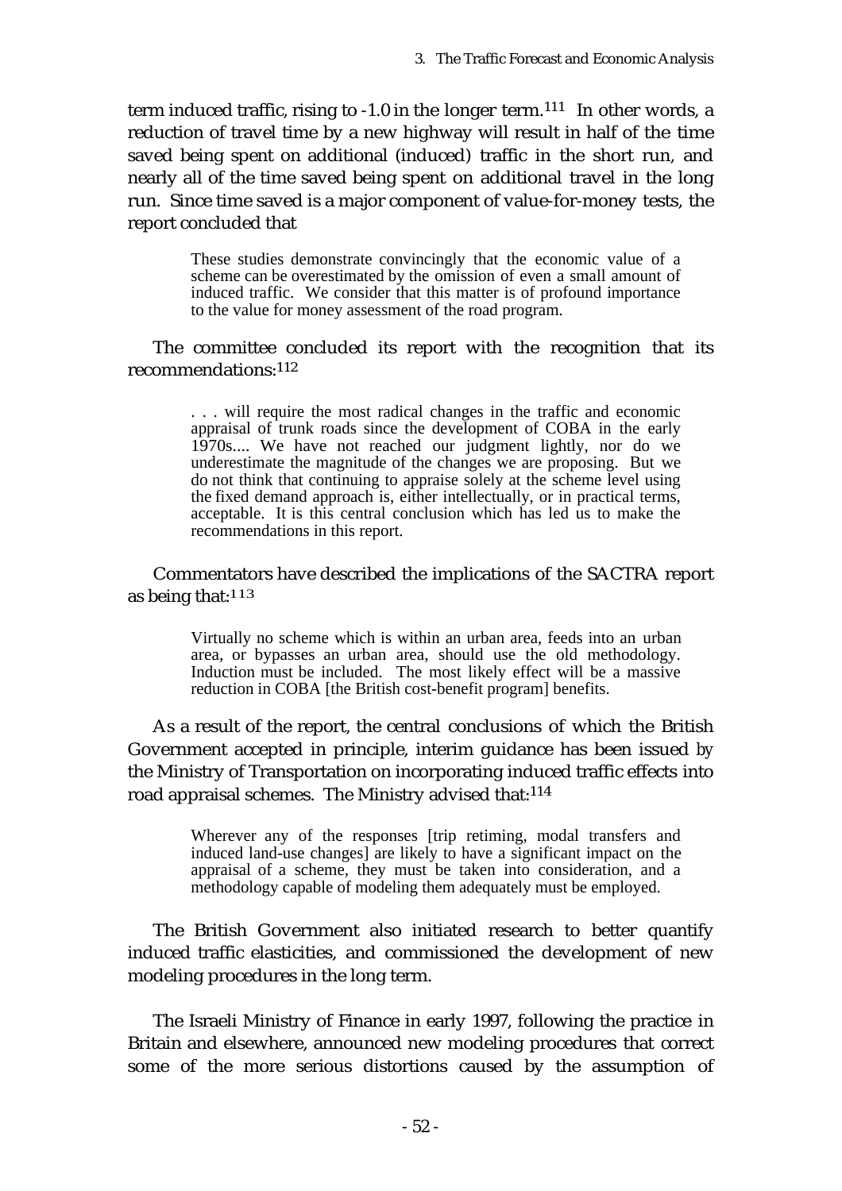term induced traffic, rising to -1.0 in the longer term.[111] In other words, a reduction of travel time by a new highway will result in half of the time saved being spent on additional (induced) traffic in the short run, and nearly all of the time saved being spent on additional travel in the long run. Since time saved is a major component of value-for-money tests, the report concluded that

> These studies demonstrate convincingly that the economic value of a scheme can be overestimated by the omission of even a small amount of induced traffic. We consider that this matter is of profound importance to the value for money assessment of the road program.

The committee concluded its report with the recognition that its recommendations:[112]

> . . . will require the most radical changes in the traffic and economic appraisal of trunk roads since the development of COBA in the early 1970s.... We have not reached our judgment lightly, nor do we underestimate the magnitude of the changes we are proposing. But we do not think that continuing to appraise solely at the scheme level using the fixed demand approach is, either intellectually, or in practical terms, acceptable. It is this central conclusion which has led us to make the recommendations in this report.

Commentators have described the implications of the SACTRA report as being that:[113]

> Virtually no scheme which is within an urban area, feeds into an urban area, or bypasses an urban area, should use the old methodology. Induction must be included. The most likely effect will be a massive reduction in COBA [the British cost-benefit program] benefits.

As a result of the report, the central conclusions of which the British Government accepted in principle, interim guidance has been issued by the Ministry of Transportation on incorporating induced traffic effects into road appraisal schemes. The Ministry advised that:[114]

> Wherever any of the responses [trip retiming, modal transfers and induced land-use changes] are likely to have a significant impact on the appraisal of a scheme, they must be taken into consideration, and a methodology capable of modeling them adequately must be employed.

The British Government also initiated research to better quantify induced traffic elasticities, and commissioned the development of new modeling procedures in the long term.

The Israeli Ministry of Finance in early 1997, following the practice in Britain and elsewhere, announced new modeling procedures that correct some of the more serious distortions caused by the assumption of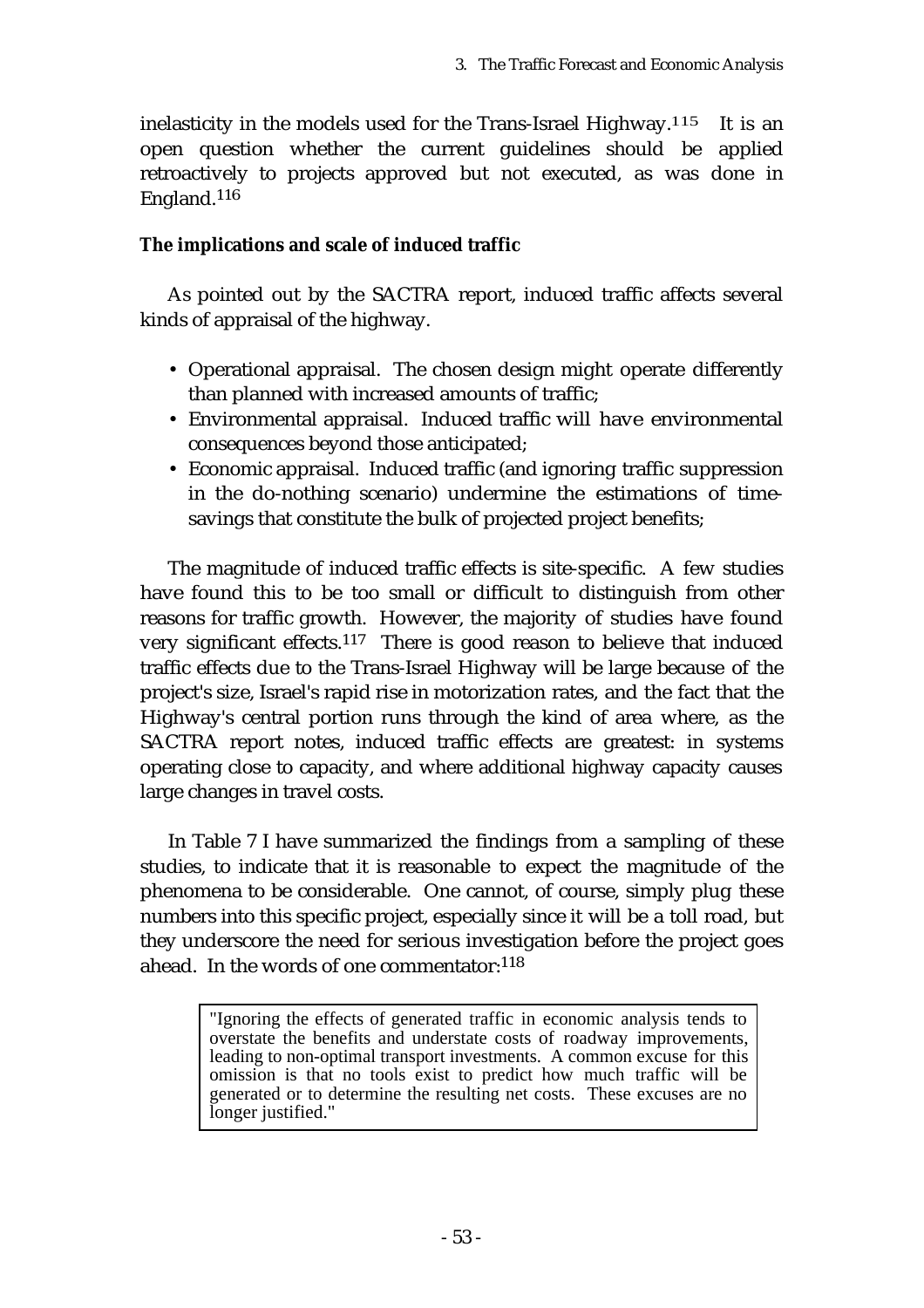inelasticity in the models used for the Trans-Israel Highway.[115] It is an open question whether the current guidelines should be applied retroactively to projects approved but not executed, as was done in England.[116]

**The implications and scale of induced traffic**

As pointed out by the SACTRA report, induced traffic affects several kinds of appraisal of the highway.

- Operational appraisal. The chosen design might operate differently than planned with increased amounts of traffic;
- Environmental appraisal. Induced traffic will have environmental consequences beyond those anticipated;
- Economic appraisal. Induced traffic (and ignoring traffic suppression in the do-nothing scenario) undermine the estimations of time-savings that constitute the bulk of projected project benefits;

The magnitude of induced traffic effects is site-specific. A few studies have found this to be too small or difficult to distinguish from other reasons for traffic growth. However, the majority of studies have found very significant effects.[117] There is good reason to believe that induced traffic effects due to the Trans-Israel Highway will be large because of the project's size, Israel's rapid rise in motorization rates, and the fact that the Highway's central portion runs through the kind of area where, as the SACTRA report notes, induced traffic effects are greatest: in systems operating close to capacity, and where additional highway capacity causes large changes in travel costs.

In Table 7 I have summarized the findings from a sampling of these studies, to indicate that it is reasonable to expect the magnitude of the phenomena to be considerable. One cannot, of course, simply plug these numbers into this specific project, especially since it will be a toll road, but they underscore the need for serious investigation before the project goes ahead. In the words of one commentator:[118]

> "Ignoring the effects of generated traffic in economic analysis tends to overstate the benefits and understate costs of roadway improvements, leading to non-optimal transport investments. A common excuse for this omission is that no tools exist to predict how much traffic will be generated or to determine the resulting net costs. These excuses are no longer justified."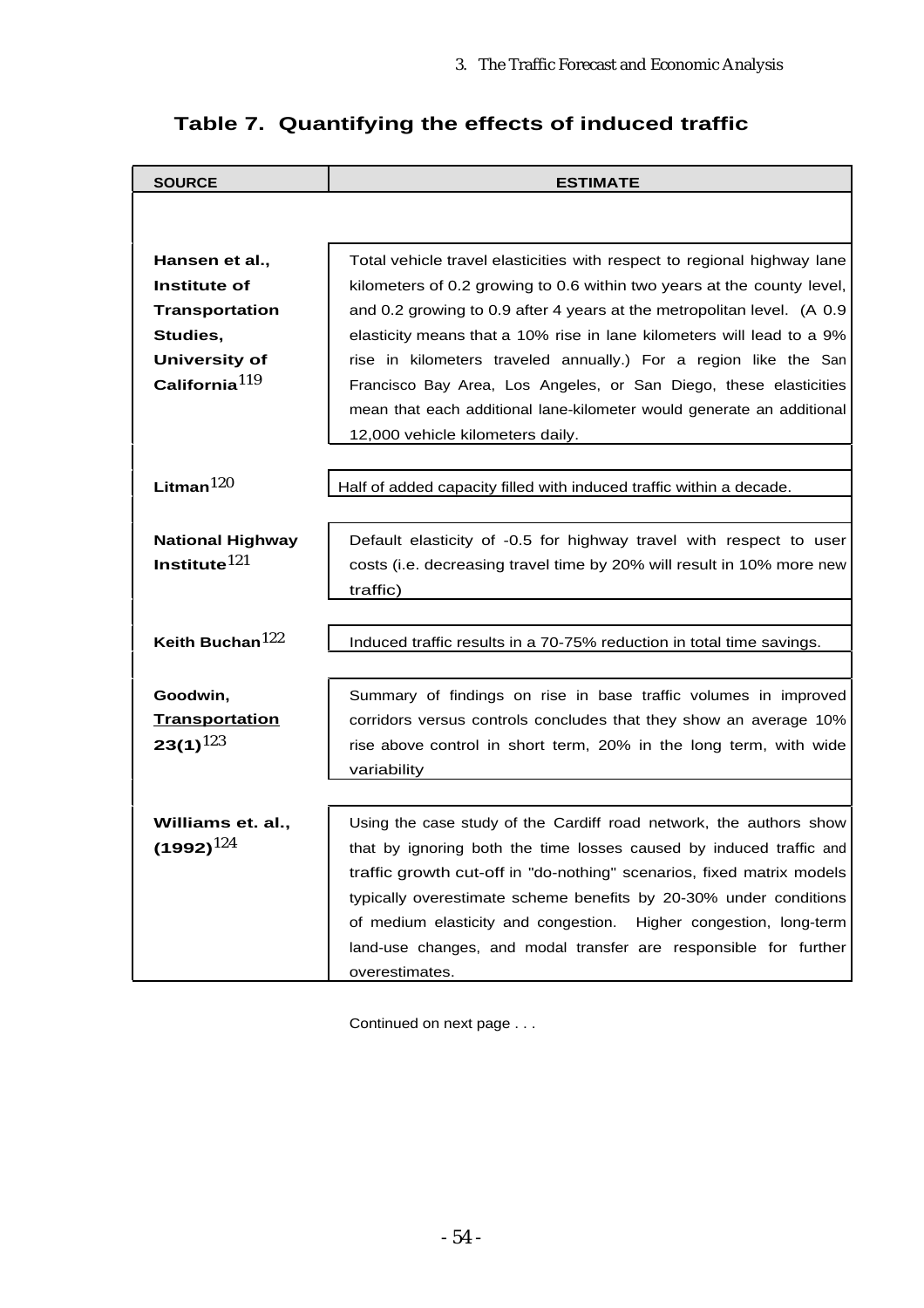## Table 7. Quantifying the effects of induced traffic

| SOURCE | ESTIMATE |
|---|---|
| **Hansen et al., Institute of Transportation Studies, University of California**[119] | Total vehicle travel elasticities with respect to regional highway lane kilometers of 0.2 growing to 0.6 within two years at the county level, and 0.2 growing to 0.9 after 4 years at the metropolitan level. (A 0.9 elasticity means that a 10% rise in lane kilometers will lead to a 9% rise in kilometers traveled annually.) For a region like the San Francisco Bay Area, Los Angeles, or San Diego, these elasticities mean that each additional lane-kilometer would generate an additional 12,000 vehicle kilometers daily. |
| **Litman**[120] | Half of added capacity filled with induced traffic within a decade. |
| **National Highway Institute**[121] | Default elasticity of -0.5 for highway travel with respect to user costs (i.e. decreasing travel time by 20% will result in 10% more new traffic) |
| **Keith Buchan**[122] | Induced traffic results in a 70-75% reduction in total time savings. |
| **Goodwin, <u>Transportation</u> 23(1)**[123] | Summary of findings on rise in base traffic volumes in improved corridors versus controls concludes that they show an average 10% rise above control in short term, 20% in the long term, with wide variability |
| **Williams et. al., (1992)**[124] | Using the case study of the Cardiff road network, the authors show that by ignoring both the time losses caused by induced traffic and traffic growth cut-off in "do-nothing" scenarios, fixed matrix models typically overestimate scheme benefits by 20-30% under conditions of medium elasticity and congestion. Higher congestion, long-term land-use changes, and modal transfer are responsible for further overestimates. |

Continued on next page . . .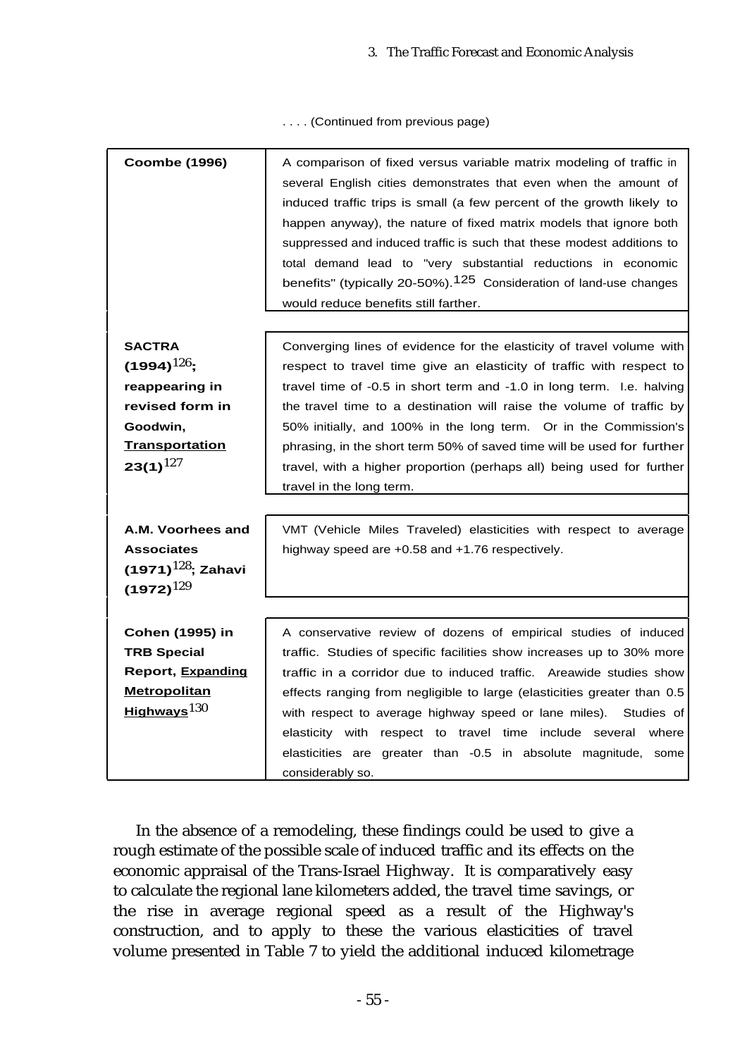. . . . (Continued from previous page)

| | |
|---|---|
| **Coombe (1996)** | A comparison of fixed versus variable matrix modeling of traffic in several English cities demonstrates that even when the amount of induced traffic trips is small (a few percent of the growth likely to happen anyway), the nature of fixed matrix models that ignore both suppressed and induced traffic is such that these modest additions to total demand lead to "very substantial reductions in economic benefits" (typically 20-50%).[125] Consideration of land-use changes would reduce benefits still farther. |
| **SACTRA (1994)[126]; reappearing in revised form in Goodwin, Transportation 23(1)[127]** | Converging lines of evidence for the elasticity of travel volume with respect to travel time give an elasticity of traffic with respect to travel time of -0.5 in short term and -1.0 in long term. I.e. halving the travel time to a destination will raise the volume of traffic by 50% initially, and 100% in the long term. Or in the Commission's phrasing, in the short term 50% of saved time will be used for further travel, with a higher proportion (perhaps all) being used for further travel in the long term. |
| **A.M. Voorhees and Associates (1971)[128]; Zahavi (1972)[129]** | VMT (Vehicle Miles Traveled) elasticities with respect to average highway speed are +0.58 and +1.76 respectively. |
| **Cohen (1995) in TRB Special Report, Expanding Metropolitan Highways[130]** | A conservative review of dozens of empirical studies of induced traffic. Studies of specific facilities show increases up to 30% more traffic in a corridor due to induced traffic. Areawide studies show effects ranging from negligible to large (elasticities greater than 0.5 with respect to average highway speed or lane miles). Studies of elasticity with respect to travel time include several where elasticities are greater than -0.5 in absolute magnitude, some considerably so. |

In the absence of a remodeling, these findings could be used to give a rough estimate of the possible scale of induced traffic and its effects on the economic appraisal of the Trans-Israel Highway. It is comparatively easy to calculate the regional lane kilometers added, the travel time savings, or the rise in average regional speed as a result of the Highway's construction, and to apply to these the various elasticities of travel volume presented in Table 7 to yield the additional induced kilometrage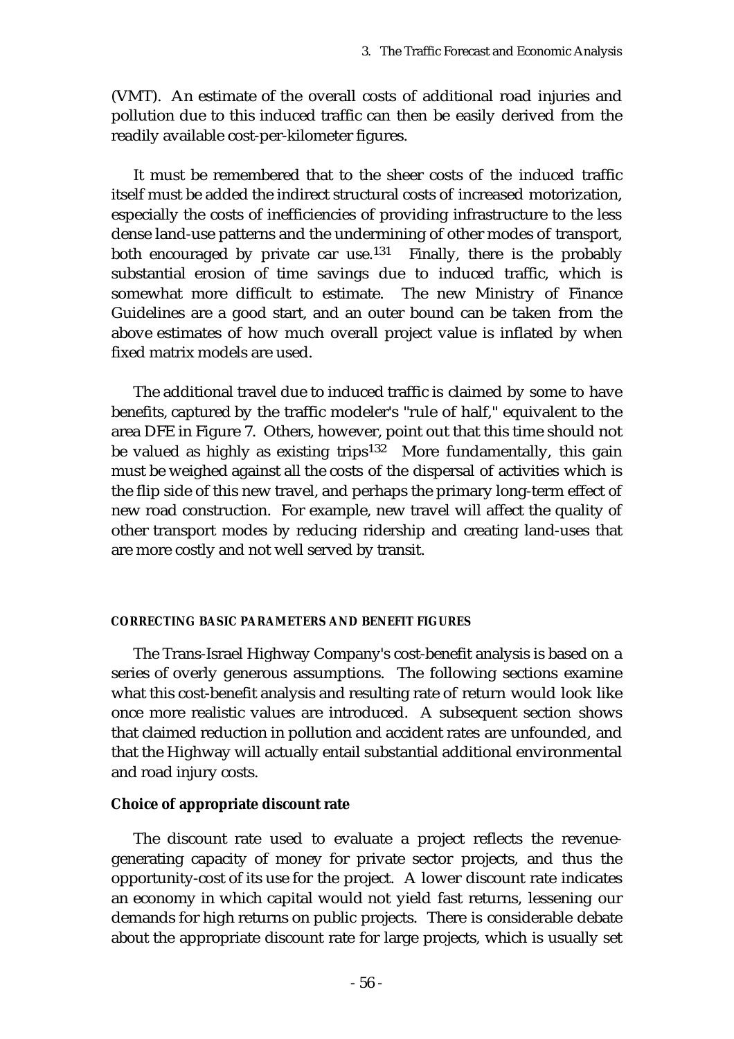(VMT). An estimate of the overall costs of additional road injuries and pollution due to this induced traffic can then be easily derived from the readily available cost-per-kilometer figures.

It must be remembered that to the sheer costs of the induced traffic itself must be added the indirect structural costs of increased motorization, especially the costs of inefficiencies of providing infrastructure to the less dense land-use patterns and the undermining of other modes of transport, both encouraged by private car use.[131] Finally, there is the probably substantial erosion of time savings due to induced traffic, which is somewhat more difficult to estimate. The new Ministry of Finance Guidelines are a good start, and an outer bound can be taken from the above estimates of how much overall project value is inflated by when fixed matrix models are used.

The additional travel due to induced traffic is claimed by some to have benefits, captured by the traffic modeler's "rule of half," equivalent to the area DFE in Figure 7. Others, however, point out that this time should not be valued as highly as existing trips[132] More fundamentally, this gain must be weighed against all the costs of the dispersal of activities which is the flip side of this new travel, and perhaps the primary long-term effect of new road construction. For example, new travel will affect the quality of other transport modes by reducing ridership and creating land-uses that are more costly and not well served by transit.

#### CORRECTING BASIC PARAMETERS AND BENEFIT FIGURES

The Trans-Israel Highway Company's cost-benefit analysis is based on a series of overly generous assumptions. The following sections examine what this cost-benefit analysis and resulting rate of return would look like once more realistic values are introduced. A subsequent section shows that claimed reduction in pollution and accident rates are unfounded, and that the Highway will actually entail substantial additional environmental and road injury costs.

**Choice of appropriate discount rate**

The discount rate used to evaluate a project reflects the revenue-generating capacity of money for private sector projects, and thus the opportunity-cost of its use for the project. A lower discount rate indicates an economy in which capital would not yield fast returns, lessening our demands for high returns on public projects. There is considerable debate about the appropriate discount rate for large projects, which is usually set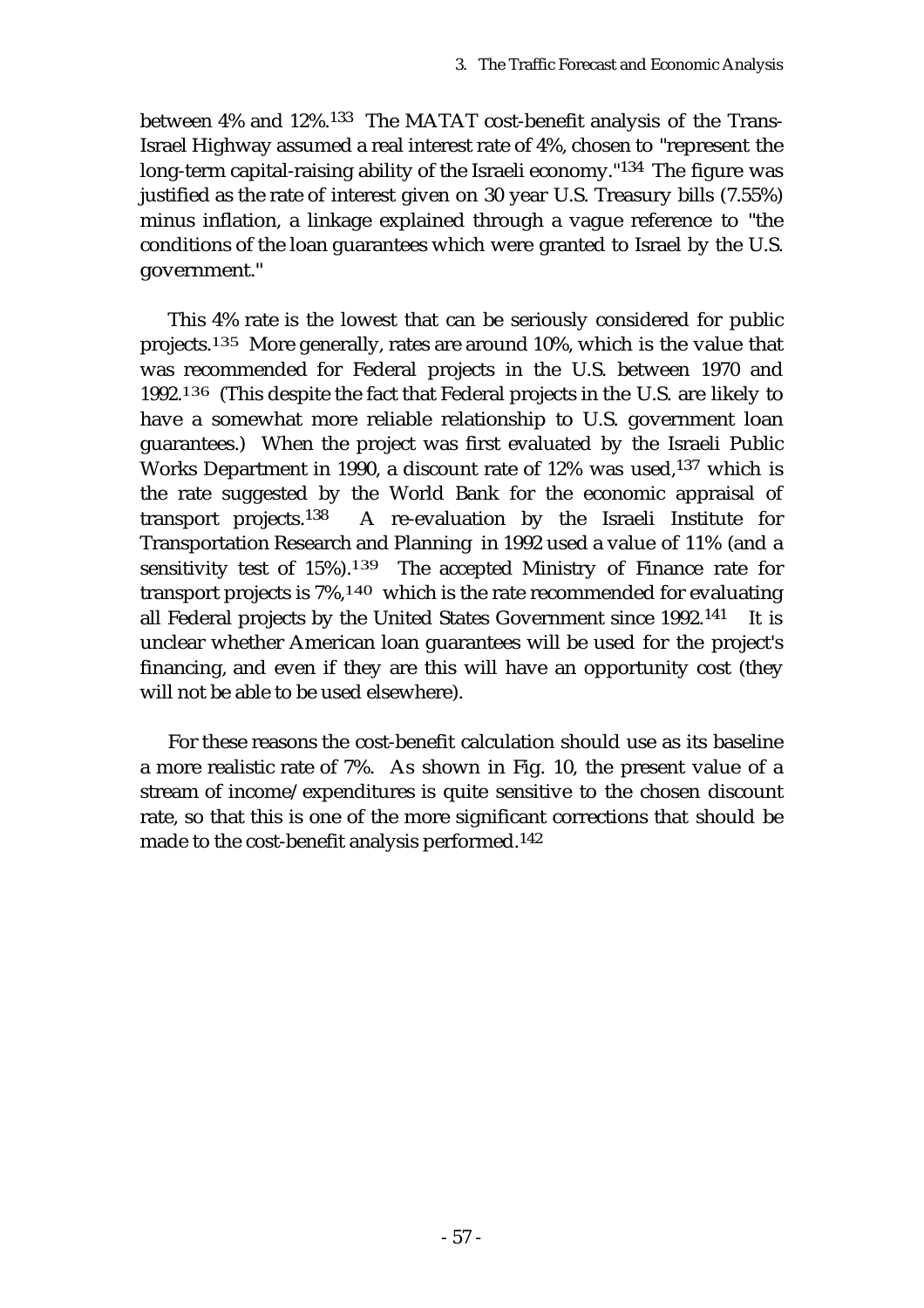between 4% and 12%.[133] The MATAT cost-benefit analysis of the Trans-Israel Highway assumed a real interest rate of 4%, chosen to "represent the long-term capital-raising ability of the Israeli economy."[134] The figure was justified as the rate of interest given on 30 year U.S. Treasury bills (7.55%) minus inflation, a linkage explained through a vague reference to "the conditions of the loan guarantees which were granted to Israel by the U.S. government."

This 4% rate is the lowest that can be seriously considered for public projects.[135] More generally, rates are around 10%, which is the value that was recommended for Federal projects in the U.S. between 1970 and 1992.[136] (This despite the fact that Federal projects in the U.S. are likely to have a somewhat more reliable relationship to U.S. government loan guarantees.) When the project was first evaluated by the Israeli Public Works Department in 1990, a discount rate of 12% was used,[137] which is the rate suggested by the World Bank for the economic appraisal of transport projects.[138] A re-evaluation by the Israeli Institute for Transportation Research and Planning in 1992 used a value of 11% (and a sensitivity test of 15%).[139] The accepted Ministry of Finance rate for transport projects is 7%,[140] which is the rate recommended for evaluating all Federal projects by the United States Government since 1992.[141] It is unclear whether American loan guarantees will be used for the project's financing, and even if they are this will have an opportunity cost (they will not be able to be used elsewhere).

For these reasons the cost-benefit calculation should use as its baseline a more realistic rate of 7%. As shown in Fig. 10, the present value of a stream of income/expenditures is quite sensitive to the chosen discount rate, so that this is one of the more significant corrections that should be made to the cost-benefit analysis performed.[142]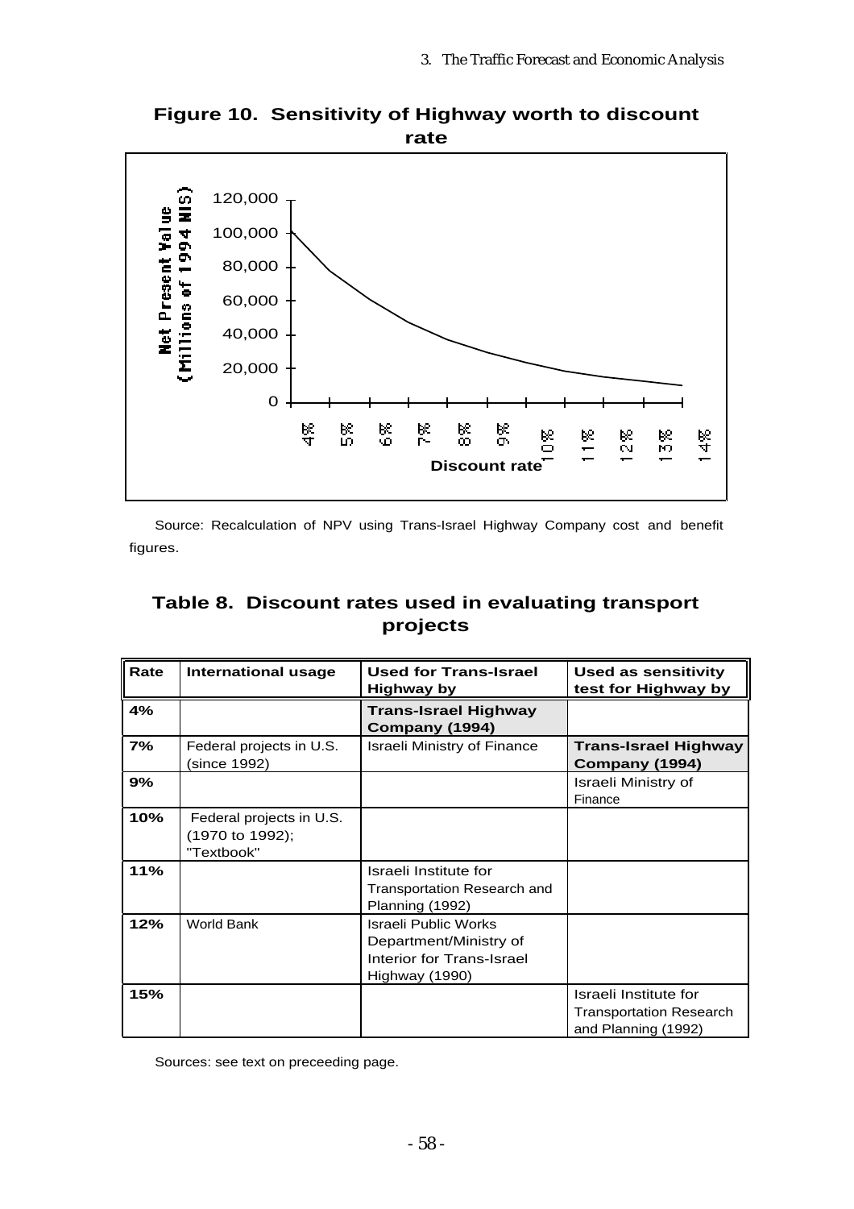**Figure 10. Sensitivity of Highway worth to discount rate**

Source: Recalculation of NPV using Trans-Israel Highway Company cost and benefit figures.

**Table 8. Discount rates used in evaluating transport projects**

| Rate | International usage | Used for Trans-Israel Highway by | Used as sensitivity test for Highway by |
|---|---|---|---|
| **4%** | | **Trans-Israel Highway Company (1994)** | |
| **7%** | Federal projects in U.S. (since 1992) | Israeli Ministry of Finance | **Trans-Israel Highway Company (1994)** |
| **9%** | | | Israeli Ministry of Finance |
| **10%** | Federal projects in U.S. (1970 to 1992); "Textbook" | | |
| **11%** | | Israeli Institute for Transportation Research and Planning (1992) | |
| **12%** | World Bank | Israeli Public Works Department/Ministry of Interior for Trans-Israel Highway (1990) | |
| **15%** | | | Israeli Institute for Transportation Research and Planning (1992) |

Sources: see text on preceeding page.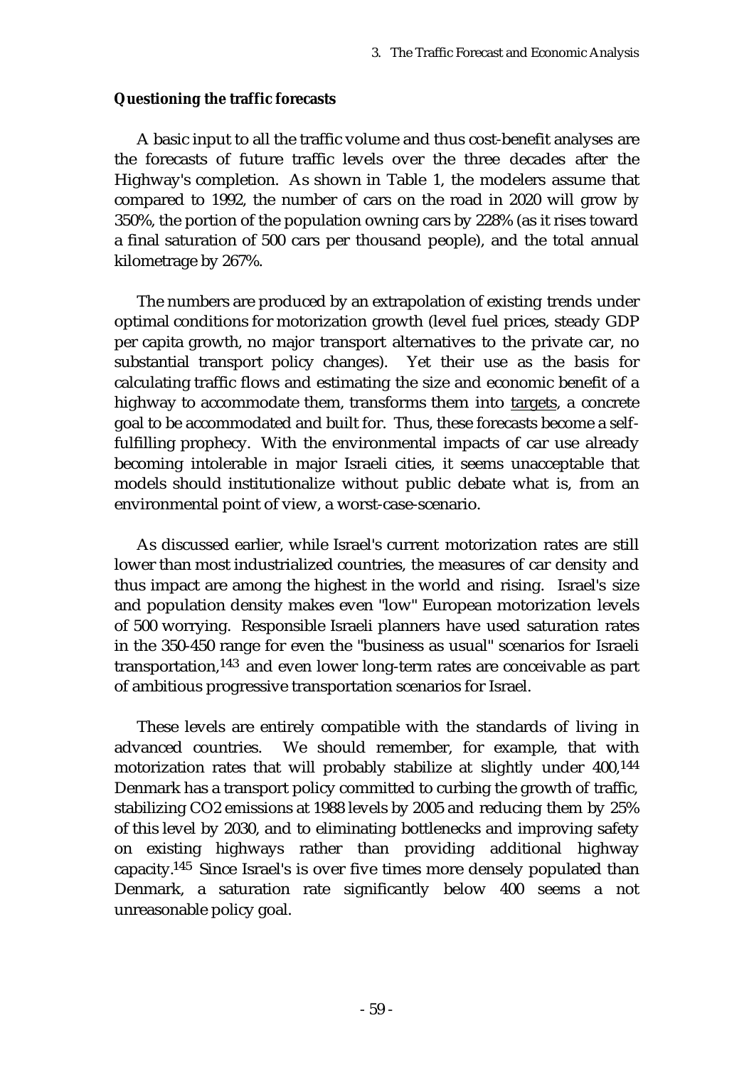**Questioning the traffic forecasts**

A basic input to all the traffic volume and thus cost-benefit analyses are the forecasts of future traffic levels over the three decades after the Highway's completion. As shown in Table 1, the modelers assume that compared to 1992, the number of cars on the road in 2020 will grow by 350%, the portion of the population owning cars by 228% (as it rises toward a final saturation of 500 cars per thousand people), and the total annual kilometrage by 267%.

The numbers are produced by an extrapolation of existing trends under optimal conditions for motorization growth (level fuel prices, steady GDP per capita growth, no major transport alternatives to the private car, no substantial transport policy changes). Yet their use as the basis for calculating traffic flows and estimating the size and economic benefit of a highway to accommodate them, transforms them into <u>targets</u>, a concrete goal to be accommodated and built for. Thus, these forecasts become a self-fulfilling prophecy. With the environmental impacts of car use already becoming intolerable in major Israeli cities, it seems unacceptable that models should institutionalize without public debate what is, from an environmental point of view, a worst-case-scenario.

As discussed earlier, while Israel's current motorization rates are still lower than most industrialized countries, the measures of car density and thus impact are among the highest in the world and rising. Israel's size and population density makes even "low" European motorization levels of 500 worrying. Responsible Israeli planners have used saturation rates in the 350-450 range for even the "business as usual" scenarios for Israeli transportation,[143] and even lower long-term rates are conceivable as part of ambitious progressive transportation scenarios for Israel.

These levels are entirely compatible with the standards of living in advanced countries. We should remember, for example, that with motorization rates that will probably stabilize at slightly under 400,[144] Denmark has a transport policy committed to curbing the growth of traffic, stabilizing $CO_2$ emissions at 1988 levels by 2005 and reducing them by 25% of this level by 2030, and to eliminating bottlenecks and improving safety on existing highways rather than providing additional highway capacity.[145] Since Israel's is over five times more densely populated than Denmark, a saturation rate significantly below 400 seems a not unreasonable policy goal.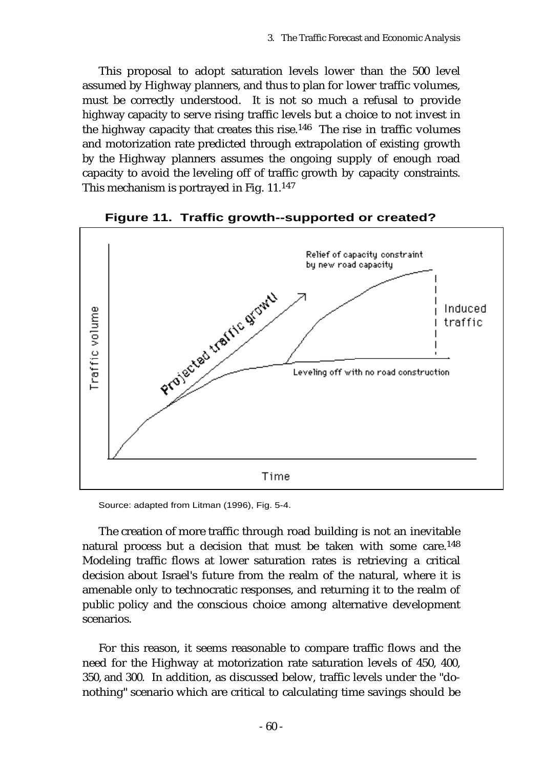This proposal to adopt saturation levels lower than the 500 level assumed by Highway planners, and thus to plan for lower traffic volumes, must be correctly understood. It is not so much a refusal to provide highway capacity to serve rising traffic levels but a choice to not invest in the highway capacity that creates this rise.[146] The rise in traffic volumes and motorization rate predicted through extrapolation of existing growth by the Highway planners assumes the ongoing supply of enough road capacity to avoid the leveling off of traffic growth by capacity constraints. This mechanism is portrayed in Fig. 11.[147]

**Figure 11. Traffic growth--supported or created?**

Source: adapted from Litman (1996), Fig. 5-4.

The creation of more traffic through road building is not an inevitable natural process but a decision that must be taken with some care.[148] Modeling traffic flows at lower saturation rates is retrieving a critical decision about Israel's future from the realm of the natural, where it is amenable only to technocratic responses, and returning it to the realm of public policy and the conscious choice among alternative development scenarios.

For this reason, it seems reasonable to compare traffic flows and the need for the Highway at motorization rate saturation levels of 450, 400, 350, and 300. In addition, as discussed below, traffic levels under the "do-nothing" scenario which are critical to calculating time savings should be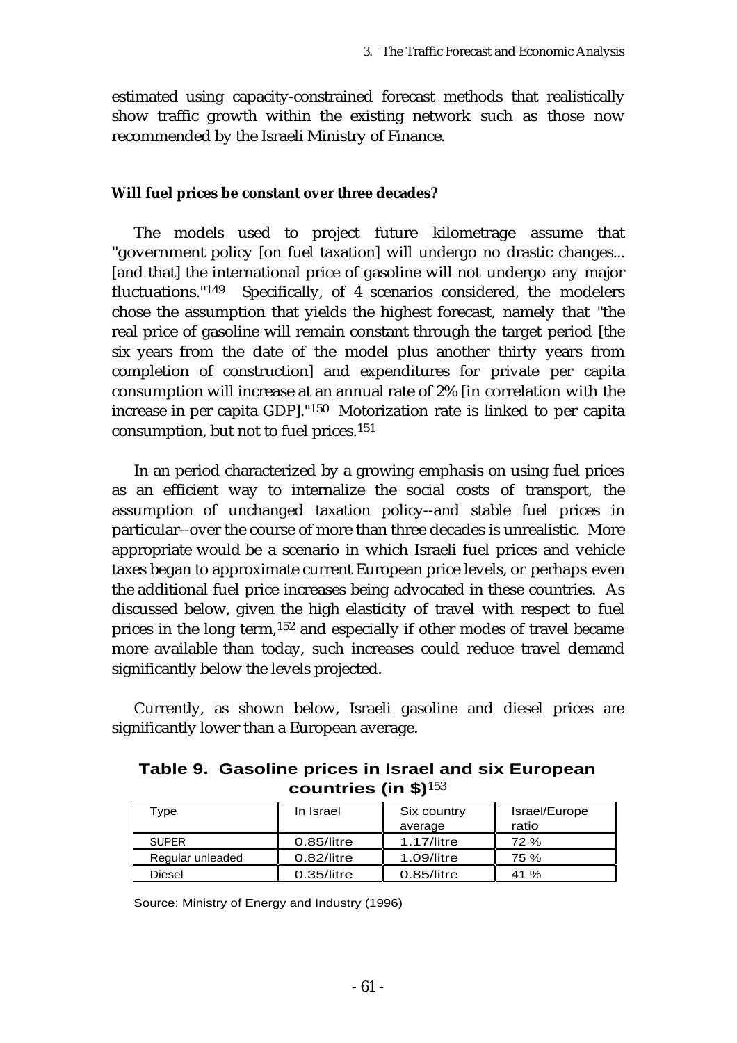estimated using capacity-constrained forecast methods that realistically show traffic growth within the existing network such as those now recommended by the Israeli Ministry of Finance.

### Will fuel prices be constant over three decades?

The models used to project future kilometrage assume that "government policy [on fuel taxation] will undergo no drastic changes... [and that] the international price of gasoline will not undergo any major fluctuations."[149] Specifically, of 4 scenarios considered, the modelers chose the assumption that yields the highest forecast, namely that "the real price of gasoline will remain constant through the target period [the six years from the date of the model plus another thirty years from completion of construction] and expenditures for private per capita consumption will increase at an annual rate of 2% [in correlation with the increase in per capita GDP]."[150] Motorization rate is linked to per capita consumption, but not to fuel prices.[151]

In an period characterized by a growing emphasis on using fuel prices as an efficient way to internalize the social costs of transport, the assumption of unchanged taxation policy--and stable fuel prices in particular--over the course of more than three decades is unrealistic. More appropriate would be a scenario in which Israeli fuel prices and vehicle taxes began to approximate current European price levels, or perhaps even the additional fuel price increases being advocated in these countries. As discussed below, given the high elasticity of travel with respect to fuel prices in the long term,[152] and especially if other modes of travel became more available than today, such increases could reduce travel demand significantly below the levels projected.

Currently, as shown below, Israeli gasoline and diesel prices are significantly lower than a European average.

**Table 9. Gasoline prices in Israel and six European countries (in $)**[153]

| Type | In Israel | Six country average | Israel/Europe ratio |
|---|---|---|---|
| SUPER | 0.85/litre | 1.17/litre | 72 % |
| Regular unleaded | 0.82/litre | 1.09/litre | 75 % |
| Diesel | 0.35/litre | 0.85/litre | 41 % |

Source: Ministry of Energy and Industry (1996)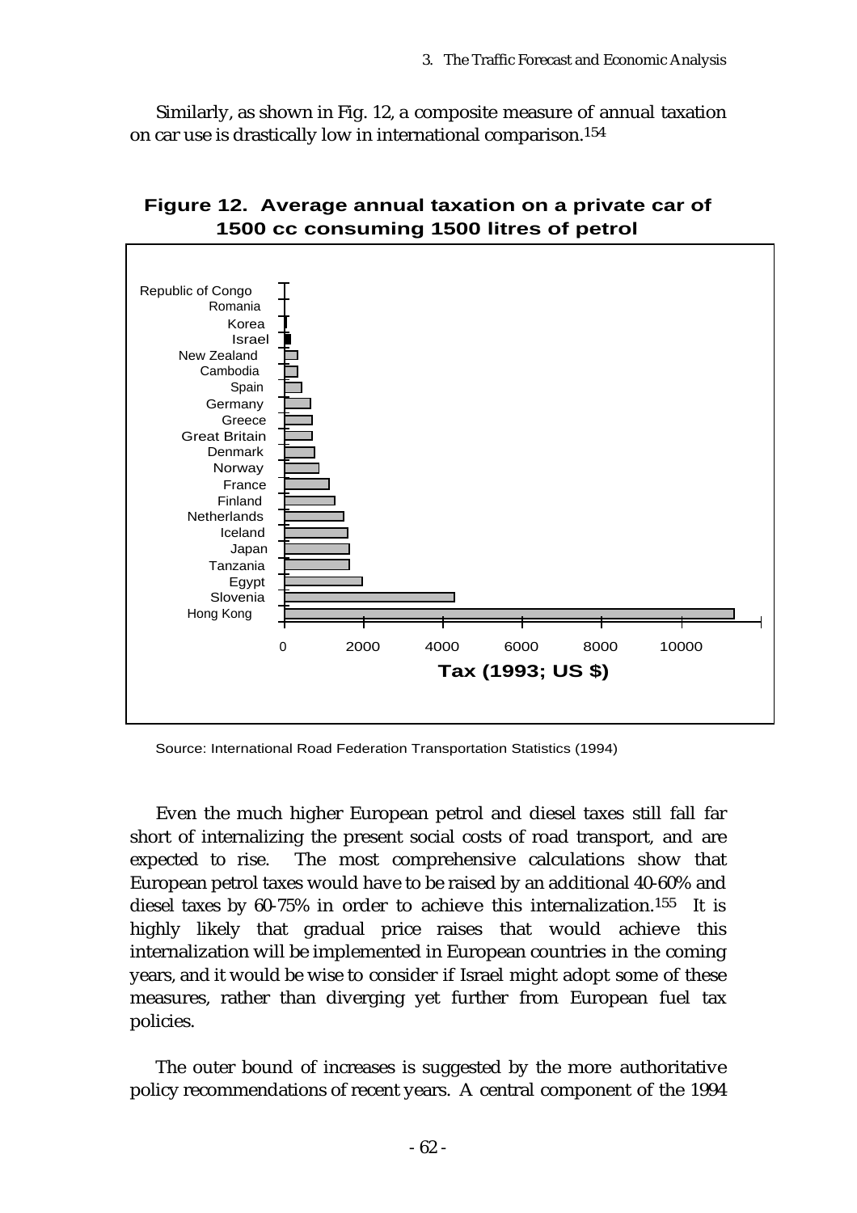Similarly, as shown in Fig. 12, a composite measure of annual taxation on car use is drastically low in international comparison.[154]

**Figure 12. Average annual taxation on a private car of 1500 cc consuming 1500 litres of petrol**

Source: International Road Federation Transportation Statistics (1994)

Even the much higher European petrol and diesel taxes still fall far short of internalizing the present social costs of road transport, and are expected to rise. The most comprehensive calculations show that European petrol taxes would have to be raised by an additional 40-60% and diesel taxes by 60-75% in order to achieve this internalization.[155] It is highly likely that gradual price raises that would achieve this internalization will be implemented in European countries in the coming years, and it would be wise to consider if Israel might adopt some of these measures, rather than diverging yet further from European fuel tax policies.

The outer bound of increases is suggested by the more authoritative policy recommendations of recent years. A central component of the 1994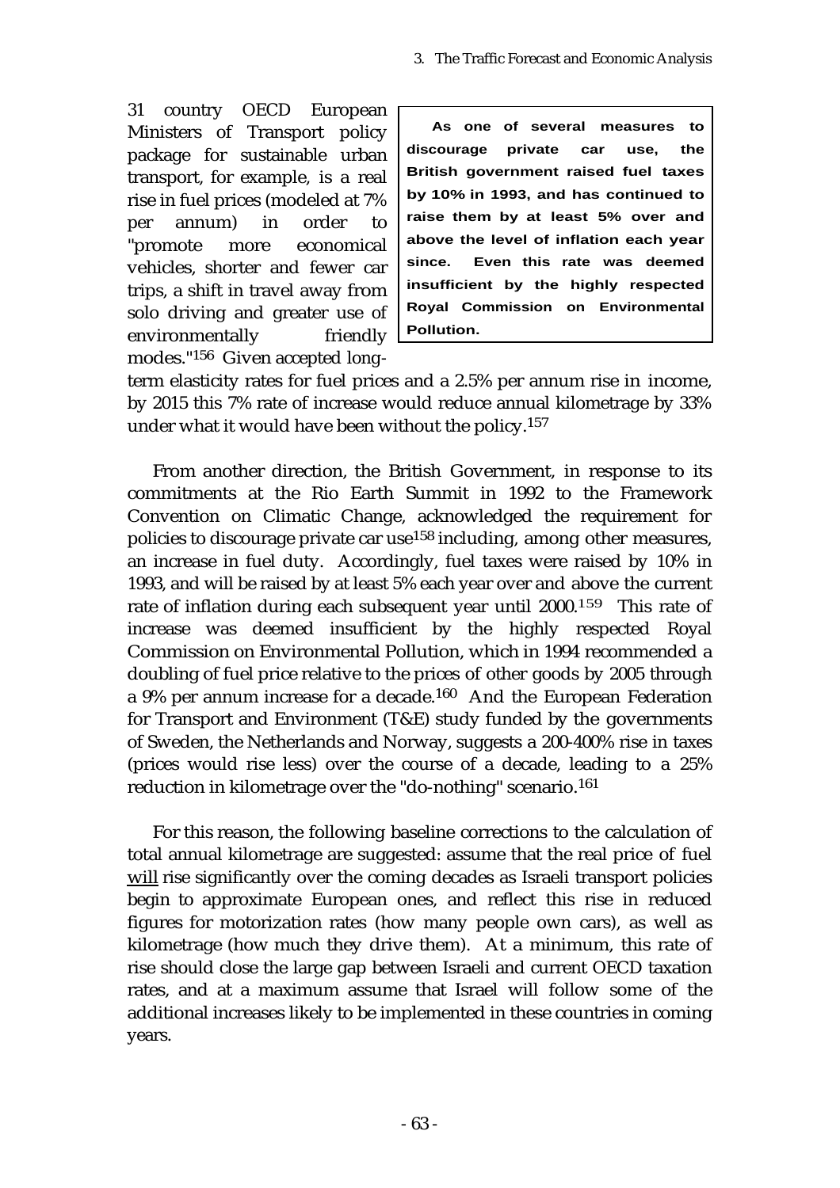31 country OECD European Ministers of Transport policy package for sustainable urban transport, for example, is a real rise in fuel prices (modeled at 7% per annum) in order to "promote more economical vehicles, shorter and fewer car trips, a shift in travel away from solo driving and greater use of environmentally friendly modes."[156] Given accepted long-term elasticity rates for fuel prices and a 2.5% per annum rise in income, by 2015 this 7% rate of increase would reduce annual kilometrage by 33% under what it would have been without the policy.[157]

> **As one of several measures to discourage private car use, the British government raised fuel taxes by 10% in 1993, and has continued to raise them by at least 5% over and above the level of inflation each year since. Even this rate was deemed insufficient by the highly respected Royal Commission on Environmental Pollution.**

From another direction, the British Government, in response to its commitments at the Rio Earth Summit in 1992 to the Framework Convention on Climatic Change, acknowledged the requirement for policies to discourage private car use[158] including, among other measures, an increase in fuel duty. Accordingly, fuel taxes were raised by 10% in 1993, and will be raised by at least 5% each year over and above the current rate of inflation during each subsequent year until 2000.[159] This rate of increase was deemed insufficient by the highly respected Royal Commission on Environmental Pollution, which in 1994 recommended a doubling of fuel price relative to the prices of other goods by 2005 through a 9% per annum increase for a decade.[160] And the European Federation for Transport and Environment (T&E) study funded by the governments of Sweden, the Netherlands and Norway, suggests a 200-400% rise in taxes (prices would rise less) over the course of a decade, leading to a 25% reduction in kilometrage over the "do-nothing" scenario.[161]

For this reason, the following baseline corrections to the calculation of total annual kilometrage are suggested: assume that the real price of fuel <u>will</u> rise significantly over the coming decades as Israeli transport policies begin to approximate European ones, and reflect this rise in reduced figures for motorization rates (how many people own cars), as well as kilometrage (how much they drive them). At a minimum, this rate of rise should close the large gap between Israeli and current OECD taxation rates, and at a maximum assume that Israel will follow some of the additional increases likely to be implemented in these countries in coming years.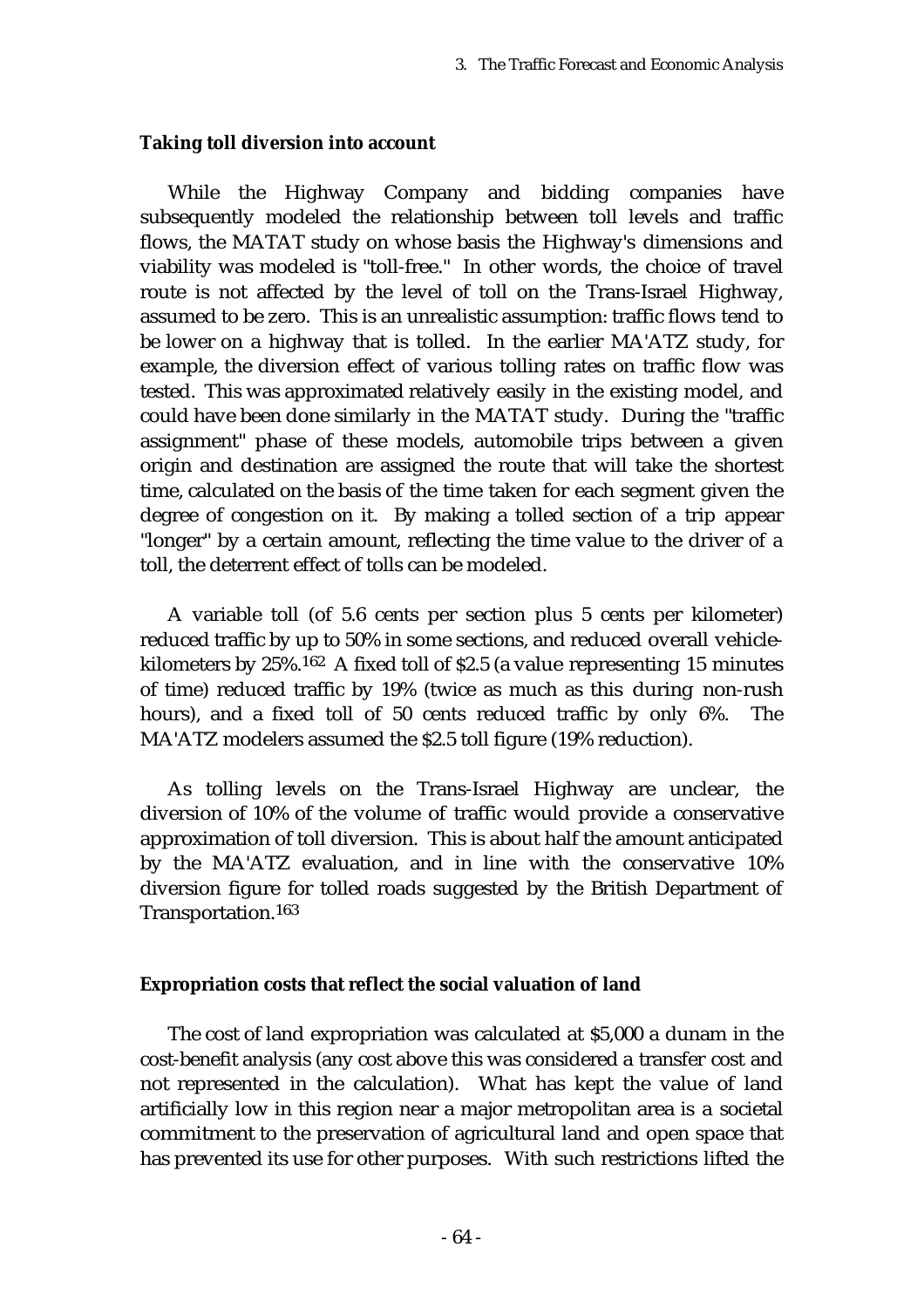### Taking toll diversion into account

While the Highway Company and bidding companies have subsequently modeled the relationship between toll levels and traffic flows, the MATAT study on whose basis the Highway's dimensions and viability was modeled is "toll-free." In other words, the choice of travel route is not affected by the level of toll on the Trans-Israel Highway, assumed to be zero. This is an unrealistic assumption: traffic flows tend to be lower on a highway that is tolled. In the earlier MA'ATZ study, for example, the diversion effect of various tolling rates on traffic flow was tested. This was approximated relatively easily in the existing model, and could have been done similarly in the MATAT study. During the "traffic assignment" phase of these models, automobile trips between a given origin and destination are assigned the route that will take the shortest time, calculated on the basis of the time taken for each segment given the degree of congestion on it. By making a tolled section of a trip appear "longer" by a certain amount, reflecting the time value to the driver of a toll, the deterrent effect of tolls can be modeled.

A variable toll (of 5.6 cents per section plus 5 cents per kilometer) reduced traffic by up to 50% in some sections, and reduced overall vehicle-kilometers by 25%.[162] A fixed toll of $2.5 (a value representing 15 minutes of time) reduced traffic by 19% (twice as much as this during non-rush hours), and a fixed toll of 50 cents reduced traffic by only 6%. The MA'ATZ modelers assumed the $2.5 toll figure (19% reduction).

As tolling levels on the Trans-Israel Highway are unclear, the diversion of 10% of the volume of traffic would provide a conservative approximation of toll diversion. This is about half the amount anticipated by the MA'ATZ evaluation, and in line with the conservative 10% diversion figure for tolled roads suggested by the British Department of Transportation.[163]

### Expropriation costs that reflect the social valuation of land

The cost of land expropriation was calculated at $5,000 a dunam in the cost-benefit analysis (any cost above this was considered a transfer cost and not represented in the calculation). What has kept the value of land artificially low in this region near a major metropolitan area is a societal commitment to the preservation of agricultural land and open space that has prevented its use for other purposes. With such restrictions lifted the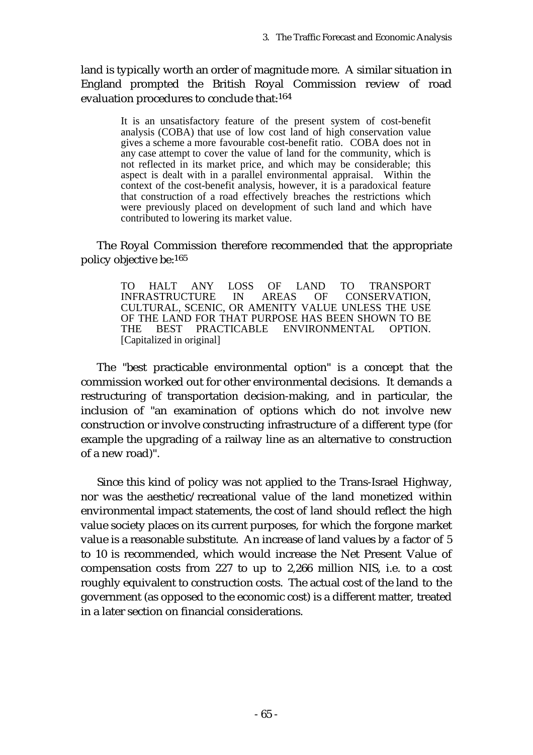land is typically worth an order of magnitude more. A similar situation in England prompted the British Royal Commission review of road evaluation procedures to conclude that:[164]

> It is an unsatisfactory feature of the present system of cost-benefit analysis (COBA) that use of low cost land of high conservation value gives a scheme a more favourable cost-benefit ratio. COBA does not in any case attempt to cover the value of land for the community, which is not reflected in its market price, and which may be considerable; this aspect is dealt with in a parallel environmental appraisal. Within the context of the cost-benefit analysis, however, it is a paradoxical feature that construction of a road effectively breaches the restrictions which were previously placed on development of such land and which have contributed to lowering its market value.

The Royal Commission therefore recommended that the appropriate policy objective be:[165]

> TO HALT ANY LOSS OF LAND TO TRANSPORT INFRASTRUCTURE IN AREAS OF CONSERVATION, CULTURAL, SCENIC, OR AMENITY VALUE UNLESS THE USE OF THE LAND FOR THAT PURPOSE HAS BEEN SHOWN TO BE THE BEST PRACTICABLE ENVIRONMENTAL OPTION. [Capitalized in original]

The "best practicable environmental option" is a concept that the commission worked out for other environmental decisions. It demands a restructuring of transportation decision-making, and in particular, the inclusion of "an examination of options which do not involve new construction or involve constructing infrastructure of a different type (for example the upgrading of a railway line as an alternative to construction of a new road)".

Since this kind of policy was not applied to the Trans-Israel Highway, nor was the aesthetic/recreational value of the land monetized within environmental impact statements, the cost of land should reflect the high value society places on its current purposes, for which the forgone market value is a reasonable substitute. An increase of land values by a factor of 5 to 10 is recommended, which would increase the Net Present Value of compensation costs from 227 to up to 2,266 million NIS, i.e. to a cost roughly equivalent to construction costs. The actual cost of the land to the government (as opposed to the economic cost) is a different matter, treated in a later section on financial considerations.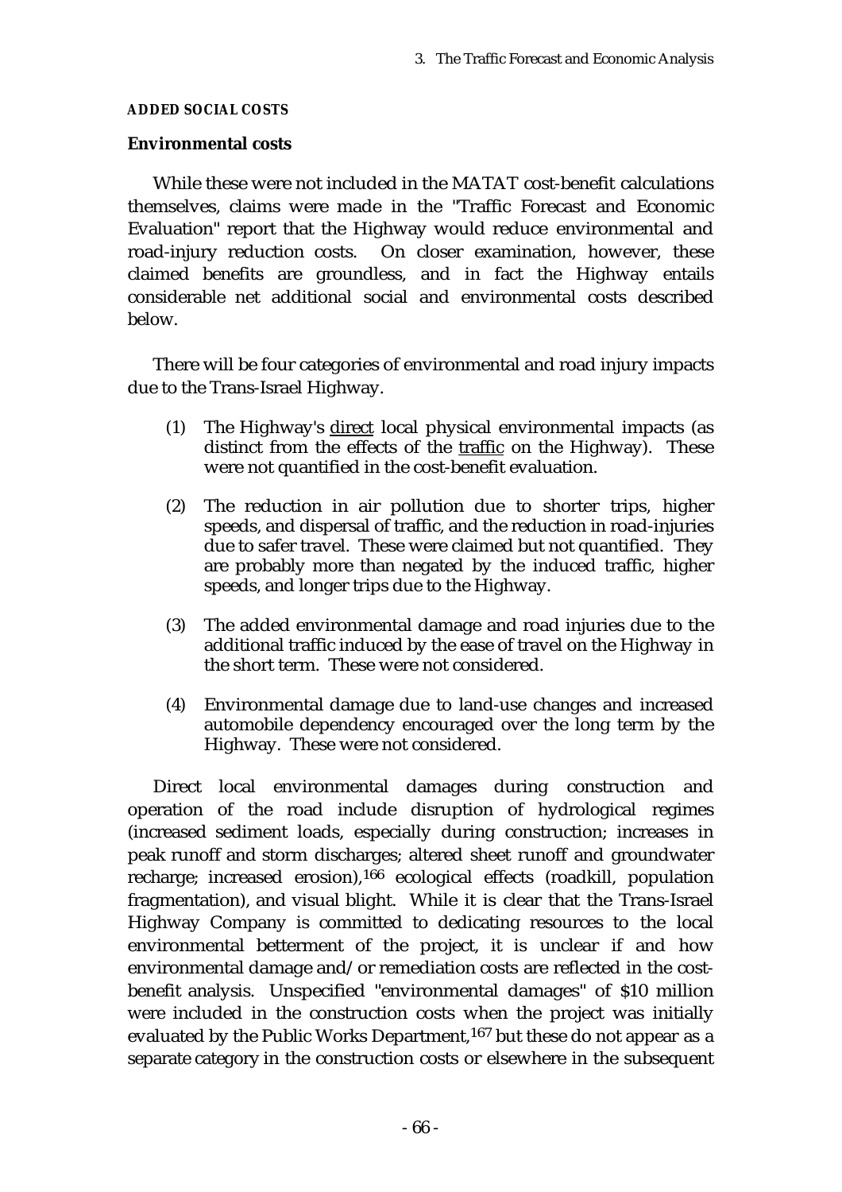### ADDED SOCIAL COSTS

**Environmental costs**

While these were not included in the MATAT cost-benefit calculations themselves, claims were made in the "Traffic Forecast and Economic Evaluation" report that the Highway would reduce environmental and road-injury reduction costs. On closer examination, however, these claimed benefits are groundless, and in fact the Highway entails considerable net additional social and environmental costs described below.

There will be four categories of environmental and road injury impacts due to the Trans-Israel Highway.

(1) The Highway's direct local physical environmental impacts (as distinct from the effects of the traffic on the Highway). These were not quantified in the cost-benefit evaluation.

(2) The reduction in air pollution due to shorter trips, higher speeds, and dispersal of traffic, and the reduction in road-injuries due to safer travel. These were claimed but not quantified. They are probably more than negated by the induced traffic, higher speeds, and longer trips due to the Highway.

(3) The added environmental damage and road injuries due to the additional traffic induced by the ease of travel on the Highway in the short term. These were not considered.

(4) Environmental damage due to land-use changes and increased automobile dependency encouraged over the long term by the Highway. These were not considered.

Direct local environmental damages during construction and operation of the road include disruption of hydrological regimes (increased sediment loads, especially during construction; increases in peak runoff and storm discharges; altered sheet runoff and groundwater recharge; increased erosion),[166] ecological effects (roadkill, population fragmentation), and visual blight. While it is clear that the Trans-Israel Highway Company is committed to dedicating resources to the local environmental betterment of the project, it is unclear if and how environmental damage and/or remediation costs are reflected in the cost-benefit analysis. Unspecified "environmental damages" of $10 million were included in the construction costs when the project was initially evaluated by the Public Works Department,[167] but these do not appear as a separate category in the construction costs or elsewhere in the subsequent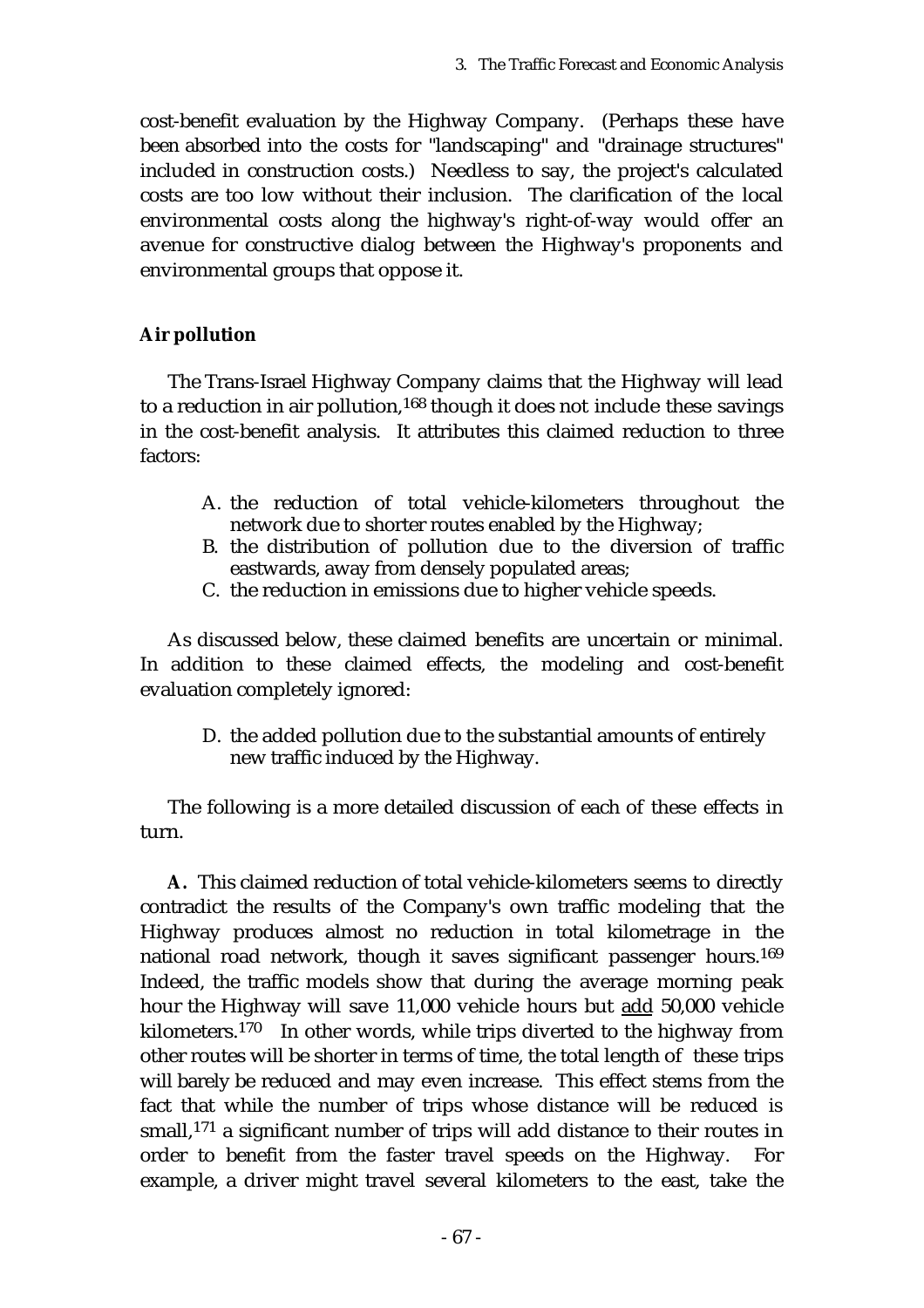cost-benefit evaluation by the Highway Company. (Perhaps these have been absorbed into the costs for "landscaping" and "drainage structures" included in construction costs.) Needless to say, the project's calculated costs are too low without their inclusion. The clarification of the local environmental costs along the highway's right-of-way would offer an avenue for constructive dialog between the Highway's proponents and environmental groups that oppose it.

### Air pollution

The Trans-Israel Highway Company claims that the Highway will lead to a reduction in air pollution,[168] though it does not include these savings in the cost-benefit analysis. It attributes this claimed reduction to three factors:

A. the reduction of total vehicle-kilometers throughout the network due to shorter routes enabled by the Highway;
B. the distribution of pollution due to the diversion of traffic eastwards, away from densely populated areas;
C. the reduction in emissions due to higher vehicle speeds.

As discussed below, these claimed benefits are uncertain or minimal. In addition to these claimed effects, the modeling and cost-benefit evaluation completely ignored:

D. the added pollution due to the substantial amounts of entirely new traffic induced by the Highway.

The following is a more detailed discussion of each of these effects in turn.

**A.** This claimed reduction of total vehicle-kilometers seems to directly contradict the results of the Company's own traffic modeling that the Highway produces almost no reduction in total kilometrage in the national road network, though it saves significant passenger hours.[169] Indeed, the traffic models show that during the average morning peak hour the Highway will save 11,000 vehicle hours but add 50,000 vehicle kilometers.[170] In other words, while trips diverted to the highway from other routes will be shorter in terms of time, the total length of these trips will barely be reduced and may even increase. This effect stems from the fact that while the number of trips whose distance will be reduced is small,[171] a significant number of trips will add distance to their routes in order to benefit from the faster travel speeds on the Highway. For example, a driver might travel several kilometers to the east, take the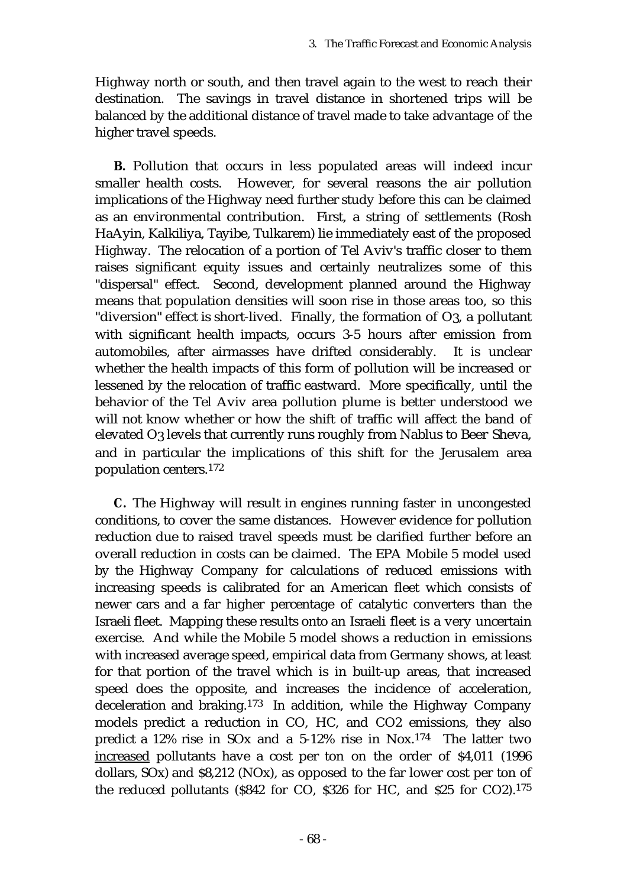Highway north or south, and then travel again to the west to reach their destination. The savings in travel distance in shortened trips will be balanced by the additional distance of travel made to take advantage of the higher travel speeds.

**B.** Pollution that occurs in less populated areas will indeed incur smaller health costs. However, for several reasons the air pollution implications of the Highway need further study before this can be claimed as an environmental contribution. First, a string of settlements (Rosh HaAyin, Kalkiliya, Tayibe, Tulkarem) lie immediately east of the proposed Highway. The relocation of a portion of Tel Aviv's traffic closer to them raises significant equity issues and certainly neutralizes some of this "dispersal" effect. Second, development planned around the Highway means that population densities will soon rise in those areas too, so this "diversion" effect is short-lived. Finally, the formation of $O_3$, a pollutant with significant health impacts, occurs 3-5 hours after emission from automobiles, after airmasses have drifted considerably. It is unclear whether the health impacts of this form of pollution will be increased or lessened by the relocation of traffic eastward. More specifically, until the behavior of the Tel Aviv area pollution plume is better understood we will not know whether or how the shift of traffic will affect the band of elevated $O_3$ levels that currently runs roughly from Nablus to Beer Sheva, and in particular the implications of this shift for the Jerusalem area population centers.[172]

**C.** The Highway will result in engines running faster in uncongested conditions, to cover the same distances. However evidence for pollution reduction due to raised travel speeds must be clarified further before an overall reduction in costs can be claimed. The EPA Mobile 5 model used by the Highway Company for calculations of reduced emissions with increasing speeds is calibrated for an American fleet which consists of newer cars and a far higher percentage of catalytic converters than the Israeli fleet. Mapping these results onto an Israeli fleet is a very uncertain exercise. And while the Mobile 5 model shows a reduction in emissions with increased average speed, empirical data from Germany shows, at least for that portion of the travel which is in built-up areas, that increased speed does the opposite, and increases the incidence of acceleration, deceleration and braking.[173] In addition, while the Highway Company models predict a reduction in CO, HC, and $CO_2$ emissions, they also predict a 12% rise in SOx and a 5-12% rise in Nox.[174] The latter two <u>increased</u> pollutants have a cost per ton on the order of $4,011 (1996 dollars, SOx) and $8,212 (NOx), as opposed to the far lower cost per ton of the reduced pollutants ($842 for CO, $326 for HC, and $25 for $CO_2$).[175]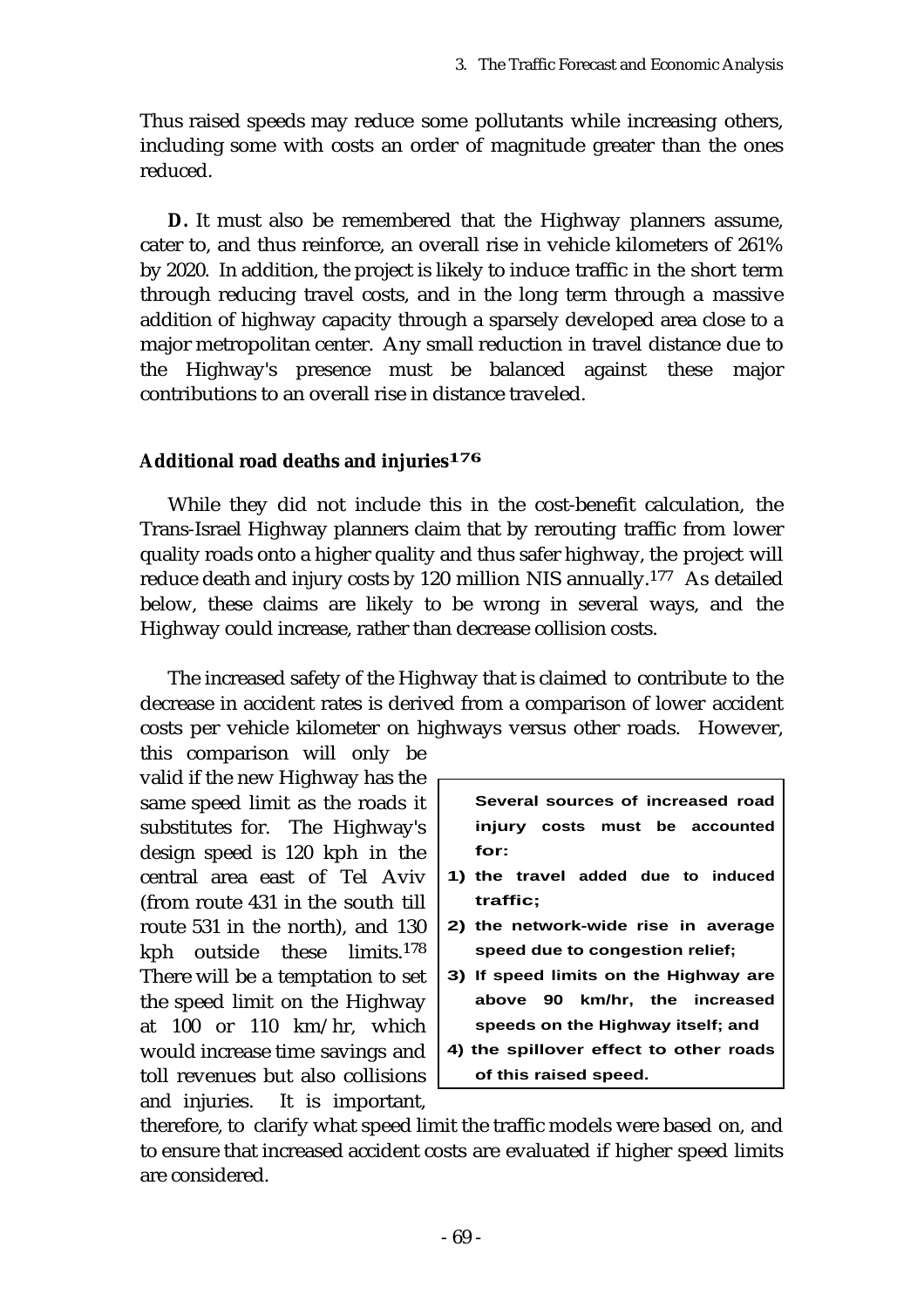Thus raised speeds may reduce some pollutants while increasing others, including some with costs an order of magnitude greater than the ones reduced.

**D.** It must also be remembered that the Highway planners assume, cater to, and thus reinforce, an overall rise in vehicle kilometers of 261% by 2020. In addition, the project is likely to induce traffic in the short term through reducing travel costs, and in the long term through a massive addition of highway capacity through a sparsely developed area close to a major metropolitan center. Any small reduction in travel distance due to the Highway's presence must be balanced against these major contributions to an overall rise in distance traveled.

### Additional road deaths and injuries[176]

While they did not include this in the cost-benefit calculation, the Trans-Israel Highway planners claim that by rerouting traffic from lower quality roads onto a higher quality and thus safer highway, the project will reduce death and injury costs by 120 million NIS annually.[177] As detailed below, these claims are likely to be wrong in several ways, and the Highway could increase, rather than decrease collision costs.

The increased safety of the Highway that is claimed to contribute to the decrease in accident rates is derived from a comparison of lower accident costs per vehicle kilometer on highways versus other roads. However, this comparison will only be valid if the new Highway has the same speed limit as the roads it substitutes for. The Highway's design speed is 120 kph in the central area east of Tel Aviv (from route 431 in the south till route 531 in the north), and 130 kph outside these limits.[178] There will be a temptation to set the speed limit on the Highway at 100 or 110 km/hr, which would increase time savings and toll revenues but also collisions and injuries. It is important, therefore, to clarify what speed limit the traffic models were based on, and to ensure that increased accident costs are evaluated if higher speed limits are considered.

> **Several sources of increased road injury costs must be accounted for:**
>
> **1) the travel added due to induced traffic;**
>
> **2) the network-wide rise in average speed due to congestion relief;**
>
> **3) If speed limits on the Highway are above 90 km/hr, the increased speeds on the Highway itself; and**
>
> **4) the spillover effect to other roads of this raised speed.**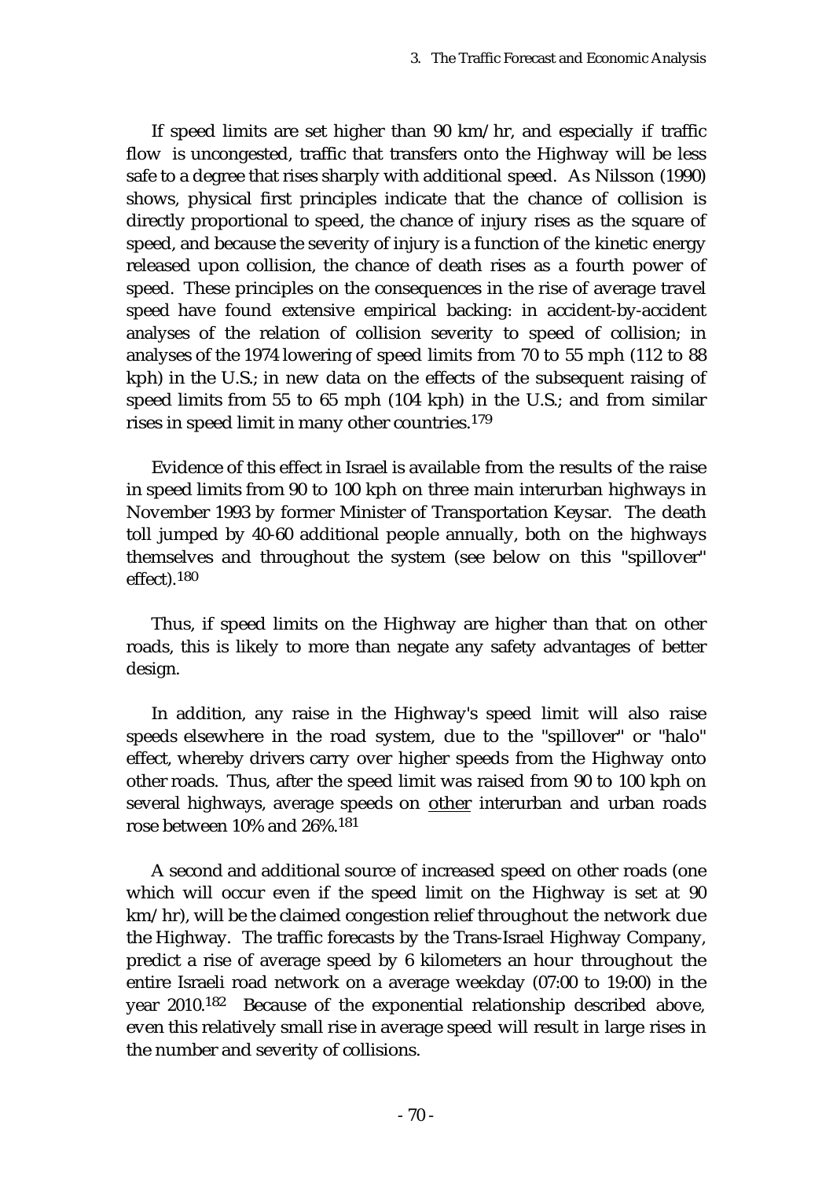If speed limits are set higher than 90 km/hr, and especially if traffic flow is uncongested, traffic that transfers onto the Highway will be less safe to a degree that rises sharply with additional speed. As Nilsson (1990) shows, physical first principles indicate that the chance of collision is directly proportional to speed, the chance of injury rises as the square of speed, and because the severity of injury is a function of the kinetic energy released upon collision, the chance of death rises as a fourth power of speed. These principles on the consequences in the rise of average travel speed have found extensive empirical backing: in accident-by-accident analyses of the relation of collision severity to speed of collision; in analyses of the 1974 lowering of speed limits from 70 to 55 mph (112 to 88 kph) in the U.S.; in new data on the effects of the subsequent raising of speed limits from 55 to 65 mph (104 kph) in the U.S.; and from similar rises in speed limit in many other countries.[179]

Evidence of this effect in Israel is available from the results of the raise in speed limits from 90 to 100 kph on three main interurban highways in November 1993 by former Minister of Transportation Keysar. The death toll jumped by 40-60 additional people annually, both on the highways themselves and throughout the system (see below on this "spillover" effect).[180]

Thus, if speed limits on the Highway are higher than that on other roads, this is likely to more than negate any safety advantages of better design.

In addition, any raise in the Highway's speed limit will also raise speeds elsewhere in the road system, due to the "spillover" or "halo" effect, whereby drivers carry over higher speeds from the Highway onto other roads. Thus, after the speed limit was raised from 90 to 100 kph on several highways, average speeds on <u>other</u> interurban and urban roads rose between 10% and 26%.[181]

A second and additional source of increased speed on other roads (one which will occur even if the speed limit on the Highway is set at 90 km/hr), will be the claimed congestion relief throughout the network due the Highway. The traffic forecasts by the Trans-Israel Highway Company, predict a rise of average speed by 6 kilometers an hour throughout the entire Israeli road network on a average weekday (07:00 to 19:00) in the year 2010.[182] Because of the exponential relationship described above, even this relatively small rise in average speed will result in large rises in the number and severity of collisions.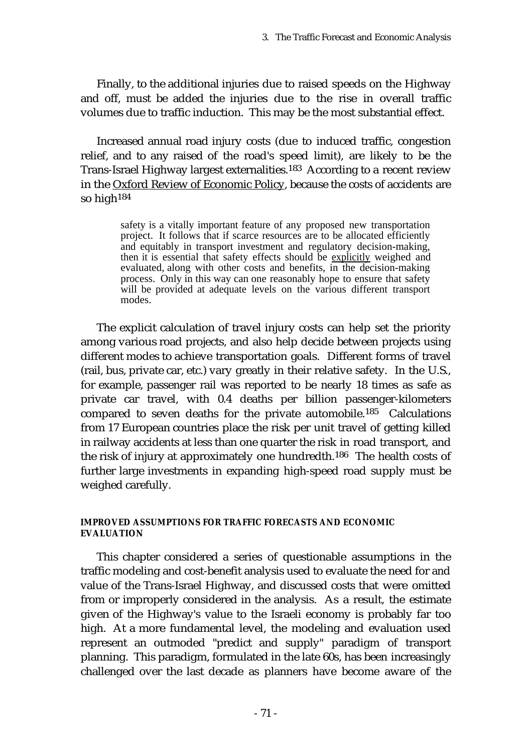Finally, to the additional injuries due to raised speeds on the Highway and off, must be added the injuries due to the rise in overall traffic volumes due to traffic induction. This may be the most substantial effect.

Increased annual road injury costs (due to induced traffic, congestion relief, and to any raised of the road's speed limit), are likely to be the Trans-Israel Highway largest externalities.[183] According to a recent review in the Oxford Review of Economic Policy, because the costs of accidents are so high[184]

> safety is a vitally important feature of any proposed new transportation project. It follows that if scarce resources are to be allocated efficiently and equitably in transport investment and regulatory decision-making, then it is essential that safety effects should be explicitly weighed and evaluated, along with other costs and benefits, in the decision-making process. Only in this way can one reasonably hope to ensure that safety will be provided at adequate levels on the various different transport modes.

The explicit calculation of travel injury costs can help set the priority among various road projects, and also help decide between projects using different modes to achieve transportation goals. Different forms of travel (rail, bus, private car, etc.) vary greatly in their relative safety. In the U.S., for example, passenger rail was reported to be nearly 18 times as safe as private car travel, with 0.4 deaths per billion passenger-kilometers compared to seven deaths for the private automobile.[185] Calculations from 17 European countries place the risk per unit travel of getting killed in railway accidents at less than one quarter the risk in road transport, and the risk of injury at approximately one hundredth.[186] The health costs of further large investments in expanding high-speed road supply must be weighed carefully.

#### IMPROVED ASSUMPTIONS FOR TRAFFIC FORECASTS AND ECONOMIC EVALUATION

This chapter considered a series of questionable assumptions in the traffic modeling and cost-benefit analysis used to evaluate the need for and value of the Trans-Israel Highway, and discussed costs that were omitted from or improperly considered in the analysis. As a result, the estimate given of the Highway's value to the Israeli economy is probably far too high. At a more fundamental level, the modeling and evaluation used represent an outmoded "predict and supply" paradigm of transport planning. This paradigm, formulated in the late 60s, has been increasingly challenged over the last decade as planners have become aware of the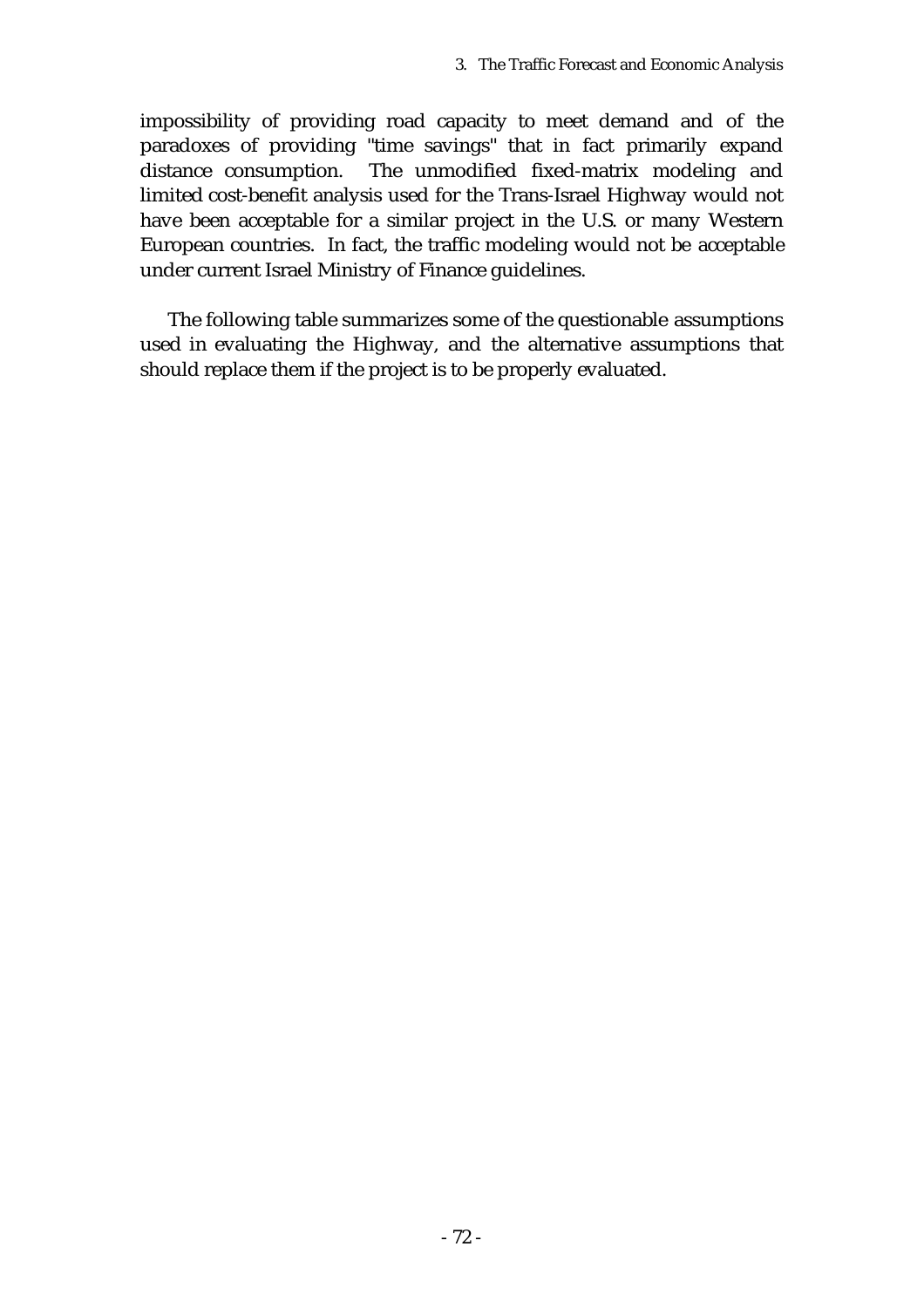impossibility of providing road capacity to meet demand and of the paradoxes of providing "time savings" that in fact primarily expand distance consumption. The unmodified fixed-matrix modeling and limited cost-benefit analysis used for the Trans-Israel Highway would not have been acceptable for a similar project in the U.S. or many Western European countries. In fact, the traffic modeling would not be acceptable under current Israel Ministry of Finance guidelines.

The following table summarizes some of the questionable assumptions used in evaluating the Highway, and the alternative assumptions that should replace them if the project is to be properly evaluated.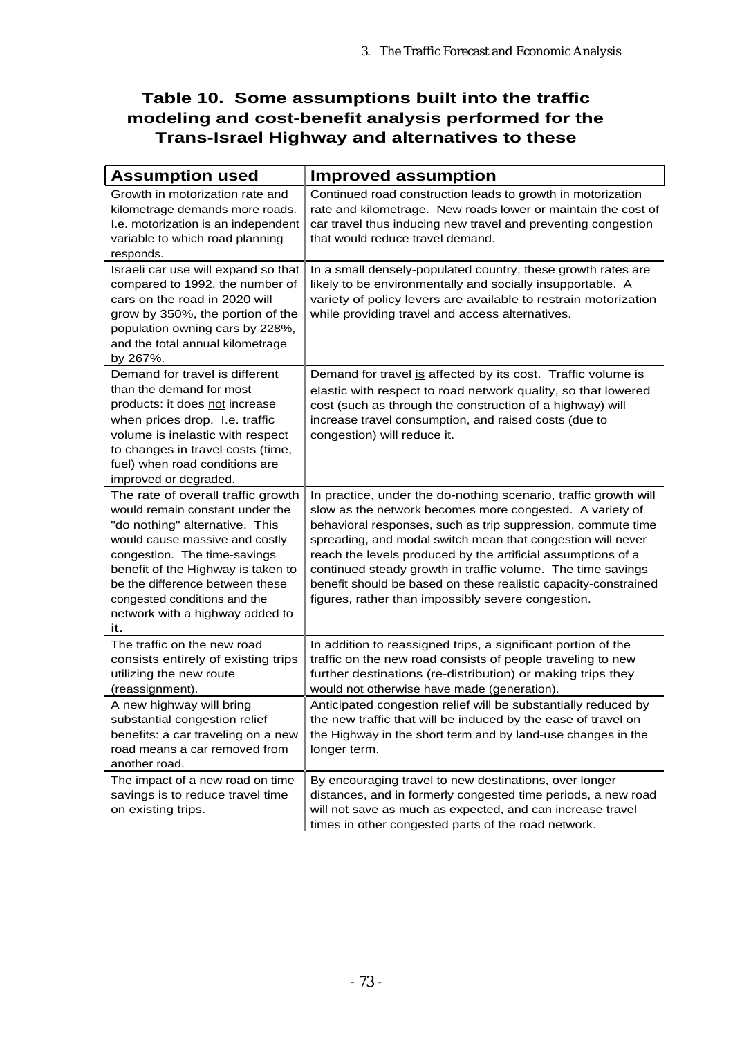**Table 10. Some assumptions built into the traffic modeling and cost-benefit analysis performed for the Trans-Israel Highway and alternatives to these**

| Assumption used | Improved assumption |
|---|---|
| Growth in motorization rate and kilometrage demands more roads. I.e. motorization is an independent variable to which road planning responds. | Continued road construction leads to growth in motorization rate and kilometrage. New roads lower or maintain the cost of car travel thus inducing new travel and preventing congestion that would reduce travel demand. |
| Israeli car use will expand so that compared to 1992, the number of cars on the road in 2020 will grow by 350%, the portion of the population owning cars by 228%, and the total annual kilometrage by 267%. | In a small densely-populated country, these growth rates are likely to be environmentally and socially insupportable. A variety of policy levers are available to restrain motorization while providing travel and access alternatives. |
| Demand for travel is different than the demand for most products: it does not increase when prices drop. I.e. traffic volume is inelastic with respect to changes in travel costs (time, fuel) when road conditions are improved or degraded. | Demand for travel is affected by its cost. Traffic volume is elastic with respect to road network quality, so that lowered cost (such as through the construction of a highway) will increase travel consumption, and raised costs (due to congestion) will reduce it. |
| The rate of overall traffic growth would remain constant under the "do nothing" alternative. This would cause massive and costly congestion. The time-savings benefit of the Highway is taken to be the difference between these congested conditions and the network with a highway added to it. | In practice, under the do-nothing scenario, traffic growth will slow as the network becomes more congested. A variety of behavioral responses, such as trip suppression, commute time spreading, and modal switch mean that congestion will never reach the levels produced by the artificial assumptions of a continued steady growth in traffic volume. The time savings benefit should be based on these realistic capacity-constrained figures, rather than impossibly severe congestion. |
| The traffic on the new road consists entirely of existing trips utilizing the new route (reassignment). | In addition to reassigned trips, a significant portion of the traffic on the new road consists of people traveling to new further destinations (re-distribution) or making trips they would not otherwise have made (generation). |
| A new highway will bring substantial congestion relief benefits: a car traveling on a new road means a car removed from another road. | Anticipated congestion relief will be substantially reduced by the new traffic that will be induced by the ease of travel on the Highway in the short term and by land-use changes in the longer term. |
| The impact of a new road on time savings is to reduce travel time on existing trips. | By encouraging travel to new destinations, over longer distances, and in formerly congested time periods, a new road will not save as much as expected, and can increase travel times in other congested parts of the road network. |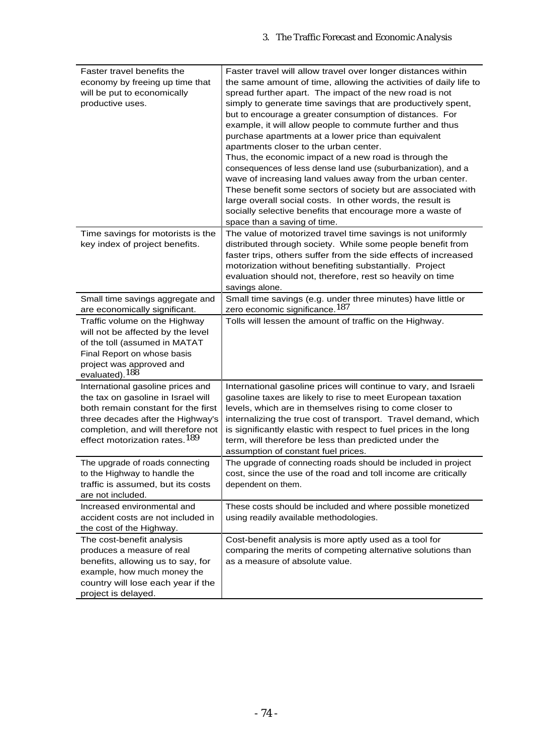| | |
|---|---|
| Faster travel benefits the economy by freeing up time that will be put to economically productive uses. | Faster travel will allow travel over longer distances within the same amount of time, allowing the activities of daily life to spread further apart. The impact of the new road is not simply to generate time savings that are productively spent, but to encourage a greater consumption of distances. For example, it will allow people to commute further and thus purchase apartments at a lower price than equivalent apartments closer to the urban center. Thus, the economic impact of a new road is through the consequences of less dense land use (suburbanization), and a wave of increasing land values away from the urban center. These benefit some sectors of society but are associated with large overall social costs. In other words, the result is socially selective benefits that encourage more a waste of space than a saving of time. |
| Time savings for motorists is the key index of project benefits. | The value of motorized travel time savings is not uniformly distributed through society. While some people benefit from faster trips, others suffer from the side effects of increased motorization without benefiting substantially. Project evaluation should not, therefore, rest so heavily on time savings alone. |
| Small time savings aggregate and are economically significant. | Small time savings (e.g. under three minutes) have little or zero economic significance.[187] |
| Traffic volume on the Highway will not be affected by the level of the toll (assumed in MATAT Final Report on whose basis project was approved and evaluated).[188] | Tolls will lessen the amount of traffic on the Highway. |
| International gasoline prices and the tax on gasoline in Israel will both remain constant for the first three decades after the Highway's completion, and will therefore not effect motorization rates.[189] | International gasoline prices will continue to vary, and Israeli gasoline taxes are likely to rise to meet European taxation levels, which are in themselves rising to come closer to internalizing the true cost of transport. Travel demand, which is significantly elastic with respect to fuel prices in the long term, will therefore be less than predicted under the assumption of constant fuel prices. |
| The upgrade of roads connecting to the Highway to handle the traffic is assumed, but its costs are not included. | The upgrade of connecting roads should be included in project cost, since the use of the road and toll income are critically dependent on them. |
| Increased environmental and accident costs are not included in the cost of the Highway. | These costs should be included and where possible monetized using readily available methodologies. |
| The cost-benefit analysis produces a measure of real benefits, allowing us to say, for example, how much money the country will lose each year if the project is delayed. | Cost-benefit analysis is more aptly used as a tool for comparing the merits of competing alternative solutions than as a measure of absolute value. |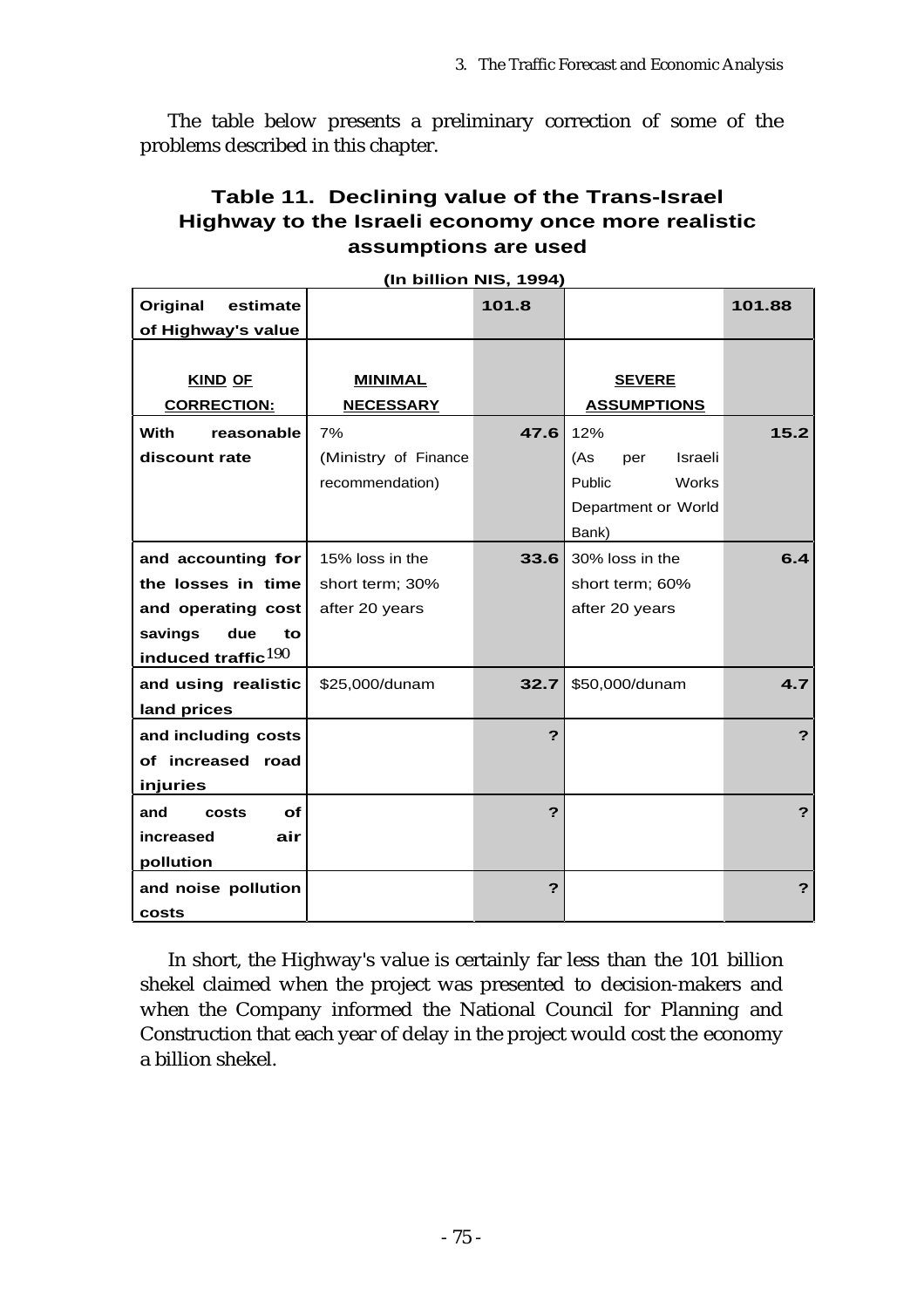The table below presents a preliminary correction of some of the problems described in this chapter.

### Table 11. Declining value of the Trans-Israel Highway to the Israeli economy once more realistic assumptions are used

**(In billion NIS, 1994)**

| **Original estimate of Highway's value** | | **101.8** | | **101.88** |
|---|---|---|---|---|
| **KIND OF CORRECTION:** | **MINIMAL NECESSARY** | | **SEVERE ASSUMPTIONS** | |
| **With reasonable discount rate** | 7% (Ministry of Finance recommendation) | **47.6** | 12% (As per Israeli Public Works Department or World Bank) | **15.2** |
| **and accounting for the losses in time and operating cost savings due to induced traffic**[190] | 15% loss in the short term; 30% after 20 years | **33.6** | 30% loss in the short term; 60% after 20 years | **6.4** |
| **and using realistic land prices** | $25,000/dunam | **32.7** | $50,000/dunam | **4.7** |
| **and including costs of increased road injuries** | | **?** | | **?** |
| **and costs of increased air pollution** | | **?** | | **?** |
| **and noise pollution costs** | | **?** | | **?** |

In short, the Highway's value is certainly far less than the 101 billion shekel claimed when the project was presented to decision-makers and when the Company informed the National Council for Planning and Construction that each year of delay in the project would cost the economy a billion shekel.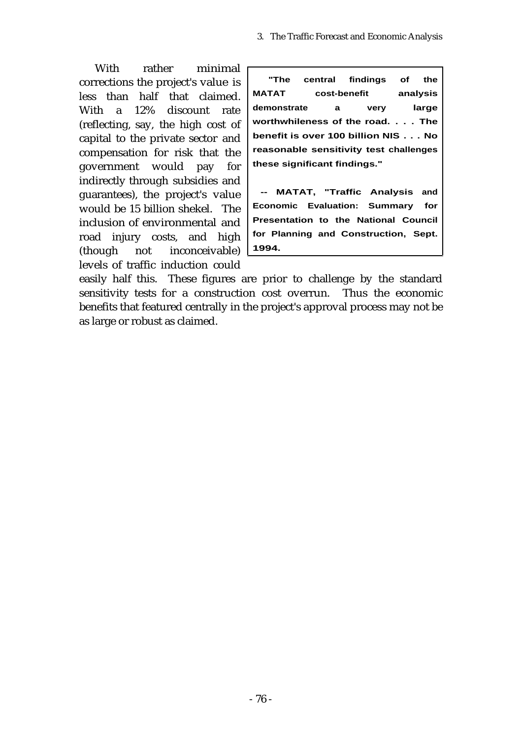> **"The central findings of the MATAT cost-benefit analysis demonstrate a very large worthwhileness of the road. . . . The benefit is over 100 billion NIS . . . No reasonable sensitivity test challenges these significant findings."**
>
> **-- MATAT, "Traffic Analysis and Economic Evaluation: Summary for Presentation to the National Council for Planning and Construction, Sept. 1994.**

With rather minimal corrections the project's value is less than half that claimed. With a 12% discount rate (reflecting, say, the high cost of capital to the private sector and compensation for risk that the government would pay for indirectly through subsidies and guarantees), the project's value would be 15 billion shekel. The inclusion of environmental and road injury costs, and high (though not inconceivable) levels of traffic induction could easily half this. These figures are prior to challenge by the standard sensitivity tests for a construction cost overrun. Thus the economic benefits that featured centrally in the project's approval process may not be as large or robust as claimed.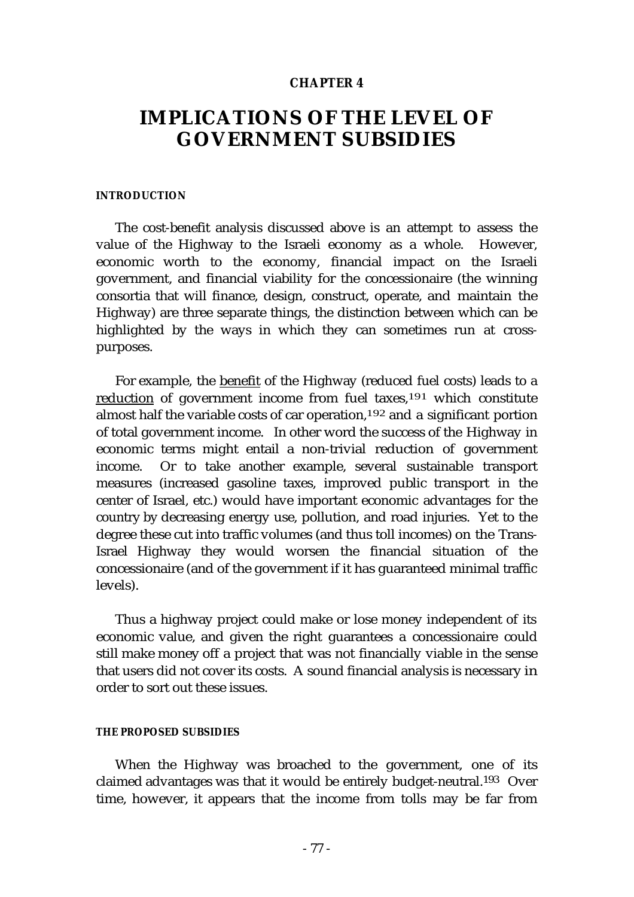# CHAPTER 4

# IMPLICATIONS OF THE LEVEL OF GOVERNMENT SUBSIDIES

## INTRODUCTION

The cost-benefit analysis discussed above is an attempt to assess the value of the Highway to the Israeli economy as a whole. However, economic worth to the economy, financial impact on the Israeli government, and financial viability for the concessionaire (the winning consortia that will finance, design, construct, operate, and maintain the Highway) are three separate things, the distinction between which can be highlighted by the ways in which they can sometimes run at cross-purposes.

For example, the <u>benefit</u> of the Highway (reduced fuel costs) leads to a <u>reduction</u> of government income from fuel taxes,[191] which constitute almost half the variable costs of car operation,[192] and a significant portion of total government income. In other word the success of the Highway in economic terms might entail a non-trivial reduction of government income. Or to take another example, several sustainable transport measures (increased gasoline taxes, improved public transport in the center of Israel, etc.) would have important economic advantages for the country by decreasing energy use, pollution, and road injuries. Yet to the degree these cut into traffic volumes (and thus toll incomes) on the Trans-Israel Highway they would worsen the financial situation of the concessionaire (and of the government if it has guaranteed minimal traffic levels).

Thus a highway project could make or lose money independent of its economic value, and given the right guarantees a concessionaire could still make money off a project that was not financially viable in the sense that users did not cover its costs. A sound financial analysis is necessary in order to sort out these issues.

## THE PROPOSED SUBSIDIES

When the Highway was broached to the government, one of its claimed advantages was that it would be entirely budget-neutral.[193] Over time, however, it appears that the income from tolls may be far from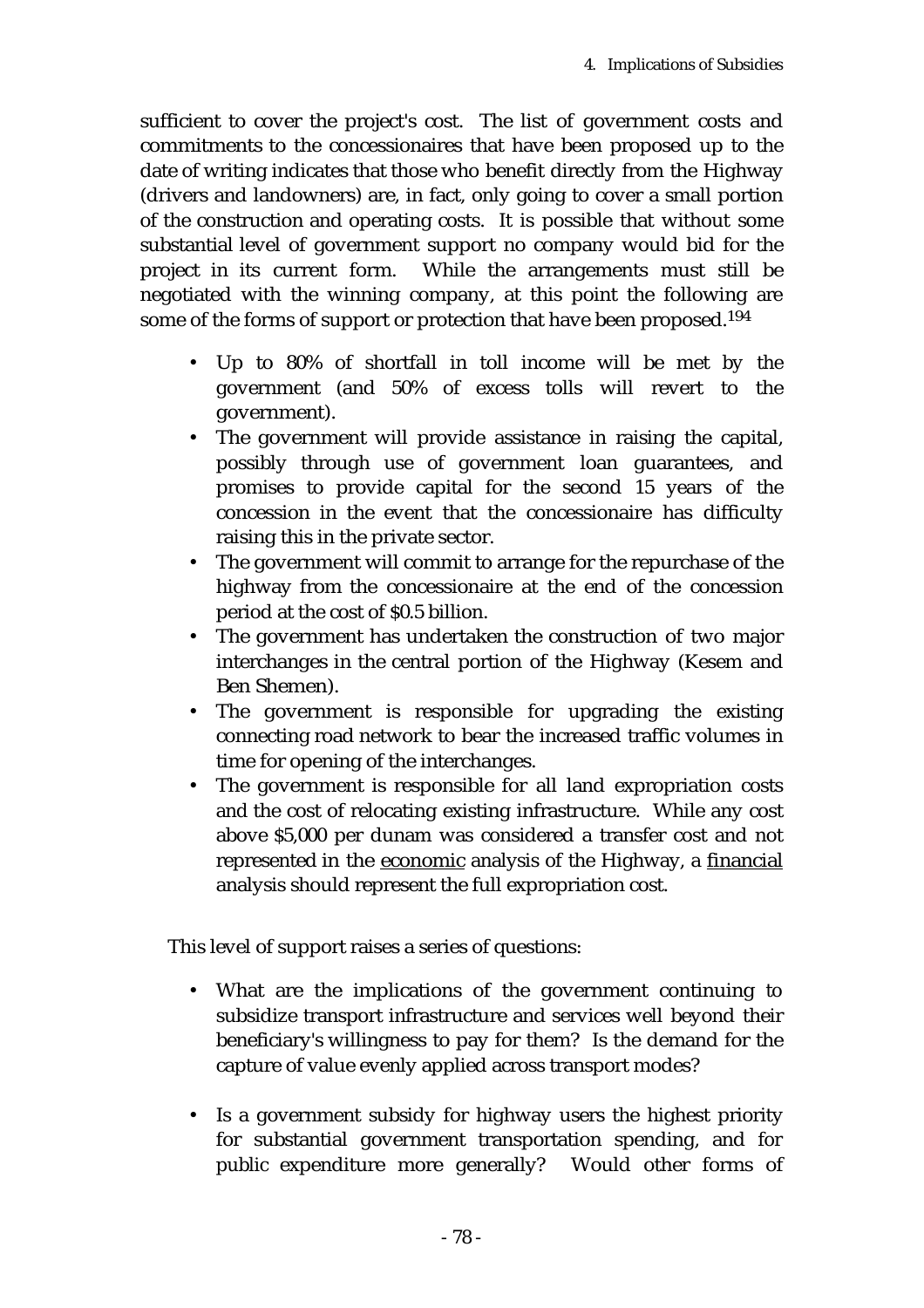sufficient to cover the project's cost. The list of government costs and commitments to the concessionaires that have been proposed up to the date of writing indicates that those who benefit directly from the Highway (drivers and landowners) are, in fact, only going to cover a small portion of the construction and operating costs. It is possible that without some substantial level of government support no company would bid for the project in its current form. While the arrangements must still be negotiated with the winning company, at this point the following are some of the forms of support or protection that have been proposed.[194]

- Up to 80% of shortfall in toll income will be met by the government (and 50% of excess tolls will revert to the government).
- The government will provide assistance in raising the capital, possibly through use of government loan guarantees, and promises to provide capital for the second 15 years of the concession in the event that the concessionaire has difficulty raising this in the private sector.
- The government will commit to arrange for the repurchase of the highway from the concessionaire at the end of the concession period at the cost of $0.5 billion.
- The government has undertaken the construction of two major interchanges in the central portion of the Highway (Kesem and Ben Shemen).
- The government is responsible for upgrading the existing connecting road network to bear the increased traffic volumes in time for opening of the interchanges.
- The government is responsible for all land expropriation costs and the cost of relocating existing infrastructure. While any cost above $5,000 per dunam was considered a transfer cost and not represented in the economic analysis of the Highway, a financial analysis should represent the full expropriation cost.

This level of support raises a series of questions:

- What are the implications of the government continuing to subsidize transport infrastructure and services well beyond their beneficiary's willingness to pay for them? Is the demand for the capture of value evenly applied across transport modes?

- Is a government subsidy for highway users the highest priority for substantial government transportation spending, and for public expenditure more generally? Would other forms of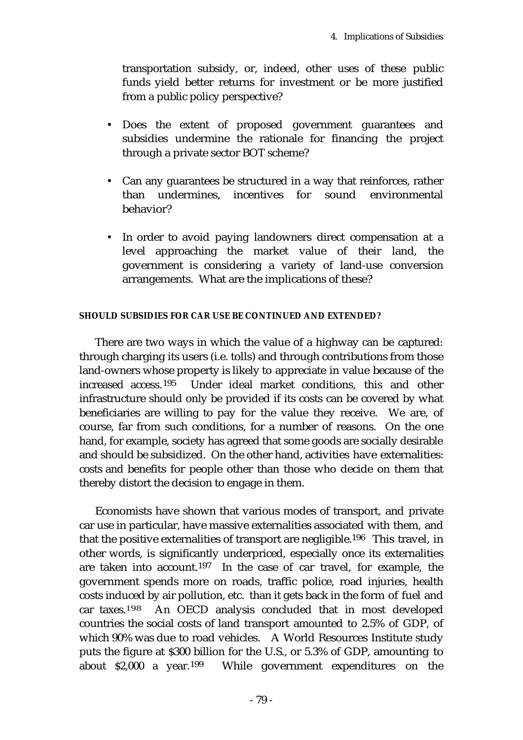transportation subsidy, or, indeed, other uses of these public funds yield better returns for investment or be more justified from a public policy perspective?

- Does the extent of proposed government guarantees and subsidies undermine the rationale for financing the project through a private sector BOT scheme?
- Can any guarantees be structured in a way that reinforces, rather than undermines, incentives for sound environmental behavior?
- In order to avoid paying landowners direct compensation at a level approaching the market value of their land, the government is considering a variety of land-use conversion arrangements. What are the implications of these?

### SHOULD SUBSIDIES FOR CAR USE BE CONTINUED AND EXTENDED?

There are two ways in which the value of a highway can be captured: through charging its users (i.e. tolls) and through contributions from those land-owners whose property is likely to appreciate in value because of the increased access.[195] Under ideal market conditions, this and other infrastructure should only be provided if its costs can be covered by what beneficiaries are willing to pay for the value they receive. We are, of course, far from such conditions, for a number of reasons. On the one hand, for example, society has agreed that some goods are socially desirable and should be subsidized. On the other hand, activities have externalities: costs and benefits for people other than those who decide on them that thereby distort the decision to engage in them.

Economists have shown that various modes of transport, and private car use in particular, have massive externalities associated with them, and that the positive externalities of transport are negligible.[196] This travel, in other words, is significantly underpriced, especially once its externalities are taken into account.[197] In the case of car travel, for example, the government spends more on roads, traffic police, road injuries, health costs induced by air pollution, etc. than it gets back in the form of fuel and car taxes.[198] An OECD analysis concluded that in most developed countries the social costs of land transport amounted to 2.5% of GDP, of which 90% was due to road vehicles. A World Resources Institute study puts the figure at $300 billion for the U.S., or 5.3% of GDP, amounting to about $2,000 a year.[199] While government expenditures on the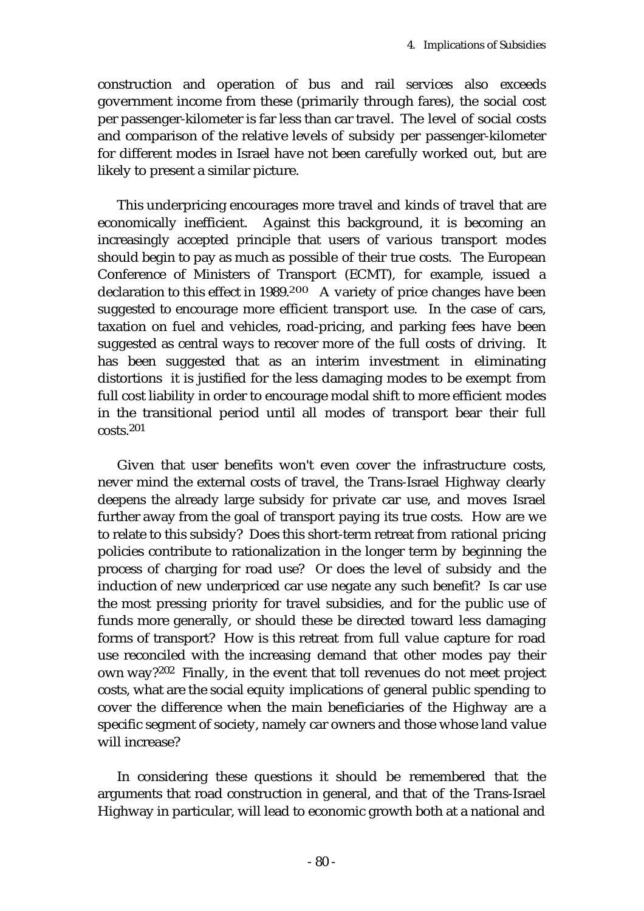construction and operation of bus and rail services also exceeds government income from these (primarily through fares), the social cost per passenger-kilometer is far less than car travel. The level of social costs and comparison of the relative levels of subsidy per passenger-kilometer for different modes in Israel have not been carefully worked out, but are likely to present a similar picture.

This underpricing encourages more travel and kinds of travel that are economically inefficient. Against this background, it is becoming an increasingly accepted principle that users of various transport modes should begin to pay as much as possible of their true costs. The European Conference of Ministers of Transport (ECMT), for example, issued a declaration to this effect in 1989.[200] A variety of price changes have been suggested to encourage more efficient transport use. In the case of cars, taxation on fuel and vehicles, road-pricing, and parking fees have been suggested as central ways to recover more of the full costs of driving. It has been suggested that as an interim investment in eliminating distortions it is justified for the less damaging modes to be exempt from full cost liability in order to encourage modal shift to more efficient modes in the transitional period until all modes of transport bear their full costs.[201]

Given that user benefits won't even cover the infrastructure costs, never mind the external costs of travel, the Trans-Israel Highway clearly deepens the already large subsidy for private car use, and moves Israel further away from the goal of transport paying its true costs. How are we to relate to this subsidy? Does this short-term retreat from rational pricing policies contribute to rationalization in the longer term by beginning the process of charging for road use? Or does the level of subsidy and the induction of new underpriced car use negate any such benefit? Is car use the most pressing priority for travel subsidies, and for the public use of funds more generally, or should these be directed toward less damaging forms of transport? How is this retreat from full value capture for road use reconciled with the increasing demand that other modes pay their own way?[202] Finally, in the event that toll revenues do not meet project costs, what are the social equity implications of general public spending to cover the difference when the main beneficiaries of the Highway are a specific segment of society, namely car owners and those whose land value will increase?

In considering these questions it should be remembered that the arguments that road construction in general, and that of the Trans-Israel Highway in particular, will lead to economic growth both at a national and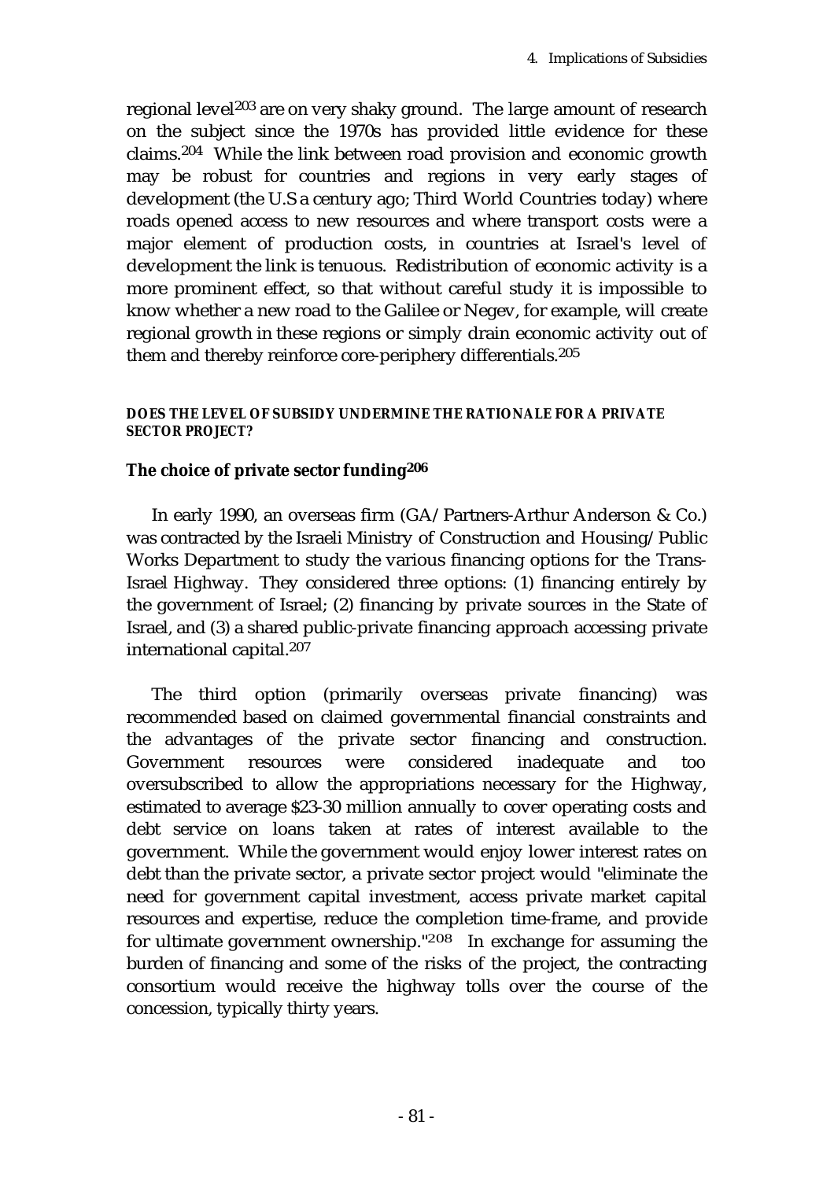regional level[203] are on very shaky ground. The large amount of research on the subject since the 1970s has provided little evidence for these claims.[204] While the link between road provision and economic growth may be robust for countries and regions in very early stages of development (the U.S a century ago; Third World Countries today) where roads opened access to new resources and where transport costs were a major element of production costs, in countries at Israel's level of development the link is tenuous. Redistribution of economic activity is a more prominent effect, so that without careful study it is impossible to know whether a new road to the Galilee or Negev, for example, will create regional growth in these regions or simply drain economic activity out of them and thereby reinforce core-periphery differentials.[205]

#### DOES THE LEVEL OF SUBSIDY UNDERMINE THE RATIONALE FOR A PRIVATE SECTOR PROJECT?

**The choice of private sector funding[206]**

In early 1990, an overseas firm (GA/Partners-Arthur Anderson & Co.) was contracted by the Israeli Ministry of Construction and Housing/Public Works Department to study the various financing options for the Trans-Israel Highway. They considered three options: (1) financing entirely by the government of Israel; (2) financing by private sources in the State of Israel, and (3) a shared public-private financing approach accessing private international capital.[207]

The third option (primarily overseas private financing) was recommended based on claimed governmental financial constraints and the advantages of the private sector financing and construction. Government resources were considered inadequate and too oversubscribed to allow the appropriations necessary for the Highway, estimated to average $23-30 million annually to cover operating costs and debt service on loans taken at rates of interest available to the government. While the government would enjoy lower interest rates on debt than the private sector, a private sector project would "eliminate the need for government capital investment, access private market capital resources and expertise, reduce the completion time-frame, and provide for ultimate government ownership."[208] In exchange for assuming the burden of financing and some of the risks of the project, the contracting consortium would receive the highway tolls over the course of the concession, typically thirty years.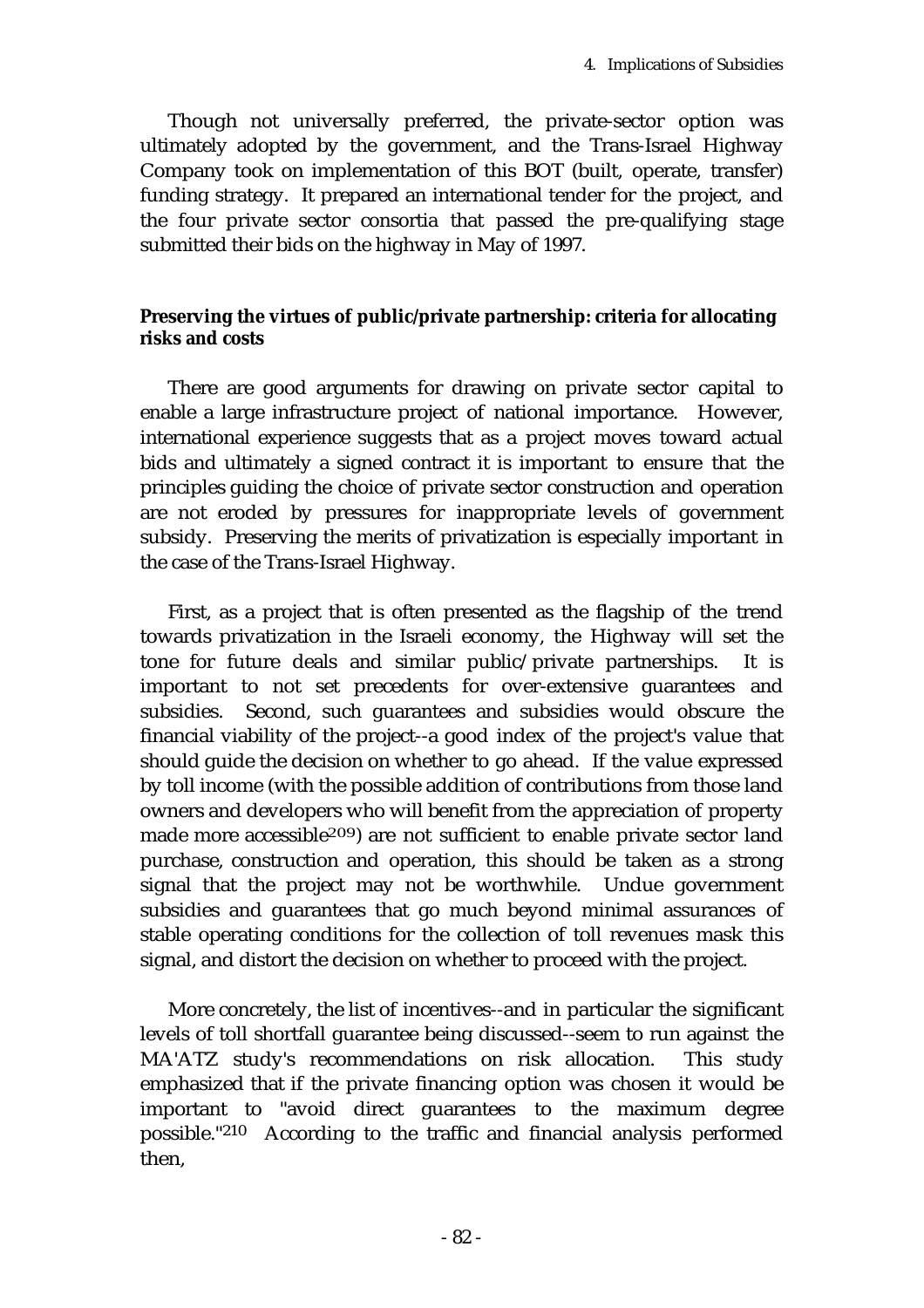Though not universally preferred, the private-sector option was ultimately adopted by the government, and the Trans-Israel Highway Company took on implementation of this BOT (built, operate, transfer) funding strategy. It prepared an international tender for the project, and the four private sector consortia that passed the pre-qualifying stage submitted their bids on the highway in May of 1997.

**Preserving the virtues of public/private partnership: criteria for allocating risks and costs**

There are good arguments for drawing on private sector capital to enable a large infrastructure project of national importance. However, international experience suggests that as a project moves toward actual bids and ultimately a signed contract it is important to ensure that the principles guiding the choice of private sector construction and operation are not eroded by pressures for inappropriate levels of government subsidy. Preserving the merits of privatization is especially important in the case of the Trans-Israel Highway.

First, as a project that is often presented as the flagship of the trend towards privatization in the Israeli economy, the Highway will set the tone for future deals and similar public/private partnerships. It is important to not set precedents for over-extensive guarantees and subsidies. Second, such guarantees and subsidies would obscure the financial viability of the project--a good index of the project's value that should guide the decision on whether to go ahead. If the value expressed by toll income (with the possible addition of contributions from those land owners and developers who will benefit from the appreciation of property made more accessible[209]) are not sufficient to enable private sector land purchase, construction and operation, this should be taken as a strong signal that the project may not be worthwhile. Undue government subsidies and guarantees that go much beyond minimal assurances of stable operating conditions for the collection of toll revenues mask this signal, and distort the decision on whether to proceed with the project.

More concretely, the list of incentives--and in particular the significant levels of toll shortfall guarantee being discussed--seem to run against the MA'ATZ study's recommendations on risk allocation. This study emphasized that if the private financing option was chosen it would be important to "avoid direct guarantees to the maximum degree possible."[210] According to the traffic and financial analysis performed then,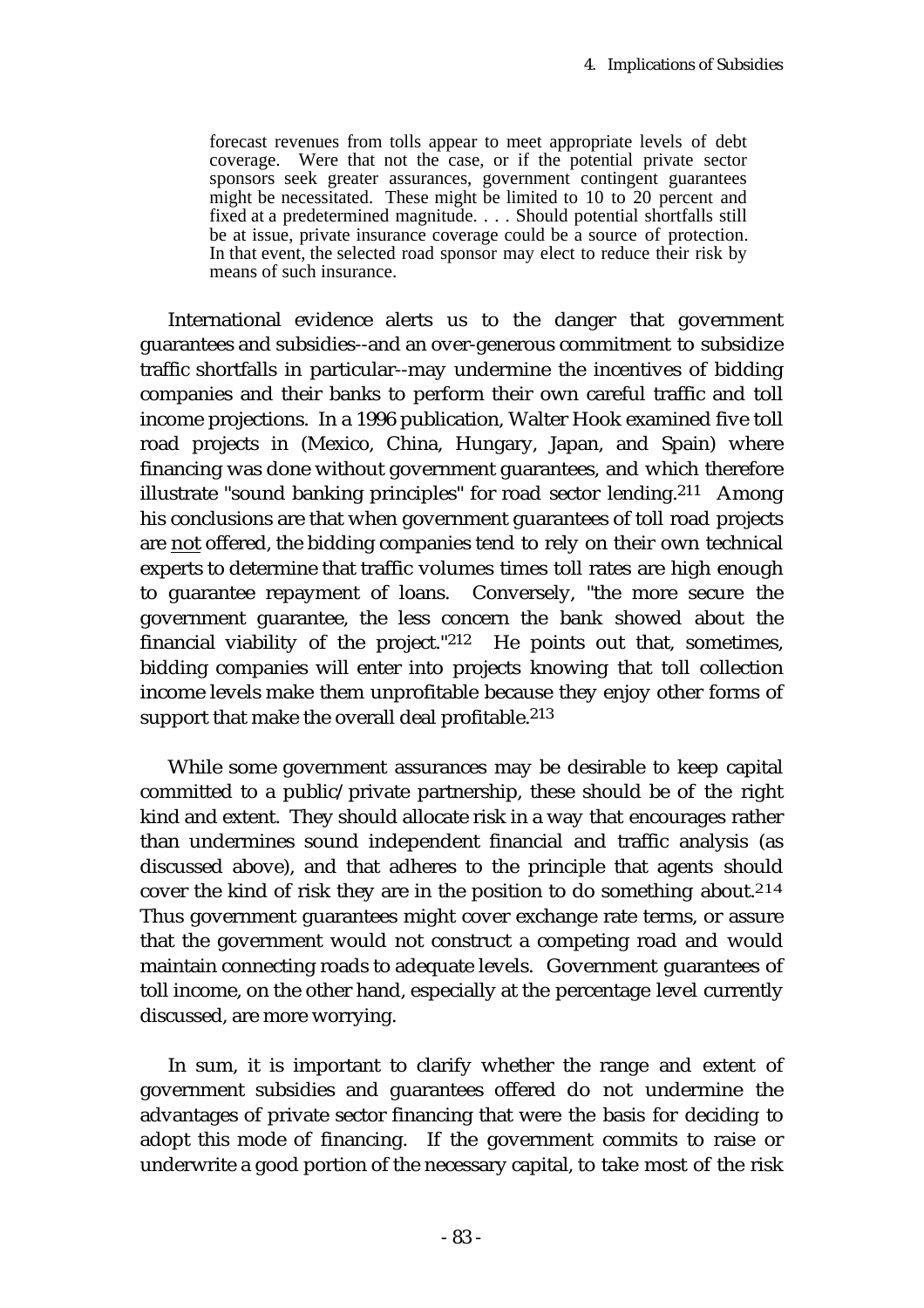> forecast revenues from tolls appear to meet appropriate levels of debt coverage. Were that not the case, or if the potential private sector sponsors seek greater assurances, government contingent guarantees might be necessitated. These might be limited to 10 to 20 percent and fixed at a predetermined magnitude. . . . Should potential shortfalls still be at issue, private insurance coverage could be a source of protection. In that event, the selected road sponsor may elect to reduce their risk by means of such insurance.

International evidence alerts us to the danger that government guarantees and subsidies--and an over-generous commitment to subsidize traffic shortfalls in particular--may undermine the incentives of bidding companies and their banks to perform their own careful traffic and toll income projections. In a 1996 publication, Walter Hook examined five toll road projects in (Mexico, China, Hungary, Japan, and Spain) where financing was done without government guarantees, and which therefore illustrate "sound banking principles" for road sector lending.[211] Among his conclusions are that when government guarantees of toll road projects are <u>not</u> offered, the bidding companies tend to rely on their own technical experts to determine that traffic volumes times toll rates are high enough to guarantee repayment of loans. Conversely, "the more secure the government guarantee, the less concern the bank showed about the financial viability of the project."[212] He points out that, sometimes, bidding companies will enter into projects knowing that toll collection income levels make them unprofitable because they enjoy other forms of support that make the overall deal profitable.[213]

While some government assurances may be desirable to keep capital committed to a public/private partnership, these should be of the right kind and extent. They should allocate risk in a way that encourages rather than undermines sound independent financial and traffic analysis (as discussed above), and that adheres to the principle that agents should cover the kind of risk they are in the position to do something about.[214] Thus government guarantees might cover exchange rate terms, or assure that the government would not construct a competing road and would maintain connecting roads to adequate levels. Government guarantees of toll income, on the other hand, especially at the percentage level currently discussed, are more worrying.

In sum, it is important to clarify whether the range and extent of government subsidies and guarantees offered do not undermine the advantages of private sector financing that were the basis for deciding to adopt this mode of financing. If the government commits to raise or underwrite a good portion of the necessary capital, to take most of the risk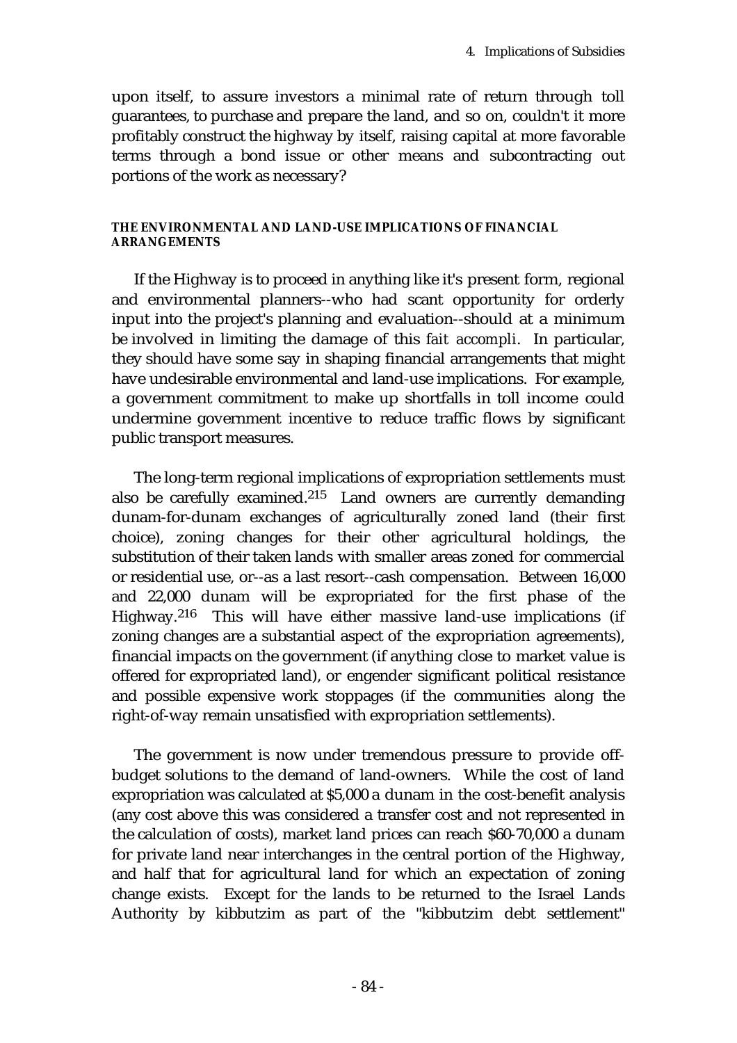upon itself, to assure investors a minimal rate of return through toll guarantees, to purchase and prepare the land, and so on, couldn't it more profitably construct the highway by itself, raising capital at more favorable terms through a bond issue or other means and subcontracting out portions of the work as necessary?

#### THE ENVIRONMENTAL AND LAND-USE IMPLICATIONS OF FINANCIAL ARRANGEMENTS

If the Highway is to proceed in anything like it's present form, regional and environmental planners--who had scant opportunity for orderly input into the project's planning and evaluation--should at a minimum be involved in limiting the damage of this *fait accompli*. In particular, they should have some say in shaping financial arrangements that might have undesirable environmental and land-use implications. For example, a government commitment to make up shortfalls in toll income could undermine government incentive to reduce traffic flows by significant public transport measures.

The long-term regional implications of expropriation settlements must also be carefully examined.[215] Land owners are currently demanding dunam-for-dunam exchanges of agriculturally zoned land (their first choice), zoning changes for their other agricultural holdings, the substitution of their taken lands with smaller areas zoned for commercial or residential use, or--as a last resort--cash compensation. Between 16,000 and 22,000 dunam will be expropriated for the first phase of the Highway.[216] This will have either massive land-use implications (if zoning changes are a substantial aspect of the expropriation agreements), financial impacts on the government (if anything close to market value is offered for expropriated land), or engender significant political resistance and possible expensive work stoppages (if the communities along the right-of-way remain unsatisfied with expropriation settlements).

The government is now under tremendous pressure to provide off-budget solutions to the demand of land-owners. While the cost of land expropriation was calculated at $5,000 a dunam in the cost-benefit analysis (any cost above this was considered a transfer cost and not represented in the calculation of costs), market land prices can reach $60-70,000 a dunam for private land near interchanges in the central portion of the Highway, and half that for agricultural land for which an expectation of zoning change exists. Except for the lands to be returned to the Israel Lands Authority by kibbutzim as part of the "kibbutzim debt settlement"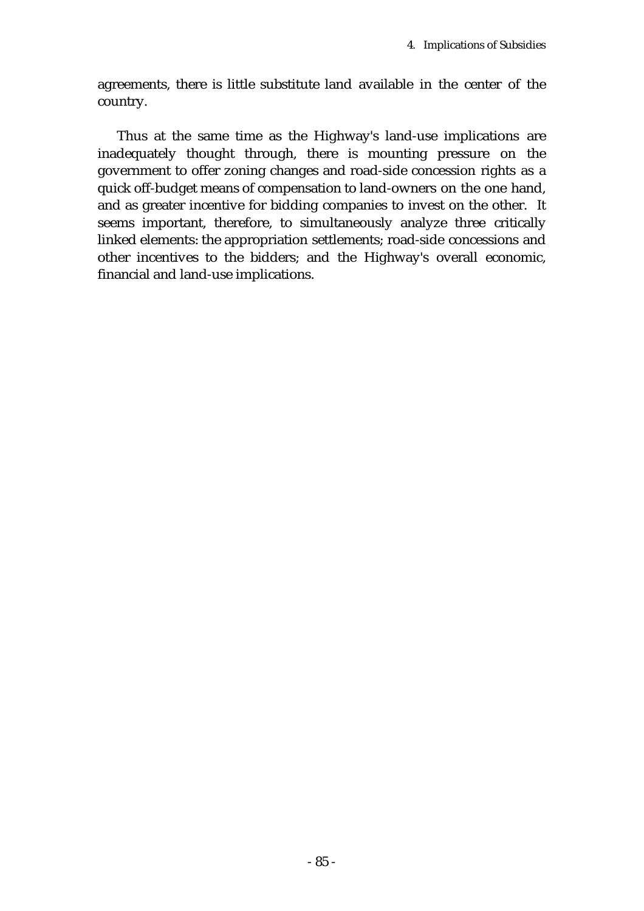agreements, there is little substitute land available in the center of the country.

Thus at the same time as the Highway's land-use implications are inadequately thought through, there is mounting pressure on the government to offer zoning changes and road-side concession rights as a quick off-budget means of compensation to land-owners on the one hand, and as greater incentive for bidding companies to invest on the other. It seems important, therefore, to simultaneously analyze three critically linked elements: the appropriation settlements; road-side concessions and other incentives to the bidders; and the Highway's overall economic, financial and land-use implications.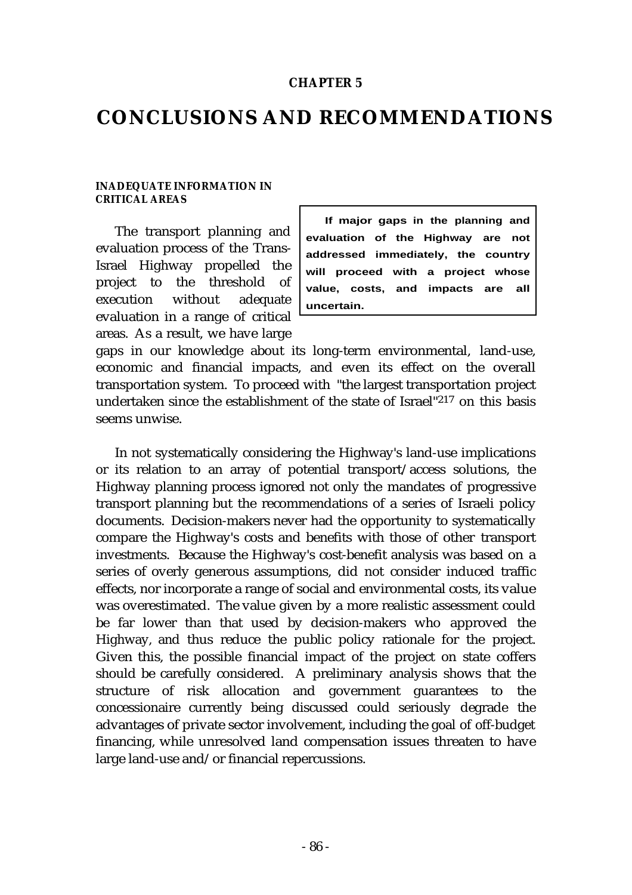## CHAPTER 5

# CONCLUSIONS AND RECOMMENDATIONS

### INADEQUATE INFORMATION IN CRITICAL AREAS

**If major gaps in the planning and evaluation of the Highway are not addressed immediately, the country will proceed with a project whose value, costs, and impacts are all uncertain.**

The transport planning and evaluation process of the Trans-Israel Highway propelled the project to the threshold of execution without adequate evaluation in a range of critical areas. As a result, we have large gaps in our knowledge about its long-term environmental, land-use, economic and financial impacts, and even its effect on the overall transportation system. To proceed with "the largest transportation project undertaken since the establishment of the state of Israel"[217] on this basis seems unwise.

In not systematically considering the Highway's land-use implications or its relation to an array of potential transport/access solutions, the Highway planning process ignored not only the mandates of progressive transport planning but the recommendations of a series of Israeli policy documents. Decision-makers never had the opportunity to systematically compare the Highway's costs and benefits with those of other transport investments. Because the Highway's cost-benefit analysis was based on a series of overly generous assumptions, did not consider induced traffic effects, nor incorporate a range of social and environmental costs, its value was overestimated. The value given by a more realistic assessment could be far lower than that used by decision-makers who approved the Highway, and thus reduce the public policy rationale for the project. Given this, the possible financial impact of the project on state coffers should be carefully considered. A preliminary analysis shows that the structure of risk allocation and government guarantees to the concessionaire currently being discussed could seriously degrade the advantages of private sector involvement, including the goal of off-budget financing, while unresolved land compensation issues threaten to have large land-use and/or financial repercussions.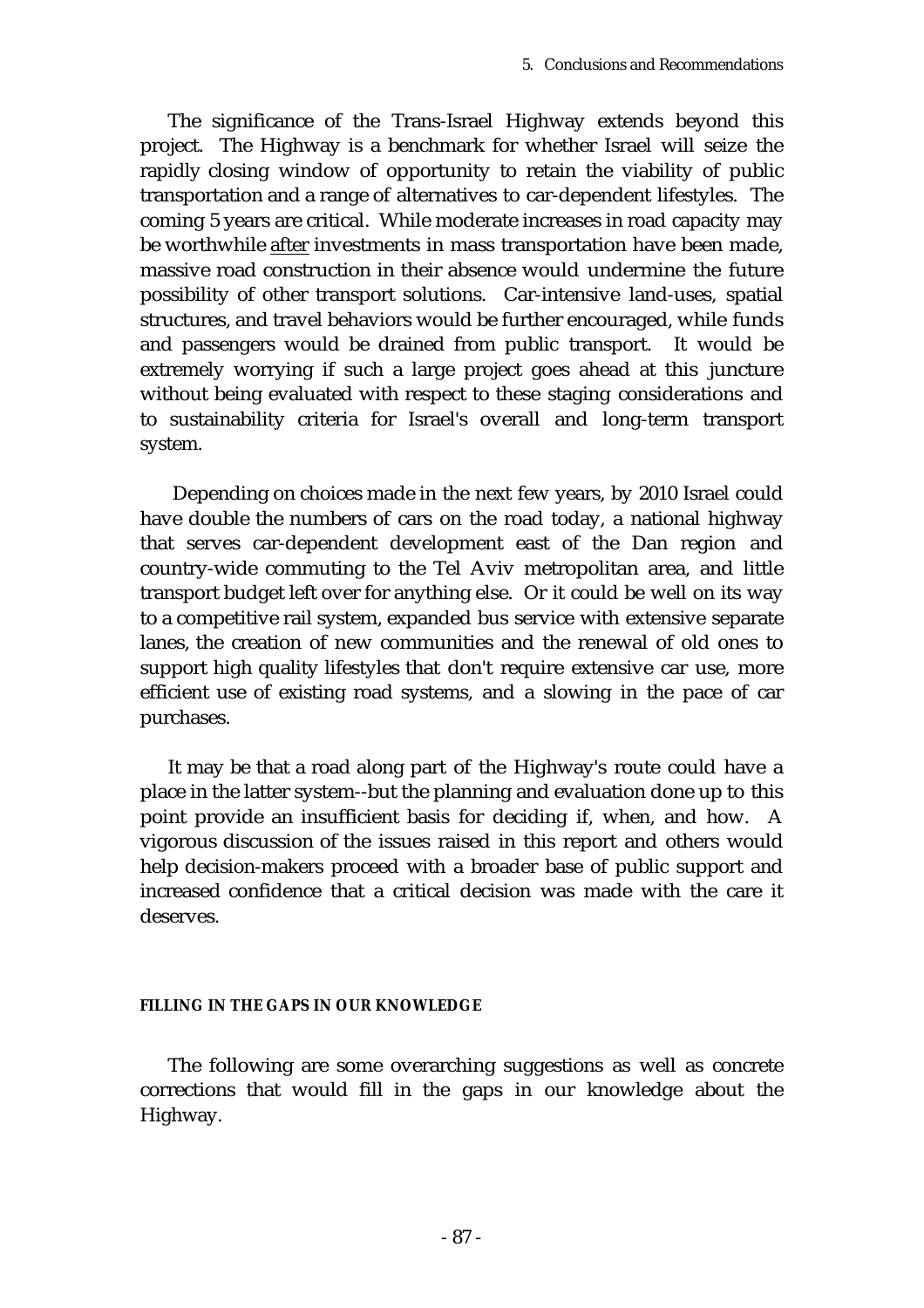The significance of the Trans-Israel Highway extends beyond this project. The Highway is a benchmark for whether Israel will seize the rapidly closing window of opportunity to retain the viability of public transportation and a range of alternatives to car-dependent lifestyles. The coming 5 years are critical. While moderate increases in road capacity may be worthwhile <u>after</u> investments in mass transportation have been made, massive road construction in their absence would undermine the future possibility of other transport solutions. Car-intensive land-uses, spatial structures, and travel behaviors would be further encouraged, while funds and passengers would be drained from public transport. It would be extremely worrying if such a large project goes ahead at this juncture without being evaluated with respect to these staging considerations and to sustainability criteria for Israel's overall and long-term transport system.

Depending on choices made in the next few years, by 2010 Israel could have double the numbers of cars on the road today, a national highway that serves car-dependent development east of the Dan region and country-wide commuting to the Tel Aviv metropolitan area, and little transport budget left over for anything else. Or it could be well on its way to a competitive rail system, expanded bus service with extensive separate lanes, the creation of new communities and the renewal of old ones to support high quality lifestyles that don't require extensive car use, more efficient use of existing road systems, and a slowing in the pace of car purchases.

It may be that a road along part of the Highway's route could have a place in the latter system--but the planning and evaluation done up to this point provide an insufficient basis for deciding if, when, and how. A vigorous discussion of the issues raised in this report and others would help decision-makers proceed with a broader base of public support and increased confidence that a critical decision was made with the care it deserves.

#### FILLING IN THE GAPS IN OUR KNOWLEDGE

The following are some overarching suggestions as well as concrete corrections that would fill in the gaps in our knowledge about the Highway.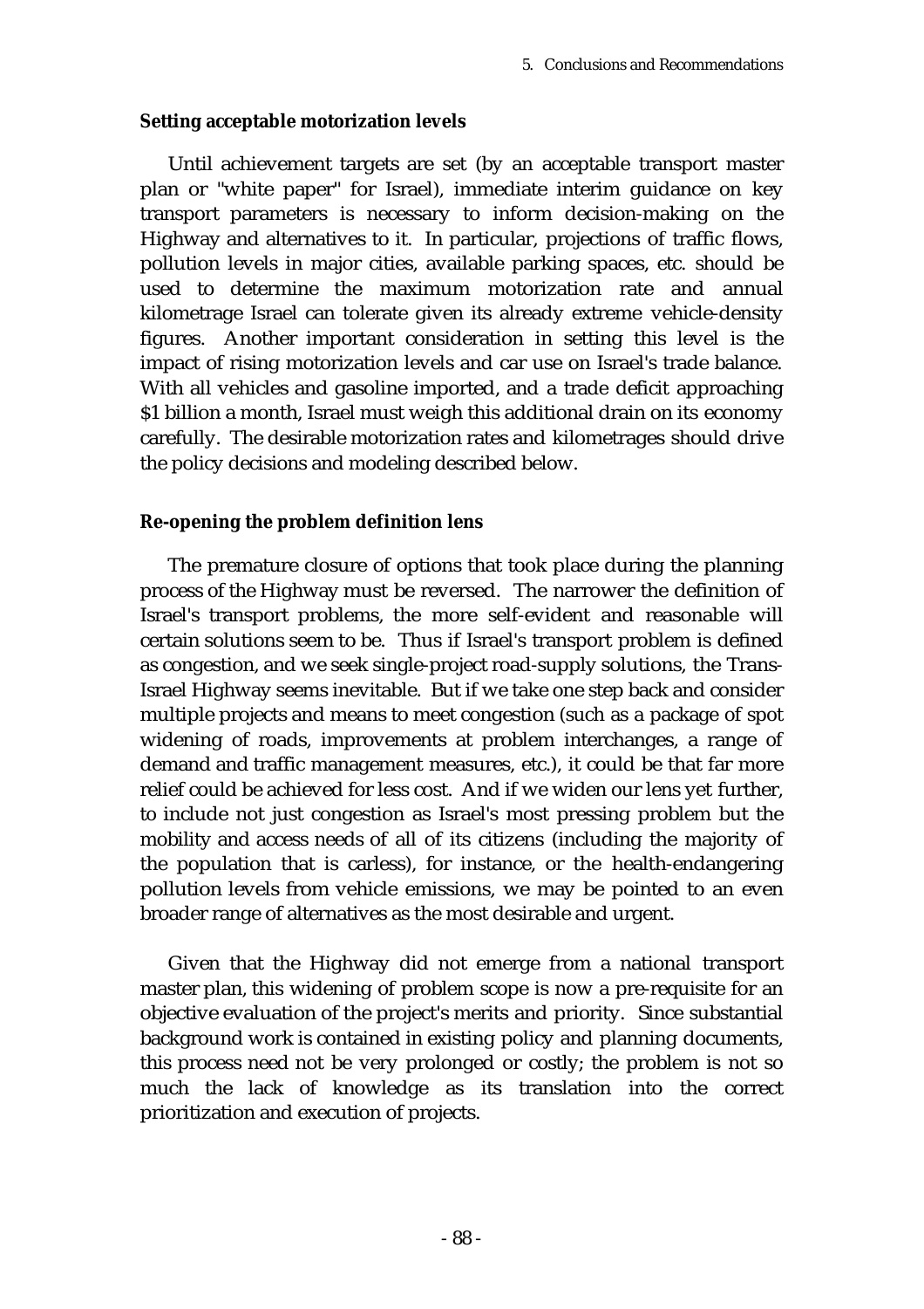### Setting acceptable motorization levels

Until achievement targets are set (by an acceptable transport master plan or "white paper" for Israel), immediate interim guidance on key transport parameters is necessary to inform decision-making on the Highway and alternatives to it. In particular, projections of traffic flows, pollution levels in major cities, available parking spaces, etc. should be used to determine the maximum motorization rate and annual kilometrage Israel can tolerate given its already extreme vehicle-density figures. Another important consideration in setting this level is the impact of rising motorization levels and car use on Israel's trade balance. With all vehicles and gasoline imported, and a trade deficit approaching $1 billion a month, Israel must weigh this additional drain on its economy carefully. The desirable motorization rates and kilometrages should drive the policy decisions and modeling described below.

### Re-opening the problem definition lens

The premature closure of options that took place during the planning process of the Highway must be reversed. The narrower the definition of Israel's transport problems, the more self-evident and reasonable will certain solutions seem to be. Thus if Israel's transport problem is defined as congestion, and we seek single-project road-supply solutions, the Trans-Israel Highway seems inevitable. But if we take one step back and consider multiple projects and means to meet congestion (such as a package of spot widening of roads, improvements at problem interchanges, a range of demand and traffic management measures, etc.), it could be that far more relief could be achieved for less cost. And if we widen our lens yet further, to include not just congestion as Israel's most pressing problem but the mobility and access needs of all of its citizens (including the majority of the population that is carless), for instance, or the health-endangering pollution levels from vehicle emissions, we may be pointed to an even broader range of alternatives as the most desirable and urgent.

Given that the Highway did not emerge from a national transport master plan, this widening of problem scope is now a pre-requisite for an objective evaluation of the project's merits and priority. Since substantial background work is contained in existing policy and planning documents, this process need not be very prolonged or costly; the problem is not so much the lack of knowledge as its translation into the correct prioritization and execution of projects.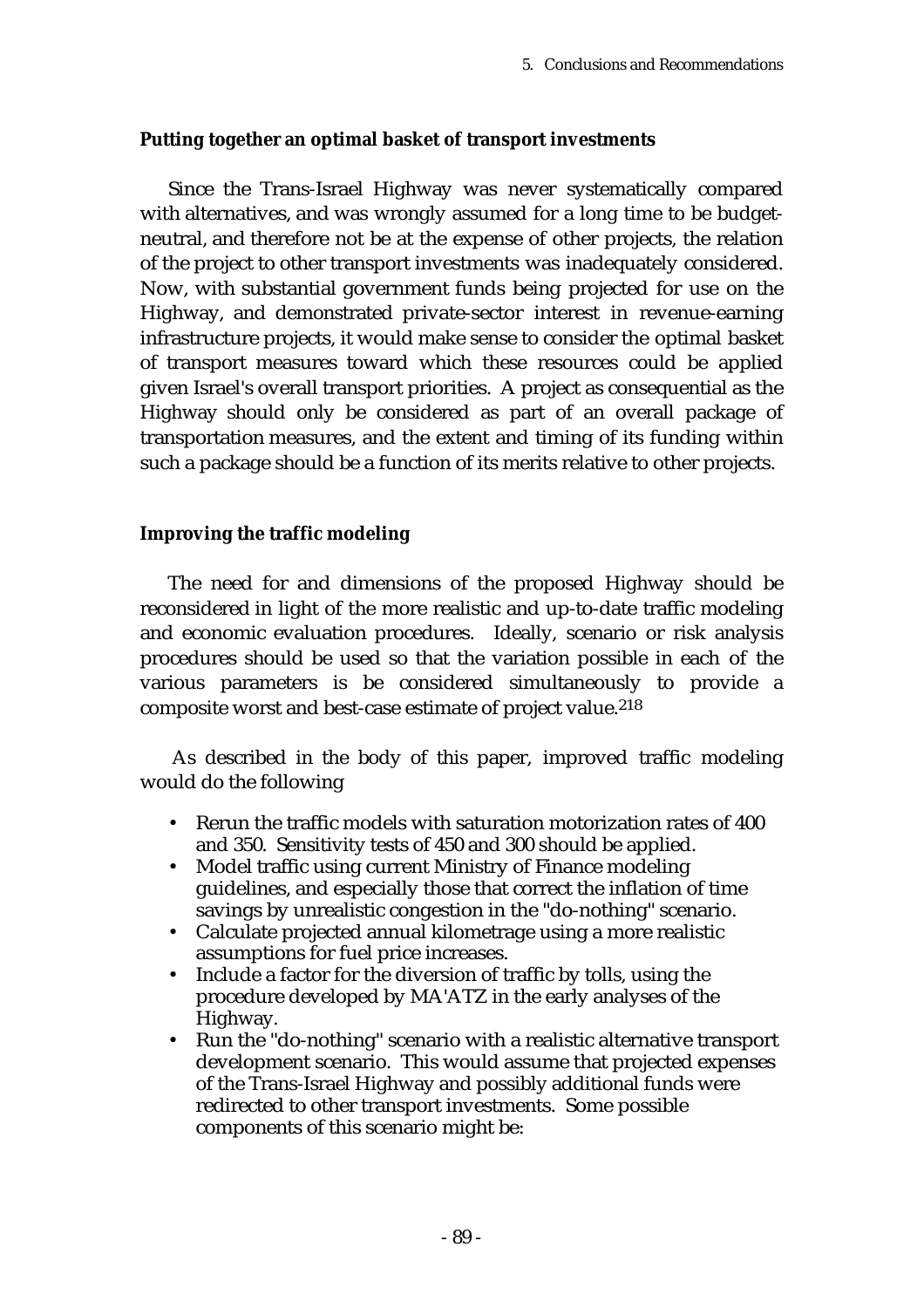**Putting together an optimal basket of transport investments**

Since the Trans-Israel Highway was never systematically compared with alternatives, and was wrongly assumed for a long time to be budget-neutral, and therefore not be at the expense of other projects, the relation of the project to other transport investments was inadequately considered. Now, with substantial government funds being projected for use on the Highway, and demonstrated private-sector interest in revenue-earning infrastructure projects, it would make sense to consider the optimal basket of transport measures toward which these resources could be applied given Israel's overall transport priorities. A project as consequential as the Highway should only be considered as part of an overall package of transportation measures, and the extent and timing of its funding within such a package should be a function of its merits relative to other projects.

**Improving the traffic modeling**

The need for and dimensions of the proposed Highway should be reconsidered in light of the more realistic and up-to-date traffic modeling and economic evaluation procedures. Ideally, scenario or risk analysis procedures should be used so that the variation possible in each of the various parameters is be considered simultaneously to provide a composite worst and best-case estimate of project value.[218]

As described in the body of this paper, improved traffic modeling would do the following

- Rerun the traffic models with saturation motorization rates of 400 and 350. Sensitivity tests of 450 and 300 should be applied.
- Model traffic using current Ministry of Finance modeling guidelines, and especially those that correct the inflation of time savings by unrealistic congestion in the "do-nothing" scenario.
- Calculate projected annual kilometrage using a more realistic assumptions for fuel price increases.
- Include a factor for the diversion of traffic by tolls, using the procedure developed by MA'ATZ in the early analyses of the Highway.
- Run the "do-nothing" scenario with a realistic alternative transport development scenario. This would assume that projected expenses of the Trans-Israel Highway and possibly additional funds were redirected to other transport investments. Some possible components of this scenario might be: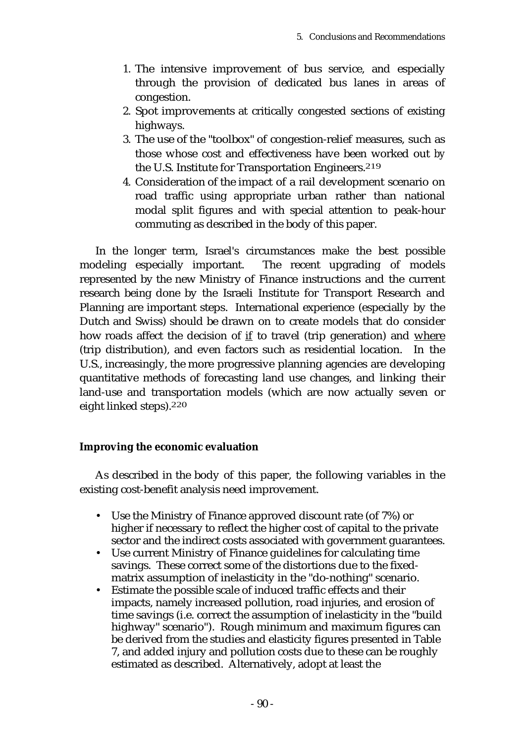1. The intensive improvement of bus service, and especially through the provision of dedicated bus lanes in areas of congestion.
2. Spot improvements at critically congested sections of existing highways.
3. The use of the "toolbox" of congestion-relief measures, such as those whose cost and effectiveness have been worked out by the U.S. Institute for Transportation Engineers.[219]
4. Consideration of the impact of a rail development scenario on road traffic using appropriate urban rather than national modal split figures and with special attention to peak-hour commuting as described in the body of this paper.

In the longer term, Israel's circumstances make the best possible modeling especially important. The recent upgrading of models represented by the new Ministry of Finance instructions and the current research being done by the Israeli Institute for Transport Research and Planning are important steps. International experience (especially by the Dutch and Swiss) should be drawn on to create models that do consider how roads affect the decision of <u>if</u> to travel (trip generation) and <u>where</u> (trip distribution), and even factors such as residential location. In the U.S., increasingly, the more progressive planning agencies are developing quantitative methods of forecasting land use changes, and linking their land-use and transportation models (which are now actually seven or eight linked steps).[220]

**Improving the economic evaluation**

As described in the body of this paper, the following variables in the existing cost-benefit analysis need improvement.

- Use the Ministry of Finance approved discount rate (of 7%) or higher if necessary to reflect the higher cost of capital to the private sector and the indirect costs associated with government guarantees.
- Use current Ministry of Finance guidelines for calculating time savings. These correct some of the distortions due to the fixed-matrix assumption of inelasticity in the "do-nothing" scenario.
- Estimate the possible scale of induced traffic effects and their impacts, namely increased pollution, road injuries, and erosion of time savings (i.e. correct the assumption of inelasticity in the "build highway" scenario"). Rough minimum and maximum figures can be derived from the studies and elasticity figures presented in Table 7, and added injury and pollution costs due to these can be roughly estimated as described. Alternatively, adopt at least the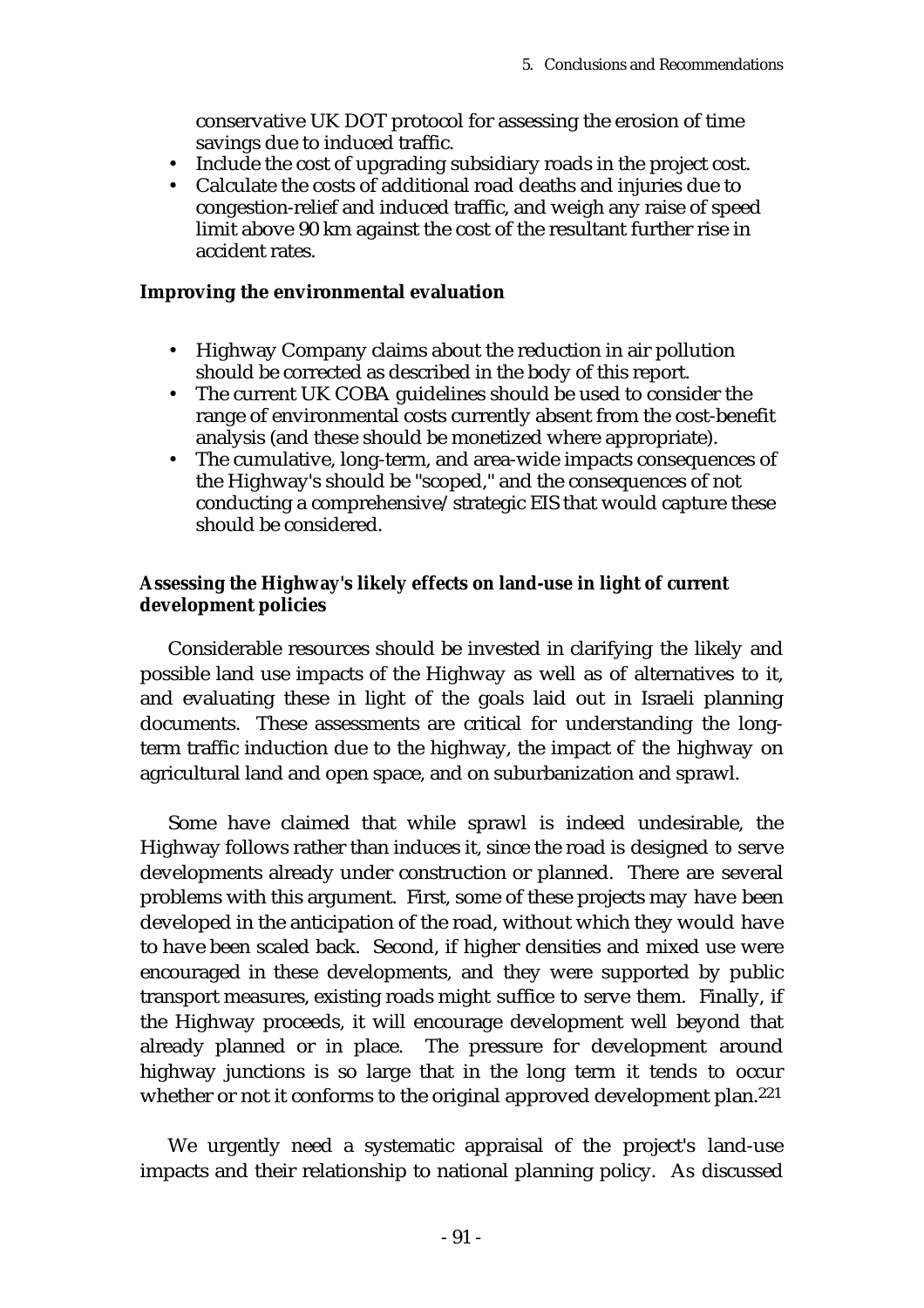conservative UK DOT protocol for assessing the erosion of time savings due to induced traffic.

- Include the cost of upgrading subsidiary roads in the project cost.
- Calculate the costs of additional road deaths and injuries due to congestion-relief and induced traffic, and weigh any raise of speed limit above 90 km against the cost of the resultant further rise in accident rates.

**Improving the environmental evaluation**

- Highway Company claims about the reduction in air pollution should be corrected as described in the body of this report.
- The current UK COBA guidelines should be used to consider the range of environmental costs currently absent from the cost-benefit analysis (and these should be monetized where appropriate).
- The cumulative, long-term, and area-wide impacts consequences of the Highway's should be "scoped," and the consequences of not conducting a comprehensive/strategic EIS that would capture these should be considered.

**Assessing the Highway's likely effects on land-use in light of current development policies**

Considerable resources should be invested in clarifying the likely and possible land use impacts of the Highway as well as of alternatives to it, and evaluating these in light of the goals laid out in Israeli planning documents. These assessments are critical for understanding the long-term traffic induction due to the highway, the impact of the highway on agricultural land and open space, and on suburbanization and sprawl.

Some have claimed that while sprawl is indeed undesirable, the Highway follows rather than induces it, since the road is designed to serve developments already under construction or planned. There are several problems with this argument. First, some of these projects may have been developed in the anticipation of the road, without which they would have to have been scaled back. Second, if higher densities and mixed use were encouraged in these developments, and they were supported by public transport measures, existing roads might suffice to serve them. Finally, if the Highway proceeds, it will encourage development well beyond that already planned or in place. The pressure for development around highway junctions is so large that in the long term it tends to occur whether or not it conforms to the original approved development plan.[221]

We urgently need a systematic appraisal of the project's land-use impacts and their relationship to national planning policy. As discussed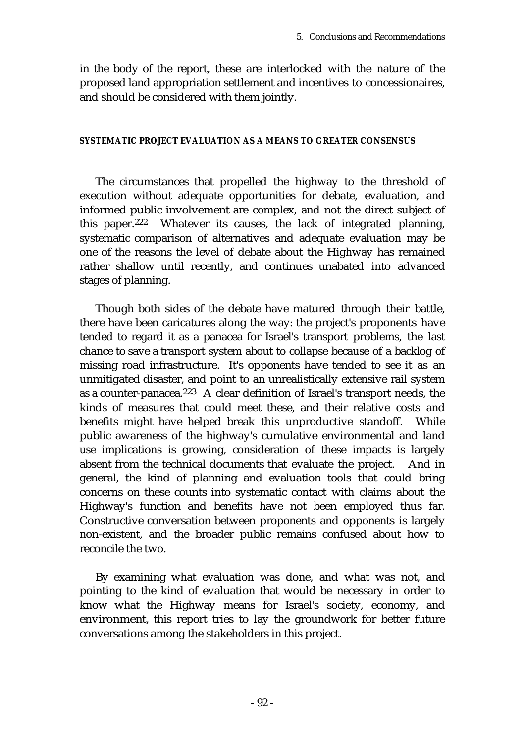in the body of the report, these are interlocked with the nature of the proposed land appropriation settlement and incentives to concessionaires, and should be considered with them jointly.

#### SYSTEMATIC PROJECT EVALUATION AS A MEANS TO GREATER CONSENSUS

The circumstances that propelled the highway to the threshold of execution without adequate opportunities for debate, evaluation, and informed public involvement are complex, and not the direct subject of this paper.[222] Whatever its causes, the lack of integrated planning, systematic comparison of alternatives and adequate evaluation may be one of the reasons the level of debate about the Highway has remained rather shallow until recently, and continues unabated into advanced stages of planning.

Though both sides of the debate have matured through their battle, there have been caricatures along the way: the project's proponents have tended to regard it as a panacea for Israel's transport problems, the last chance to save a transport system about to collapse because of a backlog of missing road infrastructure. It's opponents have tended to see it as an unmitigated disaster, and point to an unrealistically extensive rail system as a counter-panacea.[223] A clear definition of Israel's transport needs, the kinds of measures that could meet these, and their relative costs and benefits might have helped break this unproductive standoff. While public awareness of the highway's cumulative environmental and land use implications is growing, consideration of these impacts is largely absent from the technical documents that evaluate the project. And in general, the kind of planning and evaluation tools that could bring concerns on these counts into systematic contact with claims about the Highway's function and benefits have not been employed thus far. Constructive conversation between proponents and opponents is largely non-existent, and the broader public remains confused about how to reconcile the two.

By examining what evaluation was done, and what was not, and pointing to the kind of evaluation that would be necessary in order to know what the Highway means for Israel's society, economy, and environment, this report tries to lay the groundwork for better future conversations among the stakeholders in this project.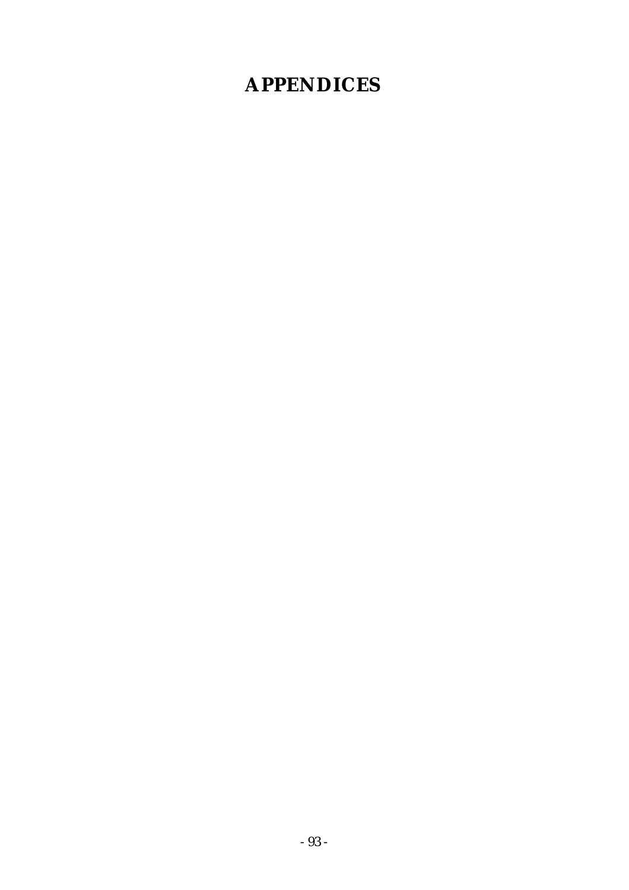# APPENDICES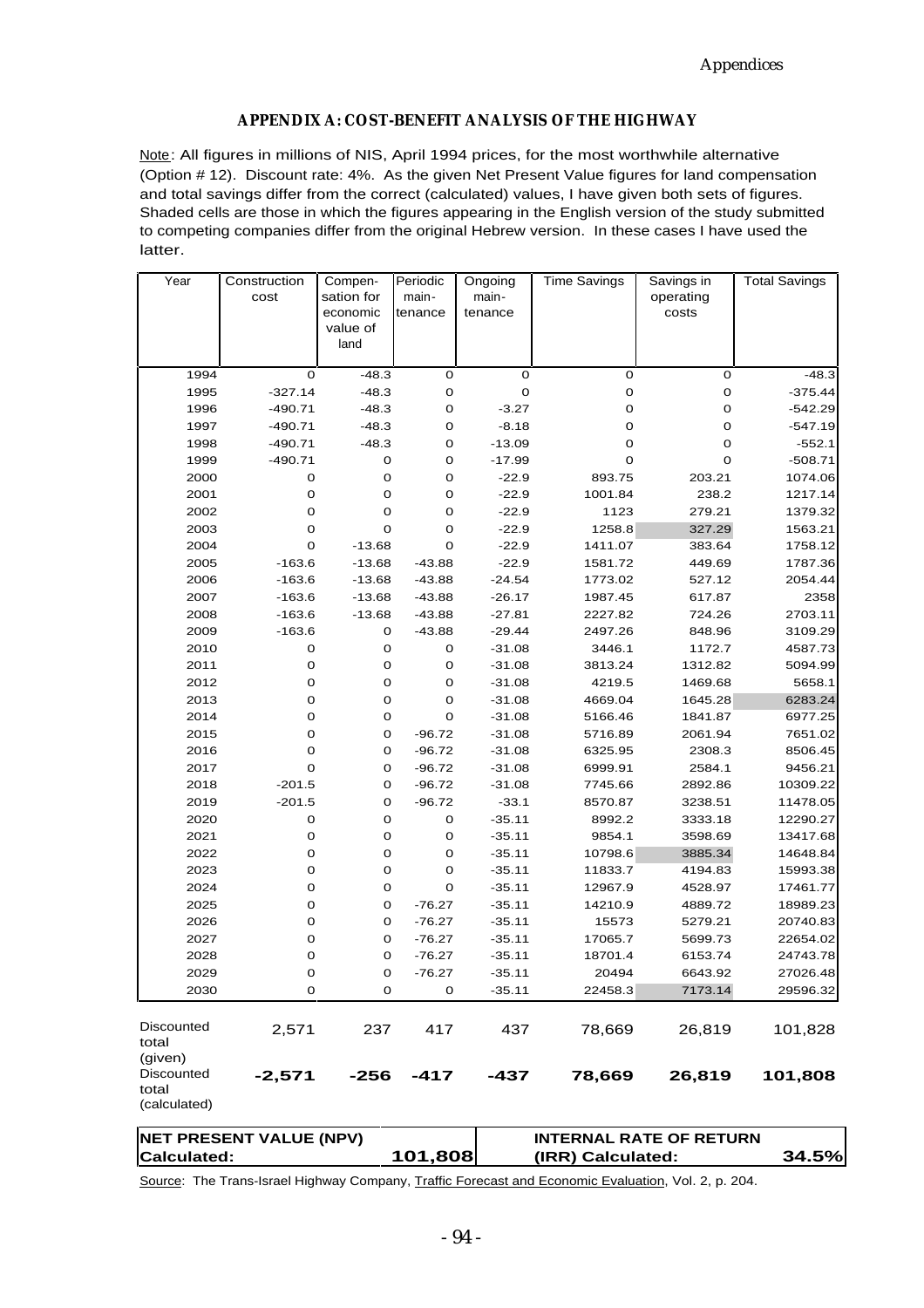## APPENDIX A: COST-BENEFIT ANALYSIS OF THE HIGHWAY

Note: All figures in millions of NIS, April 1994 prices, for the most worthwhile alternative (Option # 12). Discount rate: 4%. As the given Net Present Value figures for land compensation and total savings differ from the correct (calculated) values, I have given both sets of figures. Shaded cells are those in which the figures appearing in the English version of the study submitted to competing companies differ from the original Hebrew version. In these cases I have used the latter.

| Year | Construction cost | Compensation for economic value of land | Periodic maintenance | Ongoing maintenance | Time Savings | Savings in operating costs | Total Savings |
|---|---|---|---|---|---|---|---|
| 1994 | 0 | -48.3 | 0 | 0 | 0 | 0 | -48.3 |
| 1995 | -327.14 | -48.3 | 0 | 0 | 0 | 0 | -375.44 |
| 1996 | -490.71 | -48.3 | 0 | -3.27 | 0 | 0 | -542.29 |
| 1997 | -490.71 | -48.3 | 0 | -8.18 | 0 | 0 | -547.19 |
| 1998 | -490.71 | -48.3 | 0 | -13.09 | 0 | 0 | -552.1 |
| 1999 | -490.71 | 0 | 0 | -17.99 | 0 | 0 | -508.71 |
| 2000 | 0 | 0 | 0 | -22.9 | 893.75 | 203.21 | 1074.06 |
| 2001 | 0 | 0 | 0 | -22.9 | 1001.84 | 238.2 | 1217.14 |
| 2002 | 0 | 0 | 0 | -22.9 | 1123 | 279.21 | 1379.32 |
| 2003 | 0 | 0 | 0 | -22.9 | 1258.8 | 327.29 | 1563.21 |
| 2004 | 0 | -13.68 | 0 | -22.9 | 1411.07 | 383.64 | 1758.12 |
| 2005 | -163.6 | -13.68 | -43.88 | -22.9 | 1581.72 | 449.69 | 1787.36 |
| 2006 | -163.6 | -13.68 | -43.88 | -24.54 | 1773.02 | 527.12 | 2054.44 |
| 2007 | -163.6 | -13.68 | -43.88 | -26.17 | 1987.45 | 617.87 | 2358 |
| 2008 | -163.6 | -13.68 | -43.88 | -27.81 | 2227.82 | 724.26 | 2703.11 |
| 2009 | -163.6 | 0 | -43.88 | -29.44 | 2497.26 | 848.96 | 3109.29 |
| 2010 | 0 | 0 | 0 | -31.08 | 3446.1 | 1172.7 | 4587.73 |
| 2011 | 0 | 0 | 0 | -31.08 | 3813.24 | 1312.82 | 5094.99 |
| 2012 | 0 | 0 | 0 | -31.08 | 4219.5 | 1469.68 | 5658.1 |
| 2013 | 0 | 0 | 0 | -31.08 | 4669.04 | 1645.28 | 6283.24 |
| 2014 | 0 | 0 | 0 | -31.08 | 5166.46 | 1841.87 | 6977.25 |
| 2015 | 0 | 0 | -96.72 | -31.08 | 5716.89 | 2061.94 | 7651.02 |
| 2016 | 0 | 0 | -96.72 | -31.08 | 6325.95 | 2308.3 | 8506.45 |
| 2017 | 0 | 0 | -96.72 | -31.08 | 6999.91 | 2584.1 | 9456.21 |
| 2018 | -201.5 | 0 | -96.72 | -31.08 | 7745.66 | 2892.86 | 10309.22 |
| 2019 | -201.5 | 0 | -96.72 | -33.1 | 8570.87 | 3238.51 | 11478.05 |
| 2020 | 0 | 0 | 0 | -35.11 | 8992.2 | 3333.18 | 12290.27 |
| 2021 | 0 | 0 | 0 | -35.11 | 9854.1 | 3598.69 | 13417.68 |
| 2022 | 0 | 0 | 0 | -35.11 | 10798.6 | 3885.34 | 14648.84 |
| 2023 | 0 | 0 | 0 | -35.11 | 11833.7 | 4194.83 | 15993.38 |
| 2024 | 0 | 0 | 0 | -35.11 | 12967.9 | 4528.97 | 17461.77 |
| 2025 | 0 | 0 | -76.27 | -35.11 | 14210.9 | 4889.72 | 18989.23 |
| 2026 | 0 | 0 | -76.27 | -35.11 | 15573 | 5279.21 | 20740.83 |
| 2027 | 0 | 0 | -76.27 | -35.11 | 17065.7 | 5699.73 | 22654.02 |
| 2028 | 0 | 0 | -76.27 | -35.11 | 18701.4 | 6153.74 | 24743.78 |
| 2029 | 0 | 0 | -76.27 | -35.11 | 20494 | 6643.92 | 27026.48 |
| 2030 | 0 | 0 | 0 | -35.11 | 22458.3 | 7173.14 | 29596.32 |
| Discounted total (given) | 2,571 | 237 | 417 | 437 | 78,669 | 26,819 | 101,828 |
| **Discounted total (calculated)** | **-2,571** | **-256** | **-417** | **-437** | **78,669** | **26,819** | **101,808** |

| NET PRESENT VALUE (NPV) Calculated: | 101,808 | INTERNAL RATE OF RETURN (IRR) Calculated: | 34.5% |
|---|---|---|---|

Source: The Trans-Israel Highway Company, Traffic Forecast and Economic Evaluation, Vol. 2, p. 204.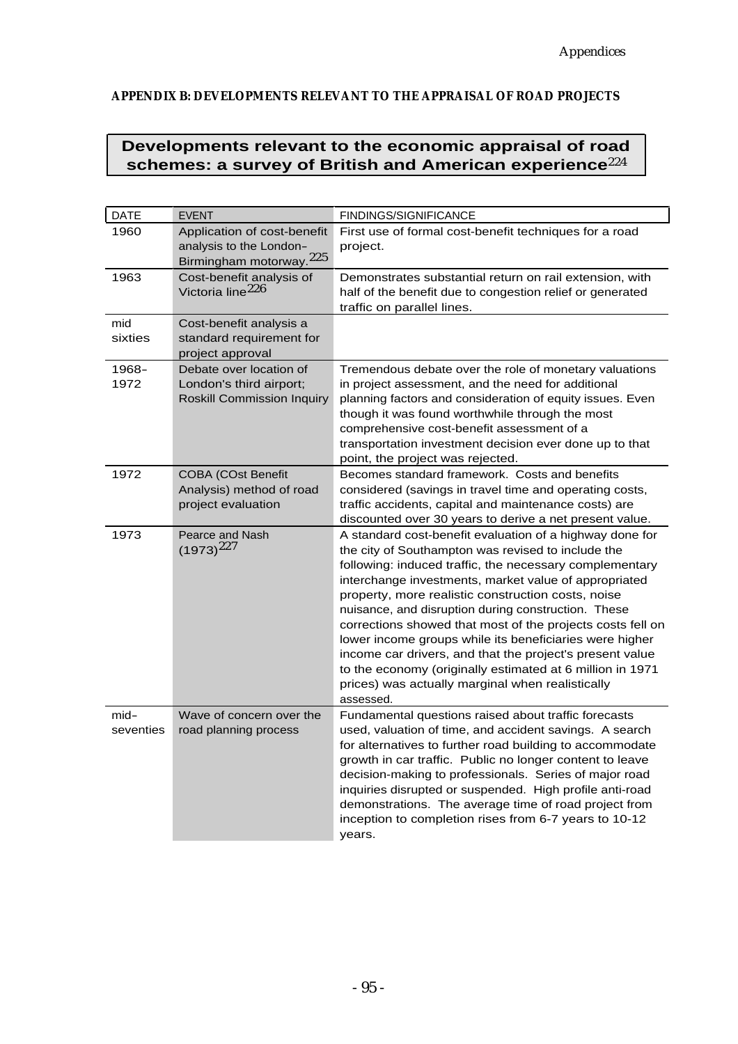**APPENDIX B: DEVELOPMENTS RELEVANT TO THE APPRAISAL OF ROAD PROJECTS**

## Developments relevant to the economic appraisal of road schemes: a survey of British and American experience[224]

| DATE | EVENT | FINDINGS/SIGNIFICANCE |
|---|---|---|
| 1960 | Application of cost-benefit analysis to the London–Birmingham motorway.[225] | First use of formal cost-benefit techniques for a road project. |
| 1963 | Cost-benefit analysis of Victoria line[226] | Demonstrates substantial return on rail extension, with half of the benefit due to congestion relief or generated traffic on parallel lines. |
| mid sixties | Cost-benefit analysis a standard requirement for project approval | |
| 1968–1972 | Debate over location of London's third airport; Roskill Commission Inquiry | Tremendous debate over the role of monetary valuations in project assessment, and the need for additional planning factors and consideration of equity issues. Even though it was found worthwhile through the most comprehensive cost-benefit assessment of a transportation investment decision ever done up to that point, the project was rejected. |
| 1972 | COBA (COst Benefit Analysis) method of road project evaluation | Becomes standard framework. Costs and benefits considered (savings in travel time and operating costs, traffic accidents, capital and maintenance costs) are discounted over 30 years to derive a net present value. |
| 1973 | Pearce and Nash (1973)[227] | A standard cost-benefit evaluation of a highway done for the city of Southampton was revised to include the following: induced traffic, the necessary complementary interchange investments, market value of appropriated property, more realistic construction costs, noise nuisance, and disruption during construction. These corrections showed that most of the projects costs fell on lower income groups while its beneficiaries were higher income car drivers, and that the project's present value to the economy (originally estimated at 6 million in 1971 prices) was actually marginal when realistically assessed. |
| mid–seventies | Wave of concern over the road planning process | Fundamental questions raised about traffic forecasts used, valuation of time, and accident savings. A search for alternatives to further road building to accommodate growth in car traffic. Public no longer content to leave decision-making to professionals. Series of major road inquiries disrupted or suspended. High profile anti-road demonstrations. The average time of road project from inception to completion rises from 6-7 years to 10-12 years. |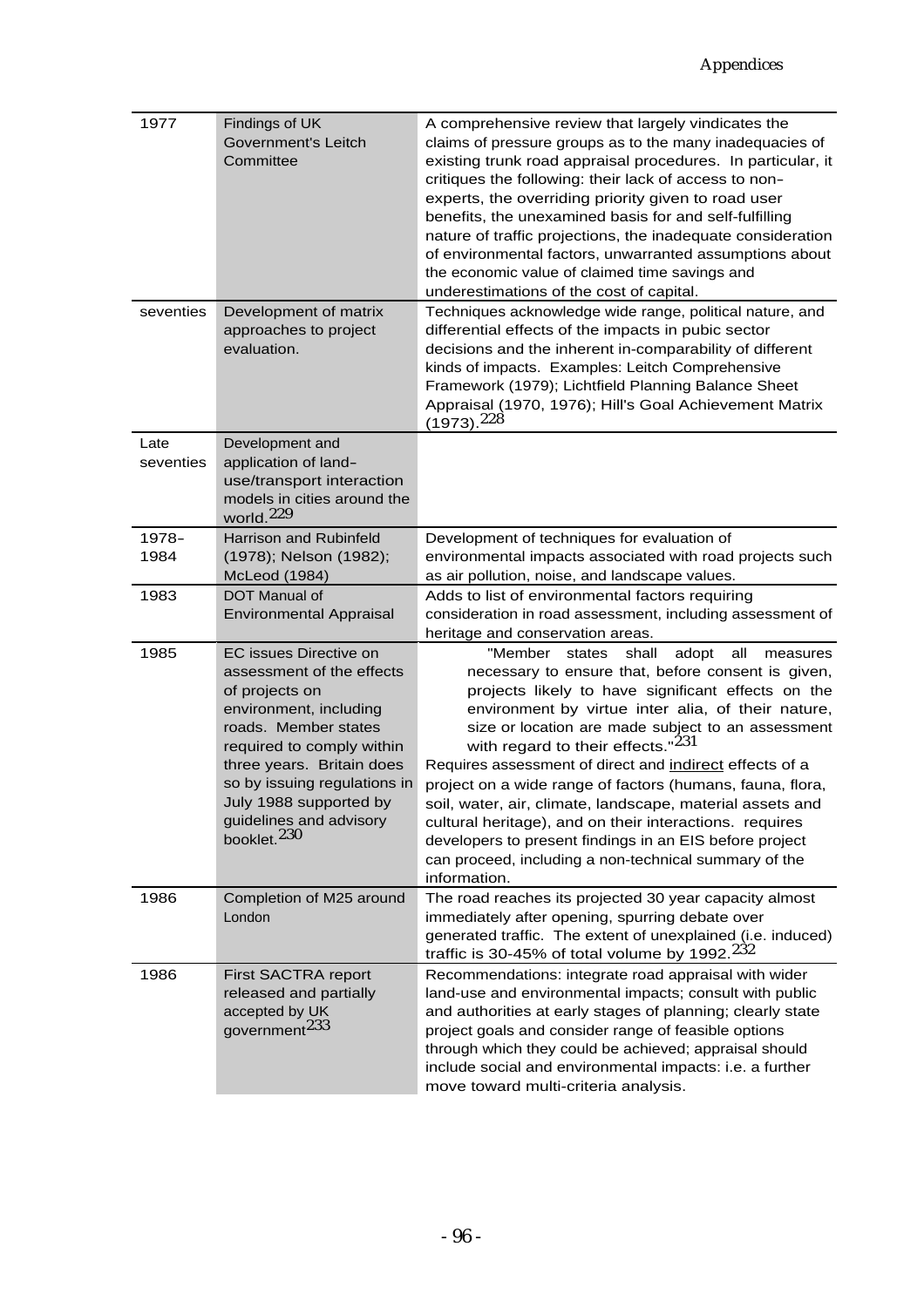| | | |
|---|---|---|
| 1977 | Findings of UK Government's Leitch Committee | A comprehensive review that largely vindicates the claims of pressure groups as to the many inadequacies of existing trunk road appraisal procedures. In particular, it critiques the following: their lack of access to non-experts, the overriding priority given to road user benefits, the unexamined basis for and self-fulfilling nature of traffic projections, the inadequate consideration of environmental factors, unwarranted assumptions about the economic value of claimed time savings and underestimations of the cost of capital. |
| seventies | Development of matrix approaches to project evaluation. | Techniques acknowledge wide range, political nature, and differential effects of the impacts in pubic sector decisions and the inherent in-comparability of different kinds of impacts. Examples: Leitch Comprehensive Framework (1979); Lichtfield Planning Balance Sheet Appraisal (1970, 1976); Hill's Goal Achievement Matrix (1973).[228] |
| Late seventies | Development and application of land-use/transport interaction models in cities around the world.[229] | |
| 1978-1984 | Harrison and Rubinfeld (1978); Nelson (1982); McLeod (1984) | Development of techniques for evaluation of environmental impacts associated with road projects such as air pollution, noise, and landscape values. |
| 1983 | DOT Manual of Environmental Appraisal | Adds to list of environmental factors requiring consideration in road assessment, including assessment of heritage and conservation areas. |
| 1985 | EC issues Directive on assessment of the effects of projects on environment, including roads. Member states required to comply within three years. Britain does so by issuing regulations in July 1988 supported by guidelines and advisory booklet.[230] | "Member states shall adopt all measures necessary to ensure that, before consent is given, projects likely to have significant effects on the environment by virtue inter alia, of their nature, size or location are made subject to an assessment with regard to their effects."[231] Requires assessment of direct and <u>indirect</u> effects of a project on a wide range of factors (humans, fauna, flora, soil, water, air, climate, landscape, material assets and cultural heritage), and on their interactions. requires developers to present findings in an EIS before project can proceed, including a non-technical summary of the information. |
| 1986 | Completion of M25 around London | The road reaches its projected 30 year capacity almost immediately after opening, spurring debate over generated traffic. The extent of unexplained (i.e. induced) traffic is 30-45% of total volume by 1992.[232] |
| 1986 | First SACTRA report released and partially accepted by UK government[233] | Recommendations: integrate road appraisal with wider land-use and environmental impacts; consult with public and authorities at early stages of planning; clearly state project goals and consider range of feasible options through which they could be achieved; appraisal should include social and environmental impacts: i.e. a further move toward multi-criteria analysis. |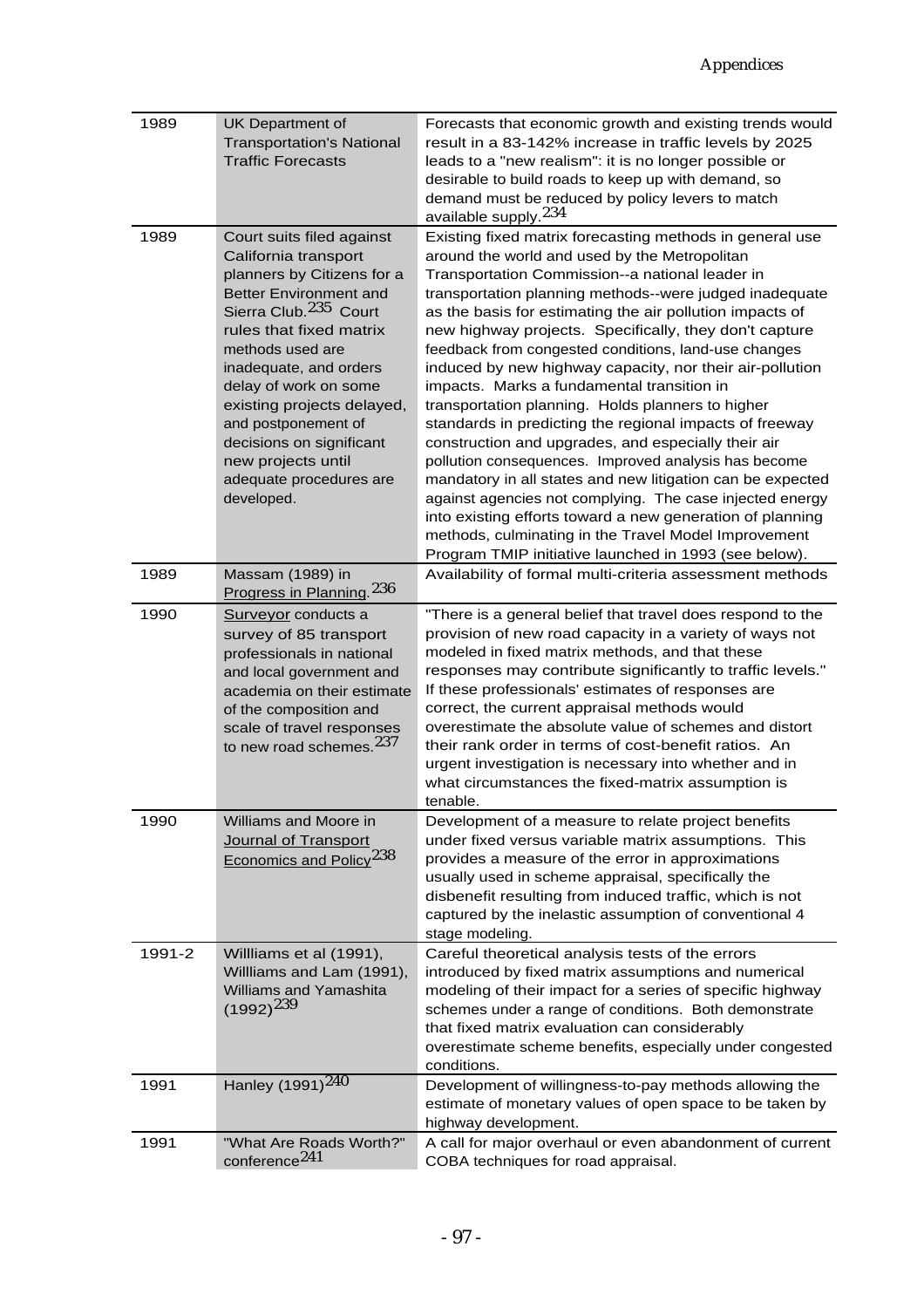| | | |
|---|---|---|
| 1989 | UK Department of Transportation's National Traffic Forecasts | Forecasts that economic growth and existing trends would result in a 83-142% increase in traffic levels by 2025 leads to a "new realism": it is no longer possible or desirable to build roads to keep up with demand, so demand must be reduced by policy levers to match available supply.[234] |
| 1989 | Court suits filed against California transport planners by Citizens for a Better Environment and Sierra Club.[235] Court rules that fixed matrix methods used are inadequate, and orders delay of work on some existing projects delayed, and postponement of decisions on significant new projects until adequate procedures are developed. | Existing fixed matrix forecasting methods in general use around the world and used by the Metropolitan Transportation Commission--a national leader in transportation planning methods--were judged inadequate as the basis for estimating the air pollution impacts of new highway projects. Specifically, they don't capture feedback from congested conditions, land-use changes induced by new highway capacity, nor their air-pollution impacts. Marks a fundamental transition in transportation planning. Holds planners to higher standards in predicting the regional impacts of freeway construction and upgrades, and especially their air pollution consequences. Improved analysis has become mandatory in all states and new litigation can be expected against agencies not complying. The case injected energy into existing efforts toward a new generation of planning methods, culminating in the Travel Model Improvement Program TMIP initiative launched in 1993 (see below). |
| 1989 | Massam (1989) in Progress in Planning.[236] | Availability of formal multi-criteria assessment methods |
| 1990 | Surveyor conducts a survey of 85 transport professionals in national and local government and academia on their estimate of the composition and scale of travel responses to new road schemes.[237] | "There is a general belief that travel does respond to the provision of new road capacity in a variety of ways not modeled in fixed matrix methods, and that these responses may contribute significantly to traffic levels." If these professionals' estimates of responses are correct, the current appraisal methods would overestimate the absolute value of schemes and distort their rank order in terms of cost-benefit ratios. An urgent investigation is necessary into whether and in what circumstances the fixed-matrix assumption is tenable. |
| 1990 | Williams and Moore in Journal of Transport Economics and Policy[238] | Development of a measure to relate project benefits under fixed versus variable matrix assumptions. This provides a measure of the error in approximations usually used in scheme appraisal, specifically the disbenefit resulting from induced traffic, which is not captured by the inelastic assumption of conventional 4 stage modeling. |
| 1991-2 | Willliams et al (1991), Willliams and Lam (1991), Williams and Yamashita (1992)[239] | Careful theoretical analysis tests of the errors introduced by fixed matrix assumptions and numerical modeling of their impact for a series of specific highway schemes under a range of conditions. Both demonstrate that fixed matrix evaluation can considerably overestimate scheme benefits, especially under congested conditions. |
| 1991 | Hanley (1991)[240] | Development of willingness-to-pay methods allowing the estimate of monetary values of open space to be taken by highway development. |
| 1991 | "What Are Roads Worth?" conference[241] | A call for major overhaul or even abandonment of current COBA techniques for road appraisal. |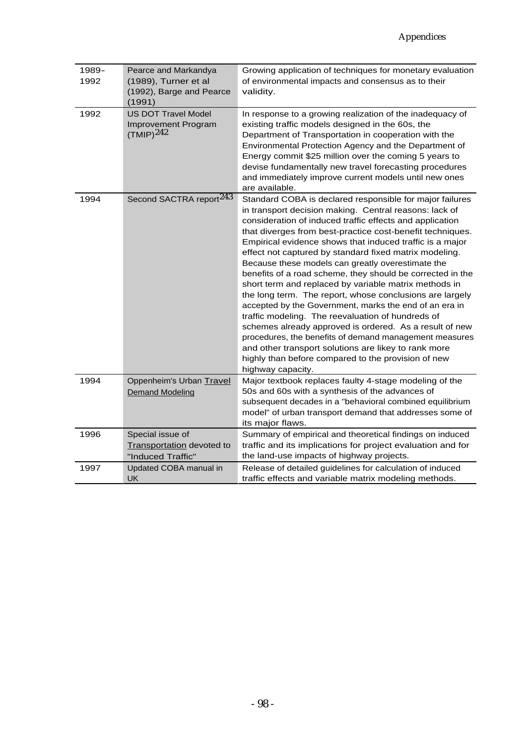| | | |
|---|---|---|
| 1989–1992 | Pearce and Markandya (1989), Turner et al (1992), Barge and Pearce (1991) | Growing application of techniques for monetary evaluation of environmental impacts and consensus as to their validity. |
| 1992 | US DOT Travel Model Improvement Program (TMIP)[242] | In response to a growing realization of the inadequacy of existing traffic models designed in the 60s, the Department of Transportation in cooperation with the Environmental Protection Agency and the Department of Energy commit $25 million over the coming 5 years to devise fundamentally new travel forecasting procedures and immediately improve current models until new ones are available. |
| 1994 | Second SACTRA report[243] | Standard COBA is declared responsible for major failures in transport decision making. Central reasons: lack of consideration of induced traffic effects and application that diverges from best-practice cost-benefit techniques. Empirical evidence shows that induced traffic is a major effect not captured by standard fixed matrix modeling. Because these models can greatly overestimate the benefits of a road scheme, they should be corrected in the short term and replaced by variable matrix methods in the long term. The report, whose conclusions are largely accepted by the Government, marks the end of an era in traffic modeling. The reevaluation of hundreds of schemes already approved is ordered. As a result of new procedures, the benefits of demand management measures and other transport solutions are likey to rank more highly than before compared to the provision of new highway capacity. |
| 1994 | Oppenheim's Urban <u>Travel Demand Modeling</u> | Major textbook replaces faulty 4-stage modeling of the 50s and 60s with a synthesis of the advances of subsequent decades in a "behavioral combined equilibrium model" of urban transport demand that addresses some of its major flaws. |
| 1996 | Special issue of <u>Transportation</u> devoted to "Induced Traffic" | Summary of empirical and theoretical findings on induced traffic and its implications for project evaluation and for the land-use impacts of highway projects. |
| 1997 | Updated COBA manual in UK | Release of detailed guidelines for calculation of induced traffic effects and variable matrix modeling methods. |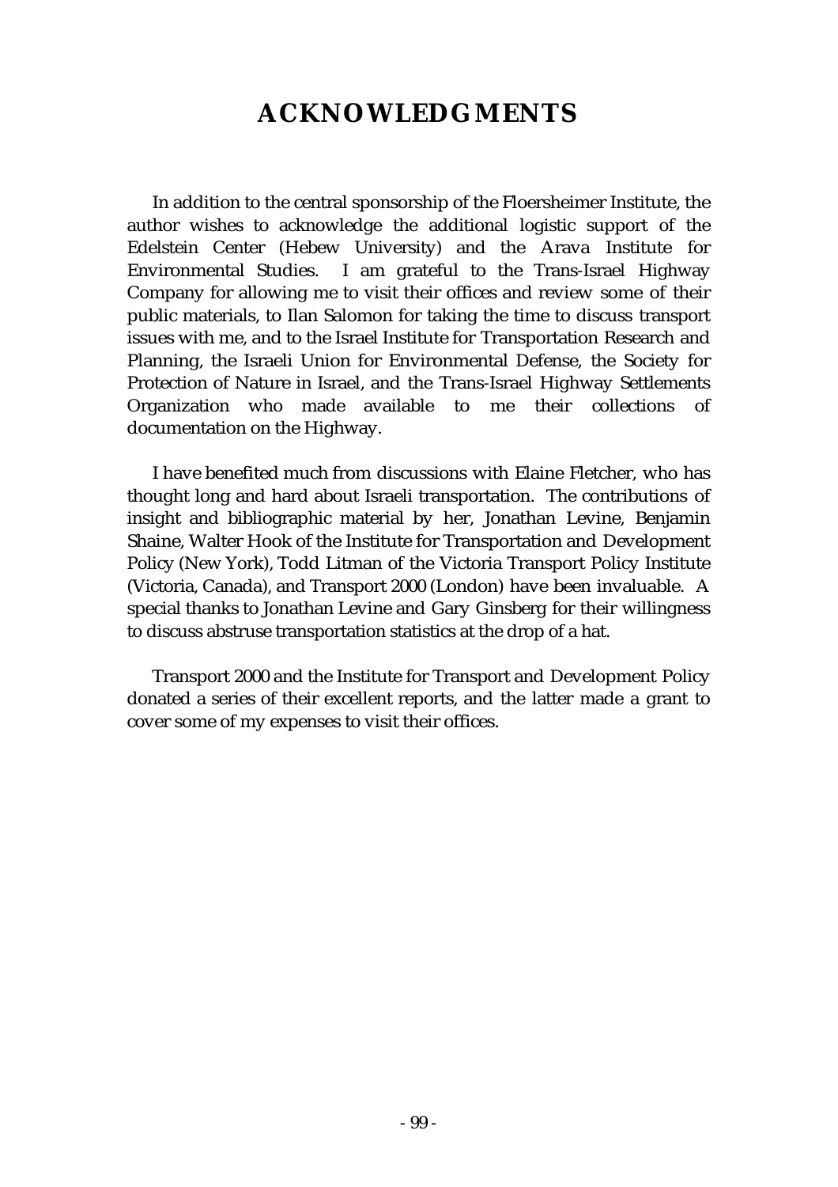# ACKNOWLEDGMENTS

In addition to the central sponsorship of the Floersheimer Institute, the author wishes to acknowledge the additional logistic support of the Edelstein Center (Hebew University) and the Arava Institute for Environmental Studies. I am grateful to the Trans-Israel Highway Company for allowing me to visit their offices and review some of their public materials, to Ilan Salomon for taking the time to discuss transport issues with me, and to the Israel Institute for Transportation Research and Planning, the Israeli Union for Environmental Defense, the Society for Protection of Nature in Israel, and the Trans-Israel Highway Settlements Organization who made available to me their collections of documentation on the Highway.

I have benefited much from discussions with Elaine Fletcher, who has thought long and hard about Israeli transportation. The contributions of insight and bibliographic material by her, Jonathan Levine, Benjamin Shaine, Walter Hook of the Institute for Transportation and Development Policy (New York), Todd Litman of the Victoria Transport Policy Institute (Victoria, Canada), and Transport 2000 (London) have been invaluable. A special thanks to Jonathan Levine and Gary Ginsberg for their willingness to discuss abstruse transportation statistics at the drop of a hat.

Transport 2000 and the Institute for Transport and Development Policy donated a series of their excellent reports, and the latter made a grant to cover some of my expenses to visit their offices.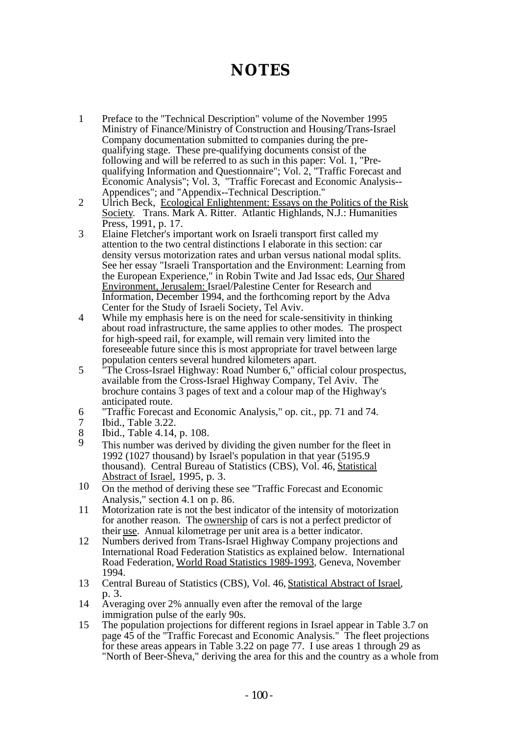# NOTES

1. Preface to the "Technical Description" volume of the November 1995 Ministry of Finance/Ministry of Construction and Housing/Trans-Israel Company documentation submitted to companies during the pre-qualifying stage. These pre-qualifying documents consist of the following and will be referred to as such in this paper: Vol. 1, "Pre-qualifying Information and Questionnaire"; Vol. 2, "Traffic Forecast and Economic Analysis"; Vol. 3, "Traffic Forecast and Economic Analysis--Appendices"; and "Appendix--Technical Description."
2. Ulrich Beck, Ecological Enlightenment: Essays on the Politics of the Risk Society. Trans. Mark A. Ritter. Atlantic Highlands, N.J.: Humanities Press, 1991, p. 17.
3. Elaine Fletcher's important work on Israeli transport first called my attention to the two central distinctions I elaborate in this section: car density versus motorization rates and urban versus national modal splits. See her essay "Israeli Transportation and the Environment: Learning from the European Experience," in Robin Twite and Jad Issac eds, Our Shared Environment, Jerusalem: Israel/Palestine Center for Research and Information, December 1994, and the forthcoming report by the Adva Center for the Study of Israeli Society, Tel Aviv.
4. While my emphasis here is on the need for scale-sensitivity in thinking about road infrastructure, the same applies to other modes. The prospect for high-speed rail, for example, will remain very limited into the foreseeable future since this is most appropriate for travel between large population centers several hundred kilometers apart.
5. "The Cross-Israel Highway: Road Number 6," official colour prospectus, available from the Cross-Israel Highway Company, Tel Aviv. The brochure contains 3 pages of text and a colour map of the Highway's anticipated route.
6. "Traffic Forecast and Economic Analysis," op. cit., pp. 71 and 74.
7. Ibid., Table 3.22.
8. Ibid., Table 4.14, p. 108.
9. This number was derived by dividing the given number for the fleet in 1992 (1027 thousand) by Israel's population in that year (5195.9 thousand). Central Bureau of Statistics (CBS), Vol. 46, Statistical Abstract of Israel, 1995, p. 3.
10. On the method of deriving these see "Traffic Forecast and Economic Analysis," section 4.1 on p. 86.
11. Motorization rate is not the best indicator of the intensity of motorization for another reason. The ownership of cars is not a perfect predictor of their use. Annual kilometrage per unit area is a better indicator.
12. Numbers derived from Trans-Israel Highway Company projections and International Road Federation Statistics as explained below. International Road Federation, World Road Statistics 1989-1993, Geneva, November 1994.
13. Central Bureau of Statistics (CBS), Vol. 46, Statistical Abstract of Israel, p. 3.
14. Averaging over 2% annually even after the removal of the large immigration pulse of the early 90s.
15. The population projections for different regions in Israel appear in Table 3.7 on page 45 of the "Traffic Forecast and Economic Analysis." The fleet projections for these areas appears in Table 3.22 on page 77. I use areas 1 through 29 as "North of Beer-Sheva," deriving the area for this and the country as a whole from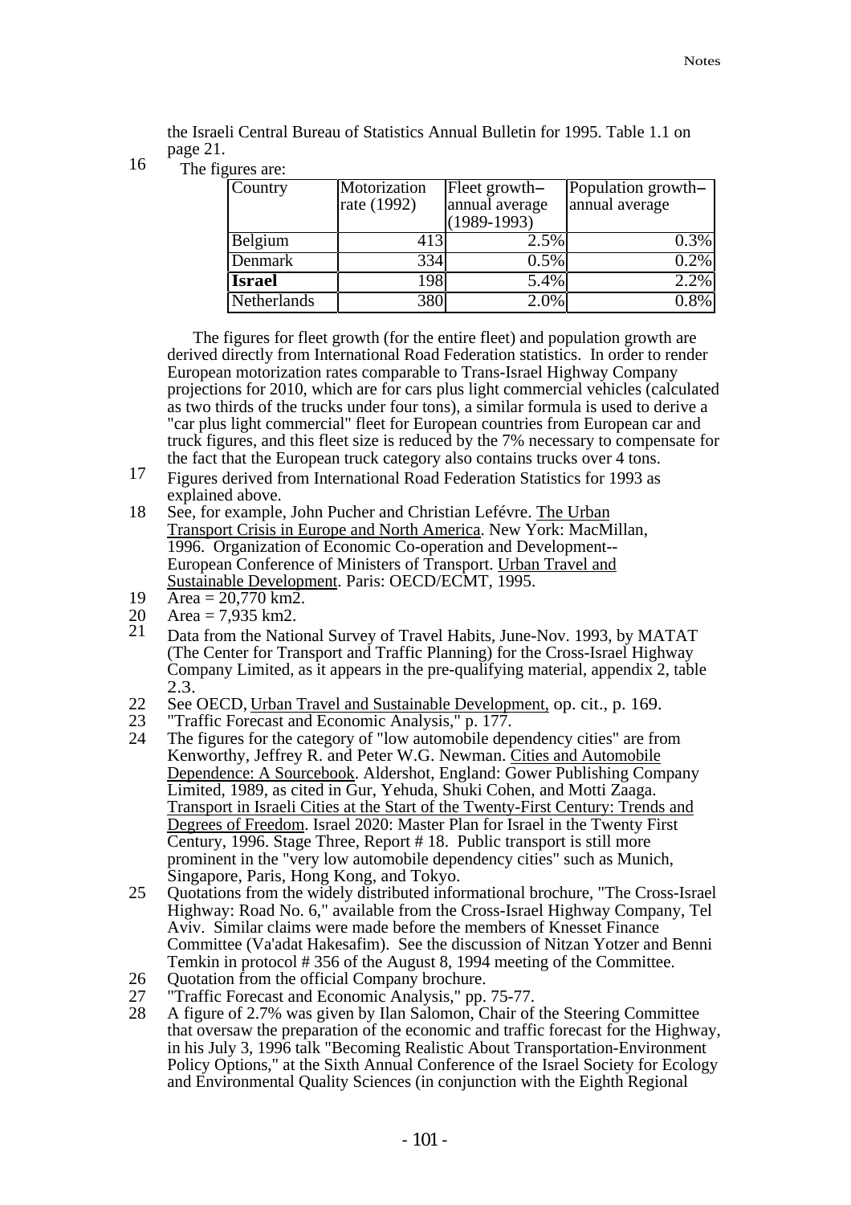the Israeli Central Bureau of Statistics Annual Bulletin for 1995. Table 1.1 on page 21.

16 The figures are:

| Country | Motorization rate (1992) | Fleet growth– annual average (1989-1993) | Population growth– annual average |
|---|---|---|---|
| Belgium | 413 | 2.5% | 0.3% |
| Denmark | 334 | 0.5% | 0.2% |
| **Israel** | 198 | 5.4% | 2.2% |
| Netherlands | 380 | 2.0% | 0.8% |

The figures for fleet growth (for the entire fleet) and population growth are derived directly from International Road Federation statistics. In order to render European motorization rates comparable to Trans-Israel Highway Company projections for 2010, which are for cars plus light commercial vehicles (calculated as two thirds of the trucks under four tons), a similar formula is used to derive a "car plus light commercial" fleet for European countries from European car and truck figures, and this fleet size is reduced by the 7% necessary to compensate for the fact that the European truck category also contains trucks over 4 tons.

17 Figures derived from International Road Federation Statistics for 1993 as explained above.

18 See, for example, John Pucher and Christian Lefévre. The Urban Transport Crisis in Europe and North America. New York: MacMillan, 1996. Organization of Economic Co-operation and Development-- European Conference of Ministers of Transport. Urban Travel and Sustainable Development. Paris: OECD/ECMT, 1995.

19 Area = 20,770 km2.

20 Area = 7,935 km2.

21 Data from the National Survey of Travel Habits, June-Nov. 1993, by MATAT (The Center for Transport and Traffic Planning) for the Cross-Israel Highway Company Limited, as it appears in the pre-qualifying material, appendix 2, table 2.3.

22 See OECD, Urban Travel and Sustainable Development, op. cit., p. 169.

23 "Traffic Forecast and Economic Analysis," p. 177.

24 The figures for the category of "low automobile dependency cities" are from Kenworthy, Jeffrey R. and Peter W.G. Newman. Cities and Automobile Dependence: A Sourcebook. Aldershot, England: Gower Publishing Company Limited, 1989, as cited in Gur, Yehuda, Shuki Cohen, and Motti Zaaga. Transport in Israeli Cities at the Start of the Twenty-First Century: Trends and Degrees of Freedom. Israel 2020: Master Plan for Israel in the Twenty First Century, 1996. Stage Three, Report # 18. Public transport is still more prominent in the "very low automobile dependency cities" such as Munich, Singapore, Paris, Hong Kong, and Tokyo.

25 Quotations from the widely distributed informational brochure, "The Cross-Israel Highway: Road No. 6," available from the Cross-Israel Highway Company, Tel Aviv. Similar claims were made before the members of Knesset Finance Committee (Va'adat Hakesafim). See the discussion of Nitzan Yotzer and Benni Temkin in protocol # 356 of the August 8, 1994 meeting of the Committee.

26 Quotation from the official Company brochure.

27 "Traffic Forecast and Economic Analysis," pp. 75-77.

28 A figure of 2.7% was given by Ilan Salomon, Chair of the Steering Committee that oversaw the preparation of the economic and traffic forecast for the Highway, in his July 3, 1996 talk "Becoming Realistic About Transportation-Environment Policy Options," at the Sixth Annual Conference of the Israel Society for Ecology and Environmental Quality Sciences (in conjunction with the Eighth Regional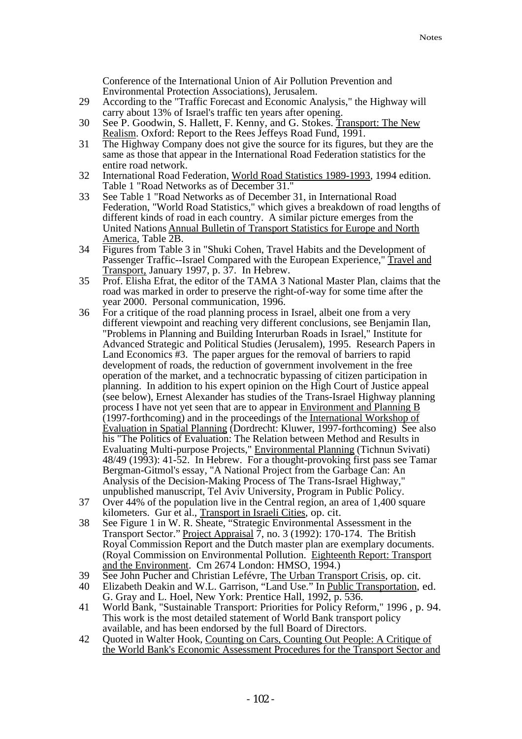Conference of the International Union of Air Pollution Prevention and Environmental Protection Associations), Jerusalem.

29 According to the "Traffic Forecast and Economic Analysis," the Highway will carry about 13% of Israel's traffic ten years after opening.

30 See P. Goodwin, S. Hallett, F. Kenny, and G. Stokes. Transport: The New Realism. Oxford: Report to the Rees Jeffeys Road Fund, 1991.

31 The Highway Company does not give the source for its figures, but they are the same as those that appear in the International Road Federation statistics for the entire road network.

32 International Road Federation, World Road Statistics 1989-1993, 1994 edition. Table 1 "Road Networks as of December 31."

33 See Table 1 "Road Networks as of December 31, in International Road Federation, "World Road Statistics," which gives a breakdown of road lengths of different kinds of road in each country. A similar picture emerges from the United Nations Annual Bulletin of Transport Statistics for Europe and North America, Table 2B.

34 Figures from Table 3 in "Shuki Cohen, Travel Habits and the Development of Passenger Traffic--Israel Compared with the European Experience," Travel and Transport, January 1997, p. 37. In Hebrew.

35 Prof. Elisha Efrat, the editor of the TAMA 3 National Master Plan, claims that the road was marked in order to preserve the right-of-way for some time after the year 2000. Personal communication, 1996.

36 For a critique of the road planning process in Israel, albeit one from a very different viewpoint and reaching very different conclusions, see Benjamin Ilan, "Problems in Planning and Building Interurban Roads in Israel," Institute for Advanced Strategic and Political Studies (Jerusalem), 1995. Research Papers in Land Economics #3. The paper argues for the removal of barriers to rapid development of roads, the reduction of government involvement in the free operation of the market, and a technocratic bypassing of citizen participation in planning. In addition to his expert opinion on the High Court of Justice appeal (see below), Ernest Alexander has studies of the Trans-Israel Highway planning process I have not yet seen that are to appear in Environment and Planning B (1997-forthcoming) and in the proceedings of the International Workshop of Evaluation in Spatial Planning (Dordrecht: Kluwer, 1997-forthcoming) See also his "The Politics of Evaluation: The Relation between Method and Results in Evaluating Multi-purpose Projects," Environmental Planning (Tichnun Svivati) 48/49 (1993): 41-52. In Hebrew. For a thought-provoking first pass see Tamar Bergman-Gitmol's essay, "A National Project from the Garbage Can: An Analysis of the Decision-Making Process of The Trans-Israel Highway," unpublished manuscript, Tel Aviv University, Program in Public Policy.

37 Over 44% of the population live in the Central region, an area of 1,400 square kilometers. Gur et al., Transport in Israeli Cities, op. cit.

38 See Figure 1 in W. R. Sheate, "Strategic Environmental Assessment in the Transport Sector." Project Appraisal 7, no. 3 (1992): 170-174. The British Royal Commission Report and the Dutch master plan are exemplary documents. (Royal Commission on Environmental Pollution. Eighteenth Report: Transport and the Environment. Cm 2674 London: HMSO, 1994.)

39 See John Pucher and Christian Lefévre, The Urban Transport Crisis, op. cit.

40 Elizabeth Deakin and W.L. Garrison, "Land Use." In Public Transportation, ed. G. Gray and L. Hoel, New York: Prentice Hall, 1992, p. 536.

41 World Bank, "Sustainable Transport: Priorities for Policy Reform," 1996 , p. 94. This work is the most detailed statement of World Bank transport policy available, and has been endorsed by the full Board of Directors.

42 Quoted in Walter Hook, Counting on Cars, Counting Out People: A Critique of the World Bank's Economic Assessment Procedures for the Transport Sector and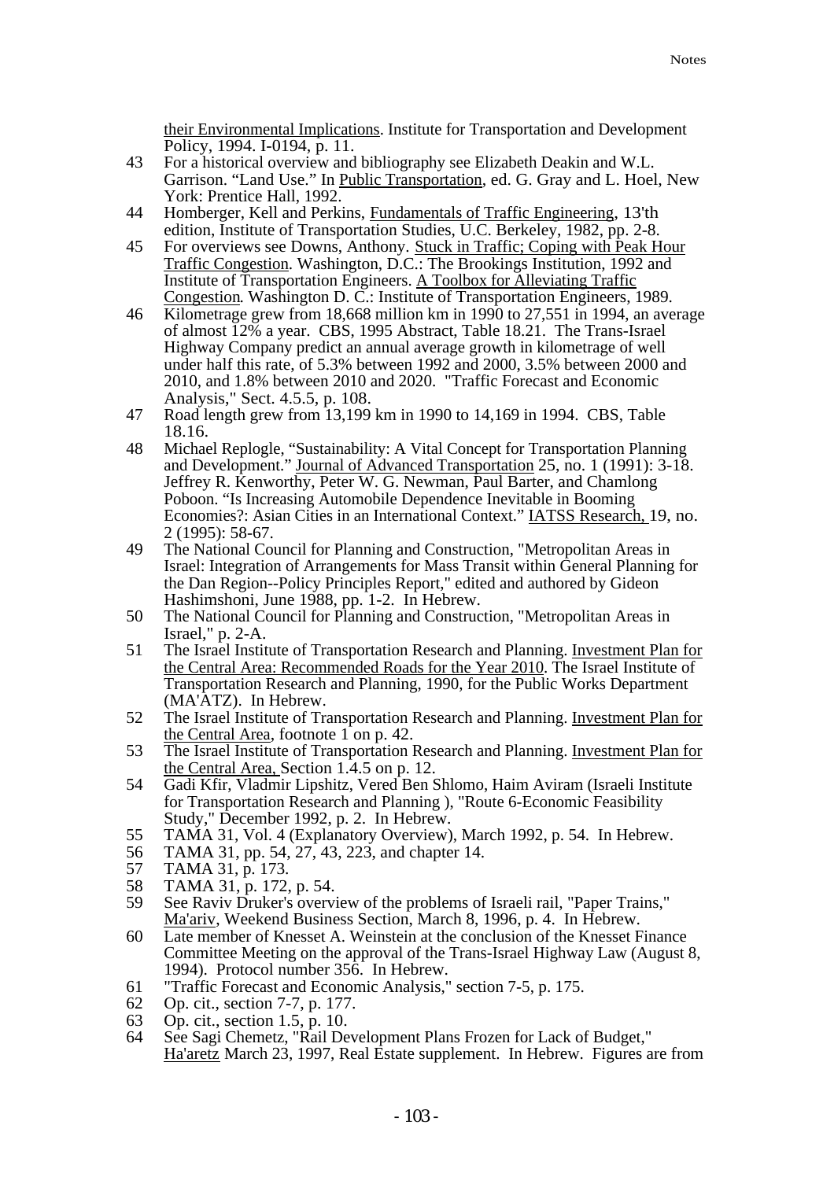their Environmental Implications. Institute for Transportation and Development Policy, 1994. I-0194, p. 11.

43 For a historical overview and bibliography see Elizabeth Deakin and W.L. Garrison. "Land Use." In Public Transportation, ed. G. Gray and L. Hoel, New York: Prentice Hall, 1992.

44 Homberger, Kell and Perkins, Fundamentals of Traffic Engineering, 13'th edition, Institute of Transportation Studies, U.C. Berkeley, 1982, pp. 2-8.

45 For overviews see Downs, Anthony. Stuck in Traffic; Coping with Peak Hour Traffic Congestion. Washington, D.C.: The Brookings Institution, 1992 and Institute of Transportation Engineers. A Toolbox for Alleviating Traffic Congestion. Washington D. C.: Institute of Transportation Engineers, 1989.

46 Kilometrage grew from 18,668 million km in 1990 to 27,551 in 1994, an average of almost 12% a year. CBS, 1995 Abstract, Table 18.21. The Trans-Israel Highway Company predict an annual average growth in kilometrage of well under half this rate, of 5.3% between 1992 and 2000, 3.5% between 2000 and 2010, and 1.8% between 2010 and 2020. "Traffic Forecast and Economic Analysis," Sect. 4.5.5, p. 108.

47 Road length grew from 13,199 km in 1990 to 14,169 in 1994. CBS, Table 18.16.

48 Michael Replogle, "Sustainability: A Vital Concept for Transportation Planning and Development." Journal of Advanced Transportation 25, no. 1 (1991): 3-18. Jeffrey R. Kenworthy, Peter W. G. Newman, Paul Barter, and Chamlong Poboon. "Is Increasing Automobile Dependence Inevitable in Booming Economies?: Asian Cities in an International Context." IATSS Research, 19, no. 2 (1995): 58-67.

49 The National Council for Planning and Construction, "Metropolitan Areas in Israel: Integration of Arrangements for Mass Transit within General Planning for the Dan Region--Policy Principles Report," edited and authored by Gideon Hashimshoni, June 1988, pp. 1-2. In Hebrew.

50 The National Council for Planning and Construction, "Metropolitan Areas in Israel," p. 2-A.

51 The Israel Institute of Transportation Research and Planning. Investment Plan for the Central Area: Recommended Roads for the Year 2010. The Israel Institute of Transportation Research and Planning, 1990, for the Public Works Department (MA'ATZ). In Hebrew.

52 The Israel Institute of Transportation Research and Planning. Investment Plan for the Central Area, footnote 1 on p. 42.

53 The Israel Institute of Transportation Research and Planning. Investment Plan for the Central Area, Section 1.4.5 on p. 12.

54 Gadi Kfir, Vladmir Lipshitz, Vered Ben Shlomo, Haim Aviram (Israeli Institute for Transportation Research and Planning ), "Route 6-Economic Feasibility Study," December 1992, p. 2. In Hebrew.

55 TAMA 31, Vol. 4 (Explanatory Overview), March 1992, p. 54. In Hebrew.

56 TAMA 31, pp. 54, 27, 43, 223, and chapter 14.

57 TAMA 31, p. 173.

58 TAMA 31, p. 172, p. 54.

59 See Raviv Druker's overview of the problems of Israeli rail, "Paper Trains," Ma'ariv, Weekend Business Section, March 8, 1996, p. 4. In Hebrew.

60 Late member of Knesset A. Weinstein at the conclusion of the Knesset Finance Committee Meeting on the approval of the Trans-Israel Highway Law (August 8, 1994). Protocol number 356. In Hebrew.

61 "Traffic Forecast and Economic Analysis," section 7-5, p. 175.

62 Op. cit., section 7-7, p. 177.

63 Op. cit., section 1.5, p. 10.

64 See Sagi Chemetz, "Rail Development Plans Frozen for Lack of Budget," Ha'aretz March 23, 1997, Real Estate supplement. In Hebrew. Figures are from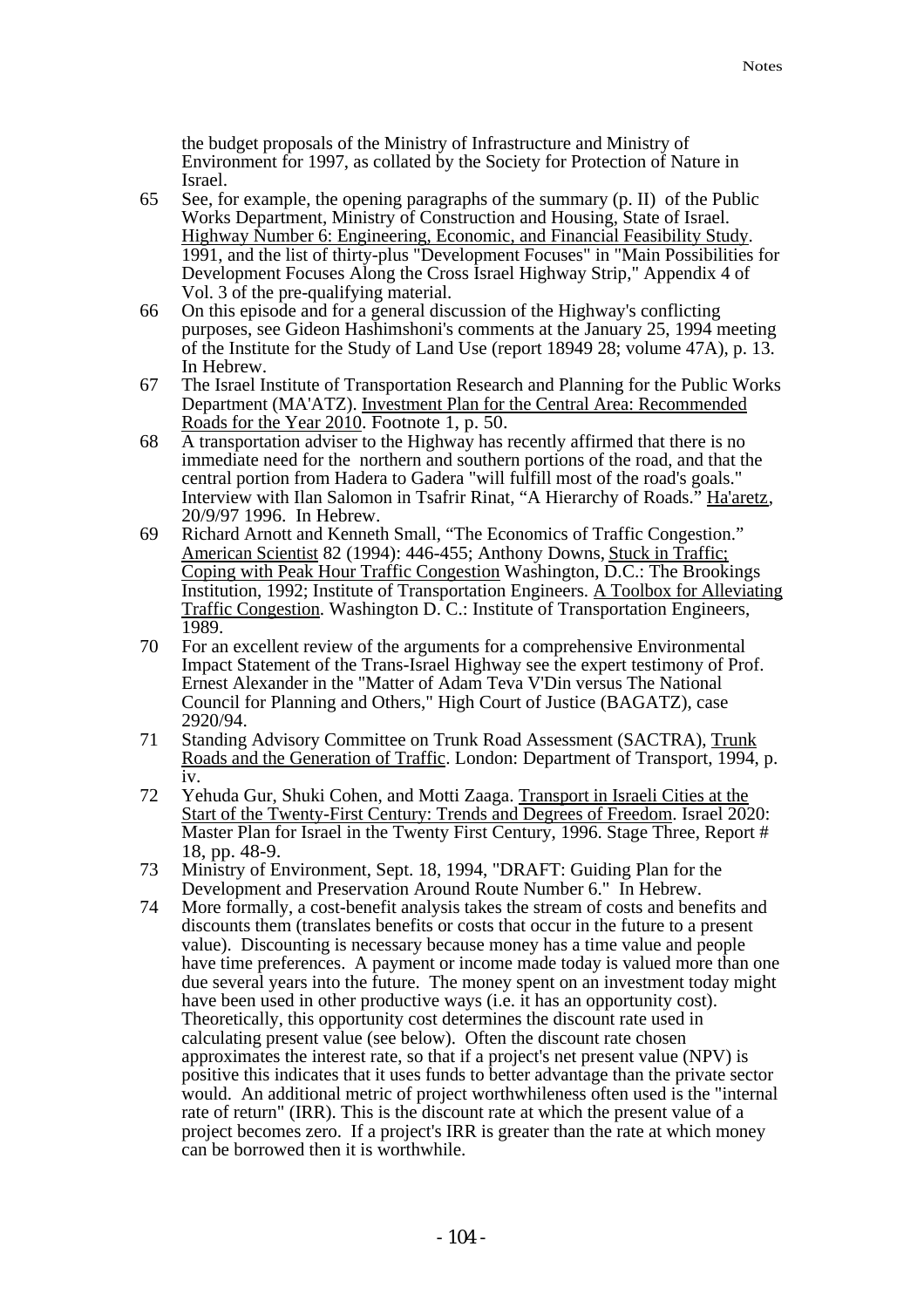the budget proposals of the Ministry of Infrastructure and Ministry of Environment for 1997, as collated by the Society for Protection of Nature in Israel.

65 See, for example, the opening paragraphs of the summary (p. II) of the Public Works Department, Ministry of Construction and Housing, State of Israel. Highway Number 6: Engineering, Economic, and Financial Feasibility Study. 1991, and the list of thirty-plus "Development Focuses" in "Main Possibilities for Development Focuses Along the Cross Israel Highway Strip," Appendix 4 of Vol. 3 of the pre-qualifying material.

66 On this episode and for a general discussion of the Highway's conflicting purposes, see Gideon Hashimshoni's comments at the January 25, 1994 meeting of the Institute for the Study of Land Use (report 18949 28; volume 47A), p. 13. In Hebrew.

67 The Israel Institute of Transportation Research and Planning for the Public Works Department (MA'ATZ). Investment Plan for the Central Area: Recommended Roads for the Year 2010. Footnote 1, p. 50.

68 A transportation adviser to the Highway has recently affirmed that there is no immediate need for the northern and southern portions of the road, and that the central portion from Hadera to Gadera "will fulfill most of the road's goals." Interview with Ilan Salomon in Tsafrir Rinat, "A Hierarchy of Roads." Ha'aretz, 20/9/97 1996. In Hebrew.

69 Richard Arnott and Kenneth Small, "The Economics of Traffic Congestion." American Scientist 82 (1994): 446-455; Anthony Downs, Stuck in Traffic; Coping with Peak Hour Traffic Congestion Washington, D.C.: The Brookings Institution, 1992; Institute of Transportation Engineers. A Toolbox for Alleviating Traffic Congestion. Washington D. C.: Institute of Transportation Engineers, 1989.

70 For an excellent review of the arguments for a comprehensive Environmental Impact Statement of the Trans-Israel Highway see the expert testimony of Prof. Ernest Alexander in the "Matter of Adam Teva V'Din versus The National Council for Planning and Others," High Court of Justice (BAGATZ), case 2920/94.

71 Standing Advisory Committee on Trunk Road Assessment (SACTRA), Trunk Roads and the Generation of Traffic. London: Department of Transport, 1994, p. iv.

72 Yehuda Gur, Shuki Cohen, and Motti Zaaga. Transport in Israeli Cities at the Start of the Twenty-First Century: Trends and Degrees of Freedom. Israel 2020: Master Plan for Israel in the Twenty First Century, 1996. Stage Three, Report # 18, pp. 48-9.

73 Ministry of Environment, Sept. 18, 1994, "DRAFT: Guiding Plan for the Development and Preservation Around Route Number 6." In Hebrew.

74 More formally, a cost-benefit analysis takes the stream of costs and benefits and discounts them (translates benefits or costs that occur in the future to a present value). Discounting is necessary because money has a time value and people have time preferences. A payment or income made today is valued more than one due several years into the future. The money spent on an investment today might have been used in other productive ways (i.e. it has an opportunity cost). Theoretically, this opportunity cost determines the discount rate used in calculating present value (see below). Often the discount rate chosen approximates the interest rate, so that if a project's net present value (NPV) is positive this indicates that it uses funds to better advantage than the private sector would. An additional metric of project worthwhileness often used is the "internal rate of return" (IRR). This is the discount rate at which the present value of a project becomes zero. If a project's IRR is greater than the rate at which money can be borrowed then it is worthwhile.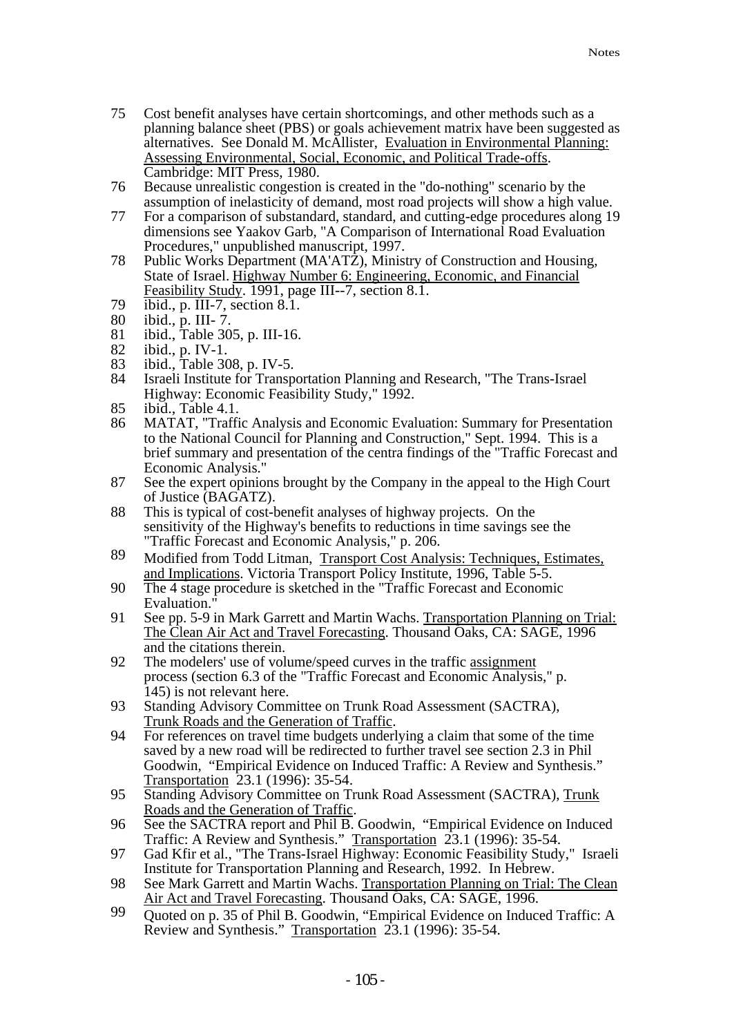75 Cost benefit analyses have certain shortcomings, and other methods such as a planning balance sheet (PBS) or goals achievement matrix have been suggested as alternatives. See Donald M. McAllister, Evaluation in Environmental Planning: Assessing Environmental, Social, Economic, and Political Trade-offs. Cambridge: MIT Press, 1980.

76 Because unrealistic congestion is created in the "do-nothing" scenario by the assumption of inelasticity of demand, most road projects will show a high value.

77 For a comparison of substandard, standard, and cutting-edge procedures along 19 dimensions see Yaakov Garb, "A Comparison of International Road Evaluation Procedures," unpublished manuscript, 1997.

78 Public Works Department (MA'ATZ), Ministry of Construction and Housing, State of Israel. Highway Number 6: Engineering, Economic, and Financial Feasibility Study. 1991, page III--7, section 8.1.

79 ibid., p. III-7, section 8.1.

80 ibid., p. III- 7.

81 ibid., Table 305, p. III-16.

82 ibid., p. IV-1.

83 ibid., Table 308, p. IV-5.

84 Israeli Institute for Transportation Planning and Research, "The Trans-Israel Highway: Economic Feasibility Study," 1992.

85 ibid., Table 4.1.

86 MATAT, "Traffic Analysis and Economic Evaluation: Summary for Presentation to the National Council for Planning and Construction," Sept. 1994. This is a brief summary and presentation of the centra findings of the "Traffic Forecast and Economic Analysis."

87 See the expert opinions brought by the Company in the appeal to the High Court of Justice (BAGATZ).

88 This is typical of cost-benefit analyses of highway projects. On the sensitivity of the Highway's benefits to reductions in time savings see the "Traffic Forecast and Economic Analysis," p. 206.

89 Modified from Todd Litman, Transport Cost Analysis: Techniques, Estimates, and Implications. Victoria Transport Policy Institute, 1996, Table 5-5.

90 The 4 stage procedure is sketched in the "Traffic Forecast and Economic Evaluation."

91 See pp. 5-9 in Mark Garrett and Martin Wachs. Transportation Planning on Trial: The Clean Air Act and Travel Forecasting. Thousand Oaks, CA: SAGE, 1996 and the citations therein.

92 The modelers' use of volume/speed curves in the traffic assignment process (section 6.3 of the "Traffic Forecast and Economic Analysis," p. 145) is not relevant here.

93 Standing Advisory Committee on Trunk Road Assessment (SACTRA), Trunk Roads and the Generation of Traffic.

94 For references on travel time budgets underlying a claim that some of the time saved by a new road will be redirected to further travel see section 2.3 in Phil Goodwin, "Empirical Evidence on Induced Traffic: A Review and Synthesis." Transportation 23.1 (1996): 35-54.

95 Standing Advisory Committee on Trunk Road Assessment (SACTRA), Trunk Roads and the Generation of Traffic.

96 See the SACTRA report and Phil B. Goodwin, "Empirical Evidence on Induced Traffic: A Review and Synthesis." Transportation 23.1 (1996): 35-54.

97 Gad Kfir et al., "The Trans-Israel Highway: Economic Feasibility Study," Israeli Institute for Transportation Planning and Research, 1992. In Hebrew.

98 See Mark Garrett and Martin Wachs. Transportation Planning on Trial: The Clean Air Act and Travel Forecasting. Thousand Oaks, CA: SAGE, 1996.

99 Quoted on p. 35 of Phil B. Goodwin, "Empirical Evidence on Induced Traffic: A Review and Synthesis." Transportation 23.1 (1996): 35-54.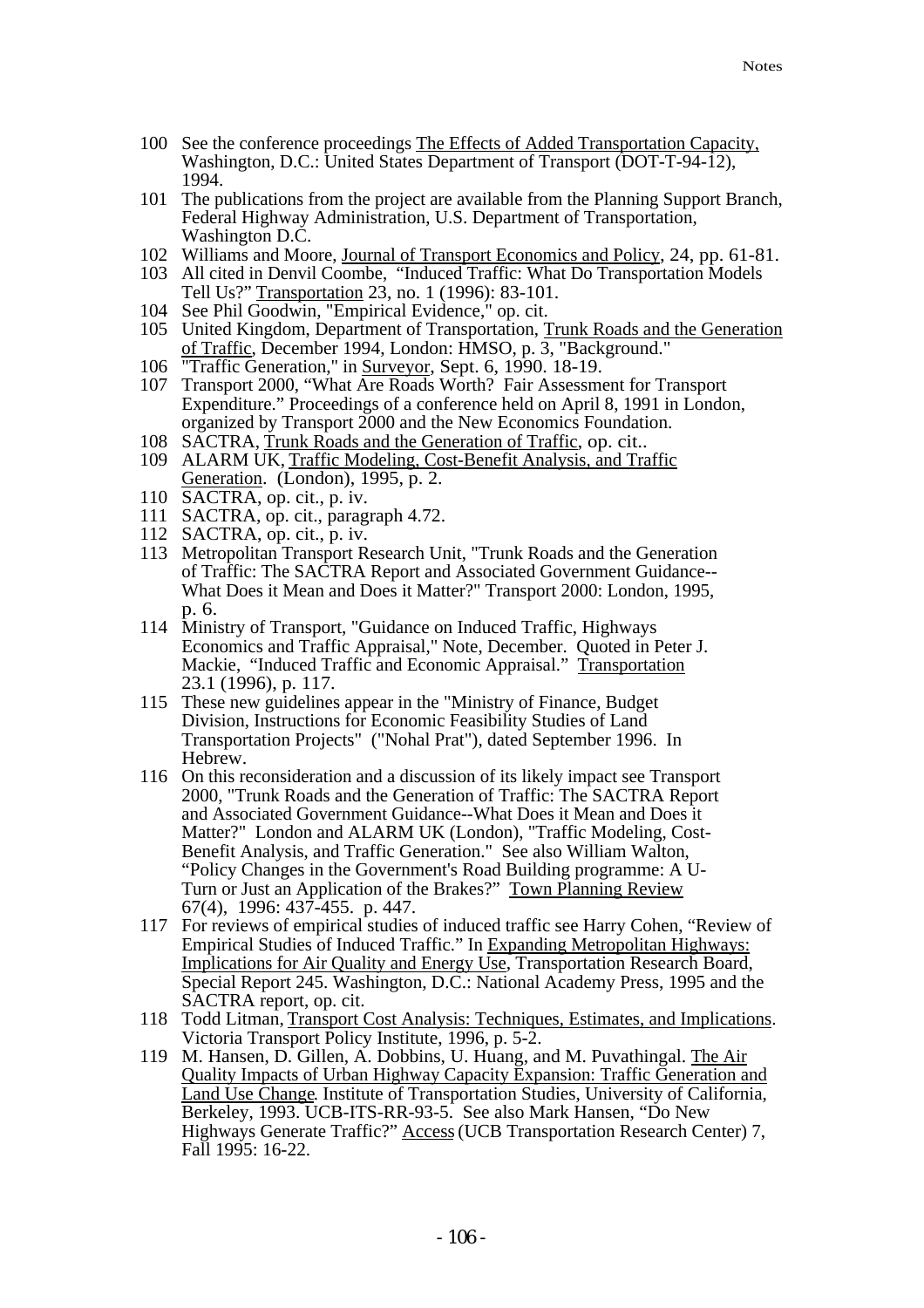100 See the conference proceedings The Effects of Added Transportation Capacity, Washington, D.C.: United States Department of Transport (DOT-T-94-12), 1994.

101 The publications from the project are available from the Planning Support Branch, Federal Highway Administration, U.S. Department of Transportation, Washington D.C.

102 Williams and Moore, Journal of Transport Economics and Policy, 24, pp. 61-81.

103 All cited in Denvil Coombe, "Induced Traffic: What Do Transportation Models Tell Us?" Transportation 23, no. 1 (1996): 83-101.

104 See Phil Goodwin, "Empirical Evidence," op. cit.

105 United Kingdom, Department of Transportation, Trunk Roads and the Generation of Traffic, December 1994, London: HMSO, p. 3, "Background."

106 "Traffic Generation," in Surveyor, Sept. 6, 1990. 18-19.

107 Transport 2000, "What Are Roads Worth? Fair Assessment for Transport Expenditure." Proceedings of a conference held on April 8, 1991 in London, organized by Transport 2000 and the New Economics Foundation.

108 SACTRA, Trunk Roads and the Generation of Traffic, op. cit..

109 ALARM UK, Traffic Modeling, Cost-Benefit Analysis, and Traffic Generation. (London), 1995, p. 2.

110 SACTRA, op. cit., p. iv.

111 SACTRA, op. cit., paragraph 4.72.

112 SACTRA, op. cit., p. iv.

113 Metropolitan Transport Research Unit, "Trunk Roads and the Generation of Traffic: The SACTRA Report and Associated Government Guidance--What Does it Mean and Does it Matter?" Transport 2000: London, 1995, p. 6.

114 Ministry of Transport, "Guidance on Induced Traffic, Highways Economics and Traffic Appraisal," Note, December. Quoted in Peter J. Mackie, "Induced Traffic and Economic Appraisal." Transportation 23.1 (1996), p. 117.

115 These new guidelines appear in the "Ministry of Finance, Budget Division, Instructions for Economic Feasibility Studies of Land Transportation Projects" ("Nohal Prat"), dated September 1996. In Hebrew.

116 On this reconsideration and a discussion of its likely impact see Transport 2000, "Trunk Roads and the Generation of Traffic: The SACTRA Report and Associated Government Guidance--What Does it Mean and Does it Matter?" London and ALARM UK (London), "Traffic Modeling, Cost-Benefit Analysis, and Traffic Generation." See also William Walton, "Policy Changes in the Government's Road Building programme: A U-Turn or Just an Application of the Brakes?" Town Planning Review 67(4), 1996: 437-455. p. 447.

117 For reviews of empirical studies of induced traffic see Harry Cohen, "Review of Empirical Studies of Induced Traffic." In Expanding Metropolitan Highways: Implications for Air Quality and Energy Use, Transportation Research Board, Special Report 245. Washington, D.C.: National Academy Press, 1995 and the SACTRA report, op. cit.

118 Todd Litman, Transport Cost Analysis: Techniques, Estimates, and Implications. Victoria Transport Policy Institute, 1996, p. 5-2.

119 M. Hansen, D. Gillen, A. Dobbins, U. Huang, and M. Puvathingal. The Air Quality Impacts of Urban Highway Capacity Expansion: Traffic Generation and Land Use Change. Institute of Transportation Studies, University of California, Berkeley, 1993. UCB-ITS-RR-93-5. See also Mark Hansen, "Do New Highways Generate Traffic?" Access (UCB Transportation Research Center) 7, Fall 1995: 16-22.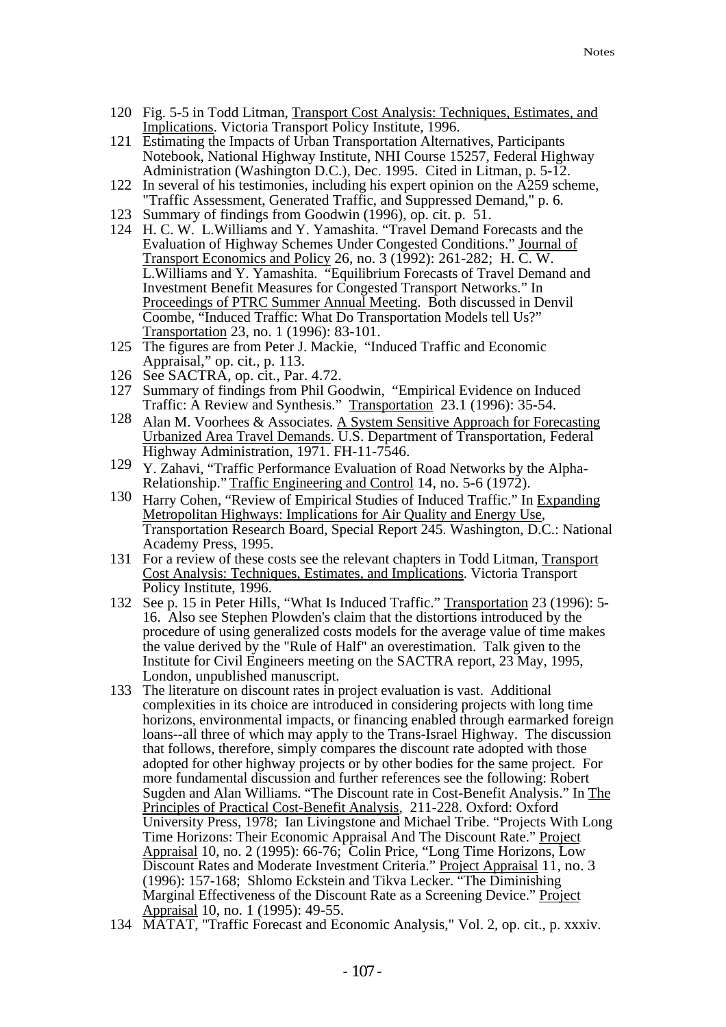120 Fig. 5-5 in Todd Litman, Transport Cost Analysis: Techniques, Estimates, and Implications. Victoria Transport Policy Institute, 1996.

121 Estimating the Impacts of Urban Transportation Alternatives, Participants Notebook, National Highway Institute, NHI Course 15257, Federal Highway Administration (Washington D.C.), Dec. 1995. Cited in Litman, p. 5-12.

122 In several of his testimonies, including his expert opinion on the A259 scheme, "Traffic Assessment, Generated Traffic, and Suppressed Demand," p. 6.

123 Summary of findings from Goodwin (1996), op. cit. p. 51.

124 H. C. W. L.Williams and Y. Yamashita. "Travel Demand Forecasts and the Evaluation of Highway Schemes Under Congested Conditions." Journal of Transport Economics and Policy 26, no. 3 (1992): 261-282; H. C. W. L.Williams and Y. Yamashita. "Equilibrium Forecasts of Travel Demand and Investment Benefit Measures for Congested Transport Networks." In Proceedings of PTRC Summer Annual Meeting. Both discussed in Denvil Coombe, "Induced Traffic: What Do Transportation Models tell Us?" Transportation 23, no. 1 (1996): 83-101.

125 The figures are from Peter J. Mackie, "Induced Traffic and Economic Appraisal," op. cit., p. 113.

126 See SACTRA, op. cit., Par. 4.72.

127 Summary of findings from Phil Goodwin, "Empirical Evidence on Induced Traffic: A Review and Synthesis." Transportation 23.1 (1996): 35-54.

128 Alan M. Voorhees & Associates. A System Sensitive Approach for Forecasting Urbanized Area Travel Demands. U.S. Department of Transportation, Federal Highway Administration, 1971. FH-11-7546.

129 Y. Zahavi, "Traffic Performance Evaluation of Road Networks by the Alpha-Relationship." Traffic Engineering and Control 14, no. 5-6 (1972).

130 Harry Cohen, "Review of Empirical Studies of Induced Traffic." In Expanding Metropolitan Highways: Implications for Air Quality and Energy Use, Transportation Research Board, Special Report 245. Washington, D.C.: National Academy Press, 1995.

131 For a review of these costs see the relevant chapters in Todd Litman, Transport Cost Analysis: Techniques, Estimates, and Implications. Victoria Transport Policy Institute, 1996.

132 See p. 15 in Peter Hills, "What Is Induced Traffic." Transportation 23 (1996): 5-16. Also see Stephen Plowden's claim that the distortions introduced by the procedure of using generalized costs models for the average value of time makes the value derived by the "Rule of Half" an overestimation. Talk given to the Institute for Civil Engineers meeting on the SACTRA report, 23 May, 1995, London, unpublished manuscript.

133 The literature on discount rates in project evaluation is vast. Additional complexities in its choice are introduced in considering projects with long time horizons, environmental impacts, or financing enabled through earmarked foreign loans--all three of which may apply to the Trans-Israel Highway. The discussion that follows, therefore, simply compares the discount rate adopted with those adopted for other highway projects or by other bodies for the same project. For more fundamental discussion and further references see the following: Robert Sugden and Alan Williams. "The Discount rate in Cost-Benefit Analysis." In The Principles of Practical Cost-Benefit Analysis, 211-228. Oxford: Oxford University Press, 1978; Ian Livingstone and Michael Tribe. "Projects With Long Time Horizons: Their Economic Appraisal And The Discount Rate." Project Appraisal 10, no. 2 (1995): 66-76; Colin Price, "Long Time Horizons, Low Discount Rates and Moderate Investment Criteria." Project Appraisal 11, no. 3 (1996): 157-168; Shlomo Eckstein and Tikva Lecker. "The Diminishing Marginal Effectiveness of the Discount Rate as a Screening Device." Project Appraisal 10, no. 1 (1995): 49-55.

134 MATAT, "Traffic Forecast and Economic Analysis," Vol. 2, op. cit., p. xxxiv.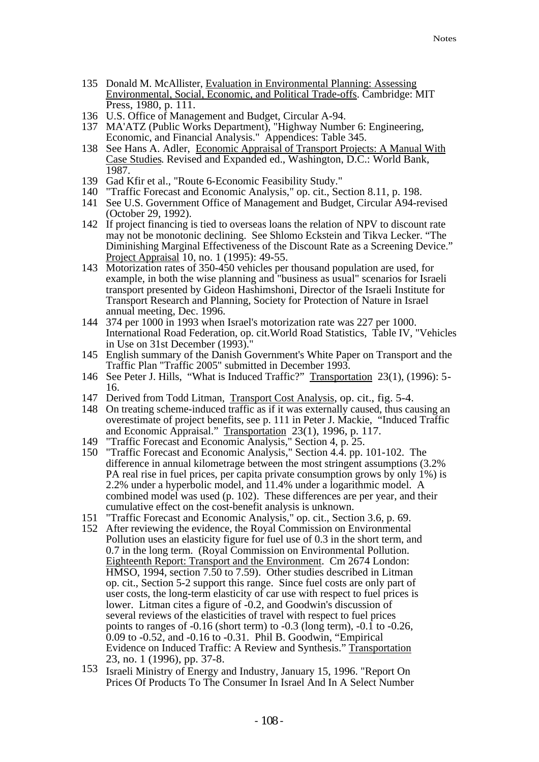135 Donald M. McAllister, Evaluation in Environmental Planning: Assessing Environmental, Social, Economic, and Political Trade-offs. Cambridge: MIT Press, 1980, p. 111.

136 U.S. Office of Management and Budget, Circular A-94.

137 MA'ATZ (Public Works Department), "Highway Number 6: Engineering, Economic, and Financial Analysis." Appendices: Table 345.

138 See Hans A. Adler, Economic Appraisal of Transport Projects: A Manual With Case Studies. Revised and Expanded ed., Washington, D.C.: World Bank, 1987.

139 Gad Kfir et al., "Route 6-Economic Feasibility Study."

140 "Traffic Forecast and Economic Analysis," op. cit., Section 8.11, p. 198.

141 See U.S. Government Office of Management and Budget, Circular A94-revised (October 29, 1992).

142 If project financing is tied to overseas loans the relation of NPV to discount rate may not be monotonic declining. See Shlomo Eckstein and Tikva Lecker. "The Diminishing Marginal Effectiveness of the Discount Rate as a Screening Device." Project Appraisal 10, no. 1 (1995): 49-55.

143 Motorization rates of 350-450 vehicles per thousand population are used, for example, in both the wise planning and "business as usual" scenarios for Israeli transport presented by Gideon Hashimshoni, Director of the Israeli Institute for Transport Research and Planning, Society for Protection of Nature in Israel annual meeting, Dec. 1996.

144 374 per 1000 in 1993 when Israel's motorization rate was 227 per 1000. International Road Federation, op. cit.World Road Statistics, Table IV, "Vehicles in Use on 31st December (1993)."

145 English summary of the Danish Government's White Paper on Transport and the Traffic Plan "Traffic 2005" submitted in December 1993.

146 See Peter J. Hills, "What is Induced Traffic?" Transportation 23(1), (1996): 5-16.

147 Derived from Todd Litman, Transport Cost Analysis, op. cit., fig. 5-4.

148 On treating scheme-induced traffic as if it was externally caused, thus causing an overestimate of project benefits, see p. 111 in Peter J. Mackie, "Induced Traffic and Economic Appraisal." Transportation 23(1), 1996, p. 117.

149 "Traffic Forecast and Economic Analysis," Section 4, p. 25.

150 "Traffic Forecast and Economic Analysis," Section 4.4. pp. 101-102. The difference in annual kilometrage between the most stringent assumptions (3.2% PA real rise in fuel prices, per capita private consumption grows by only 1%) is 2.2% under a hyperbolic model, and 11.4% under a logarithmic model. A combined model was used (p. 102). These differences are per year, and their cumulative effect on the cost-benefit analysis is unknown.

151 "Traffic Forecast and Economic Analysis," op. cit., Section 3.6, p. 69.

152 After reviewing the evidence, the Royal Commission on Environmental Pollution uses an elasticity figure for fuel use of 0.3 in the short term, and 0.7 in the long term. (Royal Commission on Environmental Pollution. Eighteenth Report: Transport and the Environment. Cm 2674 London: HMSO, 1994, section 7.50 to 7.59). Other studies described in Litman op. cit., Section 5-2 support this range. Since fuel costs are only part of user costs, the long-term elasticity of car use with respect to fuel prices is lower. Litman cites a figure of -0.2, and Goodwin's discussion of several reviews of the elasticities of travel with respect to fuel prices points to ranges of -0.16 (short term) to -0.3 (long term), -0.1 to -0.26, 0.09 to -0.52, and -0.16 to -0.31. Phil B. Goodwin, "Empirical Evidence on Induced Traffic: A Review and Synthesis." Transportation 23, no. 1 (1996), pp. 37-8.

153 Israeli Ministry of Energy and Industry, January 15, 1996. "Report On Prices Of Products To The Consumer In Israel And In A Select Number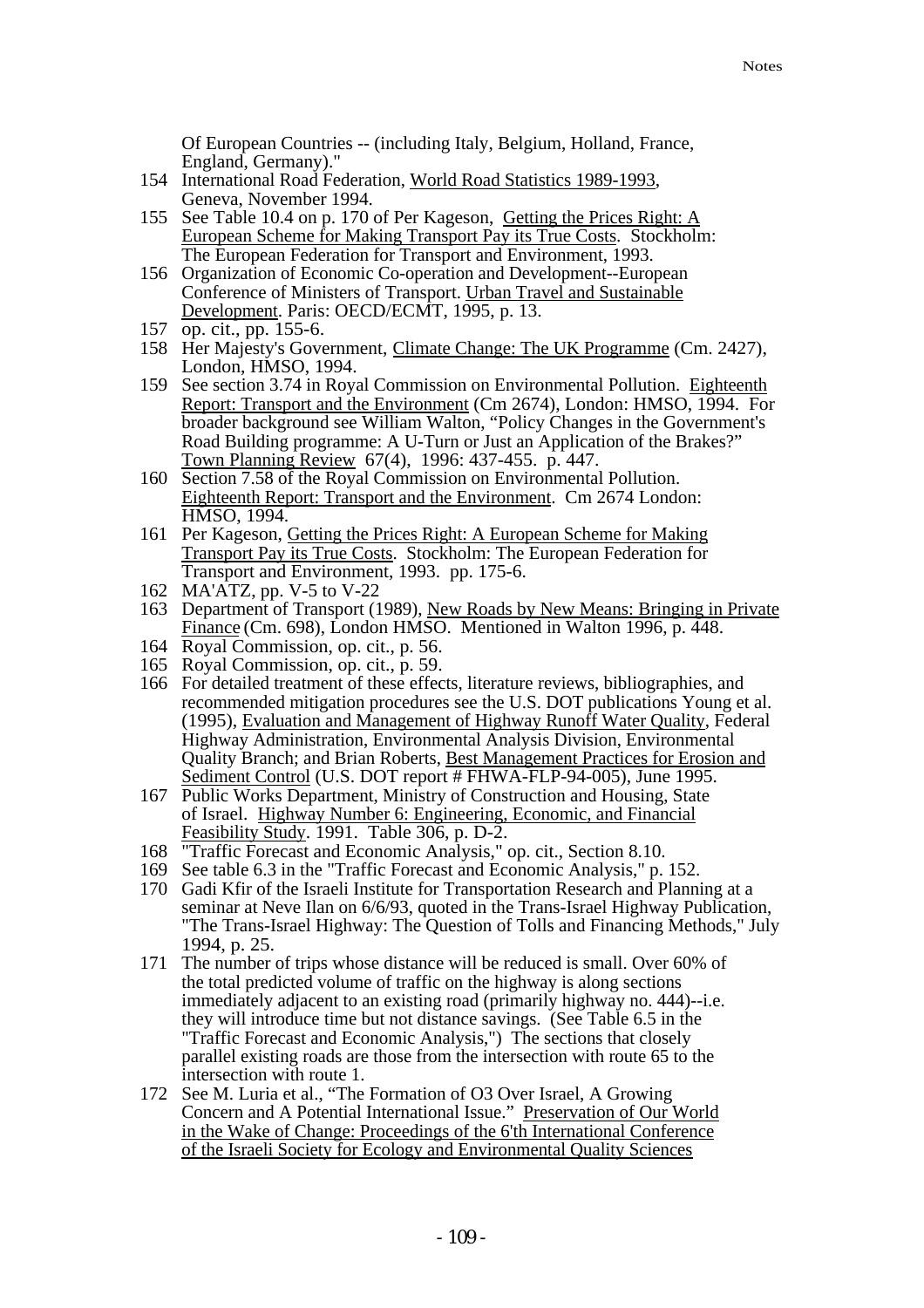Of European Countries -- (including Italy, Belgium, Holland, France, England, Germany)."

154 International Road Federation, World Road Statistics 1989-1993, Geneva, November 1994.

155 See Table 10.4 on p. 170 of Per Kageson, Getting the Prices Right: A European Scheme for Making Transport Pay its True Costs. Stockholm: The European Federation for Transport and Environment, 1993.

156 Organization of Economic Co-operation and Development--European Conference of Ministers of Transport. Urban Travel and Sustainable Development. Paris: OECD/ECMT, 1995, p. 13.

157 op. cit., pp. 155-6.

158 Her Majesty's Government, Climate Change: The UK Programme (Cm. 2427), London, HMSO, 1994.

159 See section 3.74 in Royal Commission on Environmental Pollution. Eighteenth Report: Transport and the Environment (Cm 2674), London: HMSO, 1994. For broader background see William Walton, "Policy Changes in the Government's Road Building programme: A U-Turn or Just an Application of the Brakes?" Town Planning Review 67(4), 1996: 437-455. p. 447.

160 Section 7.58 of the Royal Commission on Environmental Pollution. Eighteenth Report: Transport and the Environment. Cm 2674 London: HMSO, 1994.

161 Per Kageson, Getting the Prices Right: A European Scheme for Making Transport Pay its True Costs. Stockholm: The European Federation for Transport and Environment, 1993. pp. 175-6.

162 MA'ATZ, pp. V-5 to V-22

163 Department of Transport (1989), New Roads by New Means: Bringing in Private Finance (Cm. 698), London HMSO. Mentioned in Walton 1996, p. 448.

164 Royal Commission, op. cit., p. 56.

165 Royal Commission, op. cit., p. 59.

166 For detailed treatment of these effects, literature reviews, bibliographies, and recommended mitigation procedures see the U.S. DOT publications Young et al. (1995), Evaluation and Management of Highway Runoff Water Quality, Federal Highway Administration, Environmental Analysis Division, Environmental Quality Branch; and Brian Roberts, Best Management Practices for Erosion and Sediment Control (U.S. DOT report # FHWA-FLP-94-005), June 1995.

167 Public Works Department, Ministry of Construction and Housing, State of Israel. Highway Number 6: Engineering, Economic, and Financial Feasibility Study. 1991. Table 306, p. D-2.

168 "Traffic Forecast and Economic Analysis," op. cit., Section 8.10.

169 See table 6.3 in the "Traffic Forecast and Economic Analysis," p. 152.

170 Gadi Kfir of the Israeli Institute for Transportation Research and Planning at a seminar at Neve Ilan on 6/6/93, quoted in the Trans-Israel Highway Publication, "The Trans-Israel Highway: The Question of Tolls and Financing Methods," July 1994, p. 25.

171 The number of trips whose distance will be reduced is small. Over 60% of the total predicted volume of traffic on the highway is along sections immediately adjacent to an existing road (primarily highway no. 444)--i.e. they will introduce time but not distance savings. (See Table 6.5 in the "Traffic Forecast and Economic Analysis,") The sections that closely parallel existing roads are those from the intersection with route 65 to the intersection with route 1.

172 See M. Luria et al., "The Formation of O3 Over Israel, A Growing Concern and A Potential International Issue." Preservation of Our World in the Wake of Change: Proceedings of the 6'th International Conference of the Israeli Society for Ecology and Environmental Quality Sciences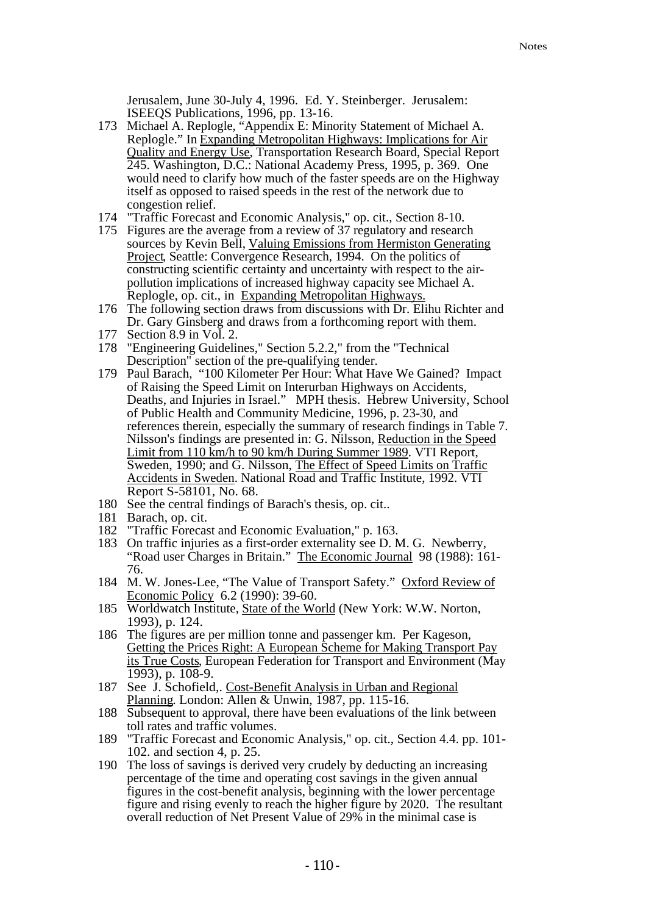Jerusalem, June 30-July 4, 1996. Ed. Y. Steinberger. Jerusalem: ISEEQS Publications, 1996, pp. 13-16.

173 Michael A. Replogle, "Appendix E: Minority Statement of Michael A. Replogle." In Expanding Metropolitan Highways: Implications for Air Quality and Energy Use, Transportation Research Board, Special Report 245. Washington, D.C.: National Academy Press, 1995, p. 369. One would need to clarify how much of the faster speeds are on the Highway itself as opposed to raised speeds in the rest of the network due to congestion relief.

174 "Traffic Forecast and Economic Analysis," op. cit., Section 8-10.

175 Figures are the average from a review of 37 regulatory and research sources by Kevin Bell, Valuing Emissions from Hermiston Generating Project, Seattle: Convergence Research, 1994. On the politics of constructing scientific certainty and uncertainty with respect to the air-pollution implications of increased highway capacity see Michael A. Replogle, op. cit., in Expanding Metropolitan Highways.

176 The following section draws from discussions with Dr. Elihu Richter and Dr. Gary Ginsberg and draws from a forthcoming report with them.

177 Section 8.9 in Vol. 2.

178 "Engineering Guidelines," Section 5.2.2," from the "Technical Description" section of the pre-qualifying tender.

179 Paul Barach, "100 Kilometer Per Hour: What Have We Gained? Impact of Raising the Speed Limit on Interurban Highways on Accidents, Deaths, and Injuries in Israel." MPH thesis. Hebrew University, School of Public Health and Community Medicine, 1996, p. 23-30, and references therein, especially the summary of research findings in Table 7. Nilsson's findings are presented in: G. Nilsson, Reduction in the Speed Limit from 110 km/h to 90 km/h During Summer 1989. VTI Report, Sweden, 1990; and G. Nilsson, The Effect of Speed Limits on Traffic Accidents in Sweden. National Road and Traffic Institute, 1992. VTI Report S-58101, No. 68.

180 See the central findings of Barach's thesis, op. cit..

181 Barach, op. cit.

182 "Traffic Forecast and Economic Evaluation," p. 163.

183 On traffic injuries as a first-order externality see D. M. G. Newberry, "Road user Charges in Britain." The Economic Journal 98 (1988): 161-76.

184 M. W. Jones-Lee, "The Value of Transport Safety." Oxford Review of Economic Policy 6.2 (1990): 39-60.

185 Worldwatch Institute, State of the World (New York: W.W. Norton, 1993), p. 124.

186 The figures are per million tonne and passenger km. Per Kageson, Getting the Prices Right: A European Scheme for Making Transport Pay its True Costs, European Federation for Transport and Environment (May 1993), p. 108-9.

187 See J. Schofield,. Cost-Benefit Analysis in Urban and Regional Planning. London: Allen & Unwin, 1987, pp. 115-16.

188 Subsequent to approval, there have been evaluations of the link between toll rates and traffic volumes.

189 "Traffic Forecast and Economic Analysis," op. cit., Section 4.4. pp. 101-102. and section 4, p. 25.

190 The loss of savings is derived very crudely by deducting an increasing percentage of the time and operating cost savings in the given annual figures in the cost-benefit analysis, beginning with the lower percentage figure and rising evenly to reach the higher figure by 2020. The resultant overall reduction of Net Present Value of 29% in the minimal case is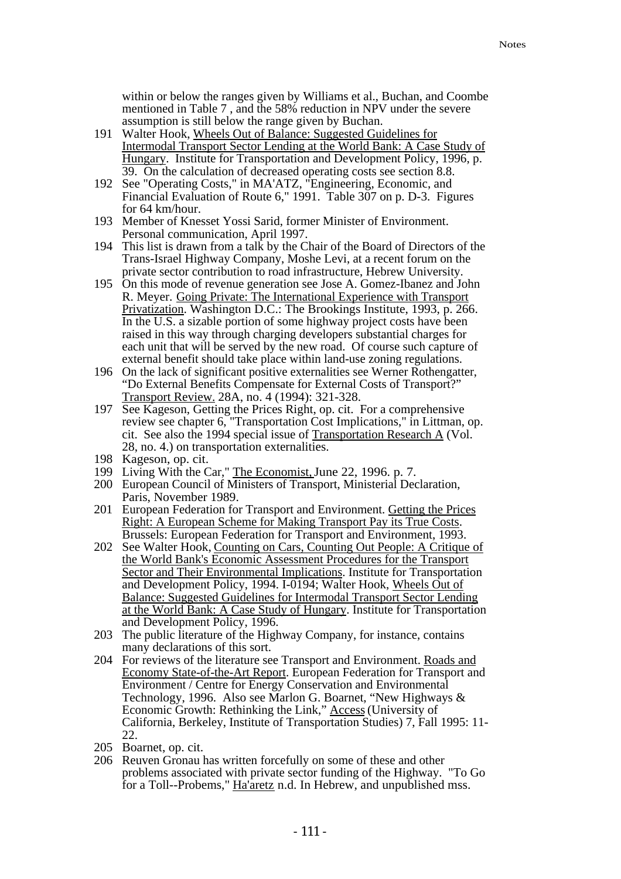within or below the ranges given by Williams et al., Buchan, and Coombe mentioned in Table 7 , and the 58% reduction in NPV under the severe assumption is still below the range given by Buchan.

191 Walter Hook, Wheels Out of Balance: Suggested Guidelines for Intermodal Transport Sector Lending at the World Bank: A Case Study of Hungary. Institute for Transportation and Development Policy, 1996, p. 39. On the calculation of decreased operating costs see section 8.8.

192 See "Operating Costs," in MA'ATZ, "Engineering, Economic, and Financial Evaluation of Route 6," 1991. Table 307 on p. D-3. Figures for 64 km/hour.

193 Member of Knesset Yossi Sarid, former Minister of Environment. Personal communication, April 1997.

194 This list is drawn from a talk by the Chair of the Board of Directors of the Trans-Israel Highway Company, Moshe Levi, at a recent forum on the private sector contribution to road infrastructure, Hebrew University.

195 On this mode of revenue generation see Jose A. Gomez-Ibanez and John R. Meyer. Going Private: The International Experience with Transport Privatization. Washington D.C.: The Brookings Institute, 1993, p. 266. In the U.S. a sizable portion of some highway project costs have been raised in this way through charging developers substantial charges for each unit that will be served by the new road. Of course such capture of external benefit should take place within land-use zoning regulations.

196 On the lack of significant positive externalities see Werner Rothengatter, "Do External Benefits Compensate for External Costs of Transport?" Transport Review. 28A, no. 4 (1994): 321-328.

197 See Kageson, Getting the Prices Right, op. cit. For a comprehensive review see chapter 6, "Transportation Cost Implications," in Littman, op. cit. See also the 1994 special issue of Transportation Research A (Vol. 28, no. 4.) on transportation externalities.

198 Kageson, op. cit.

199 Living With the Car," The Economist, June 22, 1996. p. 7.

200 European Council of Ministers of Transport, Ministerial Declaration, Paris, November 1989.

201 European Federation for Transport and Environment. Getting the Prices Right: A European Scheme for Making Transport Pay its True Costs. Brussels: European Federation for Transport and Environment, 1993.

202 See Walter Hook, Counting on Cars, Counting Out People: A Critique of the World Bank's Economic Assessment Procedures for the Transport Sector and Their Environmental Implications. Institute for Transportation and Development Policy, 1994. I-0194; Walter Hook, Wheels Out of Balance: Suggested Guidelines for Intermodal Transport Sector Lending at the World Bank: A Case Study of Hungary. Institute for Transportation and Development Policy, 1996.

203 The public literature of the Highway Company, for instance, contains many declarations of this sort.

204 For reviews of the literature see Transport and Environment. Roads and Economy State-of-the-Art Report. European Federation for Transport and Environment / Centre for Energy Conservation and Environmental Technology, 1996. Also see Marlon G. Boarnet, "New Highways & Economic Growth: Rethinking the Link," Access (University of California, Berkeley, Institute of Transportation Studies) 7, Fall 1995: 11-22.

205 Boarnet, op. cit.

206 Reuven Gronau has written forcefully on some of these and other problems associated with private sector funding of the Highway. "To Go for a Toll--Probems," Ha'aretz n.d. In Hebrew, and unpublished mss.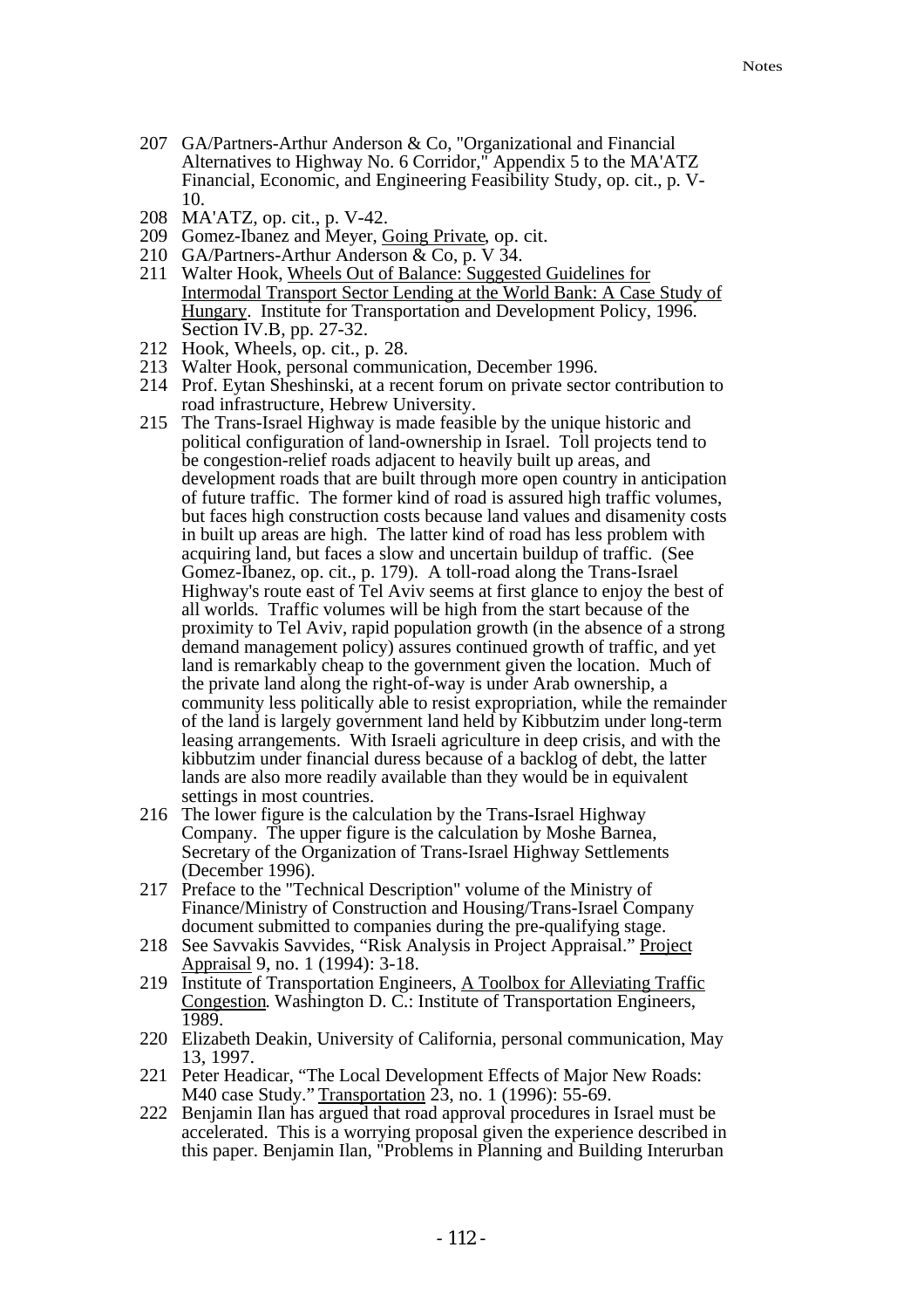207 GA/Partners-Arthur Anderson & Co, "Organizational and Financial Alternatives to Highway No. 6 Corridor," Appendix 5 to the MA'ATZ Financial, Economic, and Engineering Feasibility Study, op. cit., p. V-10.

208 MA'ATZ, op. cit., p. V-42.

209 Gomez-Ibanez and Meyer, Going Private, op. cit.

210 GA/Partners-Arthur Anderson & Co, p. V 34.

211 Walter Hook, Wheels Out of Balance: Suggested Guidelines for Intermodal Transport Sector Lending at the World Bank: A Case Study of Hungary. Institute for Transportation and Development Policy, 1996. Section IV.B, pp. 27-32.

212 Hook, Wheels, op. cit., p. 28.

213 Walter Hook, personal communication, December 1996.

214 Prof. Eytan Sheshinski, at a recent forum on private sector contribution to road infrastructure, Hebrew University.

215 The Trans-Israel Highway is made feasible by the unique historic and political configuration of land-ownership in Israel. Toll projects tend to be congestion-relief roads adjacent to heavily built up areas, and development roads that are built through more open country in anticipation of future traffic. The former kind of road is assured high traffic volumes, but faces high construction costs because land values and disamenity costs in built up areas are high. The latter kind of road has less problem with acquiring land, but faces a slow and uncertain buildup of traffic. (See Gomez-Ibanez, op. cit., p. 179). A toll-road along the Trans-Israel Highway's route east of Tel Aviv seems at first glance to enjoy the best of all worlds. Traffic volumes will be high from the start because of the proximity to Tel Aviv, rapid population growth (in the absence of a strong demand management policy) assures continued growth of traffic, and yet land is remarkably cheap to the government given the location. Much of the private land along the right-of-way is under Arab ownership, a community less politically able to resist expropriation, while the remainder of the land is largely government land held by Kibbutzim under long-term leasing arrangements. With Israeli agriculture in deep crisis, and with the kibbutzim under financial duress because of a backlog of debt, the latter lands are also more readily available than they would be in equivalent settings in most countries.

216 The lower figure is the calculation by the Trans-Israel Highway Company. The upper figure is the calculation by Moshe Barnea, Secretary of the Organization of Trans-Israel Highway Settlements (December 1996).

217 Preface to the "Technical Description" volume of the Ministry of Finance/Ministry of Construction and Housing/Trans-Israel Company document submitted to companies during the pre-qualifying stage.

218 See Savvakis Savvides, "Risk Analysis in Project Appraisal." Project Appraisal 9, no. 1 (1994): 3-18.

219 Institute of Transportation Engineers, A Toolbox for Alleviating Traffic Congestion. Washington D. C.: Institute of Transportation Engineers, 1989.

220 Elizabeth Deakin, University of California, personal communication, May 13, 1997.

221 Peter Headicar, "The Local Development Effects of Major New Roads: M40 case Study." Transportation 23, no. 1 (1996): 55-69.

222 Benjamin Ilan has argued that road approval procedures in Israel must be accelerated. This is a worrying proposal given the experience described in this paper. Benjamin Ilan, "Problems in Planning and Building Interurban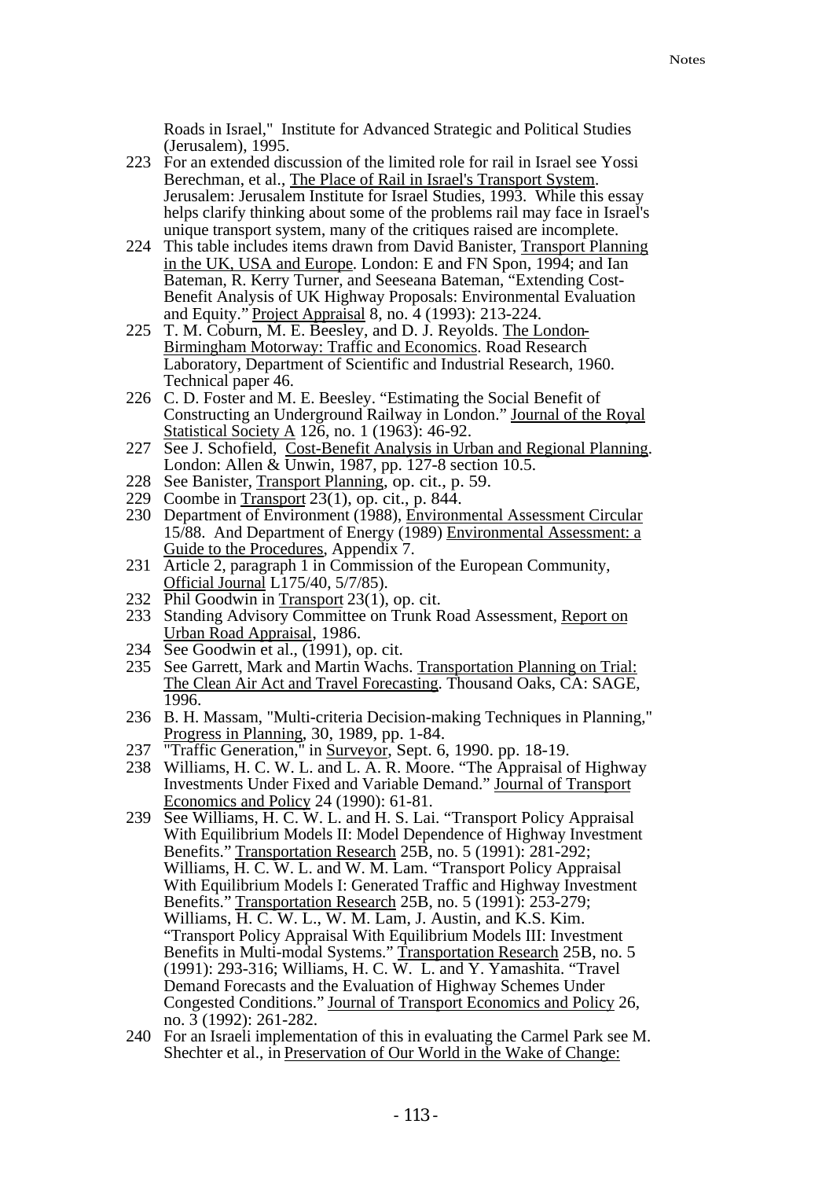Roads in Israel," Institute for Advanced Strategic and Political Studies (Jerusalem), 1995.

223 For an extended discussion of the limited role for rail in Israel see Yossi Berechman, et al., The Place of Rail in Israel's Transport System. Jerusalem: Jerusalem Institute for Israel Studies, 1993. While this essay helps clarify thinking about some of the problems rail may face in Israel's unique transport system, many of the critiques raised are incomplete.

224 This table includes items drawn from David Banister, Transport Planning in the UK, USA and Europe. London: E and FN Spon, 1994; and Ian Bateman, R. Kerry Turner, and Seeseana Bateman, "Extending Cost-Benefit Analysis of UK Highway Proposals: Environmental Evaluation and Equity." Project Appraisal 8, no. 4 (1993): 213-224.

225 T. M. Coburn, M. E. Beesley, and D. J. Reyolds. The London-Birmingham Motorway: Traffic and Economics. Road Research Laboratory, Department of Scientific and Industrial Research, 1960. Technical paper 46.

226 C. D. Foster and M. E. Beesley. "Estimating the Social Benefit of Constructing an Underground Railway in London." Journal of the Royal Statistical Society A 126, no. 1 (1963): 46-92.

227 See J. Schofield, Cost-Benefit Analysis in Urban and Regional Planning. London: Allen & Unwin, 1987, pp. 127-8 section 10.5.

228 See Banister, Transport Planning, op. cit., p. 59.

229 Coombe in Transport 23(1), op. cit., p. 844.

230 Department of Environment (1988), Environmental Assessment Circular 15/88. And Department of Energy (1989) Environmental Assessment: a Guide to the Procedures, Appendix 7.

231 Article 2, paragraph 1 in Commission of the European Community, Official Journal L175/40, 5/7/85).

232 Phil Goodwin in Transport 23(1), op. cit.

233 Standing Advisory Committee on Trunk Road Assessment, Report on Urban Road Appraisal, 1986.

234 See Goodwin et al., (1991), op. cit.

235 See Garrett, Mark and Martin Wachs. Transportation Planning on Trial: The Clean Air Act and Travel Forecasting. Thousand Oaks, CA: SAGE, 1996.

236 B. H. Massam, "Multi-criteria Decision-making Techniques in Planning," Progress in Planning, 30, 1989, pp. 1-84.

237 "Traffic Generation," in Surveyor, Sept. 6, 1990. pp. 18-19.

238 Williams, H. C. W. L. and L. A. R. Moore. "The Appraisal of Highway Investments Under Fixed and Variable Demand." Journal of Transport Economics and Policy 24 (1990): 61-81.

239 See Williams, H. C. W. L. and H. S. Lai. "Transport Policy Appraisal With Equilibrium Models II: Model Dependence of Highway Investment Benefits." Transportation Research 25B, no. 5 (1991): 281-292; Williams, H. C. W. L. and W. M. Lam. "Transport Policy Appraisal With Equilibrium Models I: Generated Traffic and Highway Investment Benefits." Transportation Research 25B, no. 5 (1991): 253-279; Williams, H. C. W. L., W. M. Lam, J. Austin, and K.S. Kim. "Transport Policy Appraisal With Equilibrium Models III: Investment Benefits in Multi-modal Systems." Transportation Research 25B, no. 5 (1991): 293-316; Williams, H. C. W. L. and Y. Yamashita. "Travel Demand Forecasts and the Evaluation of Highway Schemes Under Congested Conditions." Journal of Transport Economics and Policy 26, no. 3 (1992): 261-282.

240 For an Israeli implementation of this in evaluating the Carmel Park see M. Shechter et al., in Preservation of Our World in the Wake of Change: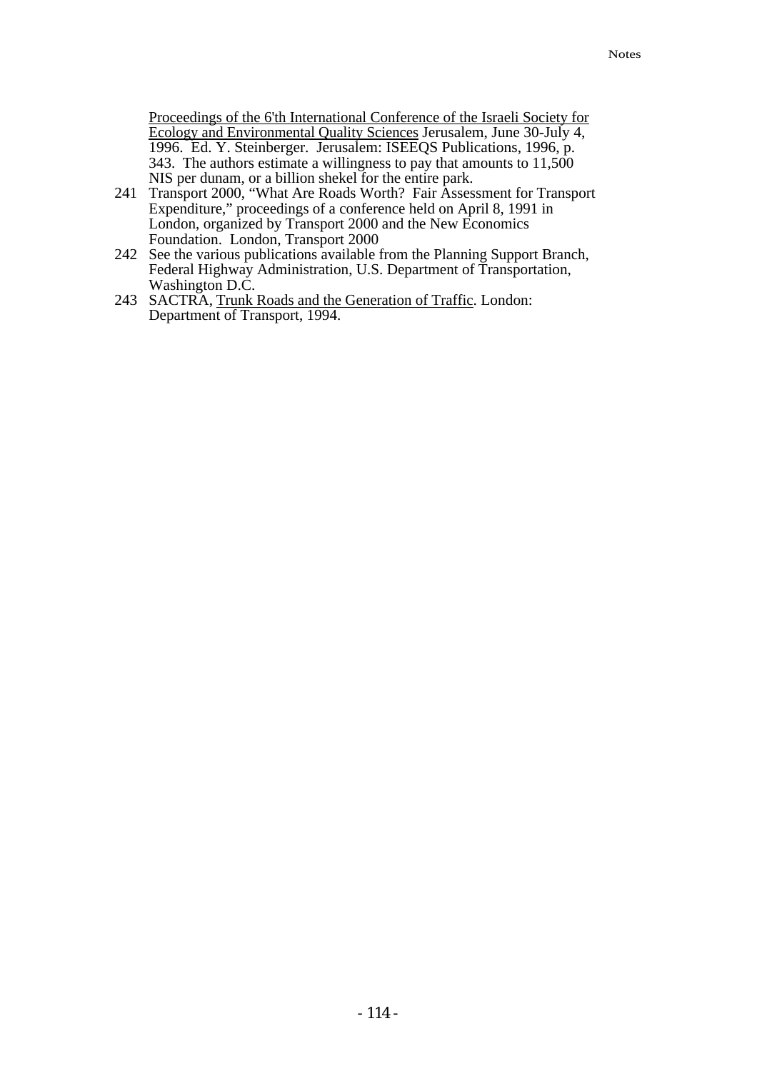Proceedings of the 6'th International Conference of the Israeli Society for Ecology and Environmental Quality Sciences Jerusalem, June 30-July 4, 1996. Ed. Y. Steinberger. Jerusalem: ISEEQS Publications, 1996, p. 343. The authors estimate a willingness to pay that amounts to 11,500 NIS per dunam, or a billion shekel for the entire park.

241 Transport 2000, "What Are Roads Worth? Fair Assessment for Transport Expenditure," proceedings of a conference held on April 8, 1991 in London, organized by Transport 2000 and the New Economics Foundation. London, Transport 2000

242 See the various publications available from the Planning Support Branch, Federal Highway Administration, U.S. Department of Transportation, Washington D.C.

243 SACTRA, Trunk Roads and the Generation of Traffic. London: Department of Transport, 1994.